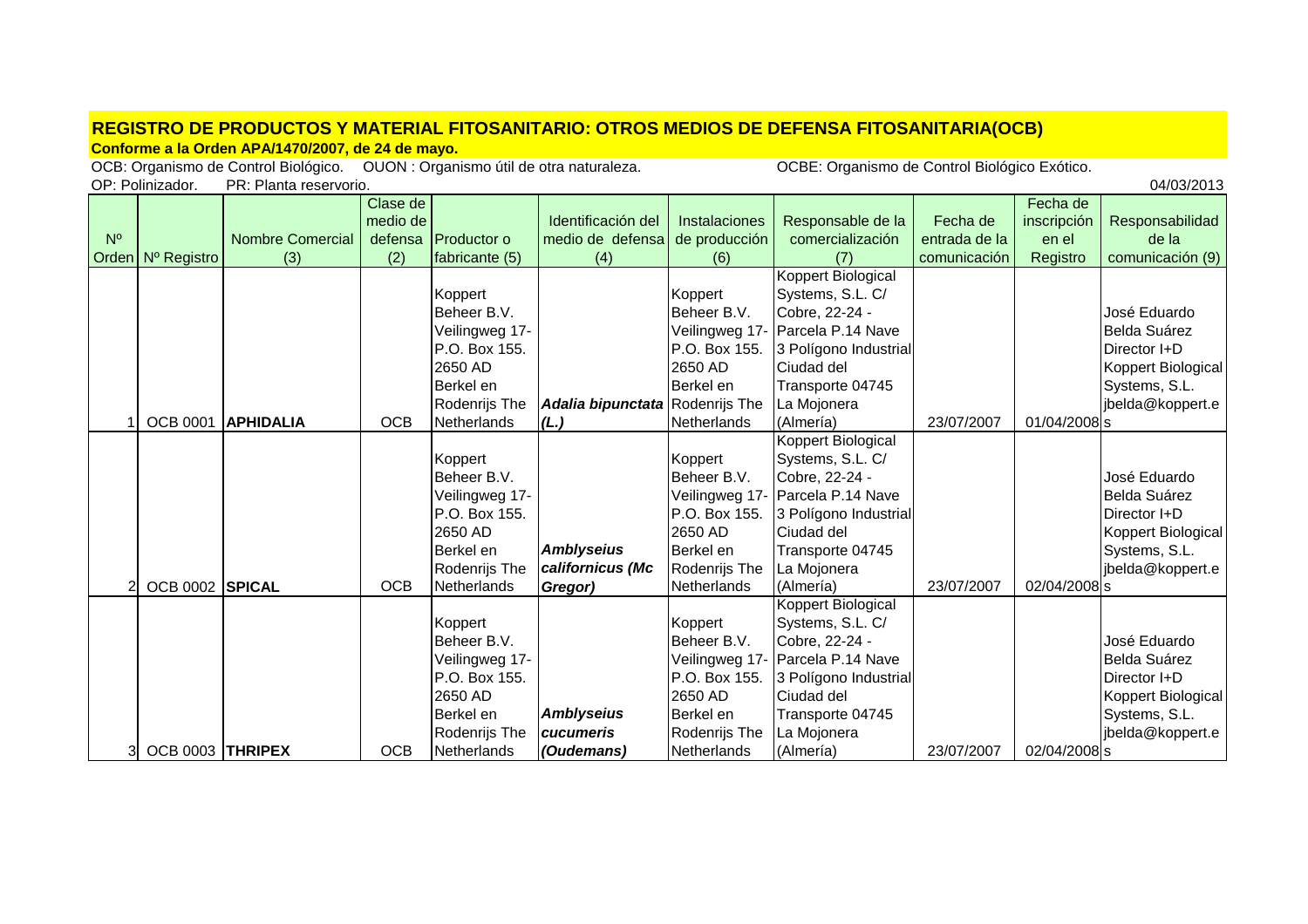# REGISTRO DE PRODUCTOS Y MATERIAL FITOSANITARIO: OTROS MEDIOS DE DEFENSA FITOSANITARIA(OCB)

**Conforme a la Orden APA/1470/2007, de 24 de mayo.**

OCB: Organismo de Control Biológico. OUON : Organismo útil de otra naturaleza. OCBE: Organismo de Control Biológico Exótico.

OP: Polinizador. PR: Planta reservorio.

04/03/2013

| Nº Orden | Nº Registro | Nombre Comercial (3) | Clase de medio de defensa (2) | Productor o fabricante (5) | Identificación del medio de defensa (4) | Instalaciones de producción (6) | Responsable de la comercialización (7) | Fecha de entrada de la comunicación | Fecha de inscripción en el Registro | Responsabilidad de la comunicación (9) |
|---|---|---|---|---|---|---|---|---|---|---|
| 1 | OCB 0001 | **APHIDALIA** | OCB | Koppert Beheer B.V. Veilingweg 17- P.O. Box 155. 2650 AD Berkel en Rodenrijs The Netherlands | ***Adalia bipunctata (L.)*** | Koppert Beheer B.V. Veilingweg 17- P.O. Box 155. 2650 AD Berkel en Rodenrijs The Netherlands | Koppert Biological Systems, S.L. C/ Cobre, 22-24 - Parcela P.14 Nave 3 Polígono Industrial Ciudad del Transporte 04745 La Mojonera (Almería) | 23/07/2007 | 01/04/2008 | José Eduardo Belda Suárez Director I+D Koppert Biological Systems, S.L. jbelda@koppert.es |
| 2 | OCB 0002 | **SPICAL** | OCB | Koppert Beheer B.V. Veilingweg 17- P.O. Box 155. 2650 AD Berkel en Rodenrijs The Netherlands | ***Amblyseius californicus (Mc Gregor)*** | Koppert Beheer B.V. Veilingweg 17- P.O. Box 155. 2650 AD Berkel en Rodenrijs The Netherlands | Koppert Biological Systems, S.L. C/ Cobre, 22-24 - Parcela P.14 Nave 3 Polígono Industrial Ciudad del Transporte 04745 La Mojonera (Almería) | 23/07/2007 | 02/04/2008 | José Eduardo Belda Suárez Director I+D Koppert Biological Systems, S.L. jbelda@koppert.es |
| 3 | OCB 0003 | **THRIPEX** | OCB | Koppert Beheer B.V. Veilingweg 17- P.O. Box 155. 2650 AD Berkel en Rodenrijs The Netherlands | ***Amblyseius cucumeris (Oudemans)*** | Koppert Beheer B.V. Veilingweg 17- P.O. Box 155. 2650 AD Berkel en Rodenrijs The Netherlands | Koppert Biological Systems, S.L. C/ Cobre, 22-24 - Parcela P.14 Nave 3 Polígono Industrial Ciudad del Transporte 04745 La Mojonera (Almería) | 23/07/2007 | 02/04/2008 | José Eduardo Belda Suárez Director I+D Koppert Biological Systems, S.L. jbelda@koppert.es |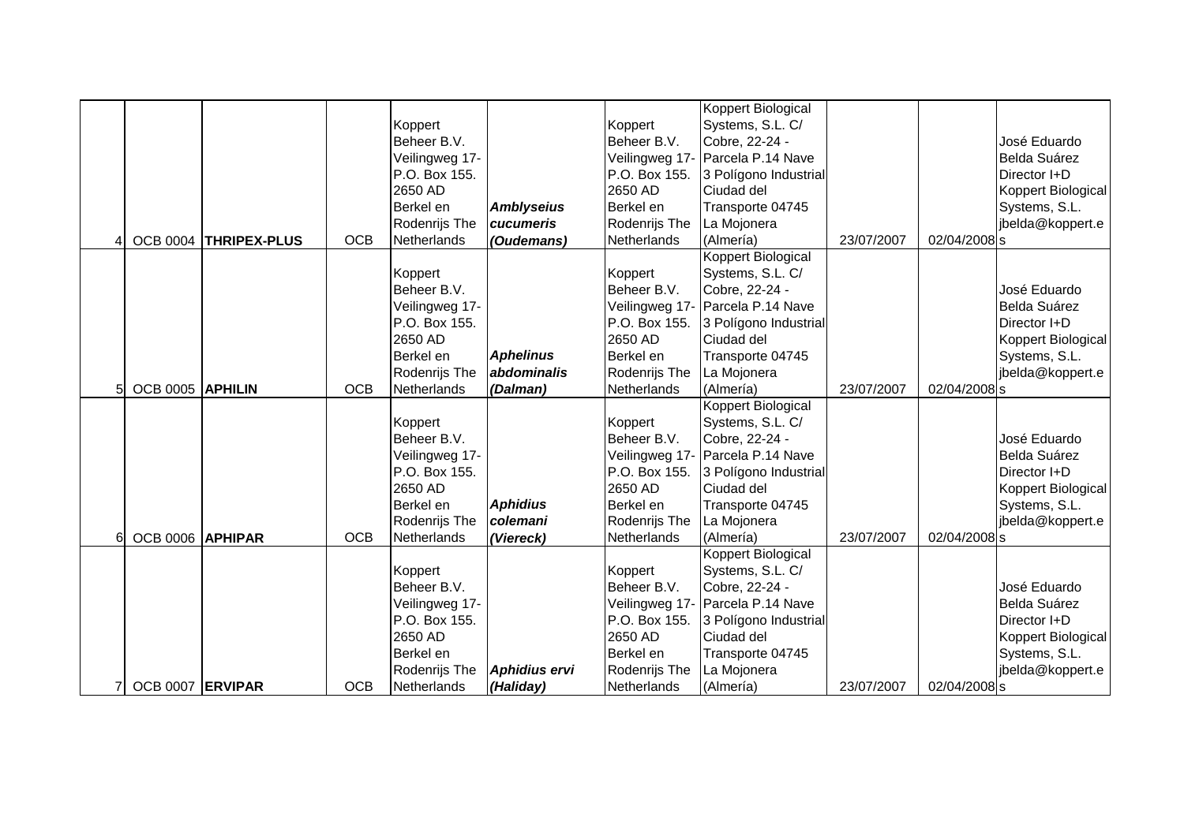| 4 | OCB 0004 | **THRIPEX-PLUS** | OCB | Koppert Beheer B.V. Veilingweg 17- P.O. Box 155. 2650 AD Berkel en Rodenrijs The Netherlands | ***Amblyseius cucumeris (Oudemans)*** | Koppert Beheer B.V. Veilingweg 17- P.O. Box 155. 2650 AD Berkel en Rodenrijs The Netherlands | Koppert Biological Systems, S.L. C/ Cobre, 22-24 - Parcela P.14 Nave 3 Polígono Industrial Ciudad del Transporte 04745 La Mojonera (Almería) | 23/07/2007 | 02/04/2008 | José Eduardo Belda Suárez Director I+D Koppert Biological Systems, S.L. jbelda@koppert.es |
|---|---|---|---|---|---|---|---|---|---|---|
| 5 | OCB 0005 | **APHILIN** | OCB | Koppert Beheer B.V. Veilingweg 17- P.O. Box 155. 2650 AD Berkel en Rodenrijs The Netherlands | ***Aphelinus abdominalis (Dalman)*** | Koppert Beheer B.V. Veilingweg 17- P.O. Box 155. 2650 AD Berkel en Rodenrijs The Netherlands | Koppert Biological Systems, S.L. C/ Cobre, 22-24 - Parcela P.14 Nave 3 Polígono Industrial Ciudad del Transporte 04745 La Mojonera (Almería) | 23/07/2007 | 02/04/2008 | José Eduardo Belda Suárez Director I+D Koppert Biological Systems, S.L. jbelda@koppert.es |
| 6 | OCB 0006 | **APHIPAR** | OCB | Koppert Beheer B.V. Veilingweg 17- P.O. Box 155. 2650 AD Berkel en Rodenrijs The Netherlands | ***Aphidius colemani (Viereck)*** | Koppert Beheer B.V. Veilingweg 17- P.O. Box 155. 2650 AD Berkel en Rodenrijs The Netherlands | Koppert Biological Systems, S.L. C/ Cobre, 22-24 - Parcela P.14 Nave 3 Polígono Industrial Ciudad del Transporte 04745 La Mojonera (Almería) | 23/07/2007 | 02/04/2008 | José Eduardo Belda Suárez Director I+D Koppert Biological Systems, S.L. jbelda@koppert.es |
| 7 | OCB 0007 | **ERVIPAR** | OCB | Koppert Beheer B.V. Veilingweg 17- P.O. Box 155. 2650 AD Berkel en Rodenrijs The Netherlands | ***Aphidius ervi (Haliday)*** | Koppert Beheer B.V. Veilingweg 17- P.O. Box 155. 2650 AD Berkel en Rodenrijs The Netherlands | Koppert Biological Systems, S.L. C/ Cobre, 22-24 - Parcela P.14 Nave 3 Polígono Industrial Ciudad del Transporte 04745 La Mojonera (Almería) | 23/07/2007 | 02/04/2008 | José Eduardo Belda Suárez Director I+D Koppert Biological Systems, S.L. jbelda@koppert.es |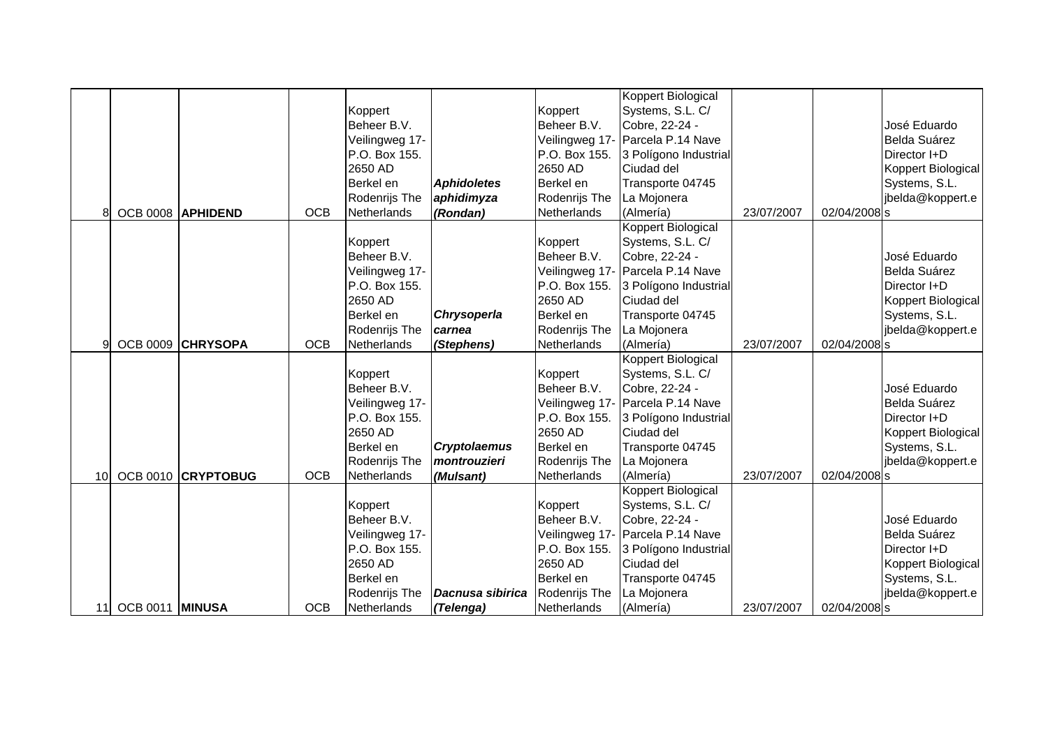| | | | | | | | | | | |
|---|---|---|---|---|---|---|---|---|---|---|
| 8 | OCB 0008 | **APHIDEND** | OCB | Koppert Beheer B.V. Veilingweg 17- P.O. Box 155. 2650 AD Berkel en Rodenrijs The Netherlands | ***Aphidoletes aphidimyza (Rondan)*** | Koppert Beheer B.V. Veilingweg 17- P.O. Box 155. 2650 AD Berkel en Rodenrijs The Netherlands | Koppert Biological Systems, S.L. C/ Cobre, 22-24 - Parcela P.14 Nave 3 Polígono Industrial Ciudad del Transporte 04745 La Mojonera (Almería) | 23/07/2007 | 02/04/2008 | s | José Eduardo Belda Suárez Director I+D Koppert Biological Systems, S.L. jbelda@koppert.e |
| 9 | OCB 0009 | **CHRYSOPA** | OCB | Koppert Beheer B.V. Veilingweg 17- P.O. Box 155. 2650 AD Berkel en Rodenrijs The Netherlands | ***Chrysoperla carnea (Stephens)*** | Koppert Beheer B.V. Veilingweg 17- P.O. Box 155. 2650 AD Berkel en Rodenrijs The Netherlands | Koppert Biological Systems, S.L. C/ Cobre, 22-24 - Parcela P.14 Nave 3 Polígono Industrial Ciudad del Transporte 04745 La Mojonera (Almería) | 23/07/2007 | 02/04/2008 | s | José Eduardo Belda Suárez Director I+D Koppert Biological Systems, S.L. jbelda@koppert.e |
| 10 | OCB 0010 | **CRYPTOBUG** | OCB | Koppert Beheer B.V. Veilingweg 17- P.O. Box 155. 2650 AD Berkel en Rodenrijs The Netherlands | ***Cryptolaemus montrouzieri (Mulsant)*** | Koppert Beheer B.V. Veilingweg 17- P.O. Box 155. 2650 AD Berkel en Rodenrijs The Netherlands | Koppert Biological Systems, S.L. C/ Cobre, 22-24 - Parcela P.14 Nave 3 Polígono Industrial Ciudad del Transporte 04745 La Mojonera (Almería) | 23/07/2007 | 02/04/2008 | s | José Eduardo Belda Suárez Director I+D Koppert Biological Systems, S.L. jbelda@koppert.e |
| 11 | OCB 0011 | **MINUSA** | OCB | Koppert Beheer B.V. Veilingweg 17- P.O. Box 155. 2650 AD Berkel en Rodenrijs The Netherlands | ***Dacnusa sibirica (Telenga)*** | Koppert Beheer B.V. Veilingweg 17- P.O. Box 155. 2650 AD Berkel en Rodenrijs The Netherlands | Koppert Biological Systems, S.L. C/ Cobre, 22-24 - Parcela P.14 Nave 3 Polígono Industrial Ciudad del Transporte 04745 La Mojonera (Almería) | 23/07/2007 | 02/04/2008 | s | José Eduardo Belda Suárez Director I+D Koppert Biological Systems, S.L. jbelda@koppert.e |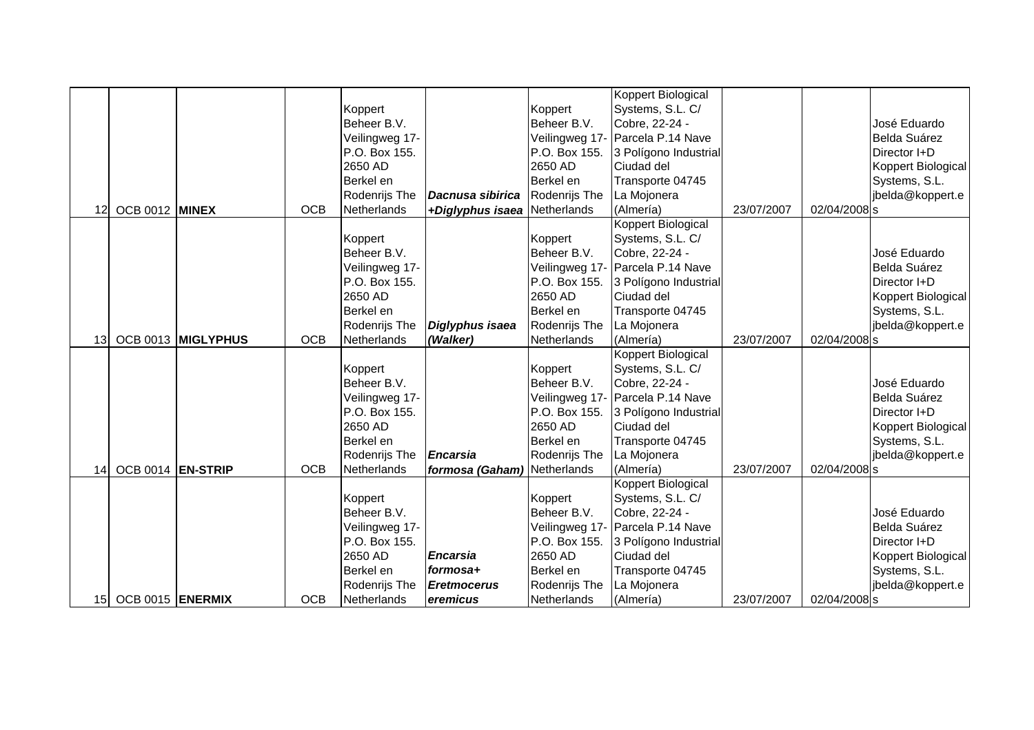| | | | | | | | | | | |
|---|---|---|---|---|---|---|---|---|---|---|
| 12 | OCB 0012 | **MINEX** | OCB | Koppert Beheer B.V. Veilingweg 17- P.O. Box 155. 2650 AD Berkel en Rodenrijs The Netherlands | ***Dacnusa sibirica +Diglyphus isaea*** | Koppert Beheer B.V. Veilingweg 17- P.O. Box 155. 2650 AD Berkel en Rodenrijs The Netherlands | Koppert Biological Systems, S.L. C/ Cobre, 22-24 - Parcela P.14 Nave 3 Polígono Industrial Ciudad del Transporte 04745 La Mojonera (Almería) | 23/07/2007 | 02/04/2008 | José Eduardo Belda Suárez Director I+D Koppert Biological Systems, S.L. jbelda@koppert.es |
| 13 | OCB 0013 | **MIGLYPHUS** | OCB | Koppert Beheer B.V. Veilingweg 17- P.O. Box 155. 2650 AD Berkel en Rodenrijs The Netherlands | ***Diglyphus isaea (Walker)*** | Koppert Beheer B.V. Veilingweg 17- P.O. Box 155. 2650 AD Berkel en Rodenrijs The Netherlands | Koppert Biological Systems, S.L. C/ Cobre, 22-24 - Parcela P.14 Nave 3 Polígono Industrial Ciudad del Transporte 04745 La Mojonera (Almería) | 23/07/2007 | 02/04/2008 | José Eduardo Belda Suárez Director I+D Koppert Biological Systems, S.L. jbelda@koppert.es |
| 14 | OCB 0014 | **EN-STRIP** | OCB | Koppert Beheer B.V. Veilingweg 17- P.O. Box 155. 2650 AD Berkel en Rodenrijs The Netherlands | ***Encarsia formosa (Gaham)*** | Koppert Beheer B.V. Veilingweg 17- P.O. Box 155. 2650 AD Berkel en Rodenrijs The Netherlands | Koppert Biological Systems, S.L. C/ Cobre, 22-24 - Parcela P.14 Nave 3 Polígono Industrial Ciudad del Transporte 04745 La Mojonera (Almería) | 23/07/2007 | 02/04/2008 | José Eduardo Belda Suárez Director I+D Koppert Biological Systems, S.L. jbelda@koppert.es |
| 15 | OCB 0015 | **ENERMIX** | OCB | Koppert Beheer B.V. Veilingweg 17- P.O. Box 155. 2650 AD Berkel en Rodenrijs The Netherlands | ***Encarsia formosa+ Eretmocerus eremicus*** | Koppert Beheer B.V. Veilingweg 17- P.O. Box 155. 2650 AD Berkel en Rodenrijs The Netherlands | Koppert Biological Systems, S.L. C/ Cobre, 22-24 - Parcela P.14 Nave 3 Polígono Industrial Ciudad del Transporte 04745 La Mojonera (Almería) | 23/07/2007 | 02/04/2008 | José Eduardo Belda Suárez Director I+D Koppert Biological Systems, S.L. jbelda@koppert.es |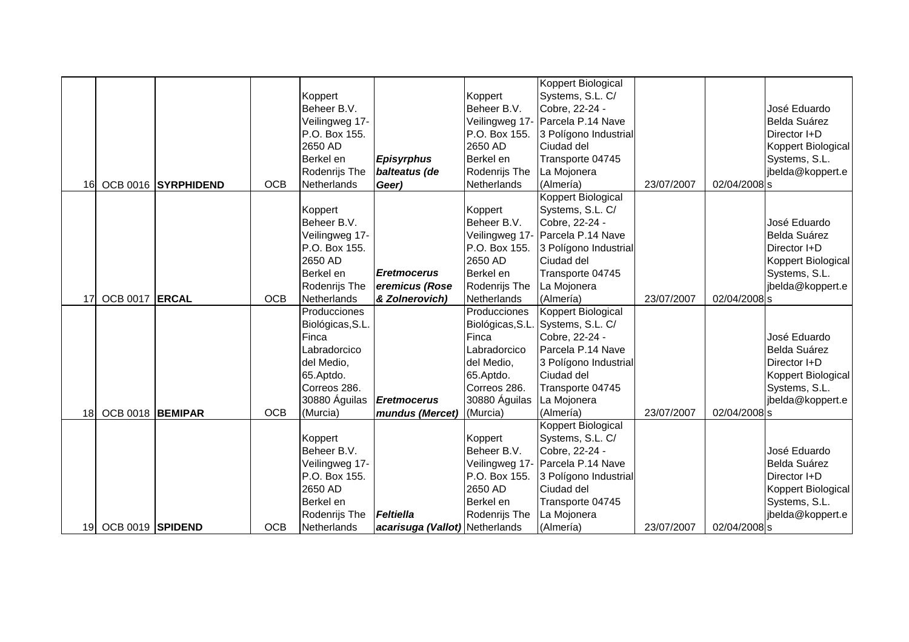| | | | | | | | | | | |
|---|---|---|---|---|---|---|---|---|---|---|
| 16 | OCB 0016 | **SYRPHIDEND** | OCB | Koppert Beheer B.V. Veilingweg 17- P.O. Box 155. 2650 AD Berkel en Rodenrijs The Netherlands | ***Episyrphus balteatus (de Geer)*** | Koppert Beheer B.V. Veilingweg 17- P.O. Box 155. 2650 AD Berkel en Rodenrijs The Netherlands | Koppert Biological Systems, S.L. C/ Cobre, 22-24 - Parcela P.14 Nave 3 Polígono Industrial Ciudad del Transporte 04745 La Mojonera (Almería) | 23/07/2007 | 02/04/2008 | José Eduardo Belda Suárez Director I+D Koppert Biological Systems, S.L. jbelda@koppert.es |
| 17 | OCB 0017 | **ERCAL** | OCB | Koppert Beheer B.V. Veilingweg 17- P.O. Box 155. 2650 AD Berkel en Rodenrijs The Netherlands | ***Eretmocerus eremicus (Rose & Zolnerovich)*** | Koppert Beheer B.V. Veilingweg 17- P.O. Box 155. 2650 AD Berkel en Rodenrijs The Netherlands | Koppert Biological Systems, S.L. C/ Cobre, 22-24 - Parcela P.14 Nave 3 Polígono Industrial Ciudad del Transporte 04745 La Mojonera (Almería) | 23/07/2007 | 02/04/2008 | José Eduardo Belda Suárez Director I+D Koppert Biological Systems, S.L. jbelda@koppert.es |
| 18 | OCB 0018 | **BEMIPAR** | OCB | Producciones Biológicas,S.L. Finca Labradorcico del Medio, 65.Aptdo. Correos 286. 30880 Águilas (Murcia) | ***Eretmocerus mundus (Mercet)*** | Producciones Biológicas,S.L. Finca Labradorcico del Medio, 65.Aptdo. Correos 286. 30880 Águilas (Murcia) | Koppert Biological Systems, S.L. C/ Cobre, 22-24 - Parcela P.14 Nave 3 Polígono Industrial Ciudad del Transporte 04745 La Mojonera (Almería) | 23/07/2007 | 02/04/2008 | José Eduardo Belda Suárez Director I+D Koppert Biological Systems, S.L. jbelda@koppert.es |
| 19 | OCB 0019 | **SPIDEND** | OCB | Koppert Beheer B.V. Veilingweg 17- P.O. Box 155. 2650 AD Berkel en Rodenrijs The Netherlands | ***Feltiella acarisuga (Vallot)*** | Koppert Beheer B.V. Veilingweg 17- P.O. Box 155. 2650 AD Berkel en Rodenrijs The Netherlands | Koppert Biological Systems, S.L. C/ Cobre, 22-24 - Parcela P.14 Nave 3 Polígono Industrial Ciudad del Transporte 04745 La Mojonera (Almería) | 23/07/2007 | 02/04/2008 | José Eduardo Belda Suárez Director I+D Koppert Biological Systems, S.L. jbelda@koppert.es |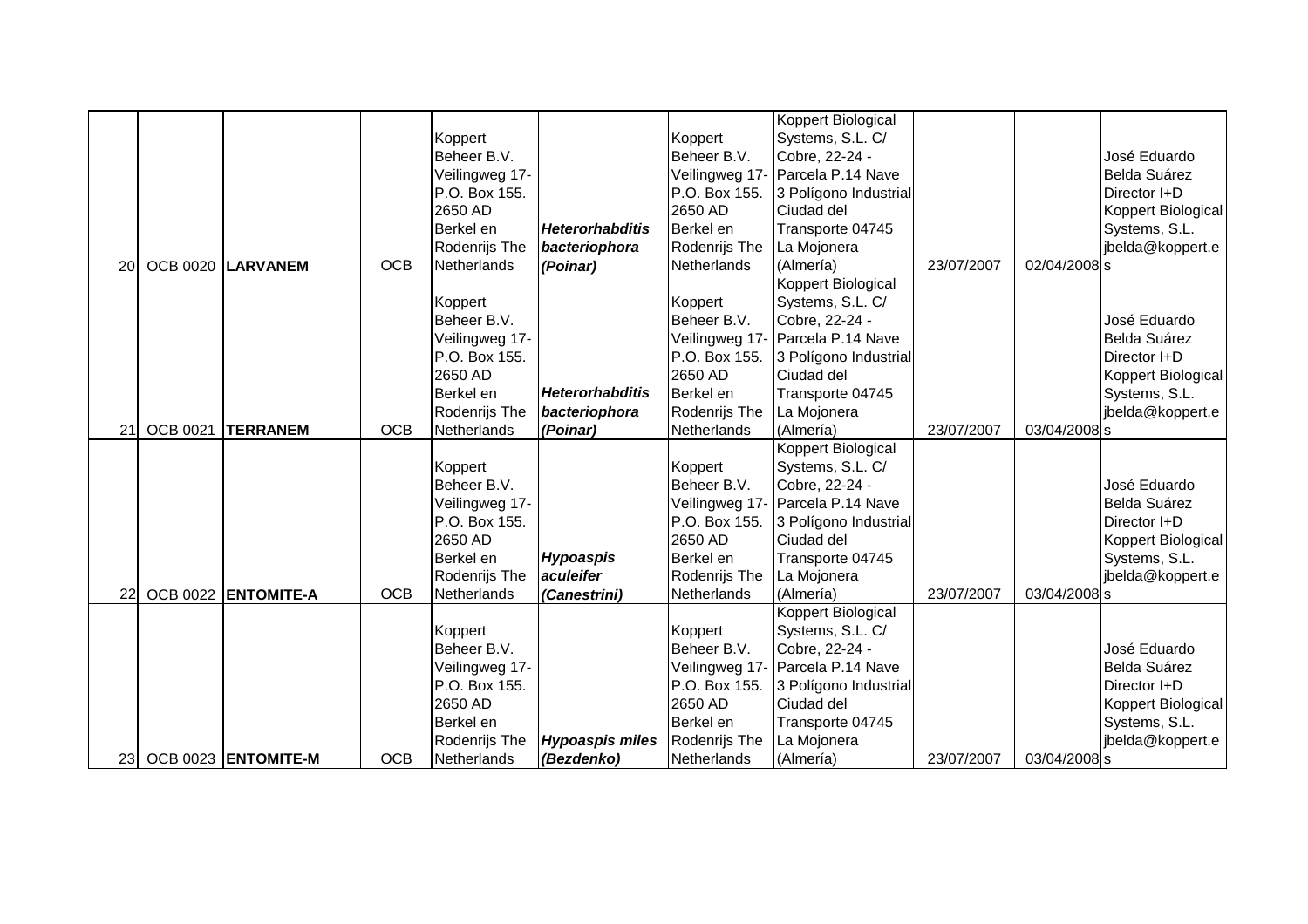| | | | | | | | | | | |
|---|---|---|---|---|---|---|---|---|---|---|
| 20 | OCB 0020 | **LARVANEM** | OCB | Koppert Beheer B.V. Veilingweg 17- P.O. Box 155. 2650 AD Berkel en Rodenrijs The Netherlands | ***Heterorhabditis bacteriophora (Poinar)*** | Koppert Beheer B.V. Veilingweg 17- P.O. Box 155. 2650 AD Berkel en Rodenrijs The Netherlands | Koppert Biological Systems, S.L. C/ Cobre, 22-24 - Parcela P.14 Nave 3 Polígono Industrial Ciudad del Transporte 04745 La Mojonera (Almería) | 23/07/2007 | 02/04/2008 | José Eduardo Belda Suárez Director I+D Koppert Biological Systems, S.L. jbelda@koppert.es |
| 21 | OCB 0021 | **TERRANEM** | OCB | Koppert Beheer B.V. Veilingweg 17- P.O. Box 155. 2650 AD Berkel en Rodenrijs The Netherlands | ***Heterorhabditis bacteriophora (Poinar)*** | Koppert Beheer B.V. Veilingweg 17- P.O. Box 155. 2650 AD Berkel en Rodenrijs The Netherlands | Koppert Biological Systems, S.L. C/ Cobre, 22-24 - Parcela P.14 Nave 3 Polígono Industrial Ciudad del Transporte 04745 La Mojonera (Almería) | 23/07/2007 | 03/04/2008 | José Eduardo Belda Suárez Director I+D Koppert Biological Systems, S.L. jbelda@koppert.es |
| 22 | OCB 0022 | **ENTOMITE-A** | OCB | Koppert Beheer B.V. Veilingweg 17- P.O. Box 155. 2650 AD Berkel en Rodenrijs The Netherlands | ***Hypoaspis aculeifer (Canestrini)*** | Koppert Beheer B.V. Veilingweg 17- P.O. Box 155. 2650 AD Berkel en Rodenrijs The Netherlands | Koppert Biological Systems, S.L. C/ Cobre, 22-24 - Parcela P.14 Nave 3 Polígono Industrial Ciudad del Transporte 04745 La Mojonera (Almería) | 23/07/2007 | 03/04/2008 | José Eduardo Belda Suárez Director I+D Koppert Biological Systems, S.L. jbelda@koppert.es |
| 23 | OCB 0023 | **ENTOMITE-M** | OCB | Koppert Beheer B.V. Veilingweg 17- P.O. Box 155. 2650 AD Berkel en Rodenrijs The Netherlands | ***Hypoaspis miles (Bezdenko)*** | Koppert Beheer B.V. Veilingweg 17- P.O. Box 155. 2650 AD Berkel en Rodenrijs The Netherlands | Koppert Biological Systems, S.L. C/ Cobre, 22-24 - Parcela P.14 Nave 3 Polígono Industrial Ciudad del Transporte 04745 La Mojonera (Almería) | 23/07/2007 | 03/04/2008 | José Eduardo Belda Suárez Director I+D Koppert Biological Systems, S.L. jbelda@koppert.es |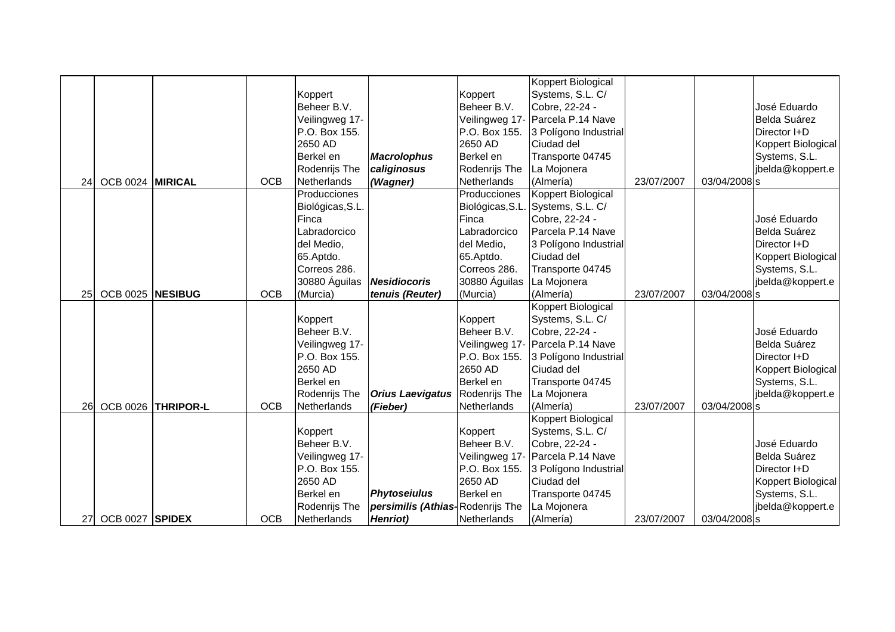| | | | | | | | | | | |
|---|---|---|---|---|---|---|---|---|---|---|
| 24 | OCB 0024 | **MIRICAL** | OCB | Koppert Beheer B.V. Veilingweg 17- P.O. Box 155. 2650 AD Berkel en Rodenrijs The Netherlands | ***Macrolophus caliginosus (Wagner)*** | Koppert Beheer B.V. Veilingweg 17- P.O. Box 155. 2650 AD Berkel en Rodenrijs The Netherlands | Koppert Biological Systems, S.L. C/ Cobre, 22-24 - Parcela P.14 Nave 3 Polígono Industrial Ciudad del Transporte 04745 La Mojonera (Almería) | 23/07/2007 | 03/04/2008 | José Eduardo Belda Suárez Director I+D Koppert Biological Systems, S.L. jbelda@koppert.es |
| 25 | OCB 0025 | **NESIBUG** | OCB | Producciones Biológicas,S.L. Finca Labradorcico del Medio, 65.Aptdo. Correos 286. 30880 Águilas (Murcia) | ***Nesidiocoris tenuis (Reuter)*** | Producciones Biológicas,S.L. Finca Labradorcico del Medio, 65.Aptdo. Correos 286. 30880 Águilas (Murcia) | Koppert Biological Systems, S.L. C/ Cobre, 22-24 - Parcela P.14 Nave 3 Polígono Industrial Ciudad del Transporte 04745 La Mojonera (Almería) | 23/07/2007 | 03/04/2008 | José Eduardo Belda Suárez Director I+D Koppert Biological Systems, S.L. jbelda@koppert.es |
| 26 | OCB 0026 | **THRIPOR-L** | OCB | Koppert Beheer B.V. Veilingweg 17- P.O. Box 155. 2650 AD Berkel en Rodenrijs The Netherlands | ***Orius Laevigatus (Fieber)*** | Koppert Beheer B.V. Veilingweg 17- P.O. Box 155. 2650 AD Berkel en Rodenrijs The Netherlands | Koppert Biological Systems, S.L. C/ Cobre, 22-24 - Parcela P.14 Nave 3 Polígono Industrial Ciudad del Transporte 04745 La Mojonera (Almería) | 23/07/2007 | 03/04/2008 | José Eduardo Belda Suárez Director I+D Koppert Biological Systems, S.L. jbelda@koppert.es |
| 27 | OCB 0027 | **SPIDEX** | OCB | Koppert Beheer B.V. Veilingweg 17- P.O. Box 155. 2650 AD Berkel en Rodenrijs The Netherlands | ***Phytoseiulus persimilis (Athias-Henriot)*** | Koppert Beheer B.V. Veilingweg 17- P.O. Box 155. 2650 AD Berkel en Rodenrijs The Netherlands | Koppert Biological Systems, S.L. C/ Cobre, 22-24 - Parcela P.14 Nave 3 Polígono Industrial Ciudad del Transporte 04745 La Mojonera (Almería) | 23/07/2007 | 03/04/2008 | José Eduardo Belda Suárez Director I+D Koppert Biological Systems, S.L. jbelda@koppert.es |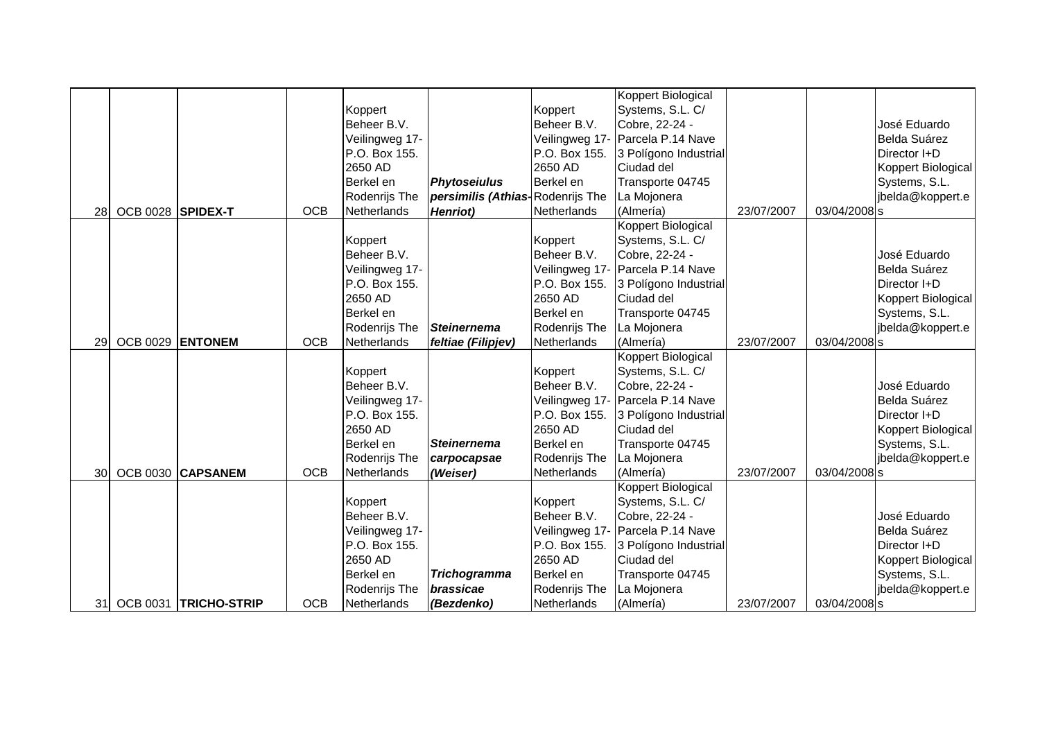| | | | | | | | | | | |
|---|---|---|---|---|---|---|---|---|---|---|
| 28 | OCB 0028 | **SPIDEX-T** | OCB | Koppert Beheer B.V. Veilingweg 17- P.O. Box 155. 2650 AD Berkel en Rodenrijs The Netherlands | ***Phytoseiulus persimilis (Athias-Henriot)*** | Koppert Beheer B.V. Veilingweg 17- P.O. Box 155. 2650 AD Berkel en Rodenrijs The Netherlands | Koppert Biological Systems, S.L. C/ Cobre, 22-24 - Parcela P.14 Nave 3 Polígono Industrial Ciudad del Transporte 04745 La Mojonera (Almería) | 23/07/2007 | 03/04/2008 | José Eduardo Belda Suárez Director I+D Koppert Biological Systems, S.L. jbelda@koppert.es |
| 29 | OCB 0029 | **ENTONEM** | OCB | Koppert Beheer B.V. Veilingweg 17- P.O. Box 155. 2650 AD Berkel en Rodenrijs The Netherlands | ***Steinernema feltiae (Filipjev)*** | Koppert Beheer B.V. Veilingweg 17- P.O. Box 155. 2650 AD Berkel en Rodenrijs The Netherlands | Koppert Biological Systems, S.L. C/ Cobre, 22-24 - Parcela P.14 Nave 3 Polígono Industrial Ciudad del Transporte 04745 La Mojonera (Almería) | 23/07/2007 | 03/04/2008 | José Eduardo Belda Suárez Director I+D Koppert Biological Systems, S.L. jbelda@koppert.es |
| 30 | OCB 0030 | **CAPSANEM** | OCB | Koppert Beheer B.V. Veilingweg 17- P.O. Box 155. 2650 AD Berkel en Rodenrijs The Netherlands | ***Steinernema carpocapsae (Weiser)*** | Koppert Beheer B.V. Veilingweg 17- P.O. Box 155. 2650 AD Berkel en Rodenrijs The Netherlands | Koppert Biological Systems, S.L. C/ Cobre, 22-24 - Parcela P.14 Nave 3 Polígono Industrial Ciudad del Transporte 04745 La Mojonera (Almería) | 23/07/2007 | 03/04/2008 | José Eduardo Belda Suárez Director I+D Koppert Biological Systems, S.L. jbelda@koppert.es |
| 31 | OCB 0031 | **TRICHO-STRIP** | OCB | Koppert Beheer B.V. Veilingweg 17- P.O. Box 155. 2650 AD Berkel en Rodenrijs The Netherlands | ***Trichogramma brassicae (Bezdenko)*** | Koppert Beheer B.V. Veilingweg 17- P.O. Box 155. 2650 AD Berkel en Rodenrijs The Netherlands | Koppert Biological Systems, S.L. C/ Cobre, 22-24 - Parcela P.14 Nave 3 Polígono Industrial Ciudad del Transporte 04745 La Mojonera (Almería) | 23/07/2007 | 03/04/2008 | José Eduardo Belda Suárez Director I+D Koppert Biological Systems, S.L. jbelda@koppert.es |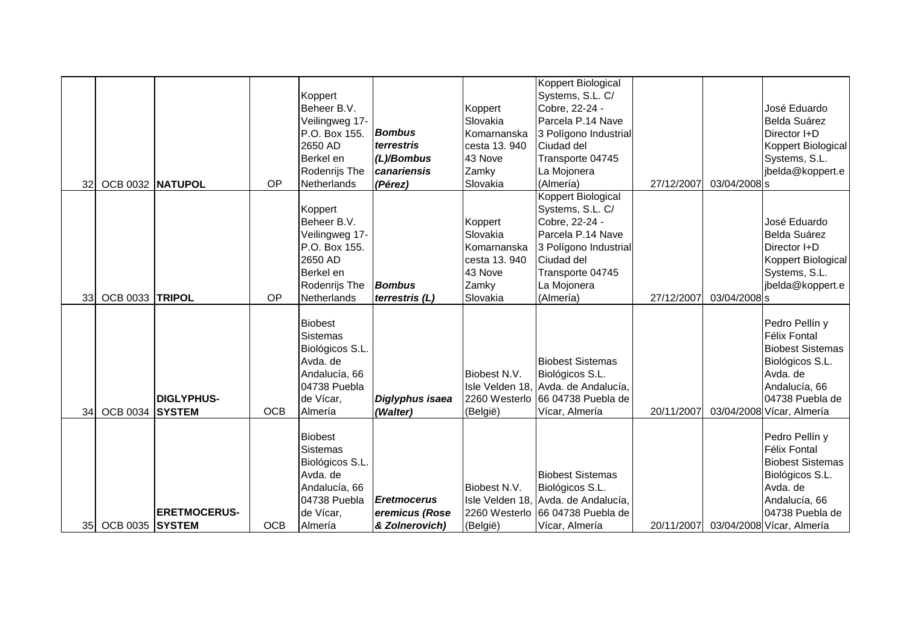| | | | | | | | | | | |
|---|---|---|---|---|---|---|---|---|---|---|
| 32 | OCB 0032 | **NATUPOL** | OP | Koppert Beheer B.V. Veilingweg 17- P.O. Box 155. 2650 AD Berkel en Rodenrijs The Netherlands | ***Bombus terrestris (L)/Bombus canariensis (Pérez)*** | Koppert Slovakia Komarnanska cesta 13. 940 43 Nove Zamky Slovakia | Koppert Biological Systems, S.L. C/ Cobre, 22-24 - Parcela P.14 Nave 3 Polígono Industrial Ciudad del Transporte 04745 La Mojonera (Almería) | 27/12/2007 | 03/04/2008 | José Eduardo Belda Suárez Director I+D Koppert Biological Systems, S.L. jbelda@koppert.es |
| 33 | OCB 0033 | **TRIPOL** | OP | Koppert Beheer B.V. Veilingweg 17- P.O. Box 155. 2650 AD Berkel en Rodenrijs The Netherlands | ***Bombus terrestris (L)*** | Koppert Slovakia Komarnanska cesta 13. 940 43 Nove Zamky Slovakia | Koppert Biological Systems, S.L. C/ Cobre, 22-24 - Parcela P.14 Nave 3 Polígono Industrial Ciudad del Transporte 04745 La Mojonera (Almería) | 27/12/2007 | 03/04/2008 | José Eduardo Belda Suárez Director I+D Koppert Biological Systems, S.L. jbelda@koppert.es |
| 34 | OCB 0034 | **DIGLYPHUS-SYSTEM** | OCB | Biobest Sistemas Biológicos S.L. Avda. de Andalucía, 66 04738 Puebla de Vícar, Almería | ***Diglyphus isaea (Walter)*** | Biobest N.V. Isle Velden 18, 2260 Westerlo (België) | Biobest Sistemas Biológicos S.L. Avda. de Andalucía, 66 04738 Puebla de Vícar, Almería | 20/11/2007 | 03/04/2008 | Pedro Pellín y Félix Fontal Biobest Sistemas Biológicos S.L. Avda. de Andalucía, 66 04738 Puebla de Vícar, Almería |
| 35 | OCB 0035 | **ERETMOCERUS-SYSTEM** | OCB | Biobest Sistemas Biológicos S.L. Avda. de Andalucía, 66 04738 Puebla de Vícar, Almería | ***Eretmocerus eremicus (Rose & Zolnerovich)*** | Biobest N.V. Isle Velden 18, 2260 Westerlo (België) | Biobest Sistemas Biológicos S.L. Avda. de Andalucía, 66 04738 Puebla de Vícar, Almería | 20/11/2007 | 03/04/2008 | Pedro Pellín y Félix Fontal Biobest Sistemas Biológicos S.L. Avda. de Andalucía, 66 04738 Puebla de Vícar, Almería |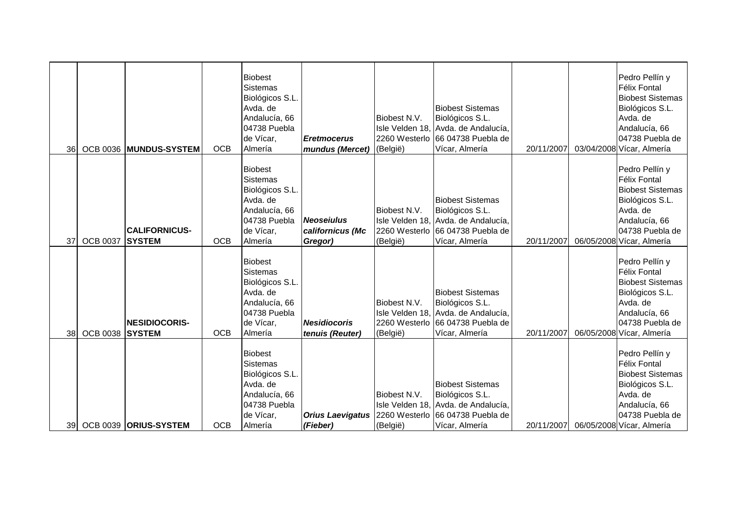| | | | | | | | | | | |
|---|---|---|---|---|---|---|---|---|---|---|
| 36 | OCB 0036 | **MUNDUS-SYSTEM** | OCB | Biobest Sistemas Biológicos S.L. Avda. de Andalucía, 66 04738 Puebla de Vícar, Almería | ***Eretmocerus mundus (Mercet)*** | Biobest N.V. Isle Velden 18, 2260 Westerlo (België) | Biobest Sistemas Biológicos S.L. Avda. de Andalucía, 66 04738 Puebla de Vícar, Almería | 20/11/2007 | 03/04/2008 | Pedro Pellín y Félix Fontal Biobest Sistemas Biológicos S.L. Avda. de Andalucía, 66 04738 Puebla de Vícar, Almería |
| 37 | OCB 0037 | **CALIFORNICUS-SYSTEM** | OCB | Biobest Sistemas Biológicos S.L. Avda. de Andalucía, 66 04738 Puebla de Vícar, Almería | ***Neoseiulus californicus (Mc Gregor)*** | Biobest N.V. Isle Velden 18, 2260 Westerlo (België) | Biobest Sistemas Biológicos S.L. Avda. de Andalucía, 66 04738 Puebla de Vícar, Almería | 20/11/2007 | 06/05/2008 | Pedro Pellín y Félix Fontal Biobest Sistemas Biológicos S.L. Avda. de Andalucía, 66 04738 Puebla de Vícar, Almería |
| 38 | OCB 0038 | **NESIDIOCORIS-SYSTEM** | OCB | Biobest Sistemas Biológicos S.L. Avda. de Andalucía, 66 04738 Puebla de Vícar, Almería | ***Nesidiocoris tenuis (Reuter)*** | Biobest N.V. Isle Velden 18, 2260 Westerlo (België) | Biobest Sistemas Biológicos S.L. Avda. de Andalucía, 66 04738 Puebla de Vícar, Almería | 20/11/2007 | 06/05/2008 | Pedro Pellín y Félix Fontal Biobest Sistemas Biológicos S.L. Avda. de Andalucía, 66 04738 Puebla de Vícar, Almería |
| 39 | OCB 0039 | **ORIUS-SYSTEM** | OCB | Biobest Sistemas Biológicos S.L. Avda. de Andalucía, 66 04738 Puebla de Vícar, Almería | ***Orius Laevigatus (Fieber)*** | Biobest N.V. Isle Velden 18, 2260 Westerlo (België) | Biobest Sistemas Biológicos S.L. Avda. de Andalucía, 66 04738 Puebla de Vícar, Almería | 20/11/2007 | 06/05/2008 | Pedro Pellín y Félix Fontal Biobest Sistemas Biológicos S.L. Avda. de Andalucía, 66 04738 Puebla de Vícar, Almería |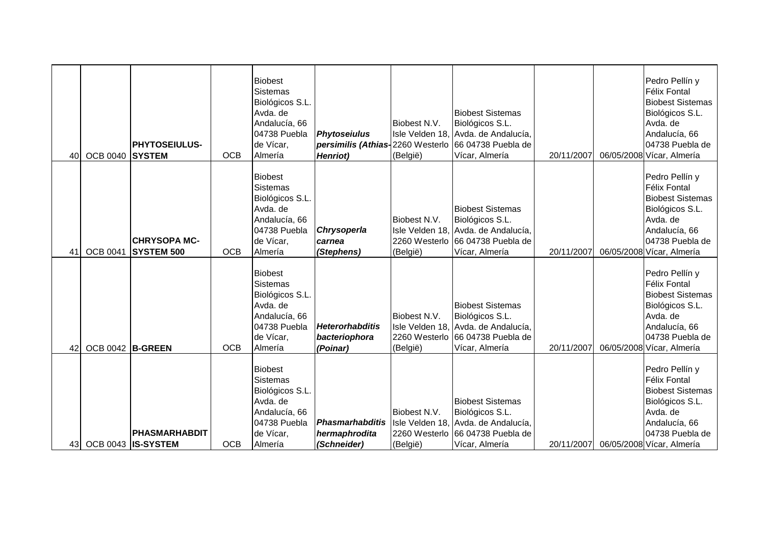| | | | | | | | | | | |
|---|---|---|---|---|---|---|---|---|---|---|
| 40 | OCB 0040 | **PHYTOSEIULUS-SYSTEM** | OCB | Biobest Sistemas Biológicos S.L. Avda. de Andalucía, 66 04738 Puebla de Vícar, Almería | ***Phytoseiulus persimilis (Athias-Henriot)*** | Biobest N.V. Isle Velden 18, 2260 Westerlo (België) | Biobest Sistemas Biológicos S.L. Avda. de Andalucía, 66 04738 Puebla de Vícar, Almería | 20/11/2007 | 06/05/2008 | Pedro Pellín y Félix Fontal Biobest Sistemas Biológicos S.L. Avda. de Andalucía, 66 04738 Puebla de Vícar, Almería |
| 41 | OCB 0041 | **CHRYSOPA MC-SYSTEM 500** | OCB | Biobest Sistemas Biológicos S.L. Avda. de Andalucía, 66 04738 Puebla de Vícar, Almería | ***Chrysoperla carnea (Stephens)*** | Biobest N.V. Isle Velden 18, 2260 Westerlo (België) | Biobest Sistemas Biológicos S.L. Avda. de Andalucía, 66 04738 Puebla de Vícar, Almería | 20/11/2007 | 06/05/2008 | Pedro Pellín y Félix Fontal Biobest Sistemas Biológicos S.L. Avda. de Andalucía, 66 04738 Puebla de Vícar, Almería |
| 42 | OCB 0042 | **B-GREEN** | OCB | Biobest Sistemas Biológicos S.L. Avda. de Andalucía, 66 04738 Puebla de Vícar, Almería | ***Heterorhabditis bacteriophora (Poinar)*** | Biobest N.V. Isle Velden 18, 2260 Westerlo (België) | Biobest Sistemas Biológicos S.L. Avda. de Andalucía, 66 04738 Puebla de Vícar, Almería | 20/11/2007 | 06/05/2008 | Pedro Pellín y Félix Fontal Biobest Sistemas Biológicos S.L. Avda. de Andalucía, 66 04738 Puebla de Vícar, Almería |
| 43 | OCB 0043 | **PHASMARHABDITIS-SYSTEM** | OCB | Biobest Sistemas Biológicos S.L. Avda. de Andalucía, 66 04738 Puebla de Vícar, Almería | ***Phasmarhabditis hermaphrodita (Schneider)*** | Biobest N.V. Isle Velden 18, 2260 Westerlo (België) | Biobest Sistemas Biológicos S.L. Avda. de Andalucía, 66 04738 Puebla de Vícar, Almería | 20/11/2007 | 06/05/2008 | Pedro Pellín y Félix Fontal Biobest Sistemas Biológicos S.L. Avda. de Andalucía, 66 04738 Puebla de Vícar, Almería |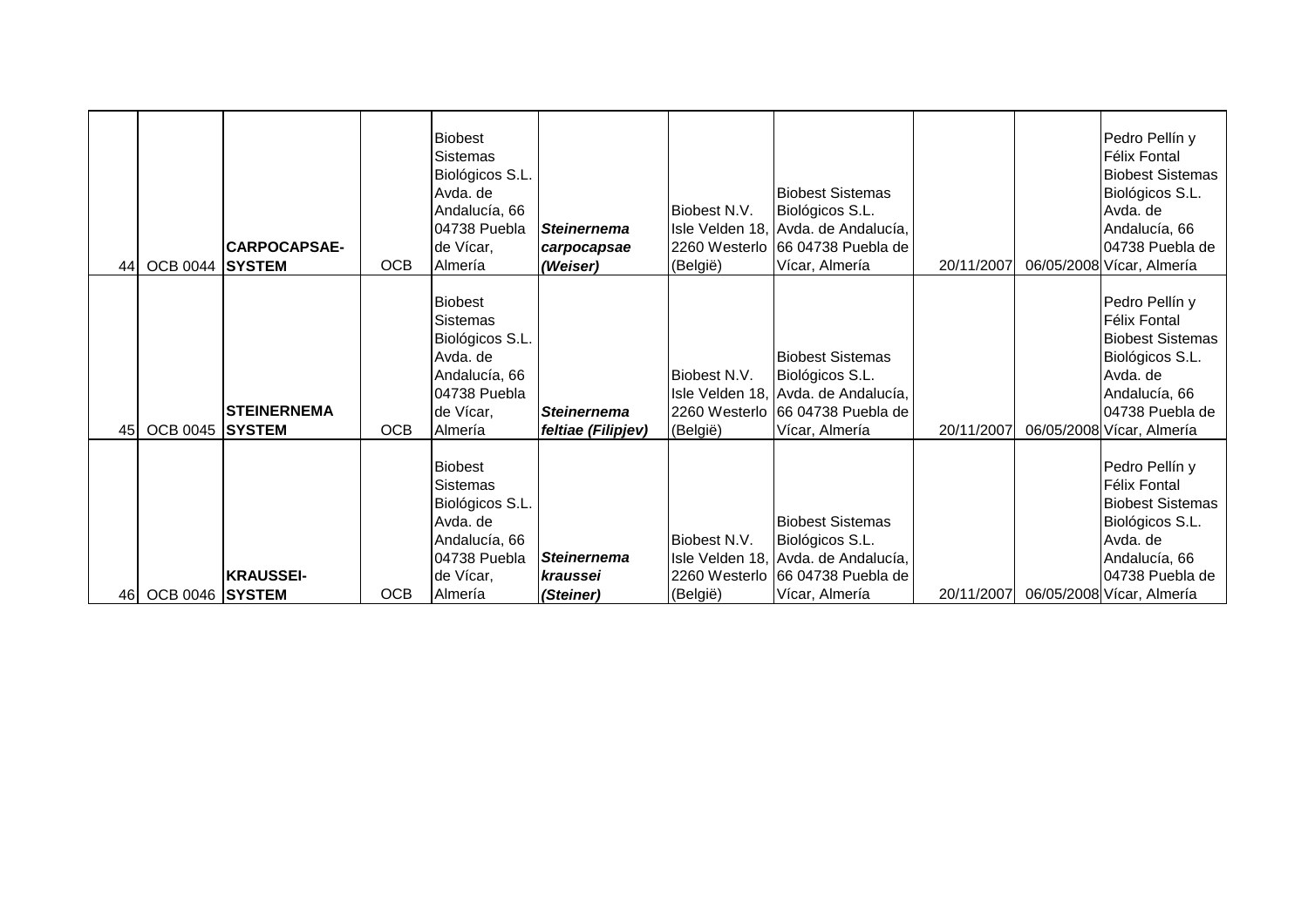| | | | | | | | | | | |
|---|---|---|---|---|---|---|---|---|---|---|
| 44 | OCB 0044 | **CARPOCAPSAE-SYSTEM** | OCB | Biobest Sistemas Biológicos S.L. Avda. de Andalucía, 66 04738 Puebla de Vícar, Almería | ***Steinernema carpocapsae (Weiser)*** | Biobest N.V. Isle Velden 18, 2260 Westerlo (België) | Biobest Sistemas Biológicos S.L. Avda. de Andalucía, 66 04738 Puebla de Vícar, Almería | 20/11/2007 | 06/05/2008 | Pedro Pellín y Félix Fontal Biobest Sistemas Biológicos S.L. Avda. de Andalucía, 66 04738 Puebla de Vícar, Almería |
| 45 | OCB 0045 | **STEINERNEMA SYSTEM** | OCB | Biobest Sistemas Biológicos S.L. Avda. de Andalucía, 66 04738 Puebla de Vícar, Almería | ***Steinernema feltiae (Filipjev)*** | Biobest N.V. Isle Velden 18, 2260 Westerlo (België) | Biobest Sistemas Biológicos S.L. Avda. de Andalucía, 66 04738 Puebla de Vícar, Almería | 20/11/2007 | 06/05/2008 | Pedro Pellín y Félix Fontal Biobest Sistemas Biológicos S.L. Avda. de Andalucía, 66 04738 Puebla de Vícar, Almería |
| 46 | OCB 0046 | **KRAUSSEI-SYSTEM** | OCB | Biobest Sistemas Biológicos S.L. Avda. de Andalucía, 66 04738 Puebla de Vícar, Almería | ***Steinernema kraussei (Steiner)*** | Biobest N.V. Isle Velden 18, 2260 Westerlo (België) | Biobest Sistemas Biológicos S.L. Avda. de Andalucía, 66 04738 Puebla de Vícar, Almería | 20/11/2007 | 06/05/2008 | Pedro Pellín y Félix Fontal Biobest Sistemas Biológicos S.L. Avda. de Andalucía, 66 04738 Puebla de Vícar, Almería |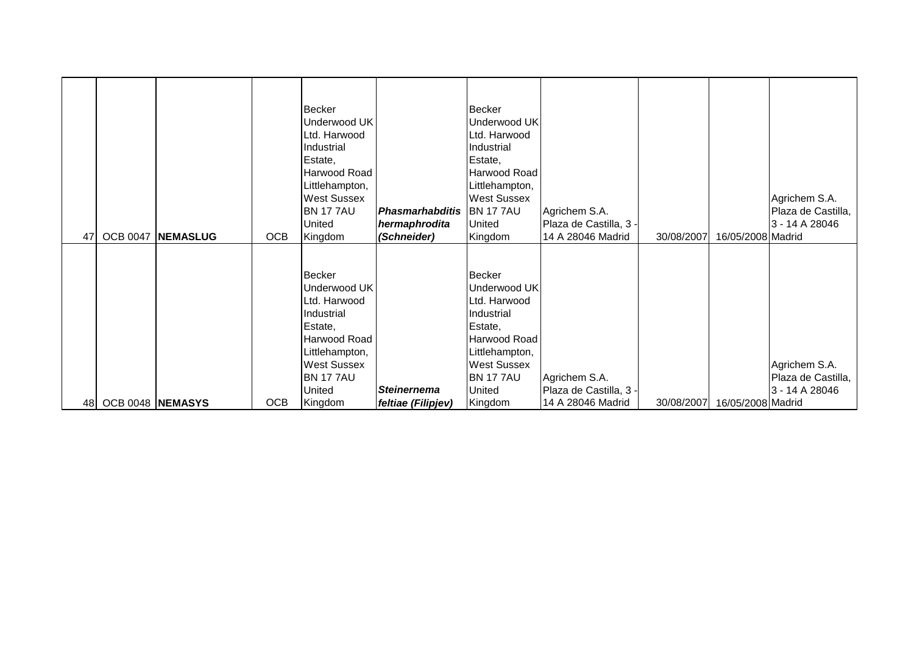| | | | | | | | | | | |
|---|---|---|---|---|---|---|---|---|---|---|
| 47 | OCB 0047 | **NEMASLUG** | OCB | Becker Underwood UK Ltd. Harwood Industrial Estate, Harwood Road Littlehampton, West Sussex BN 17 7AU United Kingdom | ***Phasmarhabditis hermaphrodita (Schneider)*** | Becker Underwood UK Ltd. Harwood Industrial Estate, Harwood Road Littlehampton, West Sussex BN 17 7AU United Kingdom | Agrichem S.A. Plaza de Castilla, 3 - 14 A 28046 Madrid | 30/08/2007 | 16/05/2008 | Agrichem S.A. Plaza de Castilla, 3 - 14 A 28046 Madrid |
| 48 | OCB 0048 | **NEMASYS** | OCB | Becker Underwood UK Ltd. Harwood Industrial Estate, Harwood Road Littlehampton, West Sussex BN 17 7AU United Kingdom | ***Steinernema feltiae (Filipjev)*** | Becker Underwood UK Ltd. Harwood Industrial Estate, Harwood Road Littlehampton, West Sussex BN 17 7AU United Kingdom | Agrichem S.A. Plaza de Castilla, 3 - 14 A 28046 Madrid | 30/08/2007 | 16/05/2008 | Agrichem S.A. Plaza de Castilla, 3 - 14 A 28046 Madrid |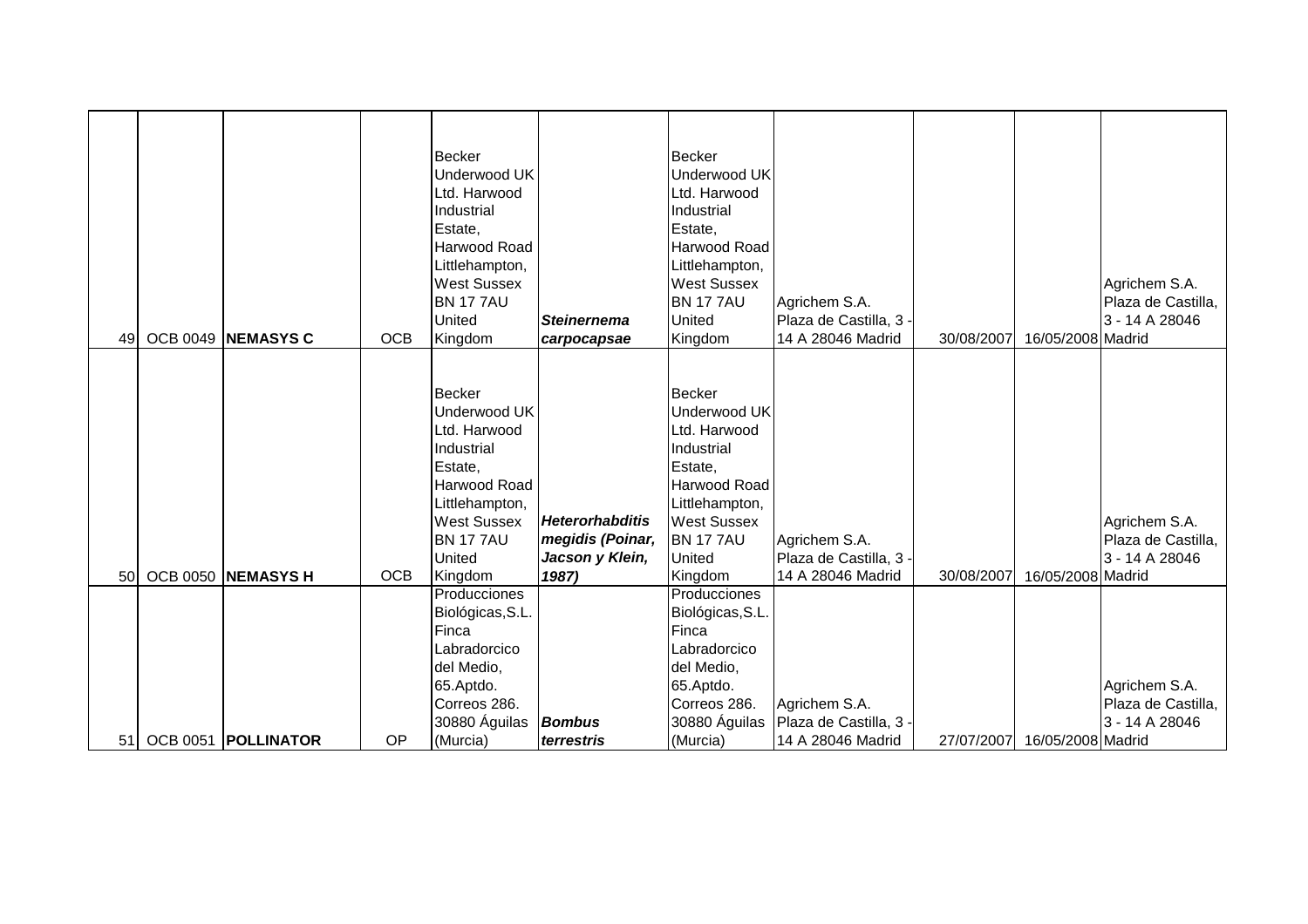| | | | | | | | | | | |
|---|---|---|---|---|---|---|---|---|---|---|
| 49 | OCB 0049 | **NEMASYS C** | OCB | Becker Underwood UK Ltd. Harwood Industrial Estate, Harwood Road Littlehampton, West Sussex BN 17 7AU United Kingdom | ***Steinernema carpocapsae*** | Becker Underwood UK Ltd. Harwood Industrial Estate, Harwood Road Littlehampton, West Sussex BN 17 7AU United Kingdom | Agrichem S.A. Plaza de Castilla, 3 - 14 A 28046 Madrid | 30/08/2007 | 16/05/2008 | Agrichem S.A. Plaza de Castilla, 3 - 14 A 28046 Madrid |
| 50 | OCB 0050 | **NEMASYS H** | OCB | Becker Underwood UK Ltd. Harwood Industrial Estate, Harwood Road Littlehampton, West Sussex BN 17 7AU United Kingdom | ***Heterorhabditis megidis (Poinar, Jacson y Klein, 1987)*** | Becker Underwood UK Ltd. Harwood Industrial Estate, Harwood Road Littlehampton, West Sussex BN 17 7AU United Kingdom | Agrichem S.A. Plaza de Castilla, 3 - 14 A 28046 Madrid | 30/08/2007 | 16/05/2008 | Agrichem S.A. Plaza de Castilla, 3 - 14 A 28046 Madrid |
| 51 | OCB 0051 | **POLLINATOR** | OP | Producciones Biológicas,S.L. Finca Labradorcico del Medio, 65.Aptdo. Correos 286. 30880 Águilas (Murcia) | ***Bombus terrestris*** | Producciones Biológicas,S.L. Finca Labradorcico del Medio, 65.Aptdo. Correos 286. 30880 Águilas (Murcia) | Agrichem S.A. Plaza de Castilla, 3 - 14 A 28046 Madrid | 27/07/2007 | 16/05/2008 | Agrichem S.A. Plaza de Castilla, 3 - 14 A 28046 Madrid |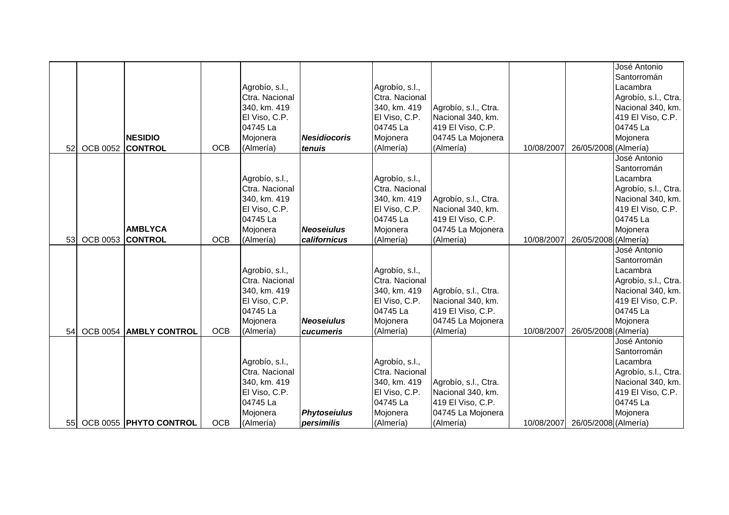| | | | | | | | | | | |
|---|---|---|---|---|---|---|---|---|---|---|
| 52 | OCB 0052 | **NESIDIO CONTROL** | OCB | Agrobío, s.l., Ctra. Nacional 340, km. 419 El Viso, C.P. 04745 La Mojonera (Almería) | ***Nesidiocoris tenuis*** | Agrobío, s.l., Ctra. Nacional 340, km. 419 El Viso, C.P. 04745 La Mojonera (Almería) | Agrobío, s.l., Ctra. Nacional 340, km. 419 El Viso, C.P. 04745 La Mojonera (Almería) | 10/08/2007 | 26/05/2008 | José Antonio Santorromán Lacambra Agrobío, s.l., Ctra. Nacional 340, km. 419 El Viso, C.P. 04745 La Mojonera (Almería) |
| 53 | OCB 0053 | **AMBLYCA CONTROL** | OCB | Agrobío, s.l., Ctra. Nacional 340, km. 419 El Viso, C.P. 04745 La Mojonera (Almería) | ***Neoseiulus californicus*** | Agrobío, s.l., Ctra. Nacional 340, km. 419 El Viso, C.P. 04745 La Mojonera (Almería) | Agrobío, s.l., Ctra. Nacional 340, km. 419 El Viso, C.P. 04745 La Mojonera (Almería) | 10/08/2007 | 26/05/2008 | José Antonio Santorromán Lacambra Agrobío, s.l., Ctra. Nacional 340, km. 419 El Viso, C.P. 04745 La Mojonera (Almería) |
| 54 | OCB 0054 | **AMBLY CONTROL** | OCB | Agrobío, s.l., Ctra. Nacional 340, km. 419 El Viso, C.P. 04745 La Mojonera (Almería) | ***Neoseiulus cucumeris*** | Agrobío, s.l., Ctra. Nacional 340, km. 419 El Viso, C.P. 04745 La Mojonera (Almería) | Agrobío, s.l., Ctra. Nacional 340, km. 419 El Viso, C.P. 04745 La Mojonera (Almería) | 10/08/2007 | 26/05/2008 | José Antonio Santorromán Lacambra Agrobío, s.l., Ctra. Nacional 340, km. 419 El Viso, C.P. 04745 La Mojonera (Almería) |
| 55 | OCB 0055 | **PHYTO CONTROL** | OCB | Agrobío, s.l., Ctra. Nacional 340, km. 419 El Viso, C.P. 04745 La Mojonera (Almería) | ***Phytoseiulus persimilis*** | Agrobío, s.l., Ctra. Nacional 340, km. 419 El Viso, C.P. 04745 La Mojonera (Almería) | Agrobío, s.l., Ctra. Nacional 340, km. 419 El Viso, C.P. 04745 La Mojonera (Almería) | 10/08/2007 | 26/05/2008 | José Antonio Santorromán Lacambra Agrobío, s.l., Ctra. Nacional 340, km. 419 El Viso, C.P. 04745 La Mojonera (Almería) |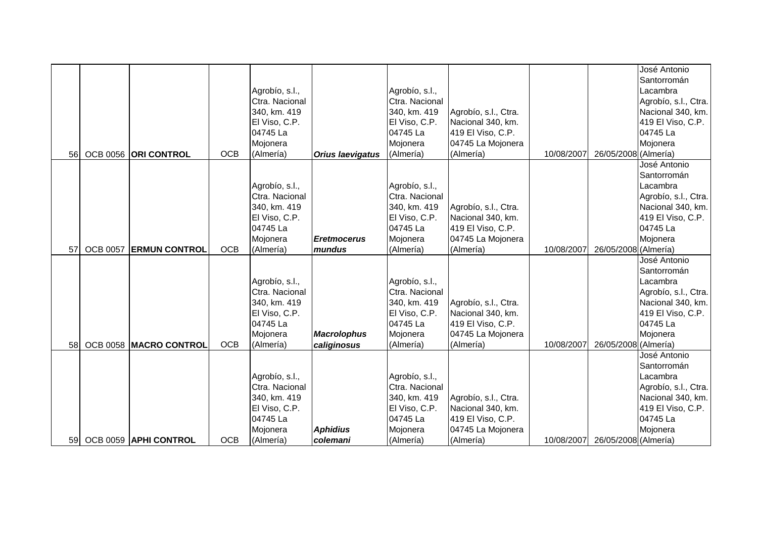| | | | | | | | | | | |
|---|---|---|---|---|---|---|---|---|---|---|
| 56 | OCB 0056 | **ORI CONTROL** | OCB | Agrobío, s.l., Ctra. Nacional 340, km. 419 El Viso, C.P. 04745 La Mojonera (Almería) | ***Orius laevigatus*** | Agrobío, s.l., Ctra. Nacional 340, km. 419 El Viso, C.P. 04745 La Mojonera (Almería) | Agrobío, s.l., Ctra. Nacional 340, km. 419 El Viso, C.P. 04745 La Mojonera (Almería) | 10/08/2007 | 26/05/2008 | José Antonio Santorromán Lacambra Agrobío, s.l., Ctra. Nacional 340, km. 419 El Viso, C.P. 04745 La Mojonera (Almería) |
| 57 | OCB 0057 | **ERMUN CONTROL** | OCB | Agrobío, s.l., Ctra. Nacional 340, km. 419 El Viso, C.P. 04745 La Mojonera (Almería) | ***Eretmocerus mundus*** | Agrobío, s.l., Ctra. Nacional 340, km. 419 El Viso, C.P. 04745 La Mojonera (Almería) | Agrobío, s.l., Ctra. Nacional 340, km. 419 El Viso, C.P. 04745 La Mojonera (Almería) | 10/08/2007 | 26/05/2008 | José Antonio Santorromán Lacambra Agrobío, s.l., Ctra. Nacional 340, km. 419 El Viso, C.P. 04745 La Mojonera (Almería) |
| 58 | OCB 0058 | **MACRO CONTROL** | OCB | Agrobío, s.l., Ctra. Nacional 340, km. 419 El Viso, C.P. 04745 La Mojonera (Almería) | ***Macrolophus caliginosus*** | Agrobío, s.l., Ctra. Nacional 340, km. 419 El Viso, C.P. 04745 La Mojonera (Almería) | Agrobío, s.l., Ctra. Nacional 340, km. 419 El Viso, C.P. 04745 La Mojonera (Almería) | 10/08/2007 | 26/05/2008 | José Antonio Santorromán Lacambra Agrobío, s.l., Ctra. Nacional 340, km. 419 El Viso, C.P. 04745 La Mojonera (Almería) |
| 59 | OCB 0059 | **APHI CONTROL** | OCB | Agrobío, s.l., Ctra. Nacional 340, km. 419 El Viso, C.P. 04745 La Mojonera (Almería) | ***Aphidius colemani*** | Agrobío, s.l., Ctra. Nacional 340, km. 419 El Viso, C.P. 04745 La Mojonera (Almería) | Agrobío, s.l., Ctra. Nacional 340, km. 419 El Viso, C.P. 04745 La Mojonera (Almería) | 10/08/2007 | 26/05/2008 | José Antonio Santorromán Lacambra Agrobío, s.l., Ctra. Nacional 340, km. 419 El Viso, C.P. 04745 La Mojonera (Almería) |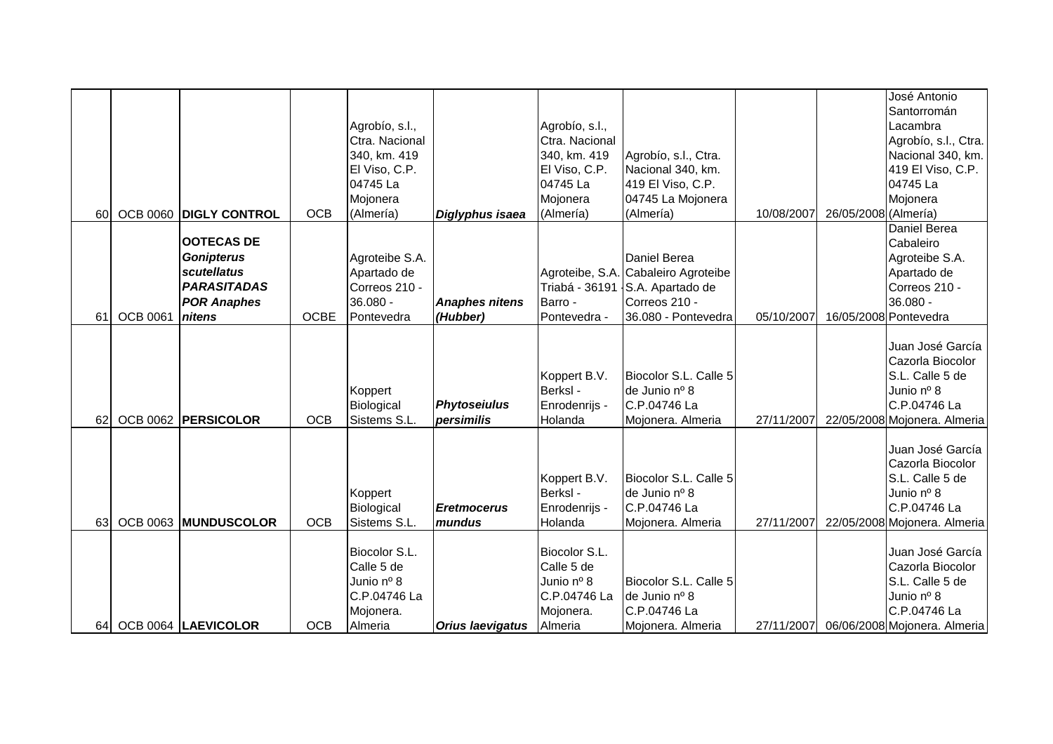| | | | | | | | | | | |
|---|---|---|---|---|---|---|---|---|---|---|
| 60 | OCB 0060 | **DIGLY CONTROL** | OCB | Agrobío, s.l., Ctra. Nacional 340, km. 419 El Viso, C.P. 04745 La Mojonera (Almería) | ***Diglyphus isaea*** | Agrobío, s.l., Ctra. Nacional 340, km. 419 El Viso, C.P. 04745 La Mojonera (Almería) | Agrobío, s.l., Ctra. Nacional 340, km. 419 El Viso, C.P. 04745 La Mojonera (Almería) | 10/08/2007 | 26/05/2008 | José Antonio Santorromán Lacambra Agrobío, s.l., Ctra. Nacional 340, km. 419 El Viso, C.P. 04745 La Mojonera (Almería) |
| 61 | OCB 0061 | **OOTECAS DE *Gonipterus scutellatus* PARASITADAS POR *Anaphes nitens*** | OCBE | Agroteibe S.A. Apartado de Correos 210 - 36.080 - Pontevedra | ***Anaphes nitens* (Hubber)** | Agroteibe, S.A. Triabá - 36191 - Barro - Pontevedra - | Daniel Berea Cabaleiro Agroteibe S.A. Apartado de Correos 210 - 36.080 - Pontevedra | 05/10/2007 | 16/05/2008 | Daniel Berea Cabaleiro Agroteibe S.A. Apartado de Correos 210 - 36.080 - Pontevedra |
| 62 | OCB 0062 | **PERSICOLOR** | OCB | Koppert Biological Sistems S.L. | ***Phytoseiulus persimilis*** | Koppert B.V. Berksl - Enrodenrijs - Holanda | Biocolor S.L. Calle 5 de Junio nº 8 C.P.04746 La Mojonera. Almeria | 27/11/2007 | 22/05/2008 | Juan José García Cazorla Biocolor S.L. Calle 5 de Junio nº 8 C.P.04746 La Mojonera. Almeria |
| 63 | OCB 0063 | **MUNDUSCOLOR** | OCB | Koppert Biological Sistems S.L. | ***Eretmocerus mundus*** | Koppert B.V. Berksl - Enrodenrijs - Holanda | Biocolor S.L. Calle 5 de Junio nº 8 C.P.04746 La Mojonera. Almeria | 27/11/2007 | 22/05/2008 | Juan José García Cazorla Biocolor S.L. Calle 5 de Junio nº 8 C.P.04746 La Mojonera. Almeria |
| 64 | OCB 0064 | **LAEVICOLOR** | OCB | Biocolor S.L. Calle 5 de Junio nº 8 C.P.04746 La Mojonera. Almeria | ***Orius laevigatus*** | Biocolor S.L. Calle 5 de Junio nº 8 C.P.04746 La Mojonera. Almeria | Biocolor S.L. Calle 5 de Junio nº 8 C.P.04746 La Mojonera. Almeria | 27/11/2007 | 06/06/2008 | Juan José García Cazorla Biocolor S.L. Calle 5 de Junio nº 8 C.P.04746 La Mojonera. Almeria |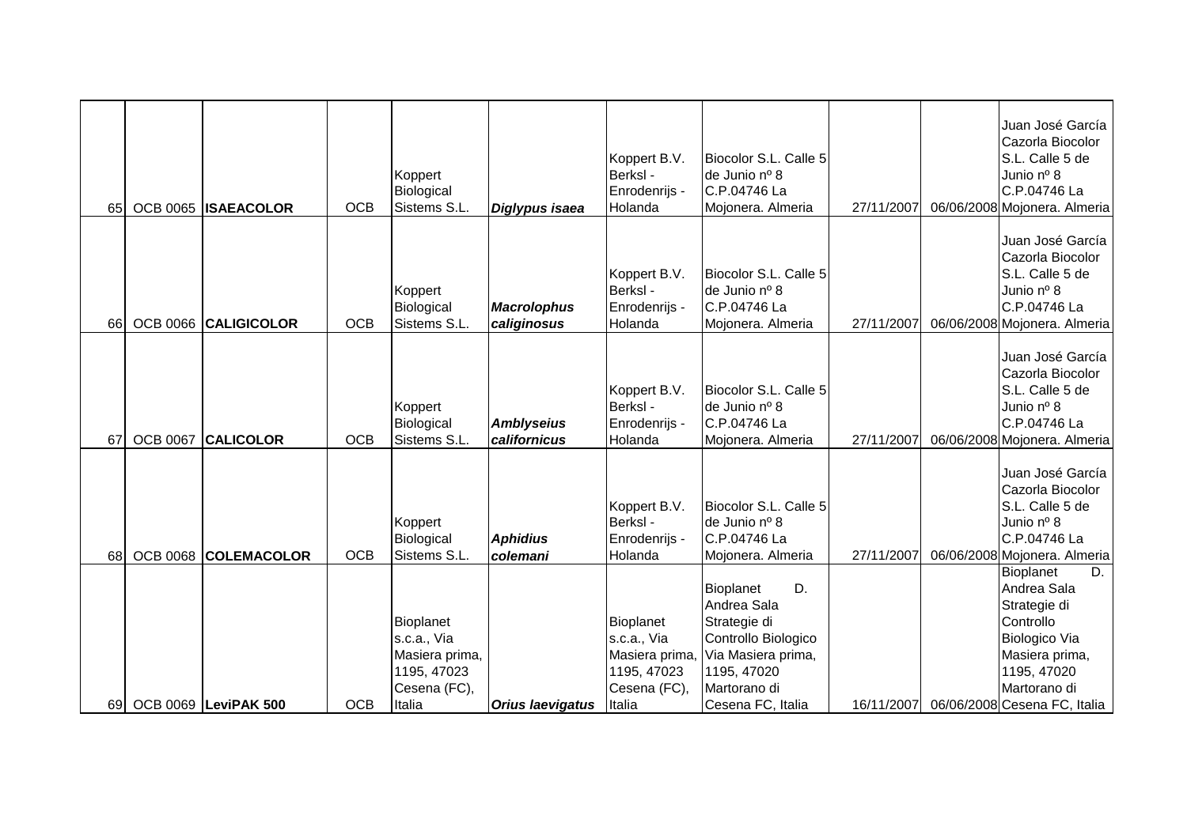| | | | | | | | | | | |
|---|---|---|---|---|---|---|---|---|---|---|
| 65 | OCB 0065 | **ISAEACOLOR** | OCB | Koppert Biological Sistems S.L. | ***Diglypus isaea*** | Koppert B.V. Berksl - Enrodenrijs - Holanda | Biocolor S.L. Calle 5 de Junio nº 8 C.P.04746 La Mojonera. Almeria | 27/11/2007 | 06/06/2008 | Juan José García Cazorla Biocolor S.L. Calle 5 de Junio nº 8 C.P.04746 La Mojonera. Almeria |
| 66 | OCB 0066 | **CALIGICOLOR** | OCB | Koppert Biological Sistems S.L. | ***Macrolophus caliginosus*** | Koppert B.V. Berksl - Enrodenrijs - Holanda | Biocolor S.L. Calle 5 de Junio nº 8 C.P.04746 La Mojonera. Almeria | 27/11/2007 | 06/06/2008 | Juan José García Cazorla Biocolor S.L. Calle 5 de Junio nº 8 C.P.04746 La Mojonera. Almeria |
| 67 | OCB 0067 | **CALICOLOR** | OCB | Koppert Biological Sistems S.L. | ***Amblyseius californicus*** | Koppert B.V. Berksl - Enrodenrijs - Holanda | Biocolor S.L. Calle 5 de Junio nº 8 C.P.04746 La Mojonera. Almeria | 27/11/2007 | 06/06/2008 | Juan José García Cazorla Biocolor S.L. Calle 5 de Junio nº 8 C.P.04746 La Mojonera. Almeria |
| 68 | OCB 0068 | **COLEMACOLOR** | OCB | Koppert Biological Sistems S.L. | ***Aphidius colemani*** | Koppert B.V. Berksl - Enrodenrijs - Holanda | Biocolor S.L. Calle 5 de Junio nº 8 C.P.04746 La Mojonera. Almeria | 27/11/2007 | 06/06/2008 | Juan José García Cazorla Biocolor S.L. Calle 5 de Junio nº 8 C.P.04746 La Mojonera. Almeria |
| 69 | OCB 0069 | **LeviPAK 500** | OCB | Bioplanet s.c.a., Via Masiera prima, 1195, 47023 Cesena (FC), Italia | ***Orius laevigatus*** | Bioplanet s.c.a., Via Masiera prima, 1195, 47023 Cesena (FC), Italia | Bioplanet D. Andrea Sala Strategie di Controllo Biologico Via Masiera prima, 1195, 47020 Martorano di Cesena FC, Italia | 16/11/2007 | 06/06/2008 | Bioplanet D. Andrea Sala Strategie di Controllo Biologico Via Masiera prima, 1195, 47020 Martorano di Cesena FC, Italia |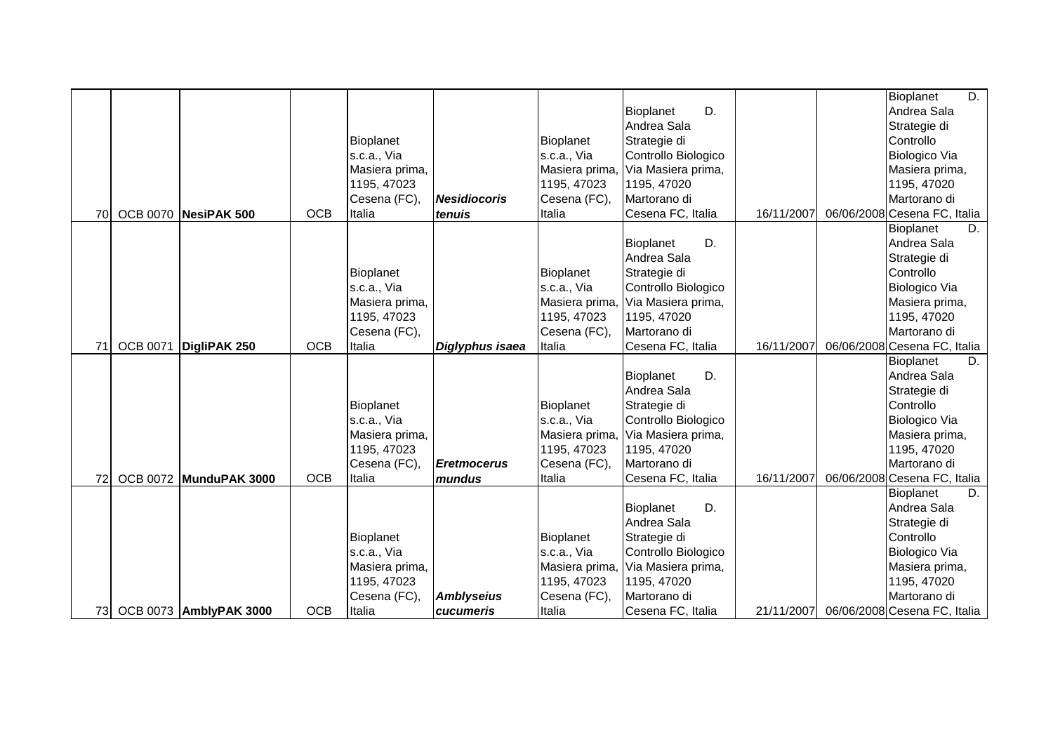| | | | | | | | | | | |
|---|---|---|---|---|---|---|---|---|---|---|
| 70 | OCB 0070 | **NesiPAK 500** | OCB | Bioplanet s.c.a., Via Masiera prima, 1195, 47023 Cesena (FC), Italia | ***Nesidiocoris tenuis*** | Bioplanet s.c.a., Via Masiera prima, 1195, 47023 Cesena (FC), Italia | Bioplanet D. Andrea Sala Strategie di Controllo Biologico Via Masiera prima, 1195, 47020 Martorano di Cesena FC, Italia | 16/11/2007 | 06/06/2008 | Bioplanet D. Andrea Sala Strategie di Controllo Biologico Via Masiera prima, 1195, 47020 Martorano di Cesena FC, Italia |
| 71 | OCB 0071 | **DigliPAK 250** | OCB | Bioplanet s.c.a., Via Masiera prima, 1195, 47023 Cesena (FC), Italia | ***Diglyphus isaea*** | Bioplanet s.c.a., Via Masiera prima, 1195, 47023 Cesena (FC), Italia | Bioplanet D. Andrea Sala Strategie di Controllo Biologico Via Masiera prima, 1195, 47020 Martorano di Cesena FC, Italia | 16/11/2007 | 06/06/2008 | Bioplanet D. Andrea Sala Strategie di Controllo Biologico Via Masiera prima, 1195, 47020 Martorano di Cesena FC, Italia |
| 72 | OCB 0072 | **MunduPAK 3000** | OCB | Bioplanet s.c.a., Via Masiera prima, 1195, 47023 Cesena (FC), Italia | ***Eretmocerus mundus*** | Bioplanet s.c.a., Via Masiera prima, 1195, 47023 Cesena (FC), Italia | Bioplanet D. Andrea Sala Strategie di Controllo Biologico Via Masiera prima, 1195, 47020 Martorano di Cesena FC, Italia | 16/11/2007 | 06/06/2008 | Bioplanet D. Andrea Sala Strategie di Controllo Biologico Via Masiera prima, 1195, 47020 Martorano di Cesena FC, Italia |
| 73 | OCB 0073 | **AmblyPAK 3000** | OCB | Bioplanet s.c.a., Via Masiera prima, 1195, 47023 Cesena (FC), Italia | ***Amblyseius cucumeris*** | Bioplanet s.c.a., Via Masiera prima, 1195, 47023 Cesena (FC), Italia | Bioplanet D. Andrea Sala Strategie di Controllo Biologico Via Masiera prima, 1195, 47020 Martorano di Cesena FC, Italia | 21/11/2007 | 06/06/2008 | Bioplanet D. Andrea Sala Strategie di Controllo Biologico Via Masiera prima, 1195, 47020 Martorano di Cesena FC, Italia |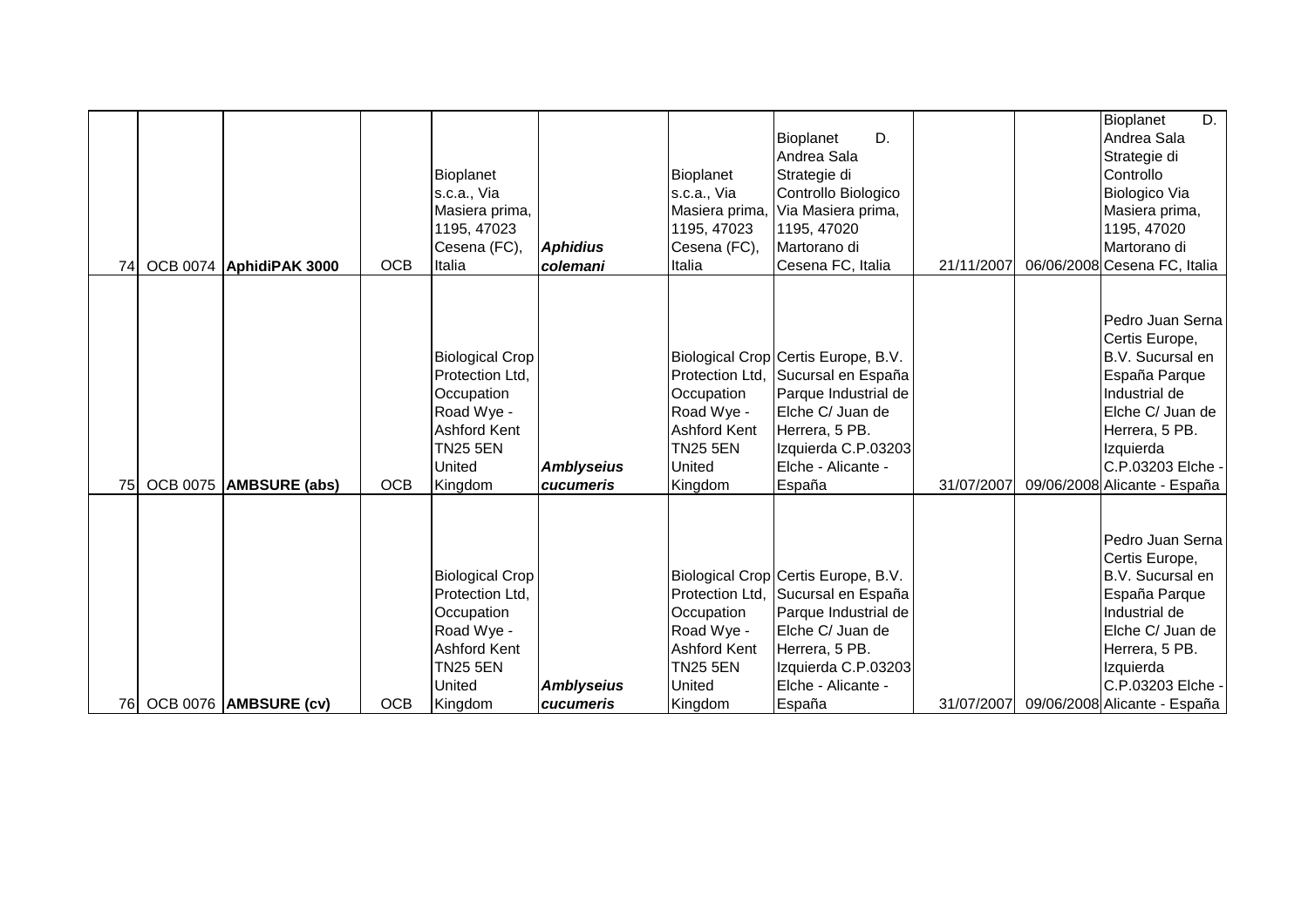| | | | | | | | | | | |
|---|---|---|---|---|---|---|---|---|---|---|
| 74 | OCB 0074 | **AphidiPAK 3000** | OCB | Bioplanet s.c.a., Via Masiera prima, 1195, 47023 Cesena (FC), Italia | ***Aphidius colemani*** | Bioplanet s.c.a., Via Masiera prima, 1195, 47023 Cesena (FC), Italia | Bioplanet D. Andrea Sala Strategie di Controllo Biologico Via Masiera prima, 1195, 47020 Martorano di Cesena FC, Italia | 21/11/2007 | 06/06/2008 | Bioplanet D. Andrea Sala Strategie di Controllo Biologico Via Masiera prima, 1195, 47020 Martorano di Cesena FC, Italia |
| 75 | OCB 0075 | **AMBSURE (abs)** | OCB | Biological Crop Protection Ltd, Occupation Road Wye - Ashford Kent TN25 5EN United Kingdom | ***Amblyseius cucumeris*** | Biological Crop Protection Ltd, Occupation Road Wye - Ashford Kent TN25 5EN United Kingdom | Certis Europe, B.V. Sucursal en España Parque Industrial de Elche C/ Juan de Herrera, 5 PB. Izquierda C.P.03203 Elche - Alicante - España | 31/07/2007 | 09/06/2008 | Pedro Juan Serna Certis Europe, B.V. Sucursal en España Parque Industrial de Elche C/ Juan de Herrera, 5 PB. Izquierda C.P.03203 Elche - Alicante - España |
| 76 | OCB 0076 | **AMBSURE (cv)** | OCB | Biological Crop Protection Ltd, Occupation Road Wye - Ashford Kent TN25 5EN United Kingdom | ***Amblyseius cucumeris*** | Biological Crop Protection Ltd, Occupation Road Wye - Ashford Kent TN25 5EN United Kingdom | Certis Europe, B.V. Sucursal en España Parque Industrial de Elche C/ Juan de Herrera, 5 PB. Izquierda C.P.03203 Elche - Alicante - España | 31/07/2007 | 09/06/2008 | Pedro Juan Serna Certis Europe, B.V. Sucursal en España Parque Industrial de Elche C/ Juan de Herrera, 5 PB. Izquierda C.P.03203 Elche - Alicante - España |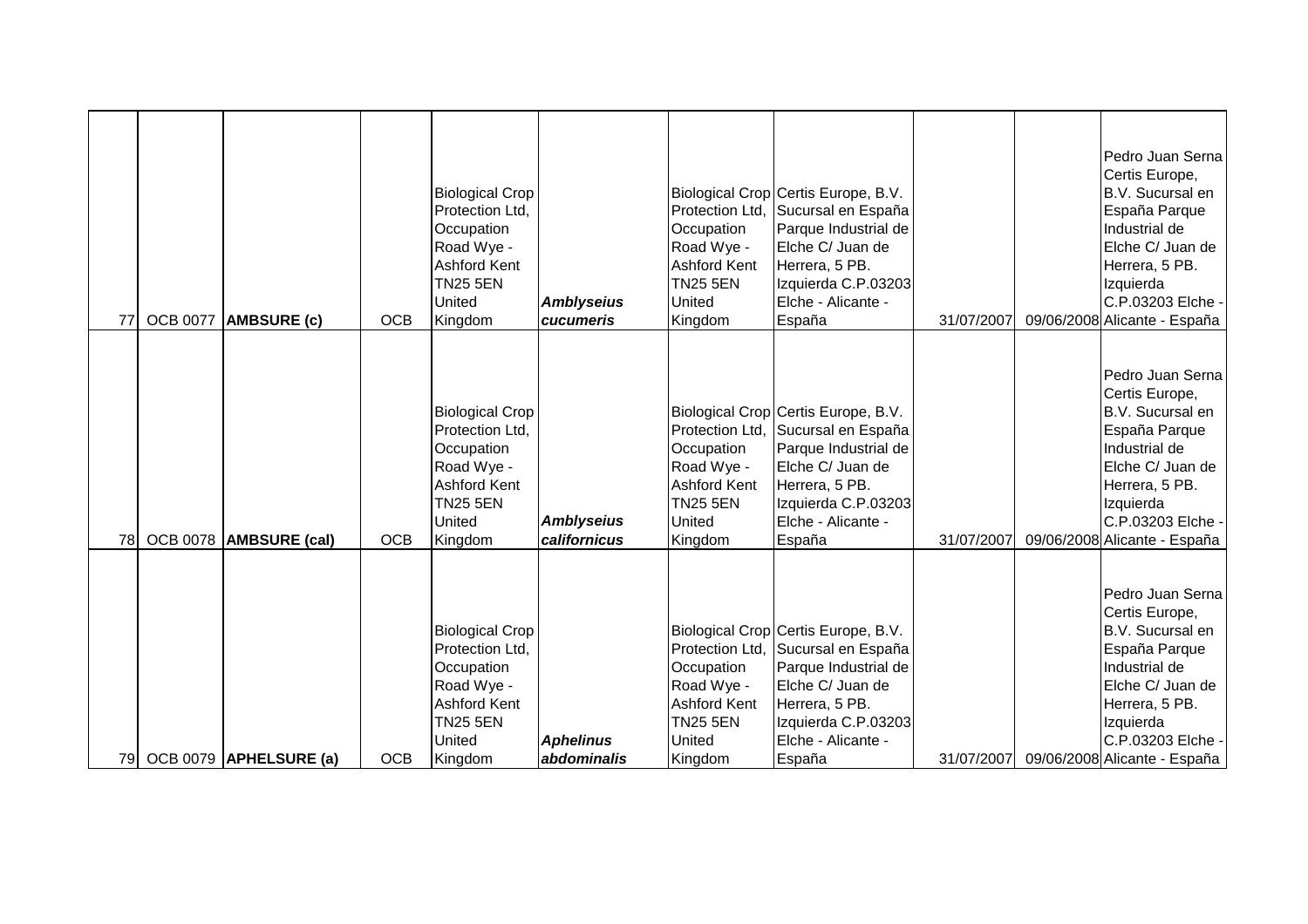| | | | | | | | | | | |
|---|---|---|---|---|---|---|---|---|---|---|
| 77 | OCB 0077 | **AMBSURE (c)** | OCB | Biological Crop Protection Ltd, Occupation Road Wye - Ashford Kent TN25 5EN United Kingdom | ***Amblyseius cucumeris*** | Biological Crop Protection Ltd, Occupation Road Wye - Ashford Kent TN25 5EN United Kingdom | Certis Europe, B.V. Sucursal en España Parque Industrial de Elche C/ Juan de Herrera, 5 PB. Izquierda C.P.03203 Elche - Alicante - España | 31/07/2007 | 09/06/2008 | Pedro Juan Serna Certis Europe, B.V. Sucursal en España Parque Industrial de Elche C/ Juan de Herrera, 5 PB. Izquierda C.P.03203 Elche - Alicante - España |
| 78 | OCB 0078 | **AMBSURE (cal)** | OCB | Biological Crop Protection Ltd, Occupation Road Wye - Ashford Kent TN25 5EN United Kingdom | ***Amblyseius californicus*** | Biological Crop Protection Ltd, Occupation Road Wye - Ashford Kent TN25 5EN United Kingdom | Certis Europe, B.V. Sucursal en España Parque Industrial de Elche C/ Juan de Herrera, 5 PB. Izquierda C.P.03203 Elche - Alicante - España | 31/07/2007 | 09/06/2008 | Pedro Juan Serna Certis Europe, B.V. Sucursal en España Parque Industrial de Elche C/ Juan de Herrera, 5 PB. Izquierda C.P.03203 Elche - Alicante - España |
| 79 | OCB 0079 | **APHELSURE (a)** | OCB | Biological Crop Protection Ltd, Occupation Road Wye - Ashford Kent TN25 5EN United Kingdom | ***Aphelinus abdominalis*** | Biological Crop Protection Ltd, Occupation Road Wye - Ashford Kent TN25 5EN United Kingdom | Certis Europe, B.V. Sucursal en España Parque Industrial de Elche C/ Juan de Herrera, 5 PB. Izquierda C.P.03203 Elche - Alicante - España | 31/07/2007 | 09/06/2008 | Pedro Juan Serna Certis Europe, B.V. Sucursal en España Parque Industrial de Elche C/ Juan de Herrera, 5 PB. Izquierda C.P.03203 Elche - Alicante - España |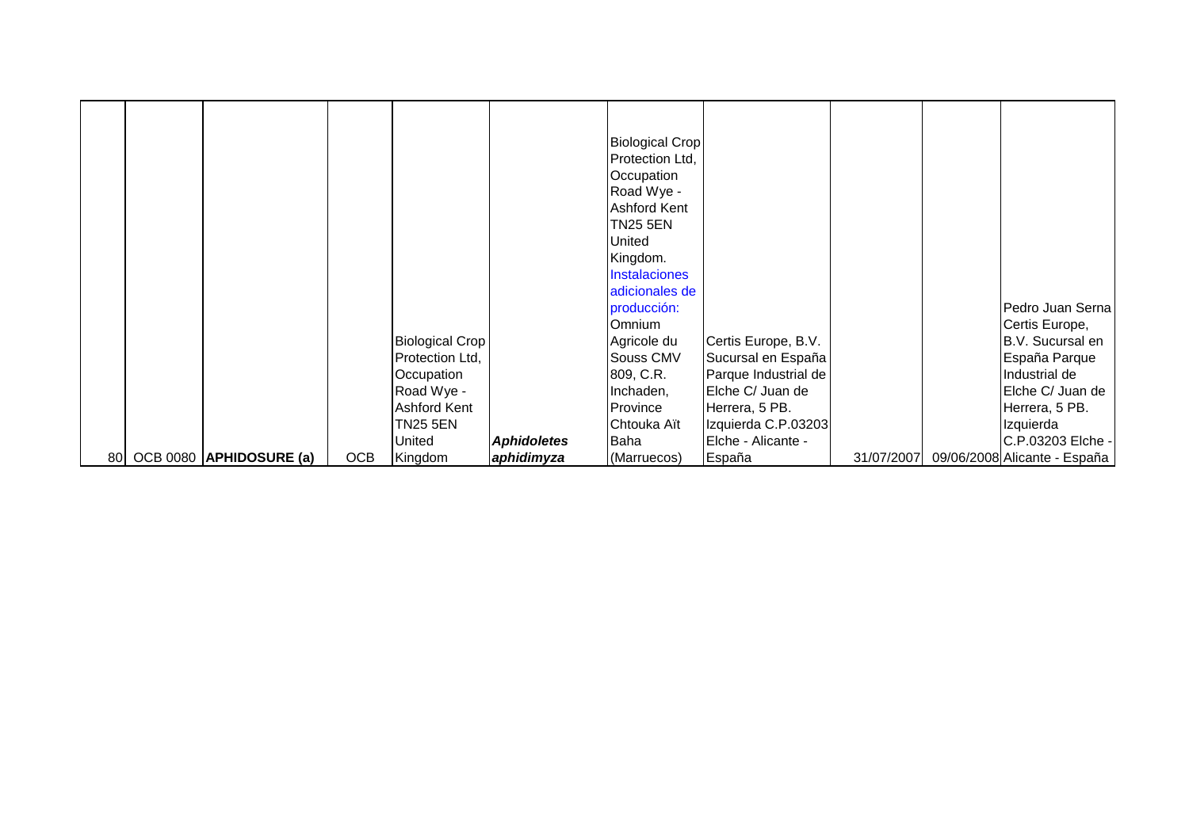| | | | | | | | | | | |
|---|---|---|---|---|---|---|---|---|---|---|
| 80 | OCB 0080 | **APHIDOSURE (a)** | OCB | Biological Crop Protection Ltd, Occupation Road Wye - Ashford Kent TN25 5EN United Kingdom | ***Aphidoletes aphidimyza*** | Biological Crop Protection Ltd, Occupation Road Wye - Ashford Kent TN25 5EN United Kingdom. Instalaciones adicionales de producción: Omnium Agricole du Souss CMV 809, C.R. Inchaden, Province Chtouka Aït Baha (Marruecos) | Certis Europe, B.V. Sucursal en España Parque Industrial de Elche C/ Juan de Herrera, 5 PB. Izquierda C.P.03203 Elche - Alicante - España | 31/07/2007 | 09/06/2008 | Pedro Juan Serna Certis Europe, B.V. Sucursal en España Parque Industrial de Elche C/ Juan de Herrera, 5 PB. Izquierda C.P.03203 Elche - Alicante - España |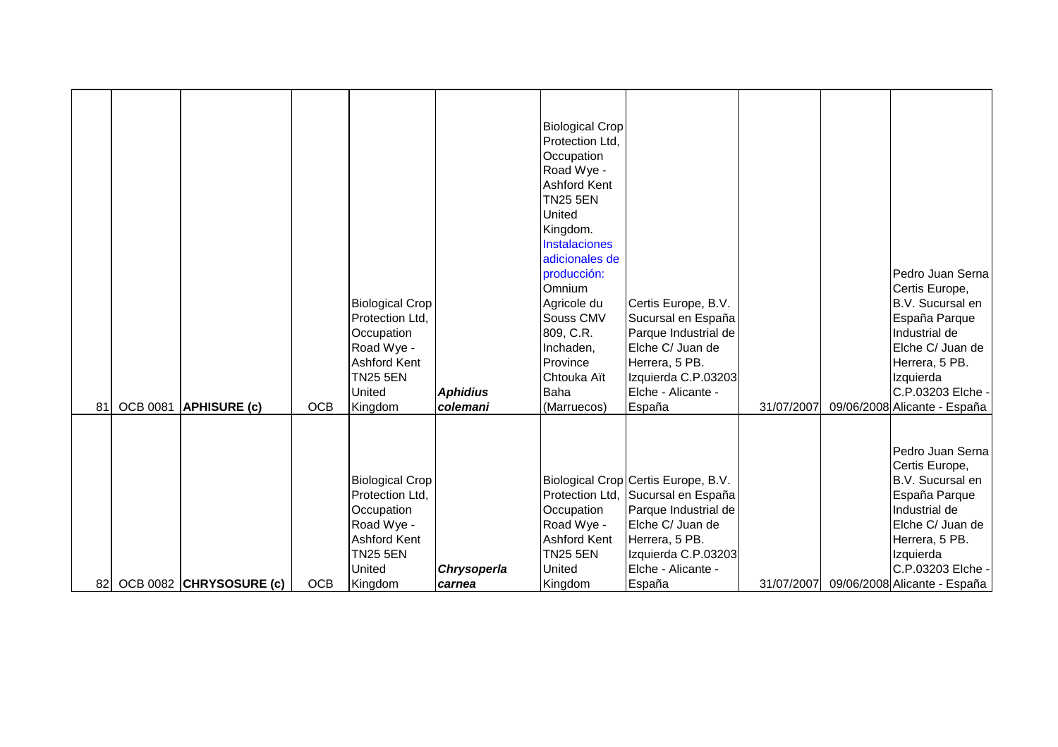| | | | | | | | | | | |
|---|---|---|---|---|---|---|---|---|---|---|
| 81 | OCB 0081 | **APHISURE (c)** | OCB | Biological Crop Protection Ltd, Occupation Road Wye - Ashford Kent TN25 5EN United Kingdom | ***Aphidius colemani*** | Biological Crop Protection Ltd, Occupation Road Wye - Ashford Kent TN25 5EN United Kingdom. Instalaciones adicionales de producción: Omnium Agricole du Souss CMV 809, C.R. Inchaden, Province Chtouka Aït Baha (Marruecos) | Certis Europe, B.V. Sucursal en España Parque Industrial de Elche C/ Juan de Herrera, 5 PB. Izquierda C.P.03203 Elche - Alicante - España | 31/07/2007 | 09/06/2008 | Pedro Juan Serna Certis Europe, B.V. Sucursal en España Parque Industrial de Elche C/ Juan de Herrera, 5 PB. Izquierda C.P.03203 Elche - Alicante - España |
| 82 | OCB 0082 | **CHRYSOSURE (c)** | OCB | Biological Crop Protection Ltd, Occupation Road Wye - Ashford Kent TN25 5EN United Kingdom | ***Chrysoperla carnea*** | Biological Crop Protection Ltd, Occupation Road Wye - Ashford Kent TN25 5EN United Kingdom | Certis Europe, B.V. Sucursal en España Parque Industrial de Elche C/ Juan de Herrera, 5 PB. Izquierda C.P.03203 Elche - Alicante - España | 31/07/2007 | 09/06/2008 | Pedro Juan Serna Certis Europe, B.V. Sucursal en España Parque Industrial de Elche C/ Juan de Herrera, 5 PB. Izquierda C.P.03203 Elche - Alicante - España |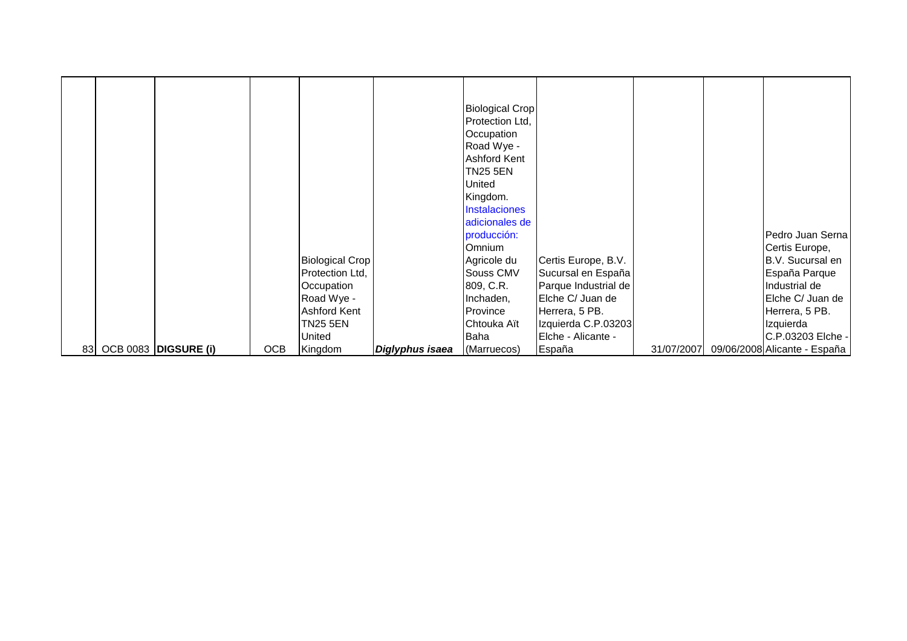| | | | | | | | | | | |
|---|---|---|---|---|---|---|---|---|---|---|
| 83 | OCB 0083 | **DIGSURE (i)** | OCB | Biological Crop Protection Ltd, Occupation Road Wye - Ashford Kent TN25 5EN United Kingdom | ***Diglyphus isaea*** | Biological Crop Protection Ltd, Occupation Road Wye - Ashford Kent TN25 5EN United Kingdom. Instalaciones adicionales de producción: Omnium Agricole du Souss CMV 809, C.R. Inchaden, Province Chtouka Aït Baha (Marruecos) | Certis Europe, B.V. Sucursal en España Parque Industrial de Elche C/ Juan de Herrera, 5 PB. Izquierda C.P.03203 Elche - Alicante - España | 31/07/2007 | 09/06/2008 | Pedro Juan Serna Certis Europe, B.V. Sucursal en España Parque Industrial de Elche C/ Juan de Herrera, 5 PB. Izquierda C.P.03203 Elche - Alicante - España |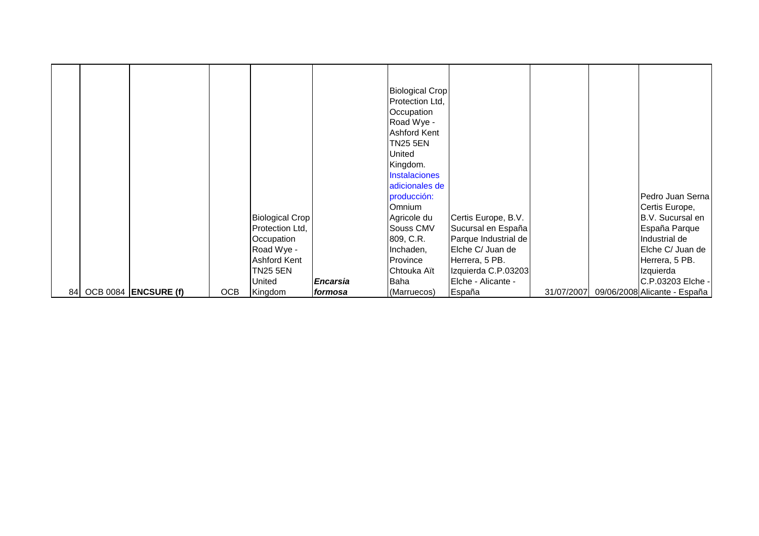| | | | | | | | | | | |
|---|---|---|---|---|---|---|---|---|---|---|
| 84 | OCB 0084 | **ENCSURE (f)** | OCB | Biological Crop Protection Ltd, Occupation Road Wye - Ashford Kent TN25 5EN United Kingdom | ***Encarsia formosa*** | Biological Crop Protection Ltd, Occupation Road Wye - Ashford Kent TN25 5EN United Kingdom. Instalaciones adicionales de producción: Omnium Agricole du Souss CMV 809, C.R. Inchaden, Province Chtouka Aït Baha (Marruecos) | Certis Europe, B.V. Sucursal en España Parque Industrial de Elche C/ Juan de Herrera, 5 PB. Izquierda C.P.03203 Elche - Alicante - España | 31/07/2007 | 09/06/2008 | Pedro Juan Serna Certis Europe, B.V. Sucursal en España Parque Industrial de Elche C/ Juan de Herrera, 5 PB. Izquierda C.P.03203 Elche - Alicante - España |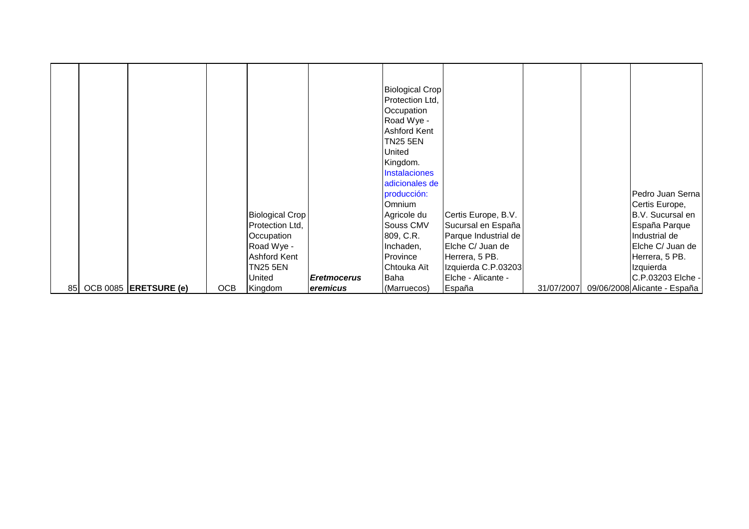| | | | | | | | | | | |
|---|---|---|---|---|---|---|---|---|---|---|
| 85 | OCB 0085 | **ERETSURE (e)** | OCB | Biological Crop Protection Ltd, Occupation Road Wye - Ashford Kent TN25 5EN United Kingdom | ***Eretmocerus eremicus*** | Biological Crop Protection Ltd, Occupation Road Wye - Ashford Kent TN25 5EN United Kingdom. Instalaciones adicionales de producción: Omnium Agricole du Souss CMV 809, C.R. Inchaden, Province Chtouka Aït Baha (Marruecos) | Certis Europe, B.V. Sucursal en España Parque Industrial de Elche C/ Juan de Herrera, 5 PB. Izquierda C.P.03203 Elche - Alicante - España | 31/07/2007 | 09/06/2008 | Pedro Juan Serna Certis Europe, B.V. Sucursal en España Parque Industrial de Elche C/ Juan de Herrera, 5 PB. Izquierda C.P.03203 Elche - Alicante - España |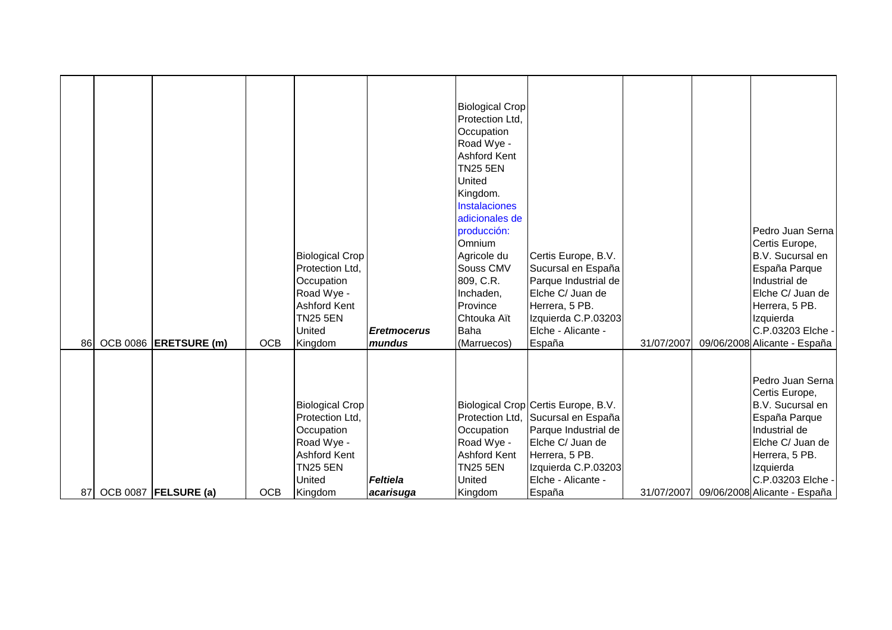| | | | | | | | | | | |
|---|---|---|---|---|---|---|---|---|---|---|
| 86 | OCB 0086 | **ERETSURE (m)** | OCB | Biological Crop Protection Ltd, Occupation Road Wye - Ashford Kent TN25 5EN United Kingdom | ***Eretmocerus mundus*** | Biological Crop Protection Ltd, Occupation Road Wye - Ashford Kent TN25 5EN United Kingdom. Instalaciones adicionales de producción: Omnium Agricole du Souss CMV 809, C.R. Inchaden, Province Chtouka Aït Baha (Marruecos) | Certis Europe, B.V. Sucursal en España Parque Industrial de Elche C/ Juan de Herrera, 5 PB. Izquierda C.P.03203 Elche - Alicante - España | 31/07/2007 | 09/06/2008 | Pedro Juan Serna Certis Europe, B.V. Sucursal en España Parque Industrial de Elche C/ Juan de Herrera, 5 PB. Izquierda C.P.03203 Elche - Alicante - España |
| 87 | OCB 0087 | **FELSURE (a)** | OCB | Biological Crop Protection Ltd, Occupation Road Wye - Ashford Kent TN25 5EN United Kingdom | ***Feltiela acarisuga*** | Biological Crop Protection Ltd, Occupation Road Wye - Ashford Kent TN25 5EN United Kingdom | Certis Europe, B.V. Sucursal en España Parque Industrial de Elche C/ Juan de Herrera, 5 PB. Izquierda C.P.03203 Elche - Alicante - España | 31/07/2007 | 09/06/2008 | Pedro Juan Serna Certis Europe, B.V. Sucursal en España Parque Industrial de Elche C/ Juan de Herrera, 5 PB. Izquierda C.P.03203 Elche - Alicante - España |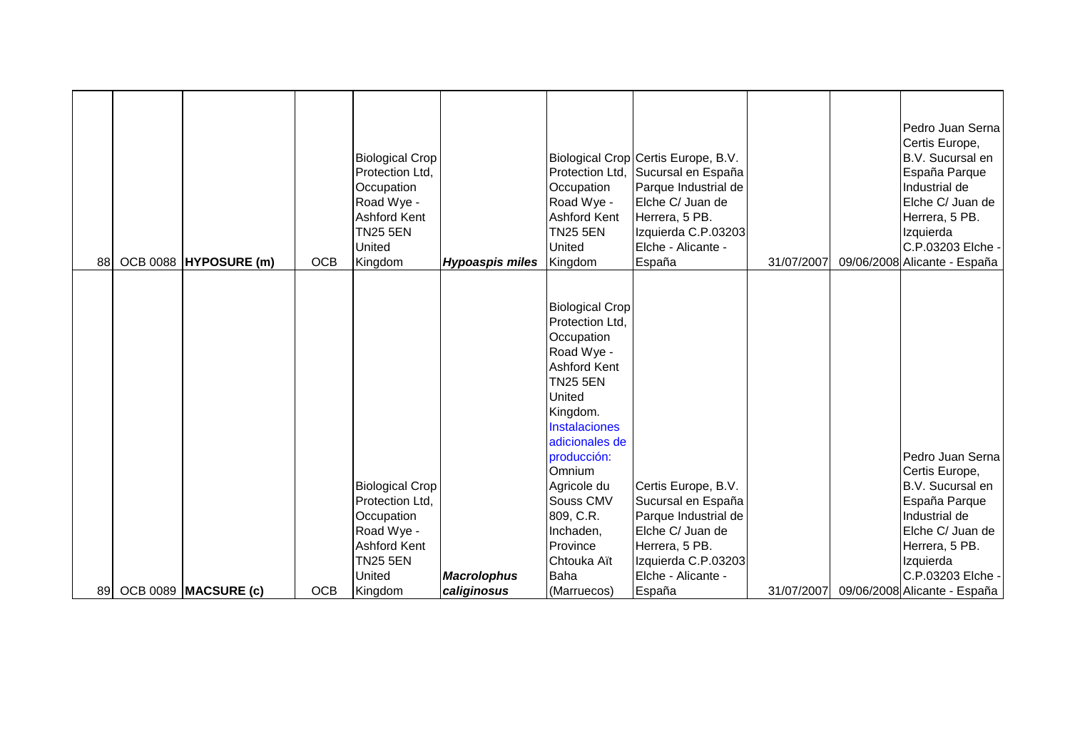| 88 | OCB 0088 | **HYPOSURE (m)** | OCB | Biological Crop Protection Ltd, Occupation Road Wye - Ashford Kent TN25 5EN United Kingdom | ***Hypoaspis miles*** | Biological Crop Protection Ltd, Occupation Road Wye - Ashford Kent TN25 5EN United Kingdom | Certis Europe, B.V. Sucursal en España Parque Industrial de Elche C/ Juan de Herrera, 5 PB. Izquierda C.P.03203 Elche - Alicante - España | 31/07/2007 | 09/06/2008 | Pedro Juan Serna Certis Europe, B.V. Sucursal en España Parque Industrial de Elche C/ Juan de Herrera, 5 PB. Izquierda C.P.03203 Elche - Alicante - España |
|---|---|---|---|---|---|---|---|---|---|---|
| 89 | OCB 0089 | **MACSURE (c)** | OCB | Biological Crop Protection Ltd, Occupation Road Wye - Ashford Kent TN25 5EN United Kingdom | ***Macrolophus caliginosus*** | Biological Crop Protection Ltd, Occupation Road Wye - Ashford Kent TN25 5EN United Kingdom. Instalaciones adicionales de producción: Omnium Agricole du Souss CMV 809, C.R. Inchaden, Province Chtouka Aït Baha (Marruecos) | Certis Europe, B.V. Sucursal en España Parque Industrial de Elche C/ Juan de Herrera, 5 PB. Izquierda C.P.03203 Elche - Alicante - España | 31/07/2007 | 09/06/2008 | Pedro Juan Serna Certis Europe, B.V. Sucursal en España Parque Industrial de Elche C/ Juan de Herrera, 5 PB. Izquierda C.P.03203 Elche - Alicante - España |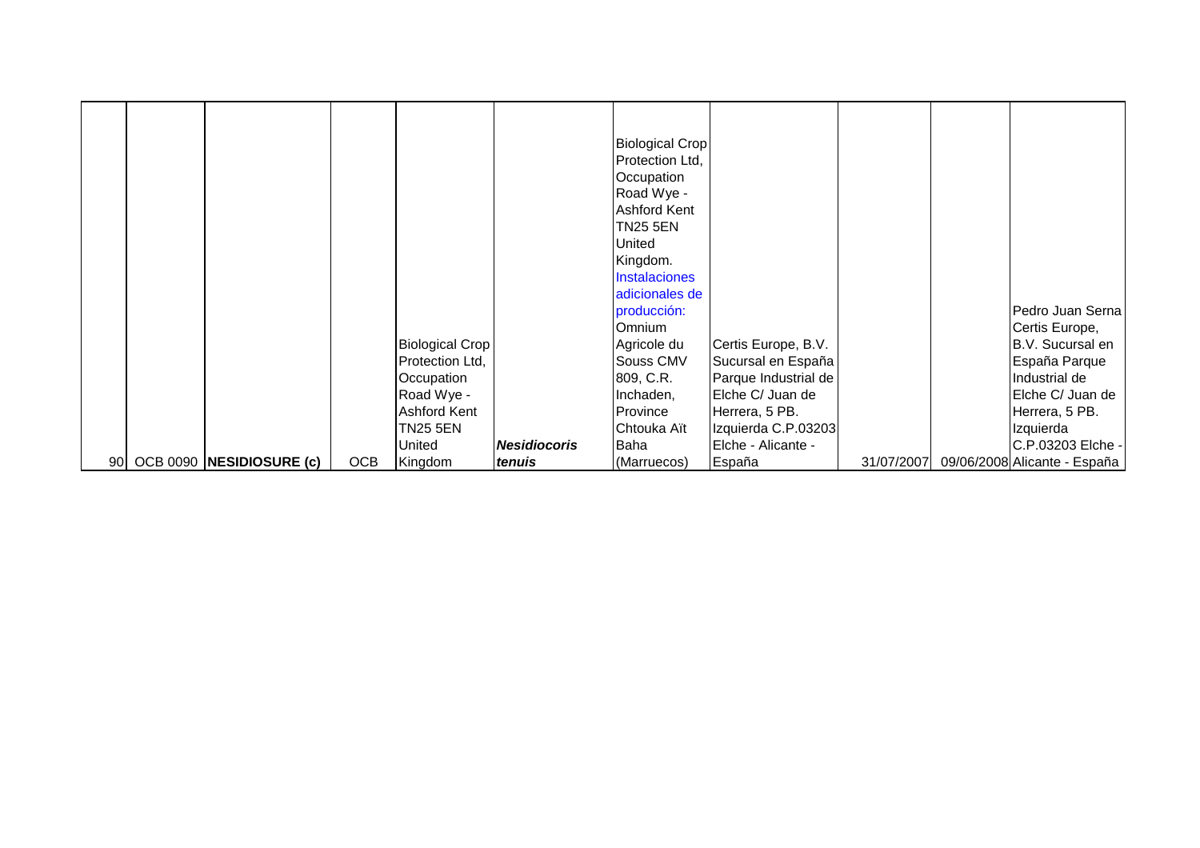| 90 | OCB 0090 | **NESIDIOSURE (c)** | OCB | Biological Crop Protection Ltd, Occupation Road Wye - Ashford Kent TN25 5EN United Kingdom | ***Nesidiocoris tenuis*** | Biological Crop Protection Ltd, Occupation Road Wye - Ashford Kent TN25 5EN United Kingdom. Instalaciones adicionales de producción: Omnium Agricole du Souss CMV 809, C.R. Inchaden, Province Chtouka Aït Baha (Marruecos) | Certis Europe, B.V. Sucursal en España Parque Industrial de Elche C/ Juan de Herrera, 5 PB. Izquierda C.P.03203 Elche - Alicante - España | 31/07/2007 | 09/06/2008 | Pedro Juan Serna Certis Europe, B.V. Sucursal en España Parque Industrial de Elche C/ Juan de Herrera, 5 PB. Izquierda C.P.03203 Elche - Alicante - España |
|---|---|---|---|---|---|---|---|---|---|---|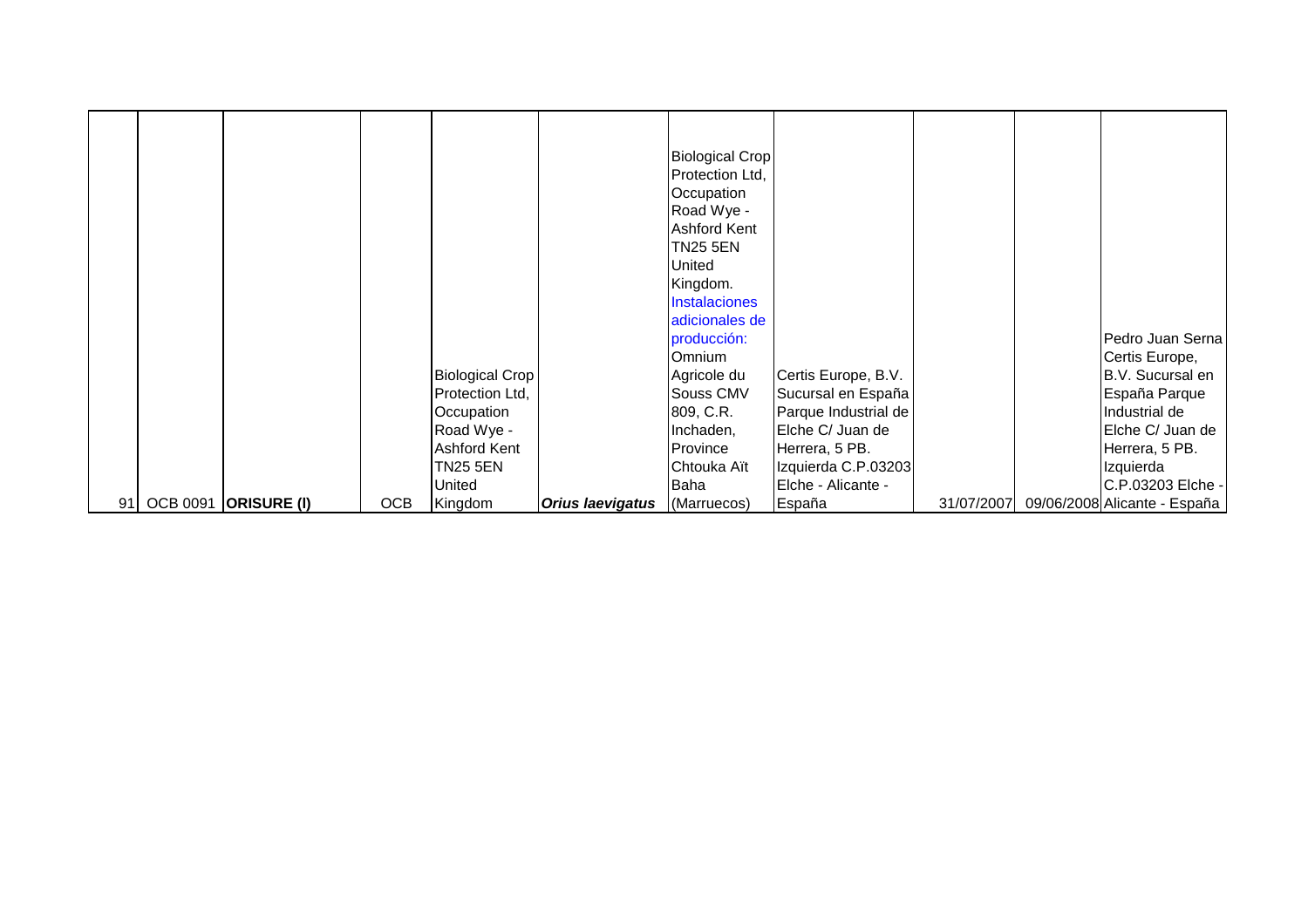| | | | | | | | | | | |
|---|---|---|---|---|---|---|---|---|---|---|
| 91 | OCB 0091 | **ORISURE (I)** | OCB | Biological Crop Protection Ltd, Occupation Road Wye - Ashford Kent TN25 5EN United Kingdom | ***Orius laevigatus*** | Biological Crop Protection Ltd, Occupation Road Wye - Ashford Kent TN25 5EN United Kingdom. Instalaciones adicionales de producción: Omnium Agricole du Souss CMV 809, C.R. Inchaden, Province Chtouka Aït Baha (Marruecos) | Certis Europe, B.V. Sucursal en España Parque Industrial de Elche C/ Juan de Herrera, 5 PB. Izquierda C.P.03203 Elche - Alicante - España | 31/07/2007 | 09/06/2008 | Pedro Juan Serna Certis Europe, B.V. Sucursal en España Parque Industrial de Elche C/ Juan de Herrera, 5 PB. Izquierda C.P.03203 Elche - Alicante - España |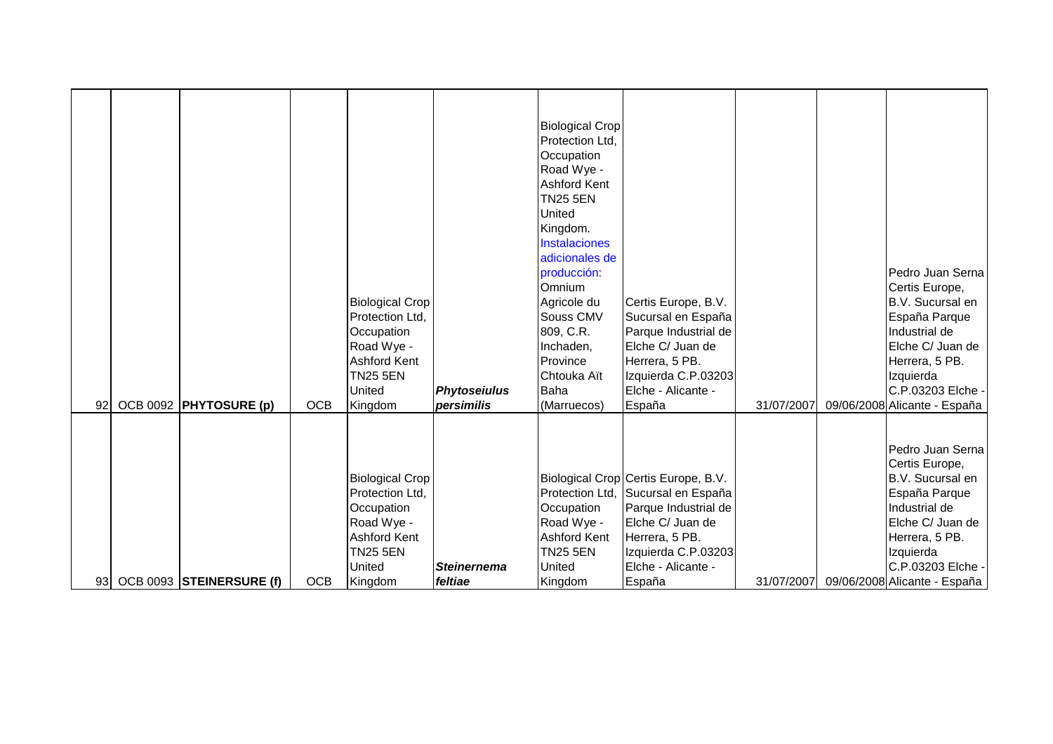| | | | | | | | | | | |
|---|---|---|---|---|---|---|---|---|---|---|
| 92 | OCB 0092 | **PHYTOSURE (p)** | OCB | Biological Crop Protection Ltd, Occupation Road Wye - Ashford Kent TN25 5EN United Kingdom | ***Phytoseiulus persimilis*** | Biological Crop Protection Ltd, Occupation Road Wye - Ashford Kent TN25 5EN United Kingdom. Instalaciones adicionales de producción: Omnium Agricole du Souss CMV 809, C.R. Inchaden, Province Chtouka Aït Baha (Marruecos) | Certis Europe, B.V. Sucursal en España Parque Industrial de Elche C/ Juan de Herrera, 5 PB. Izquierda C.P.03203 Elche - Alicante - España | 31/07/2007 | 09/06/2008 | Pedro Juan Serna Certis Europe, B.V. Sucursal en España Parque Industrial de Elche C/ Juan de Herrera, 5 PB. Izquierda C.P.03203 Elche - Alicante - España |
| 93 | OCB 0093 | **STEINERSURE (f)** | OCB | Biological Crop Protection Ltd, Occupation Road Wye - Ashford Kent TN25 5EN United Kingdom | ***Steinernema feltiae*** | Biological Crop Protection Ltd, Occupation Road Wye - Ashford Kent TN25 5EN United Kingdom | Certis Europe, B.V. Sucursal en España Parque Industrial de Elche C/ Juan de Herrera, 5 PB. Izquierda C.P.03203 Elche - Alicante - España | 31/07/2007 | 09/06/2008 | Pedro Juan Serna Certis Europe, B.V. Sucursal en España Parque Industrial de Elche C/ Juan de Herrera, 5 PB. Izquierda C.P.03203 Elche - Alicante - España |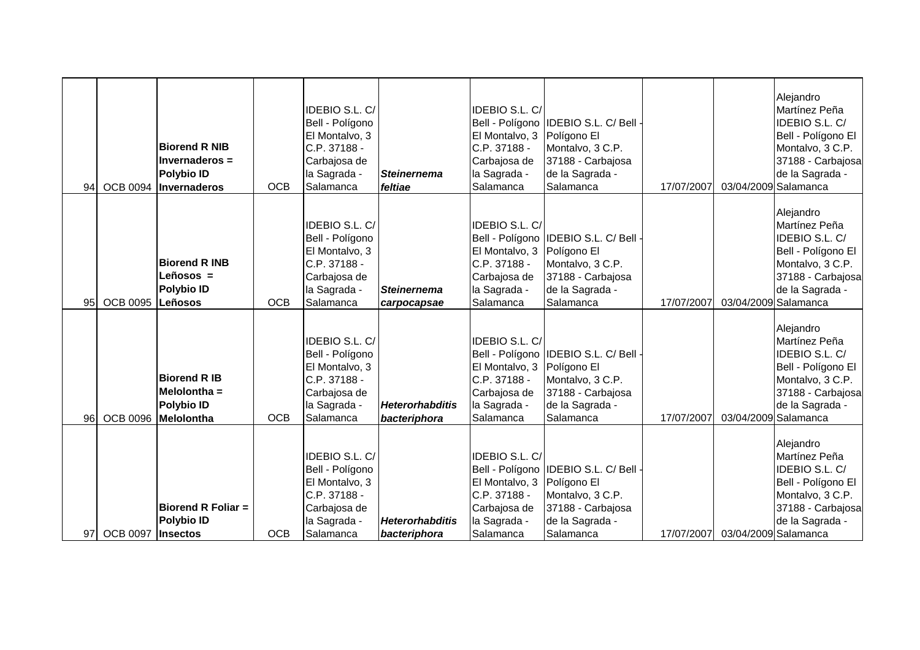| | | | | | | | | | | |
|---|---|---|---|---|---|---|---|---|---|---|
| 94 | OCB 0094 | **Biorend R NIB Invernaderos = Polybio ID Invernaderos** | OCB | IDEBIO S.L. C/ Bell - Polígono El Montalvo, 3 C.P. 37188 - Carbajosa de la Sagrada - Salamanca | ***Steinernema feltiae*** | IDEBIO S.L. C/ Bell - Polígono El Montalvo, 3 C.P. 37188 - Carbajosa de la Sagrada - Salamanca | IDEBIO S.L. C/ Bell - Polígono El Montalvo, 3 C.P. 37188 - Carbajosa de la Sagrada - Salamanca | 17/07/2007 | 03/04/2009 | Alejandro Martínez Peña IDEBIO S.L. C/ Bell - Polígono El Montalvo, 3 C.P. 37188 - Carbajosa de la Sagrada - Salamanca |
| 95 | OCB 0095 | **Biorend R INB Leñosos = Polybio ID Leñosos** | OCB | IDEBIO S.L. C/ Bell - Polígono El Montalvo, 3 C.P. 37188 - Carbajosa de la Sagrada - Salamanca | ***Steinernema carpocapsae*** | IDEBIO S.L. C/ Bell - Polígono El Montalvo, 3 C.P. 37188 - Carbajosa de la Sagrada - Salamanca | IDEBIO S.L. C/ Bell - Polígono El Montalvo, 3 C.P. 37188 - Carbajosa de la Sagrada - Salamanca | 17/07/2007 | 03/04/2009 | Alejandro Martínez Peña IDEBIO S.L. C/ Bell - Polígono El Montalvo, 3 C.P. 37188 - Carbajosa de la Sagrada - Salamanca |
| 96 | OCB 0096 | **Biorend R IB Melolontha = Polybio ID Melolontha** | OCB | IDEBIO S.L. C/ Bell - Polígono El Montalvo, 3 C.P. 37188 - Carbajosa de la Sagrada - Salamanca | ***Heterorhabditis bacteriphora*** | IDEBIO S.L. C/ Bell - Polígono El Montalvo, 3 C.P. 37188 - Carbajosa de la Sagrada - Salamanca | IDEBIO S.L. C/ Bell - Polígono El Montalvo, 3 C.P. 37188 - Carbajosa de la Sagrada - Salamanca | 17/07/2007 | 03/04/2009 | Alejandro Martínez Peña IDEBIO S.L. C/ Bell - Polígono El Montalvo, 3 C.P. 37188 - Carbajosa de la Sagrada - Salamanca |
| 97 | OCB 0097 | **Biorend R Foliar = Polybio ID Insectos** | OCB | IDEBIO S.L. C/ Bell - Polígono El Montalvo, 3 C.P. 37188 - Carbajosa de la Sagrada - Salamanca | ***Heterorhabditis bacteriphora*** | IDEBIO S.L. C/ Bell - Polígono El Montalvo, 3 C.P. 37188 - Carbajosa de la Sagrada - Salamanca | IDEBIO S.L. C/ Bell - Polígono El Montalvo, 3 C.P. 37188 - Carbajosa de la Sagrada - Salamanca | 17/07/2007 | 03/04/2009 | Alejandro Martínez Peña IDEBIO S.L. C/ Bell - Polígono El Montalvo, 3 C.P. 37188 - Carbajosa de la Sagrada - Salamanca |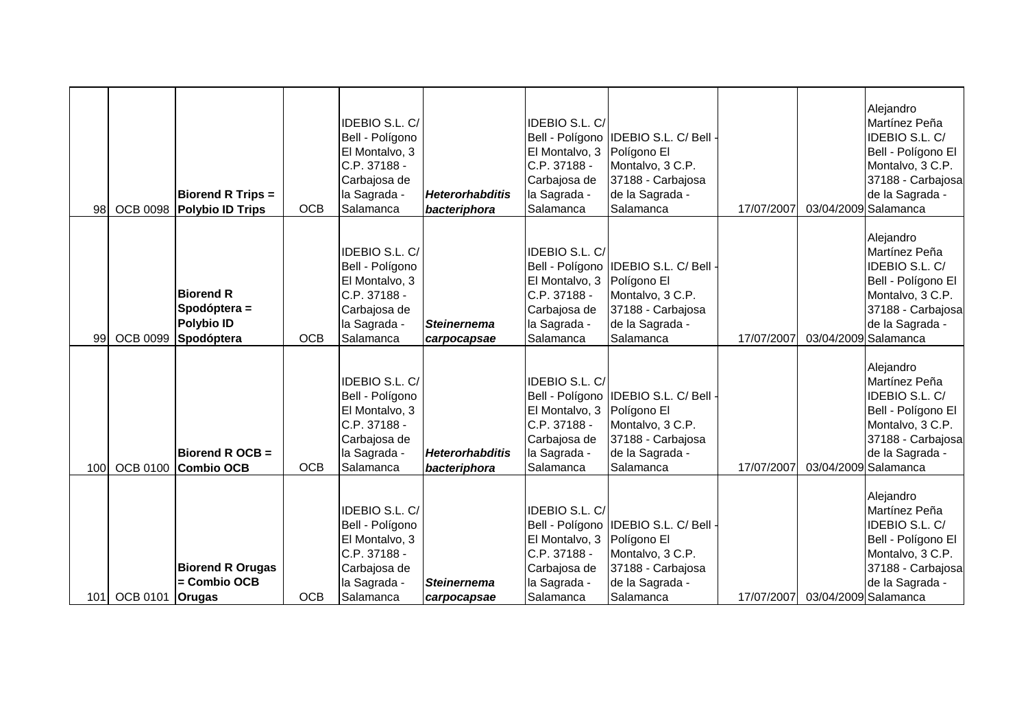| | | | | | | | | | | |
|---|---|---|---|---|---|---|---|---|---|---|
| 98 | OCB 0098 | **Biorend R Trips = Polybio ID Trips** | OCB | IDEBIO S.L. C/ Bell - Polígono El Montalvo, 3 C.P. 37188 - Carbajosa de la Sagrada - Salamanca | ***Heterorhabditis bacteriphora*** | IDEBIO S.L. C/ Bell - Polígono El Montalvo, 3 C.P. 37188 - Carbajosa de la Sagrada - Salamanca | IDEBIO S.L. C/ Bell - Polígono El Montalvo, 3 C.P. 37188 - Carbajosa de la Sagrada - Salamanca | 17/07/2007 | 03/04/2009 | Alejandro Martínez Peña IDEBIO S.L. C/ Bell - Polígono El Montalvo, 3 C.P. 37188 - Carbajosa de la Sagrada - Salamanca |
| 99 | OCB 0099 | **Biorend R Spodóptera = Polybio ID Spodóptera** | OCB | IDEBIO S.L. C/ Bell - Polígono El Montalvo, 3 C.P. 37188 - Carbajosa de la Sagrada - Salamanca | ***Steinernema carpocapsae*** | IDEBIO S.L. C/ Bell - Polígono El Montalvo, 3 C.P. 37188 - Carbajosa de la Sagrada - Salamanca | IDEBIO S.L. C/ Bell - Polígono El Montalvo, 3 C.P. 37188 - Carbajosa de la Sagrada - Salamanca | 17/07/2007 | 03/04/2009 | Alejandro Martínez Peña IDEBIO S.L. C/ Bell - Polígono El Montalvo, 3 C.P. 37188 - Carbajosa de la Sagrada - Salamanca |
| 100 | OCB 0100 | **Biorend R OCB = Combio OCB** | OCB | IDEBIO S.L. C/ Bell - Polígono El Montalvo, 3 C.P. 37188 - Carbajosa de la Sagrada - Salamanca | ***Heterorhabditis bacteriphora*** | IDEBIO S.L. C/ Bell - Polígono El Montalvo, 3 C.P. 37188 - Carbajosa de la Sagrada - Salamanca | IDEBIO S.L. C/ Bell - Polígono El Montalvo, 3 C.P. 37188 - Carbajosa de la Sagrada - Salamanca | 17/07/2007 | 03/04/2009 | Alejandro Martínez Peña IDEBIO S.L. C/ Bell - Polígono El Montalvo, 3 C.P. 37188 - Carbajosa de la Sagrada - Salamanca |
| 101 | OCB 0101 | **Biorend R Orugas = Combio OCB Orugas** | OCB | IDEBIO S.L. C/ Bell - Polígono El Montalvo, 3 C.P. 37188 - Carbajosa de la Sagrada - Salamanca | ***Steinernema carpocapsae*** | IDEBIO S.L. C/ Bell - Polígono El Montalvo, 3 C.P. 37188 - Carbajosa de la Sagrada - Salamanca | IDEBIO S.L. C/ Bell - Polígono El Montalvo, 3 C.P. 37188 - Carbajosa de la Sagrada - Salamanca | 17/07/2007 | 03/04/2009 | Alejandro Martínez Peña IDEBIO S.L. C/ Bell - Polígono El Montalvo, 3 C.P. 37188 - Carbajosa de la Sagrada - Salamanca |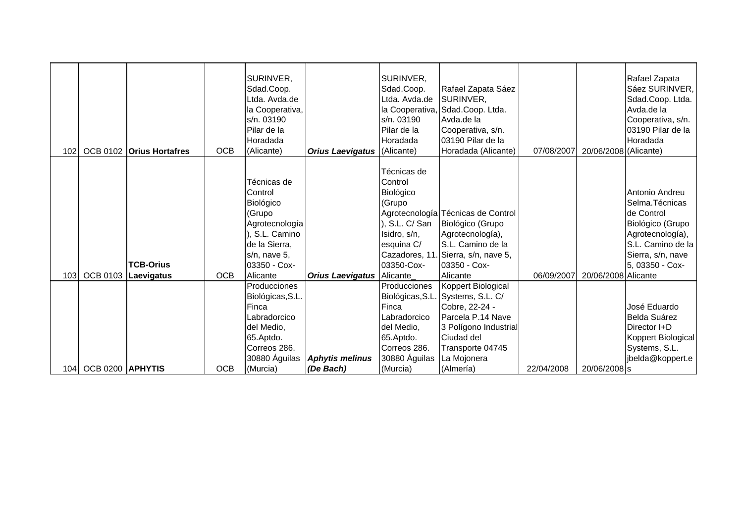| | | | | | | | | | | |
|---|---|---|---|---|---|---|---|---|---|---|
| 102 | OCB 0102 | **Orius Hortafres** | OCB | SURINVER, Sdad.Coop. Ltda. Avda.de la Cooperativa, s/n. 03190 Pilar de la Horadada (Alicante) | ***Orius Laevigatus*** | SURINVER, Sdad.Coop. Ltda. Avda.de la Cooperativa, s/n. 03190 Pilar de la Horadada (Alicante) | Rafael Zapata Sáez SURINVER, Sdad.Coop. Ltda. Avda.de la Cooperativa, s/n. 03190 Pilar de la Horadada (Alicante) | 07/08/2007 | 20/06/2008 | Rafael Zapata Sáez SURINVER, Sdad.Coop. Ltda. Avda.de la Cooperativa, s/n. 03190 Pilar de la Horadada (Alicante) |
| 103 | OCB 0103 | **TCB-Orius Laevigatus** | OCB | Técnicas de Control Biológico (Grupo Agrotecnología), S.L. Camino de la Sierra, s/n, nave 5, 03350 - Cox-Alicante | ***Orius Laevigatus*** | Técnicas de Control Biológico (Grupo Agrotecnología), S.L. C/ San Isidro, s/n, esquina C/ Cazadores, 11. 03350-Cox-Alicante_ | Técnicas de Control Biológico (Grupo Agrotecnología), S.L. Camino de la Sierra, s/n, nave 5, 03350 - Cox-Alicante | 06/09/2007 | 20/06/2008 | Antonio Andreu Selma.Técnicas de Control Biológico (Grupo Agrotecnología), S.L. Camino de la Sierra, s/n, nave 5, 03350 - Cox-Alicante |
| 104 | OCB 0200 | **APHYTIS** | OCB | Producciones Biológicas,S.L. Finca Labradorcico del Medio, 65.Aptdo. Correos 286. 30880 Águilas (Murcia) | ***Aphytis melinus (De Bach)*** | Producciones Biológicas,S.L. Finca Labradorcico del Medio, 65.Aptdo. Correos 286. 30880 Águilas (Murcia) | Koppert Biological Systems, S.L. C/ Cobre, 22-24 - Parcela P.14 Nave 3 Polígono Industrial Ciudad del Transporte 04745 La Mojonera (Almería) | 22/04/2008 | 20/06/2008 | José Eduardo Belda Suárez Director I+D Koppert Biological Systems, S.L. jbelda@koppert.es |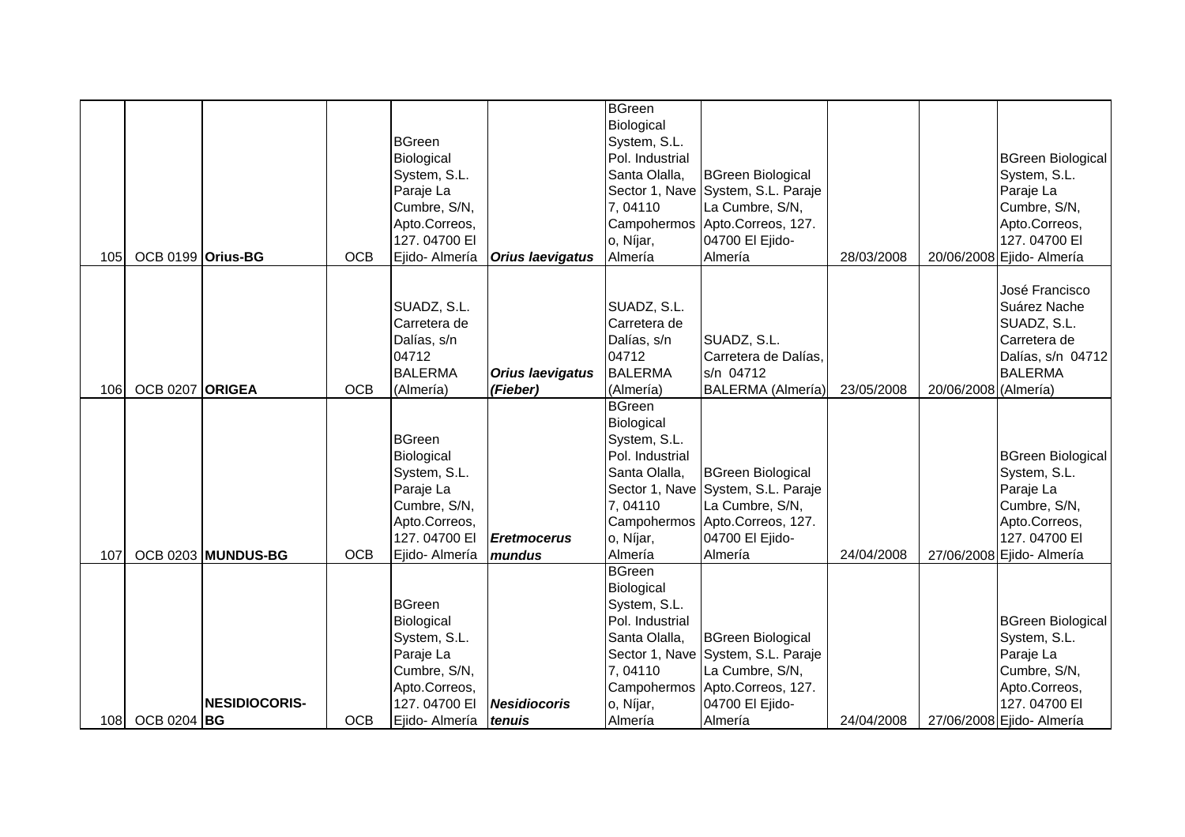| | | | | | | | | | | |
|---|---|---|---|---|---|---|---|---|---|---|
| 105 | OCB 0199 | **Orius-BG** | OCB | BGreen Biological System, S.L. Paraje La Cumbre, S/N, Apto.Correos, 127. 04700 El Ejido- Almería | ***Orius laevigatus*** | BGreen Biological System, S.L. Pol. Industrial Santa Olalla, Sector 1, Nave 7, 04110 Campohermoso, Níjar, Almería | BGreen Biological System, S.L. Paraje La Cumbre, S/N, Apto.Correos, 127. 04700 El Ejido- Almería | 28/03/2008 | 20/06/2008 | BGreen Biological System, S.L. Paraje La Cumbre, S/N, Apto.Correos, 127. 04700 El Ejido- Almería |
| 106 | OCB 0207 | **ORIGEA** | OCB | SUADZ, S.L. Carretera de Dalías, s/n 04712 BALERMA (Almería) | ***Orius laevigatus (Fieber)*** | SUADZ, S.L. Carretera de Dalías, s/n 04712 BALERMA (Almería) | SUADZ, S.L. Carretera de Dalías, s/n 04712 BALERMA (Almería) | 23/05/2008 | 20/06/2008 | José Francisco Suárez Nache SUADZ, S.L. Carretera de Dalías, s/n 04712 BALERMA (Almería) |
| 107 | OCB 0203 | **MUNDUS-BG** | OCB | BGreen Biological System, S.L. Paraje La Cumbre, S/N, Apto.Correos, 127. 04700 El Ejido- Almería | ***Eretmocerus mundus*** | BGreen Biological System, S.L. Pol. Industrial Santa Olalla, Sector 1, Nave 7, 04110 Campohermoso, Níjar, Almería | BGreen Biological System, S.L. Paraje La Cumbre, S/N, Apto.Correos, 127. 04700 El Ejido- Almería | 24/04/2008 | 27/06/2008 | BGreen Biological System, S.L. Paraje La Cumbre, S/N, Apto.Correos, 127. 04700 El Ejido- Almería |
| 108 | OCB 0204 | **NESIDIOCORIS-BG** | OCB | BGreen Biological System, S.L. Paraje La Cumbre, S/N, Apto.Correos, 127. 04700 El Ejido- Almería | ***Nesidiocoris tenuis*** | BGreen Biological System, S.L. Pol. Industrial Santa Olalla, Sector 1, Nave 7, 04110 Campohermoso, Níjar, Almería | BGreen Biological System, S.L. Paraje La Cumbre, S/N, Apto.Correos, 127. 04700 El Ejido- Almería | 24/04/2008 | 27/06/2008 | BGreen Biological System, S.L. Paraje La Cumbre, S/N, Apto.Correos, 127. 04700 El Ejido- Almería |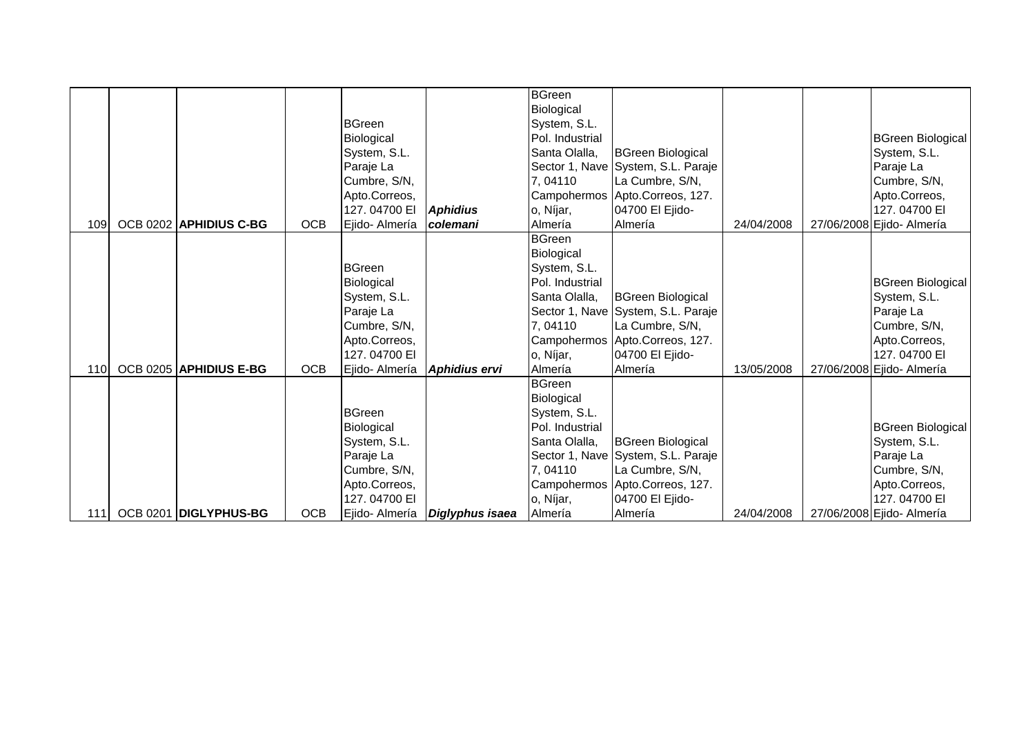| | | | | | | | | | | |
|---|---|---|---|---|---|---|---|---|---|---|
| 109 | OCB 0202 | **APHIDIUS C-BG** | OCB | BGreen Biological System, S.L. Paraje La Cumbre, S/N, Apto.Correos, 127. 04700 El Ejido- Almería | ***Aphidius colemani*** | BGreen Biological System, S.L. Pol. Industrial Santa Olalla, Sector 1, Nave 7, 04110 Campohermoso, Níjar, Almería | BGreen Biological System, S.L. Paraje La Cumbre, S/N, Apto.Correos, 127. 04700 El Ejido- Almería | 24/04/2008 | 27/06/2008 | BGreen Biological System, S.L. Paraje La Cumbre, S/N, Apto.Correos, 127. 04700 El Ejido- Almería |
| 110 | OCB 0205 | **APHIDIUS E-BG** | OCB | BGreen Biological System, S.L. Paraje La Cumbre, S/N, Apto.Correos, 127. 04700 El Ejido- Almería | ***Aphidius ervi*** | BGreen Biological System, S.L. Pol. Industrial Santa Olalla, Sector 1, Nave 7, 04110 Campohermoso, Níjar, Almería | BGreen Biological System, S.L. Paraje La Cumbre, S/N, Apto.Correos, 127. 04700 El Ejido- Almería | 13/05/2008 | 27/06/2008 | BGreen Biological System, S.L. Paraje La Cumbre, S/N, Apto.Correos, 127. 04700 El Ejido- Almería |
| 111 | OCB 0201 | **DIGLYPHUS-BG** | OCB | BGreen Biological System, S.L. Paraje La Cumbre, S/N, Apto.Correos, 127. 04700 El Ejido- Almería | ***Diglyphus isaea*** | BGreen Biological System, S.L. Pol. Industrial Santa Olalla, Sector 1, Nave 7, 04110 Campohermoso, Níjar, Almería | BGreen Biological System, S.L. Paraje La Cumbre, S/N, Apto.Correos, 127. 04700 El Ejido- Almería | 24/04/2008 | 27/06/2008 | BGreen Biological System, S.L. Paraje La Cumbre, S/N, Apto.Correos, 127. 04700 El Ejido- Almería |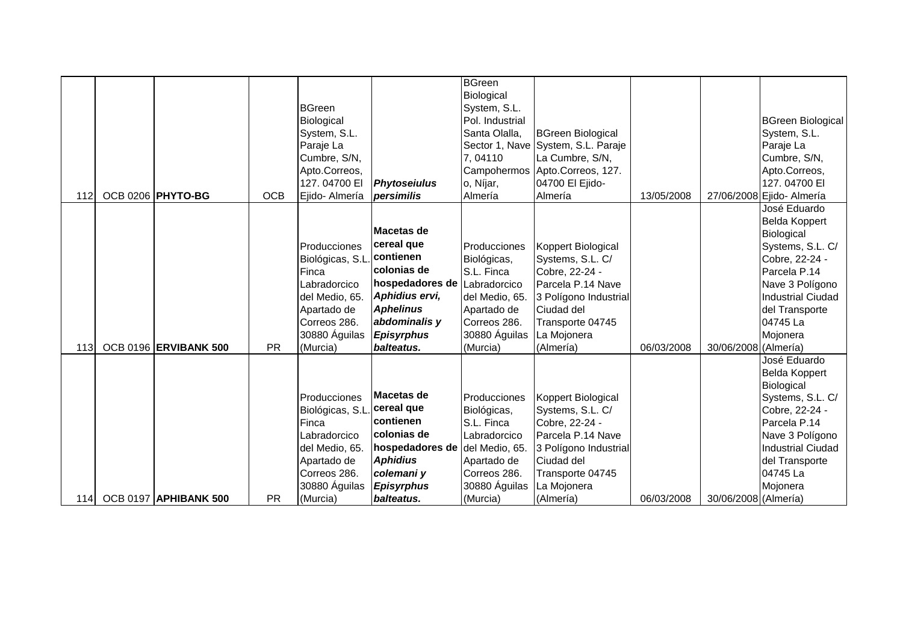| | | | | | | | | | | |
|---|---|---|---|---|---|---|---|---|---|---|
| 112 | OCB 0206 | **PHYTO-BG** | OCB | BGreen Biological System, S.L. Paraje La Cumbre, S/N, Apto.Correos, 127. 04700 El Ejido- Almería | ***Phytoseiulus persimilis*** | BGreen Biological System, S.L. Pol. Industrial Santa Olalla, Sector 1, Nave 7, 04110 Campohermoso, Níjar, Almería | BGreen Biological System, S.L. Paraje La Cumbre, S/N, Apto.Correos, 127. 04700 El Ejido- Almería | 13/05/2008 | 27/06/2008 | BGreen Biological System, S.L. Paraje La Cumbre, S/N, Apto.Correos, 127. 04700 El Ejido- Almería |
| 113 | OCB 0196 | **ERVIBANK 500** | PR | Producciones Biológicas, S.L. Finca Labradorcico del Medio, 65. Apartado de Correos 286. 30880 Águilas (Murcia) | **Macetas de cereal que contienen colonias de hospedadores de *Aphidius ervi, Aphelinus abdominalis* y *Episyrphus balteatus.*** | Producciones Biológicas, S.L. Finca Labradorcico del Medio, 65. Apartado de Correos 286. 30880 Águilas (Murcia) | Koppert Biological Systems, S.L. C/ Cobre, 22-24 - Parcela P.14 Nave 3 Polígono Industrial Ciudad del Transporte 04745 La Mojonera (Almería) | 06/03/2008 | 30/06/2008 | José Eduardo Belda Koppert Biological Systems, S.L. C/ Cobre, 22-24 - Parcela P.14 Nave 3 Polígono Industrial Ciudad del Transporte 04745 La Mojonera (Almería) |
| 114 | OCB 0197 | **APHIBANK 500** | PR | Producciones Biológicas, S.L. Finca Labradorcico del Medio, 65. Apartado de Correos 286. 30880 Águilas (Murcia) | **Macetas de cereal que contienen colonias de hospedadores de *Aphidius colemani* y *Episyrphus balteatus.*** | Producciones Biológicas, S.L. Finca Labradorcico del Medio, 65. Apartado de Correos 286. 30880 Águilas (Murcia) | Koppert Biological Systems, S.L. C/ Cobre, 22-24 - Parcela P.14 Nave 3 Polígono Industrial Ciudad del Transporte 04745 La Mojonera (Almería) | 06/03/2008 | 30/06/2008 | José Eduardo Belda Koppert Biological Systems, S.L. C/ Cobre, 22-24 - Parcela P.14 Nave 3 Polígono Industrial Ciudad del Transporte 04745 La Mojonera (Almería) |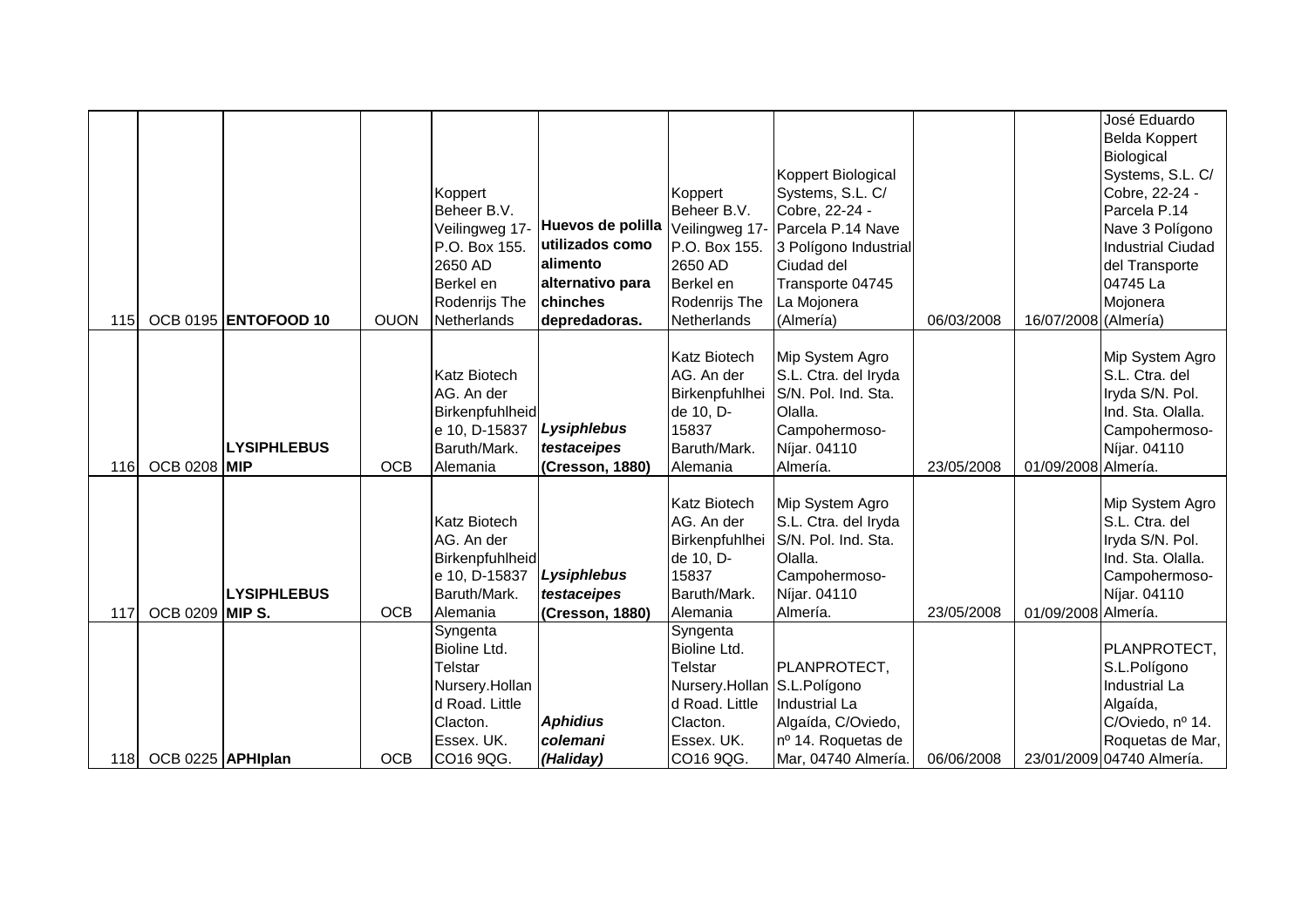| | | | | | | | | | | |
|---|---|---|---|---|---|---|---|---|---|---|
| 115 | OCB 0195 | **ENTOFOOD 10** | OUON | Koppert Beheer B.V. Veilingweg 17- P.O. Box 155. 2650 AD Berkel en Rodenrijs The Netherlands | **Huevos de polilla utilizados como alimento alternativo para chinches depredadoras.** | Koppert Beheer B.V. Veilingweg 17- P.O. Box 155. 2650 AD Berkel en Rodenrijs The Netherlands | Koppert Biological Systems, S.L. C/ Cobre, 22-24 - Parcela P.14 Nave 3 Polígono Industrial Ciudad del Transporte 04745 La Mojonera (Almería) | 06/03/2008 | 16/07/2008 | José Eduardo Belda Koppert Biological Systems, S.L. C/ Cobre, 22-24 - Parcela P.14 Nave 3 Polígono Industrial Ciudad del Transporte 04745 La Mojonera (Almería) |
| 116 | OCB 0208 | **LYSIPHLEBUS MIP** | OCB | Katz Biotech AG. An der Birkenpfuhlheide 10, D-15837 Baruth/Mark. Alemania | ***Lysiphlebus testaceipes* (Cresson, 1880)** | Katz Biotech AG. An der Birkenpfuhlheide 10, D-15837 Baruth/Mark. Alemania | Mip System Agro S.L. Ctra. del Iryda S/N. Pol. Ind. Sta. Olalla. Campohermoso-Níjar. 04110 Almería. | 23/05/2008 | 01/09/2008 | Mip System Agro S.L. Ctra. del Iryda S/N. Pol. Ind. Sta. Olalla. Campohermoso-Níjar. 04110 Almería. |
| 117 | OCB 0209 | **LYSIPHLEBUS MIP S.** | OCB | Katz Biotech AG. An der Birkenpfuhlheide 10, D-15837 Baruth/Mark. Alemania | ***Lysiphlebus testaceipes* (Cresson, 1880)** | Katz Biotech AG. An der Birkenpfuhlheide 10, D-15837 Baruth/Mark. Alemania | Mip System Agro S.L. Ctra. del Iryda S/N. Pol. Ind. Sta. Olalla. Campohermoso-Níjar. 04110 Almería. | 23/05/2008 | 01/09/2008 | Mip System Agro S.L. Ctra. del Iryda S/N. Pol. Ind. Sta. Olalla. Campohermoso-Níjar. 04110 Almería. |
| 118 | OCB 0225 | **APHIplan** | OCB | Syngenta Bioline Ltd. Telstar Nursery.Holland Road. Little Clacton. Essex. UK. CO16 9QG. | ***Aphidius colemani (Haliday)*** | Syngenta Bioline Ltd. Telstar Nursery.Holland Road. Little Clacton. Essex. UK. CO16 9QG. | PLANPROTECT, S.L.Polígono Industrial La Algaída, C/Oviedo, nº 14. Roquetas de Mar, 04740 Almería. | 06/06/2008 | 23/01/2009 | PLANPROTECT, S.L.Polígono Industrial La Algaída, C/Oviedo, nº 14. Roquetas de Mar, 04740 Almería. |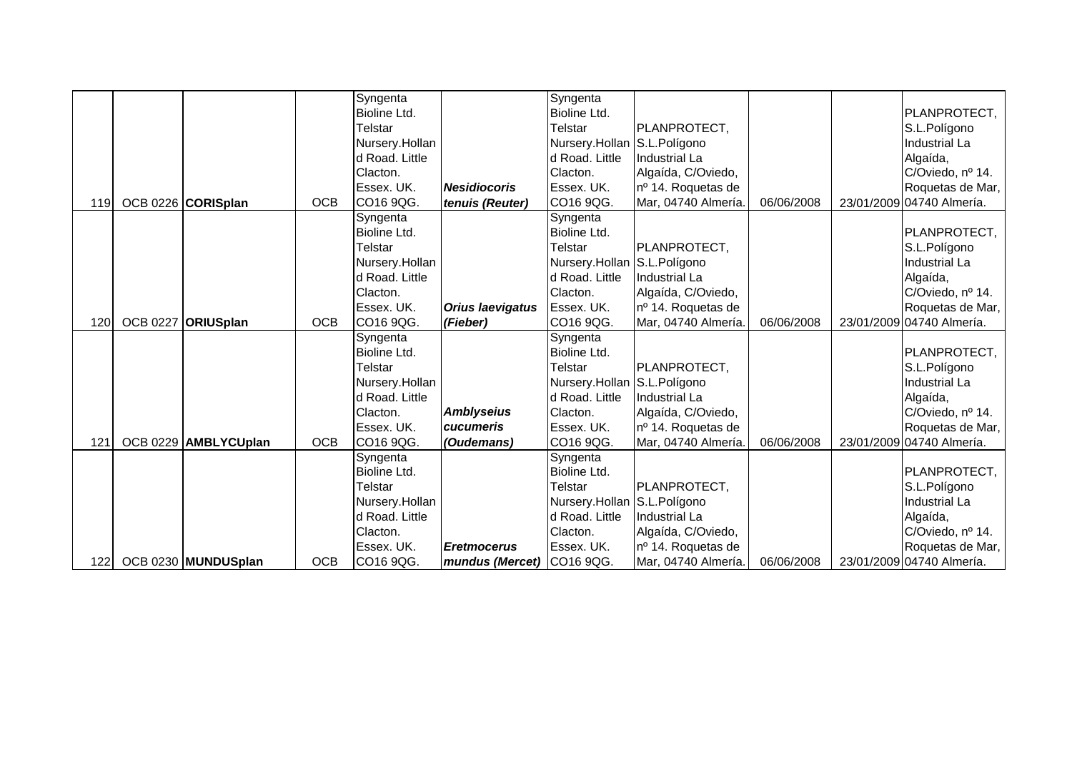| | | | | | | | | | | |
|---|---|---|---|---|---|---|---|---|---|---|
| 119 | OCB 0226 | **CORISplan** | OCB | Syngenta Bioline Ltd. Telstar Nursery.Holland Road. Little Clacton. Essex. UK. CO16 9QG. | ***Nesidiocoris tenuis (Reuter)*** | Syngenta Bioline Ltd. Telstar Nursery.Holland Road. Little Clacton. Essex. UK. CO16 9QG. | PLANPROTECT, S.L.Polígono Industrial La Algaída, C/Oviedo, nº 14. Roquetas de Mar, 04740 Almería. | 06/06/2008 | 23/01/2009 | PLANPROTECT, S.L.Polígono Industrial La Algaída, C/Oviedo, nº 14. Roquetas de Mar, 04740 Almería. |
| 120 | OCB 0227 | **ORIUSplan** | OCB | Syngenta Bioline Ltd. Telstar Nursery.Holland Road. Little Clacton. Essex. UK. CO16 9QG. | ***Orius laevigatus (Fieber)*** | Syngenta Bioline Ltd. Telstar Nursery.Holland Road. Little Clacton. Essex. UK. CO16 9QG. | PLANPROTECT, S.L.Polígono Industrial La Algaída, C/Oviedo, nº 14. Roquetas de Mar, 04740 Almería. | 06/06/2008 | 23/01/2009 | PLANPROTECT, S.L.Polígono Industrial La Algaída, C/Oviedo, nº 14. Roquetas de Mar, 04740 Almería. |
| 121 | OCB 0229 | **AMBLYCUplan** | OCB | Syngenta Bioline Ltd. Telstar Nursery.Holland Road. Little Clacton. Essex. UK. CO16 9QG. | ***Amblyseius cucumeris (Oudemans)*** | Syngenta Bioline Ltd. Telstar Nursery.Holland Road. Little Clacton. Essex. UK. CO16 9QG. | PLANPROTECT, S.L.Polígono Industrial La Algaída, C/Oviedo, nº 14. Roquetas de Mar, 04740 Almería. | 06/06/2008 | 23/01/2009 | PLANPROTECT, S.L.Polígono Industrial La Algaída, C/Oviedo, nº 14. Roquetas de Mar, 04740 Almería. |
| 122 | OCB 0230 | **MUNDUSplan** | OCB | Syngenta Bioline Ltd. Telstar Nursery.Holland Road. Little Clacton. Essex. UK. CO16 9QG. | ***Eretmocerus mundus (Mercet)*** | Syngenta Bioline Ltd. Telstar Nursery.Holland Road. Little Clacton. Essex. UK. CO16 9QG. | PLANPROTECT, S.L.Polígono Industrial La Algaída, C/Oviedo, nº 14. Roquetas de Mar, 04740 Almería. | 06/06/2008 | 23/01/2009 | PLANPROTECT, S.L.Polígono Industrial La Algaída, C/Oviedo, nº 14. Roquetas de Mar, 04740 Almería. |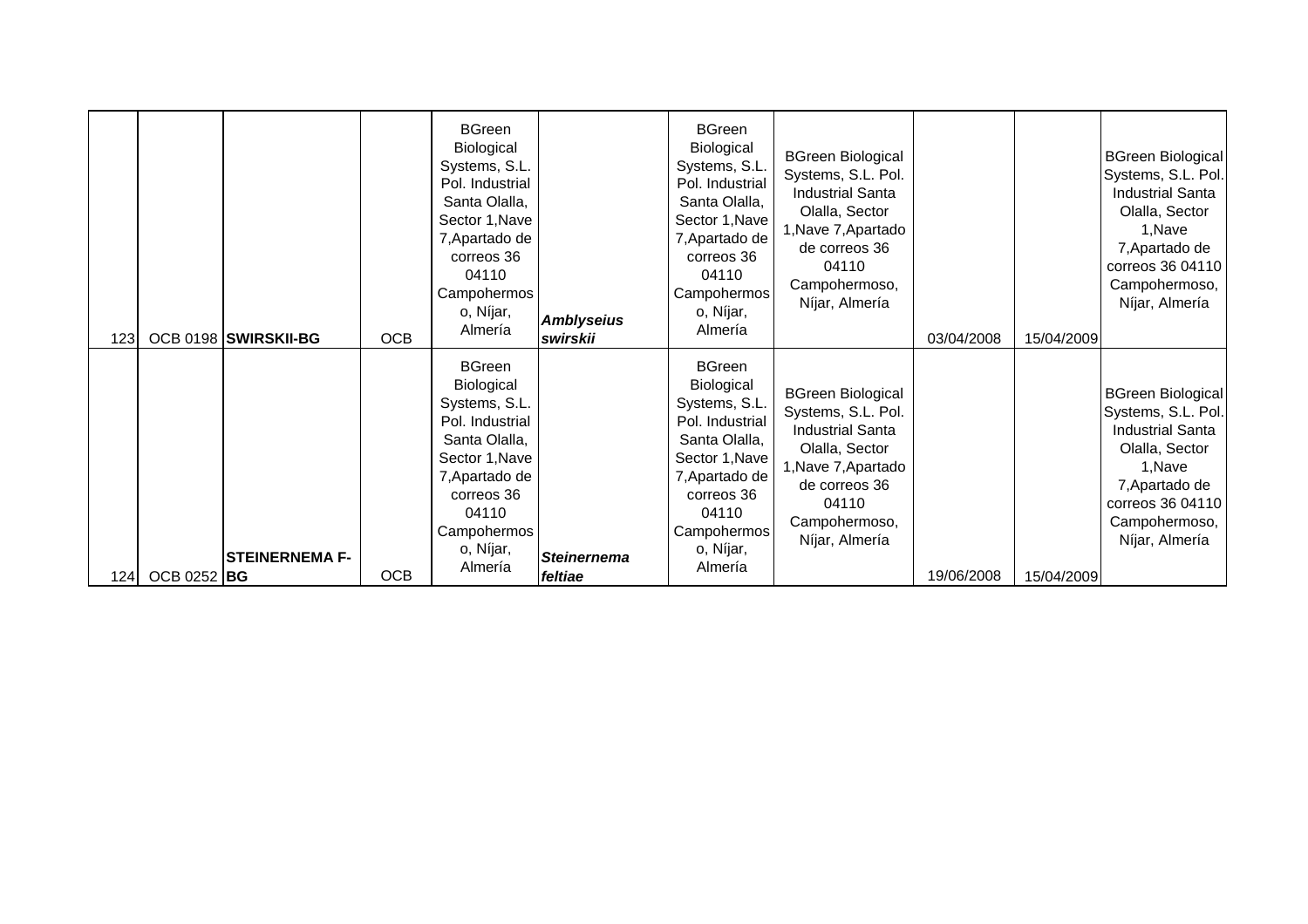| | | | | | | | | | | |
|---|---|---|---|---|---|---|---|---|---|---|
| 123 | OCB 0198 | **SWIRSKII-BG** | OCB | BGreen Biological Systems, S.L. Pol. Industrial Santa Olalla, Sector 1,Nave 7,Apartado de correos 36 04110 Campohermoso, Níjar, Almería | ***Amblyseius swirskii*** | BGreen Biological Systems, S.L. Pol. Industrial Santa Olalla, Sector 1,Nave 7,Apartado de correos 36 04110 Campohermoso, Níjar, Almería | BGreen Biological Systems, S.L. Pol. Industrial Santa Olalla, Sector 1,Nave 7,Apartado de correos 36 04110 Campohermoso, Níjar, Almería | 03/04/2008 | 15/04/2009 | BGreen Biological Systems, S.L. Pol. Industrial Santa Olalla, Sector 1,Nave 7,Apartado de correos 36 04110 Campohermoso, Níjar, Almería |
| 124 | OCB 0252 | **STEINERNEMA F-BG** | OCB | BGreen Biological Systems, S.L. Pol. Industrial Santa Olalla, Sector 1,Nave 7,Apartado de correos 36 04110 Campohermoso, Níjar, Almería | ***Steinernema feltiae*** | BGreen Biological Systems, S.L. Pol. Industrial Santa Olalla, Sector 1,Nave 7,Apartado de correos 36 04110 Campohermoso, Níjar, Almería | BGreen Biological Systems, S.L. Pol. Industrial Santa Olalla, Sector 1,Nave 7,Apartado de correos 36 04110 Campohermoso, Níjar, Almería | 19/06/2008 | 15/04/2009 | BGreen Biological Systems, S.L. Pol. Industrial Santa Olalla, Sector 1,Nave 7,Apartado de correos 36 04110 Campohermoso, Níjar, Almería |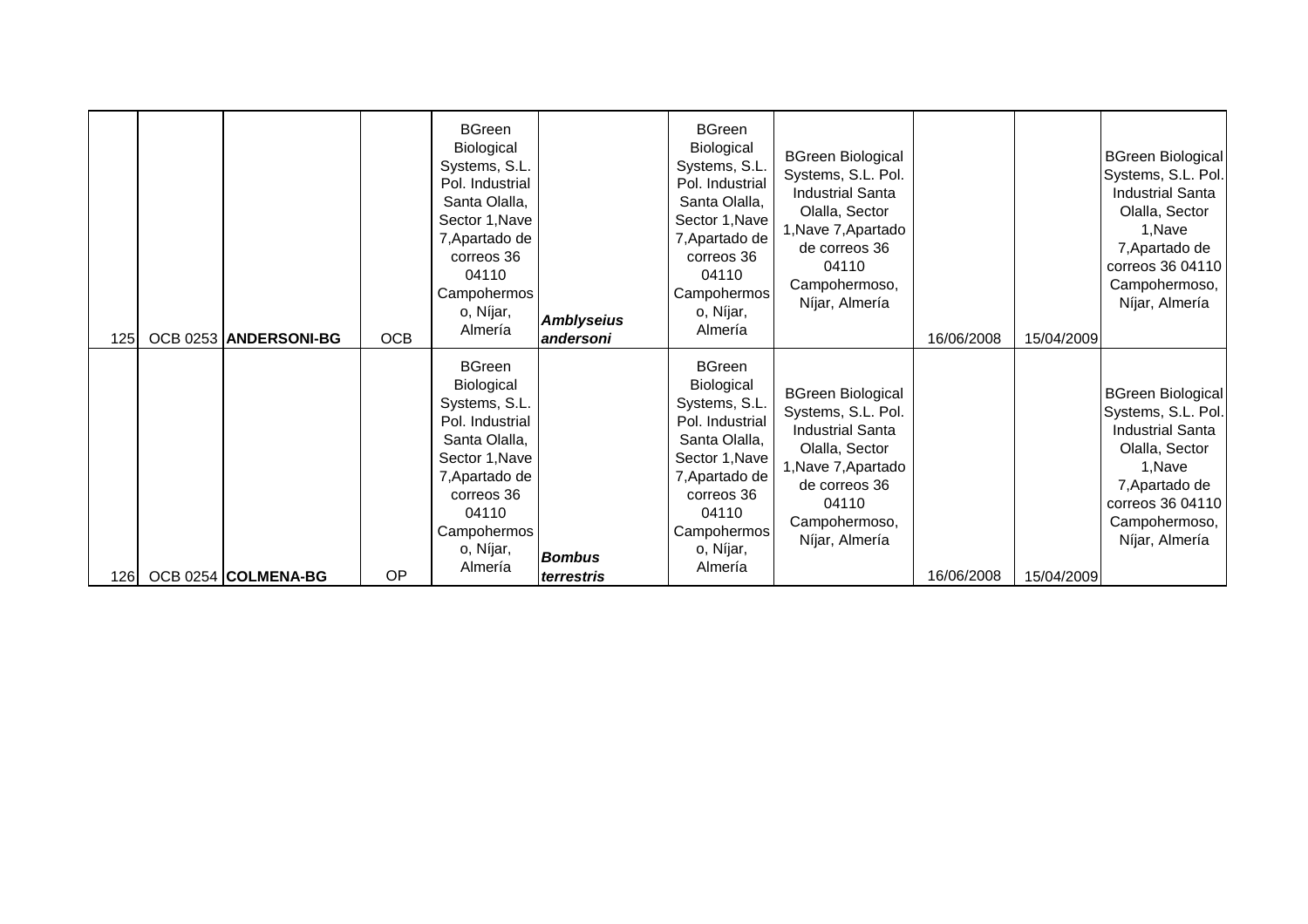| | | | | | | | | | | |
|---|---|---|---|---|---|---|---|---|---|---|
| 125 | OCB 0253 | **ANDERSONI-BG** | OCB | BGreen Biological Systems, S.L. Pol. Industrial Santa Olalla, Sector 1,Nave 7,Apartado de correos 36 04110 Campohermoso, Níjar, Almería | ***Amblyseius andersoni*** | BGreen Biological Systems, S.L. Pol. Industrial Santa Olalla, Sector 1,Nave 7,Apartado de correos 36 04110 Campohermoso, Níjar, Almería | BGreen Biological Systems, S.L. Pol. Industrial Santa Olalla, Sector 1,Nave 7,Apartado de correos 36 04110 Campohermoso, Níjar, Almería | 16/06/2008 | 15/04/2009 | BGreen Biological Systems, S.L. Pol. Industrial Santa Olalla, Sector 1,Nave 7,Apartado de correos 36 04110 Campohermoso, Níjar, Almería |
| 126 | OCB 0254 | **COLMENA-BG** | OP | BGreen Biological Systems, S.L. Pol. Industrial Santa Olalla, Sector 1,Nave 7,Apartado de correos 36 04110 Campohermoso, Níjar, Almería | ***Bombus terrestris*** | BGreen Biological Systems, S.L. Pol. Industrial Santa Olalla, Sector 1,Nave 7,Apartado de correos 36 04110 Campohermoso, Níjar, Almería | BGreen Biological Systems, S.L. Pol. Industrial Santa Olalla, Sector 1,Nave 7,Apartado de correos 36 04110 Campohermoso, Níjar, Almería | 16/06/2008 | 15/04/2009 | BGreen Biological Systems, S.L. Pol. Industrial Santa Olalla, Sector 1,Nave 7,Apartado de correos 36 04110 Campohermoso, Níjar, Almería |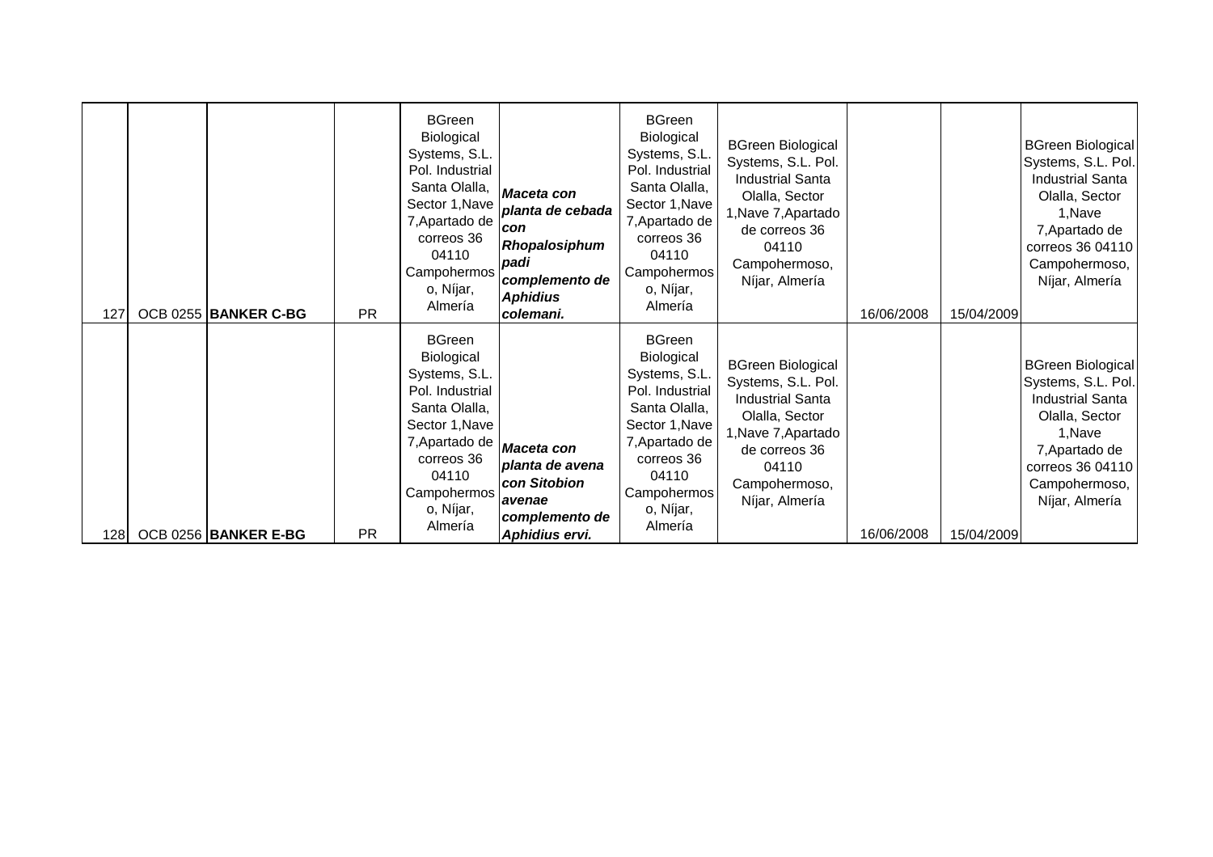| | | | | | | | | | | |
|---|---|---|---|---|---|---|---|---|---|---|
| 127 | OCB 0255 | **BANKER C-BG** | PR | BGreen Biological Systems, S.L. Pol. Industrial Santa Olalla, Sector 1,Nave 7,Apartado de correos 36 04110 Campohermoso, Níjar, Almería | ***Maceta con planta de cebada con Rhopalosiphum padi complemento de Aphidius colemani.*** | BGreen Biological Systems, S.L. Pol. Industrial Santa Olalla, Sector 1,Nave 7,Apartado de correos 36 04110 Campohermoso, Níjar, Almería | BGreen Biological Systems, S.L. Pol. Industrial Santa Olalla, Sector 1,Nave 7,Apartado de correos 36 04110 Campohermoso, Níjar, Almería | 16/06/2008 | 15/04/2009 | BGreen Biological Systems, S.L. Pol. Industrial Santa Olalla, Sector 1,Nave 7,Apartado de correos 36 04110 Campohermoso, Níjar, Almería |
| 128 | OCB 0256 | **BANKER E-BG** | PR | BGreen Biological Systems, S.L. Pol. Industrial Santa Olalla, Sector 1,Nave 7,Apartado de correos 36 04110 Campohermoso, Níjar, Almería | ***Maceta con planta de avena con Sitobion avenae complemento de Aphidius ervi.*** | BGreen Biological Systems, S.L. Pol. Industrial Santa Olalla, Sector 1,Nave 7,Apartado de correos 36 04110 Campohermoso, Níjar, Almería | BGreen Biological Systems, S.L. Pol. Industrial Santa Olalla, Sector 1,Nave 7,Apartado de correos 36 04110 Campohermoso, Níjar, Almería | 16/06/2008 | 15/04/2009 | BGreen Biological Systems, S.L. Pol. Industrial Santa Olalla, Sector 1,Nave 7,Apartado de correos 36 04110 Campohermoso, Níjar, Almería |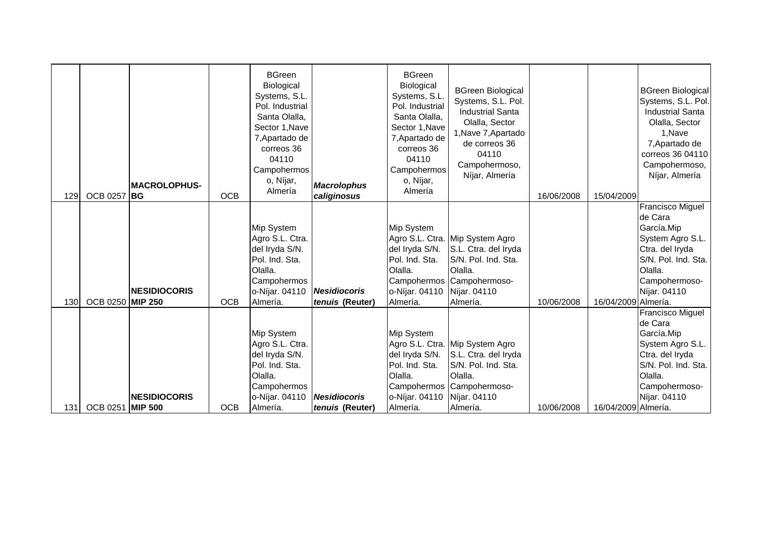| | | | | | | | | | | |
|---|---|---|---|---|---|---|---|---|---|---|
| 129 | OCB 0257 | **MACROLOPHUS-BG** | OCB | BGreen Biological Systems, S.L. Pol. Industrial Santa Olalla, Sector 1,Nave 7,Apartado de correos 36 04110 Campohermoso, Níjar, Almería | ***Macrolophus caliginosus*** | BGreen Biological Systems, S.L. Pol. Industrial Santa Olalla, Sector 1,Nave 7,Apartado de correos 36 04110 Campohermoso, Níjar, Almería | BGreen Biological Systems, S.L. Pol. Industrial Santa Olalla, Sector 1,Nave 7,Apartado de correos 36 04110 Campohermoso, Níjar, Almería | 16/06/2008 | 15/04/2009 | BGreen Biological Systems, S.L. Pol. Industrial Santa Olalla, Sector 1,Nave 7,Apartado de correos 36 04110 Campohermoso, Níjar, Almería |
| 130 | OCB 0250 | **NESIDIOCORIS MIP 250** | OCB | Mip System Agro S.L. Ctra. del Iryda S/N. Pol. Ind. Sta. Olalla. Campohermoso-Níjar. 04110 Almería. | ***Nesidiocoris tenuis* (Reuter)** | Mip System Agro S.L. Ctra. del Iryda S/N. Pol. Ind. Sta. Olalla. Campohermoso-Níjar. 04110 Almería. | Mip System Agro S.L. Ctra. del Iryda S/N. Pol. Ind. Sta. Olalla. Campohermoso-Níjar. 04110 Almería. | 10/06/2008 | 16/04/2009 | Francisco Miguel de Cara García.Mip System Agro S.L. Ctra. del Iryda S/N. Pol. Ind. Sta. Olalla. Campohermoso-Níjar. 04110 Almería. |
| 131 | OCB 0251 | **NESIDIOCORIS MIP 500** | OCB | Mip System Agro S.L. Ctra. del Iryda S/N. Pol. Ind. Sta. Olalla. Campohermoso-Níjar. 04110 Almería. | ***Nesidiocoris tenuis* (Reuter)** | Mip System Agro S.L. Ctra. del Iryda S/N. Pol. Ind. Sta. Olalla. Campohermoso-Níjar. 04110 Almería. | Mip System Agro S.L. Ctra. del Iryda S/N. Pol. Ind. Sta. Olalla. Campohermoso-Níjar. 04110 Almería. | 10/06/2008 | 16/04/2009 | Francisco Miguel de Cara García.Mip System Agro S.L. Ctra. del Iryda S/N. Pol. Ind. Sta. Olalla. Campohermoso-Níjar. 04110 Almería. |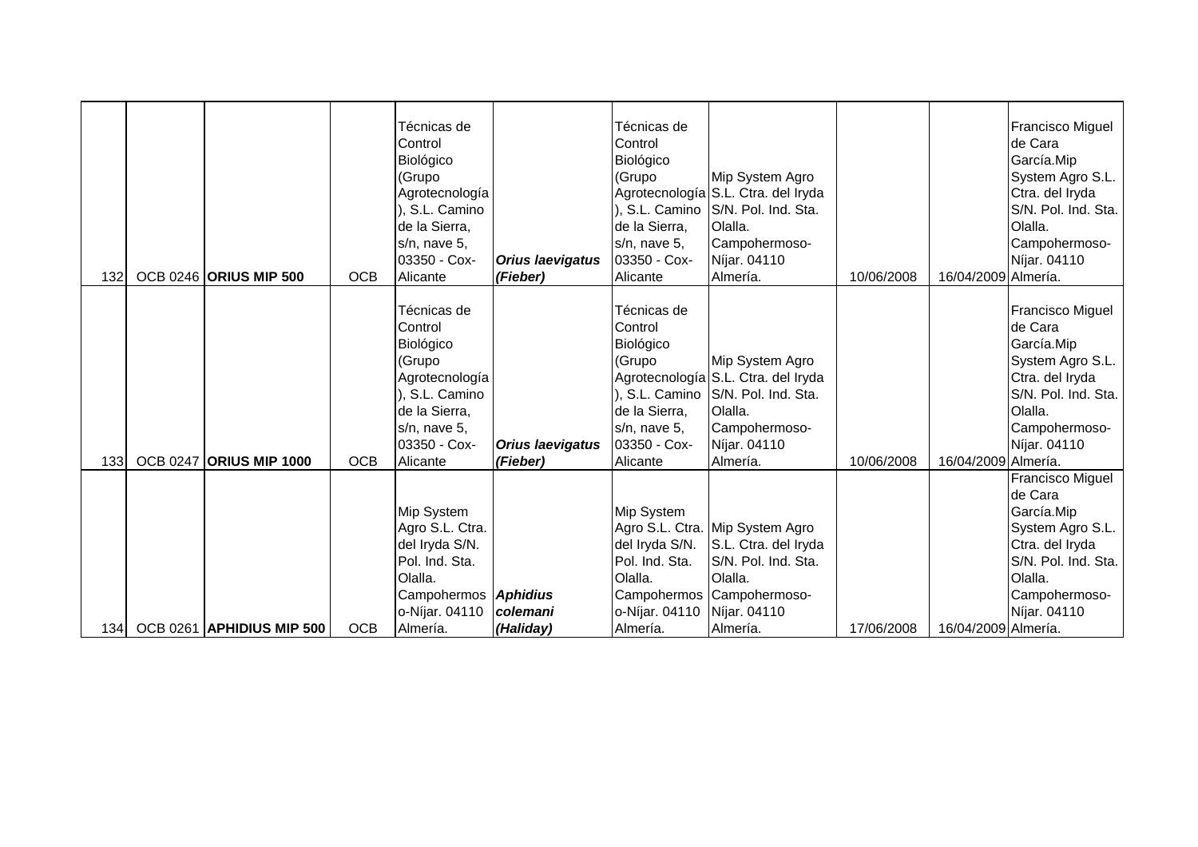| | | | | | | | | | | | |
|---|---|---|---|---|---|---|---|---|---|---|---|
| 132 | OCB 0246 | **ORIUS MIP 500** | OCB | Técnicas de Control Biológico (Grupo Agrotecnología), S.L. Camino de la Sierra, s/n, nave 5, 03350 - Cox- Alicante | ***Orius laevigatus (Fieber)*** | Técnicas de Control Biológico (Grupo Agrotecnología), S.L. Camino de la Sierra, s/n, nave 5, 03350 - Cox- Alicante | Mip System Agro S.L. Ctra. del Iryda S/N. Pol. Ind. Sta. Olalla. Campohermoso- Níjar. 04110 Almería. | 10/06/2008 | 16/04/2009 | Francisco Miguel de Cara García.Mip System Agro S.L. Ctra. del Iryda S/N. Pol. Ind. Sta. Olalla. Campohermoso- Níjar. 04110 Almería. |
| 133 | OCB 0247 | **ORIUS MIP 1000** | OCB | Técnicas de Control Biológico (Grupo Agrotecnología), S.L. Camino de la Sierra, s/n, nave 5, 03350 - Cox- Alicante | ***Orius laevigatus (Fieber)*** | Técnicas de Control Biológico (Grupo Agrotecnología), S.L. Camino de la Sierra, s/n, nave 5, 03350 - Cox- Alicante | Mip System Agro S.L. Ctra. del Iryda S/N. Pol. Ind. Sta. Olalla. Campohermoso- Níjar. 04110 Almería. | 10/06/2008 | 16/04/2009 | Francisco Miguel de Cara García.Mip System Agro S.L. Ctra. del Iryda S/N. Pol. Ind. Sta. Olalla. Campohermoso- Níjar. 04110 Almería. |
| 134 | OCB 0261 | **APHIDIUS MIP 500** | OCB | Mip System Agro S.L. Ctra. del Iryda S/N. Pol. Ind. Sta. Olalla. Campohermoso-Níjar. 04110 Almería. | ***Aphidius colemani (Haliday)*** | Mip System Agro S.L. Ctra. del Iryda S/N. Pol. Ind. Sta. Olalla. Campohermoso-Níjar. 04110 Almería. | Mip System Agro S.L. Ctra. del Iryda S/N. Pol. Ind. Sta. Olalla. Campohermoso- Níjar. 04110 Almería. | 17/06/2008 | 16/04/2009 | Francisco Miguel de Cara García.Mip System Agro S.L. Ctra. del Iryda S/N. Pol. Ind. Sta. Olalla. Campohermoso- Níjar. 04110 Almería. |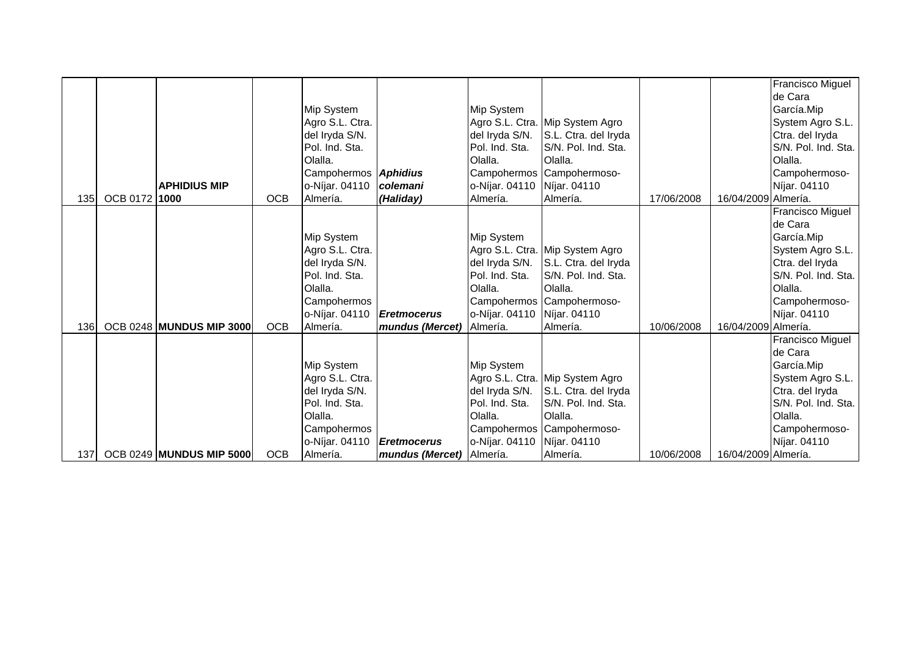| | | | | | | | | | | |
|---|---|---|---|---|---|---|---|---|---|---|
| 135 | OCB 0172 | **APHIDIUS MIP 1000** | OCB | Mip System Agro S.L. Ctra. del Iryda S/N. Pol. Ind. Sta. Olalla. Campohermoso-Níjar. 04110 Almería. | ***Aphidius colemani (Haliday)*** | Mip System Agro S.L. Ctra. del Iryda S/N. Pol. Ind. Sta. Olalla. Campohermoso-Níjar. 04110 Almería. | Mip System Agro S.L. Ctra. del Iryda S/N. Pol. Ind. Sta. Olalla. Campohermoso-Níjar. 04110 Almería. | 17/06/2008 | 16/04/2009 | Francisco Miguel de Cara García.Mip System Agro S.L. Ctra. del Iryda S/N. Pol. Ind. Sta. Olalla. Campohermoso-Níjar. 04110 Almería. |
| 136 | OCB 0248 | **MUNDUS MIP 3000** | OCB | Mip System Agro S.L. Ctra. del Iryda S/N. Pol. Ind. Sta. Olalla. Campohermoso-Níjar. 04110 Almería. | ***Eretmocerus mundus (Mercet)*** | Mip System Agro S.L. Ctra. del Iryda S/N. Pol. Ind. Sta. Olalla. Campohermoso-Níjar. 04110 Almería. | Mip System Agro S.L. Ctra. del Iryda S/N. Pol. Ind. Sta. Olalla. Campohermoso-Níjar. 04110 Almería. | 10/06/2008 | 16/04/2009 | Francisco Miguel de Cara García.Mip System Agro S.L. Ctra. del Iryda S/N. Pol. Ind. Sta. Olalla. Campohermoso-Níjar. 04110 Almería. |
| 137 | OCB 0249 | **MUNDUS MIP 5000** | OCB | Mip System Agro S.L. Ctra. del Iryda S/N. Pol. Ind. Sta. Olalla. Campohermoso-Níjar. 04110 Almería. | ***Eretmocerus mundus (Mercet)*** | Mip System Agro S.L. Ctra. del Iryda S/N. Pol. Ind. Sta. Olalla. Campohermoso-Níjar. 04110 Almería. | Mip System Agro S.L. Ctra. del Iryda S/N. Pol. Ind. Sta. Olalla. Campohermoso-Níjar. 04110 Almería. | 10/06/2008 | 16/04/2009 | Francisco Miguel de Cara García.Mip System Agro S.L. Ctra. del Iryda S/N. Pol. Ind. Sta. Olalla. Campohermoso-Níjar. 04110 Almería. |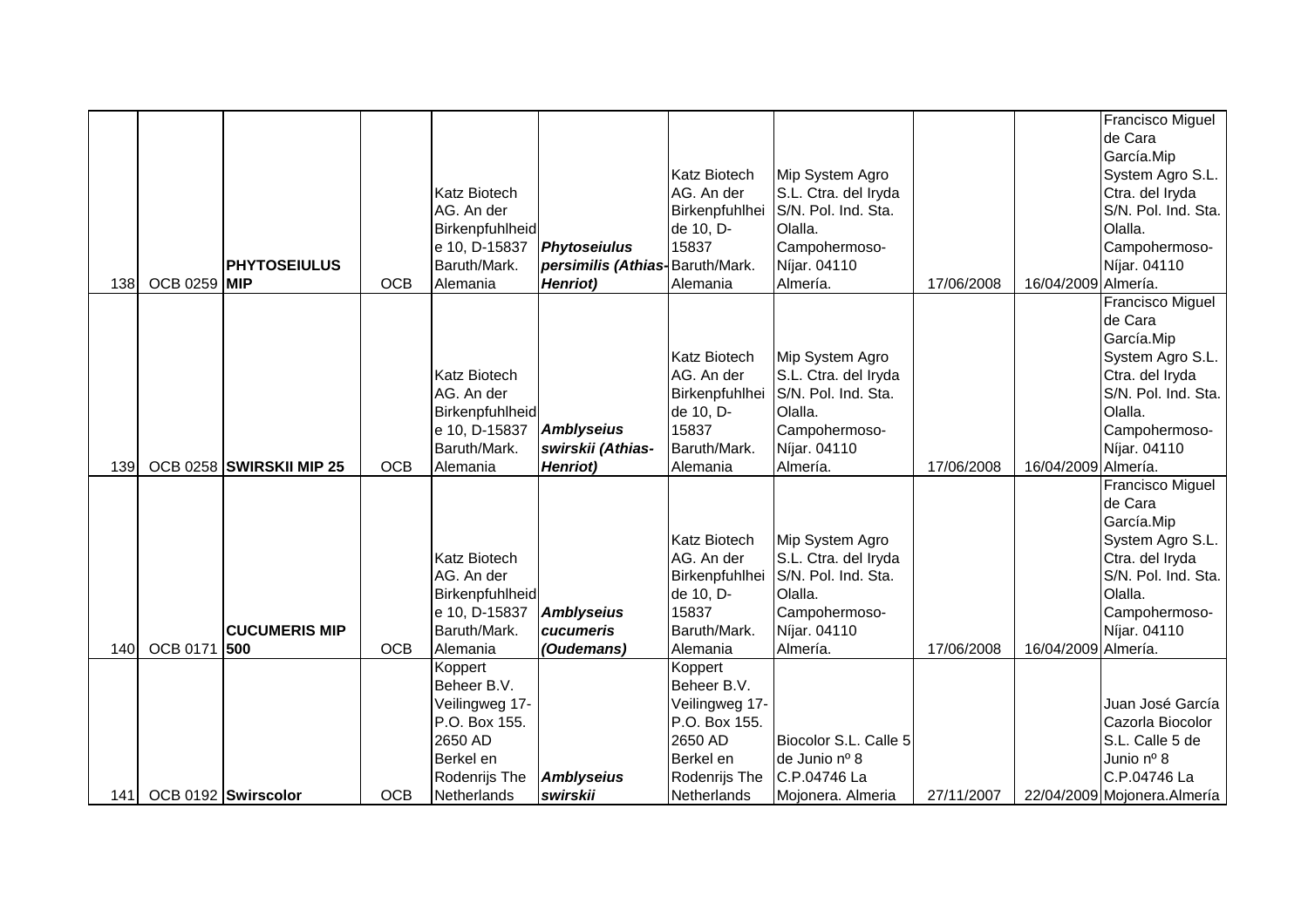| | | | | | | | | | | |
|---|---|---|---|---|---|---|---|---|---|---|
| 138 | OCB 0259 | **PHYTOSEIULUS MIP** | OCB | Katz Biotech AG. An der Birkenpfuhlheide 10, D-15837 Baruth/Mark. Alemania | ***Phytoseiulus persimilis (Athias-Henriot)*** | Katz Biotech AG. An der Birkenpfuhlheide 10, D-15837 Baruth/Mark. Alemania | Mip System Agro S.L. Ctra. del Iryda S/N. Pol. Ind. Sta. Olalla. Campohermoso-Níjar. 04110 Almería. | 17/06/2008 | 16/04/2009 | Francisco Miguel de Cara García.Mip System Agro S.L. Ctra. del Iryda S/N. Pol. Ind. Sta. Olalla. Campohermoso-Níjar. 04110 Almería. |
| 139 | OCB 0258 | **SWIRSKII MIP 25** | OCB | Katz Biotech AG. An der Birkenpfuhlheide 10, D-15837 Baruth/Mark. Alemania | ***Amblyseius swirskii (Athias-Henriot)*** | Katz Biotech AG. An der Birkenpfuhlheide 10, D-15837 Baruth/Mark. Alemania | Mip System Agro S.L. Ctra. del Iryda S/N. Pol. Ind. Sta. Olalla. Campohermoso-Níjar. 04110 Almería. | 17/06/2008 | 16/04/2009 | Francisco Miguel de Cara García.Mip System Agro S.L. Ctra. del Iryda S/N. Pol. Ind. Sta. Olalla. Campohermoso-Níjar. 04110 Almería. |
| 140 | OCB 0171 | **CUCUMERIS MIP 500** | OCB | Katz Biotech AG. An der Birkenpfuhlheide 10, D-15837 Baruth/Mark. Alemania | ***Amblyseius cucumeris (Oudemans)*** | Katz Biotech AG. An der Birkenpfuhlheide 10, D-15837 Baruth/Mark. Alemania | Mip System Agro S.L. Ctra. del Iryda S/N. Pol. Ind. Sta. Olalla. Campohermoso-Níjar. 04110 Almería. | 17/06/2008 | 16/04/2009 | Francisco Miguel de Cara García.Mip System Agro S.L. Ctra. del Iryda S/N. Pol. Ind. Sta. Olalla. Campohermoso-Níjar. 04110 Almería. |
| 141 | OCB 0192 | **Swirscolor** | OCB | Koppert Beheer B.V. Veilingweg 17-P.O. Box 155. 2650 AD Berkel en Rodenrijs The Netherlands | ***Amblyseius swirskii*** | Koppert Beheer B.V. Veilingweg 17-P.O. Box 155. 2650 AD Berkel en Rodenrijs The Netherlands | Biocolor S.L. Calle 5 de Junio nº 8 C.P.04746 La Mojonera. Almeria | 27/11/2007 | 22/04/2009 | Juan José García Cazorla Biocolor S.L. Calle 5 de Junio nº 8 C.P.04746 La Mojonera.Almería |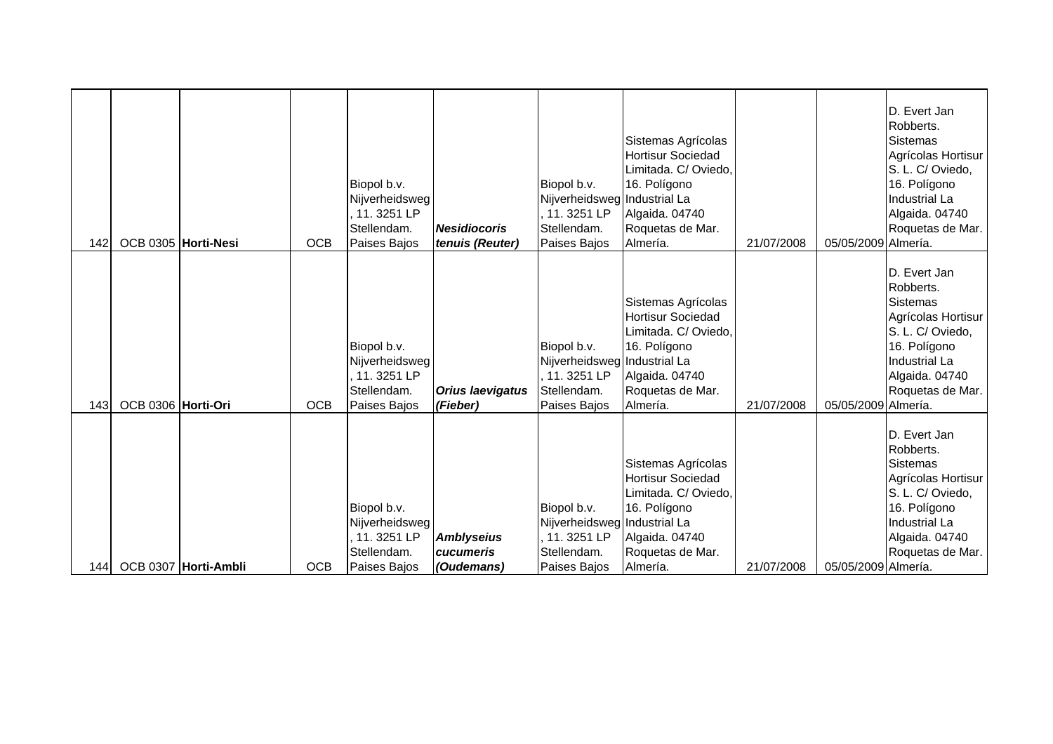| | | | | | | | | | | |
|---|---|---|---|---|---|---|---|---|---|---|
| 142 | OCB 0305 | **Horti-Nesi** | OCB | Biopol b.v. Nijverheidsweg , 11. 3251 LP Stellendam. Paises Bajos | ***Nesidiocoris tenuis (Reuter)*** | Biopol b.v. Nijverheidsweg , 11. 3251 LP Stellendam. Paises Bajos | Sistemas Agrícolas Hortisur Sociedad Limitada. C/ Oviedo, 16. Polígono Industrial La Algaida. 04740 Roquetas de Mar. Almería. | 21/07/2008 | 05/05/2009 | D. Evert Jan Robberts. Sistemas Agrícolas Hortisur S. L. C/ Oviedo, 16. Polígono Industrial La Algaida. 04740 Roquetas de Mar. Almería. |
| 143 | OCB 0306 | **Horti-Ori** | OCB | Biopol b.v. Nijverheidsweg , 11. 3251 LP Stellendam. Paises Bajos | ***Orius laevigatus (Fieber)*** | Biopol b.v. Nijverheidsweg , 11. 3251 LP Stellendam. Paises Bajos | Sistemas Agrícolas Hortisur Sociedad Limitada. C/ Oviedo, 16. Polígono Industrial La Algaida. 04740 Roquetas de Mar. Almería. | 21/07/2008 | 05/05/2009 | D. Evert Jan Robberts. Sistemas Agrícolas Hortisur S. L. C/ Oviedo, 16. Polígono Industrial La Algaida. 04740 Roquetas de Mar. Almería. |
| 144 | OCB 0307 | **Horti-Ambli** | OCB | Biopol b.v. Nijverheidsweg , 11. 3251 LP Stellendam. Paises Bajos | ***Amblyseius cucumeris (Oudemans)*** | Biopol b.v. Nijverheidsweg , 11. 3251 LP Stellendam. Paises Bajos | Sistemas Agrícolas Hortisur Sociedad Limitada. C/ Oviedo, 16. Polígono Industrial La Algaida. 04740 Roquetas de Mar. Almería. | 21/07/2008 | 05/05/2009 | D. Evert Jan Robberts. Sistemas Agrícolas Hortisur S. L. C/ Oviedo, 16. Polígono Industrial La Algaida. 04740 Roquetas de Mar. Almería. |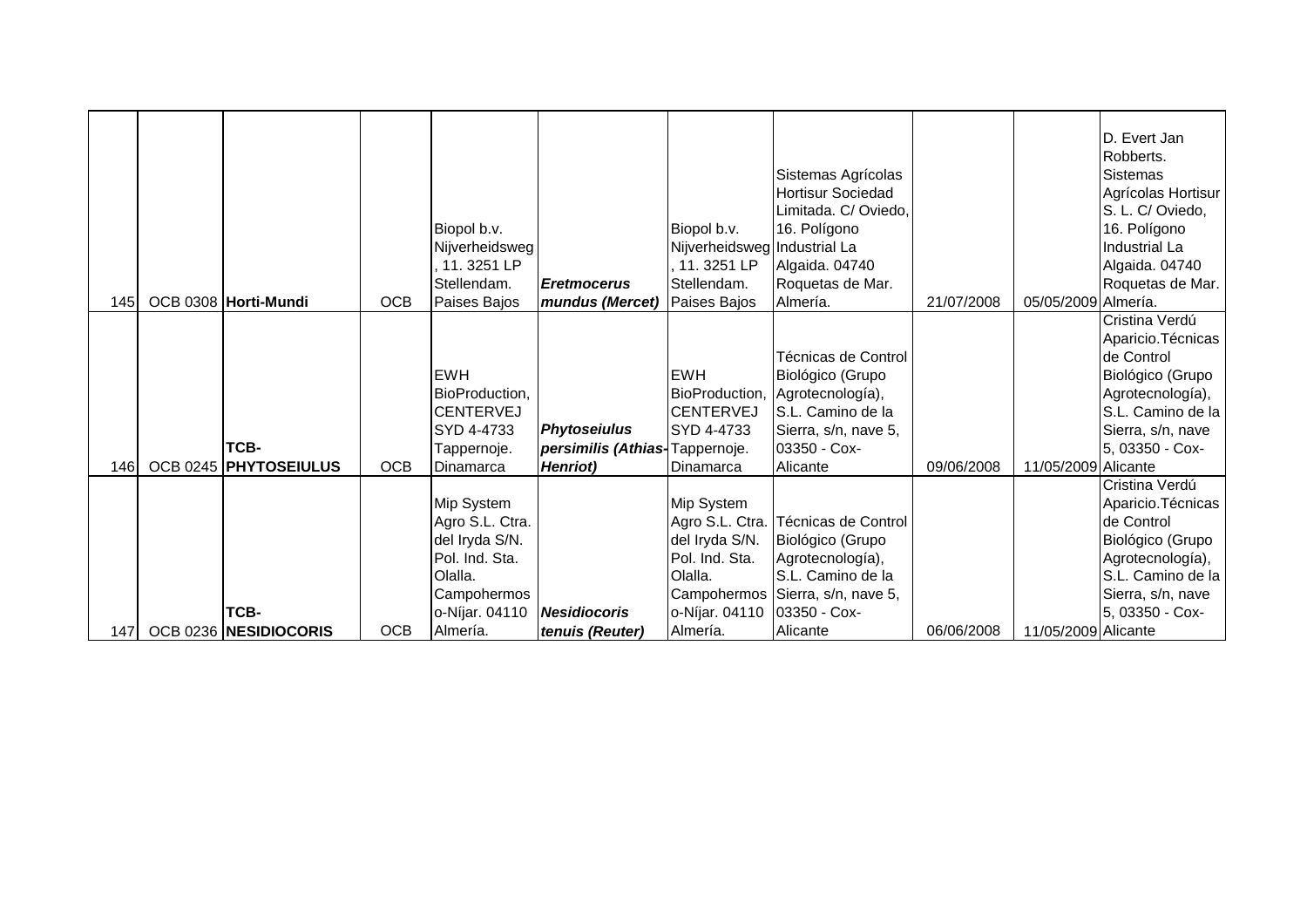| | | | | | | | | | | |
|---|---|---|---|---|---|---|---|---|---|---|
| 145 | OCB 0308 | **Horti-Mundi** | OCB | Biopol b.v. Nijverheidsweg, 11. 3251 LP Stellendam. Paises Bajos | ***Eretmocerus mundus (Mercet)*** | Biopol b.v. Nijverheidsweg, 11. 3251 LP Stellendam. Paises Bajos | Sistemas Agrícolas Hortisur Sociedad Limitada. C/ Oviedo, 16. Polígono Industrial La Algaida. 04740 Roquetas de Mar. Almería. | 21/07/2008 | 05/05/2009 | D. Evert Jan Robberts. Sistemas Agrícolas Hortisur S. L. C/ Oviedo, 16. Polígono Industrial La Algaida. 04740 Roquetas de Mar. Almería. |
| 146 | OCB 0245 | **TCB-PHYTOSEIULUS** | OCB | EWH BioProduction, CENTERVEJ SYD 4-4733 Tappernoje. Dinamarca | ***Phytoseiulus persimilis (Athias-Henriot)*** | EWH BioProduction, CENTERVEJ SYD 4-4733 Tappernoje. Dinamarca | Técnicas de Control Biológico (Grupo Agrotecnología), S.L. Camino de la Sierra, s/n, nave 5, 03350 - Cox-Alicante | 09/06/2008 | 11/05/2009 | Cristina Verdú Aparicio.Técnicas de Control Biológico (Grupo Agrotecnología), S.L. Camino de la Sierra, s/n, nave 5, 03350 - Cox-Alicante |
| 147 | OCB 0236 | **TCB-NESIDIOCORIS** | OCB | Mip System Agro S.L. Ctra. del Iryda S/N. Pol. Ind. Sta. Olalla. Campohermoso-Níjar. 04110 Almería. | ***Nesidiocoris tenuis (Reuter)*** | Mip System Agro S.L. Ctra. del Iryda S/N. Pol. Ind. Sta. Olalla. Campohermoso-Níjar. 04110 Almería. | Técnicas de Control Biológico (Grupo Agrotecnología), S.L. Camino de la Sierra, s/n, nave 5, 03350 - Cox-Alicante | 06/06/2008 | 11/05/2009 | Cristina Verdú Aparicio.Técnicas de Control Biológico (Grupo Agrotecnología), S.L. Camino de la Sierra, s/n, nave 5, 03350 - Cox-Alicante |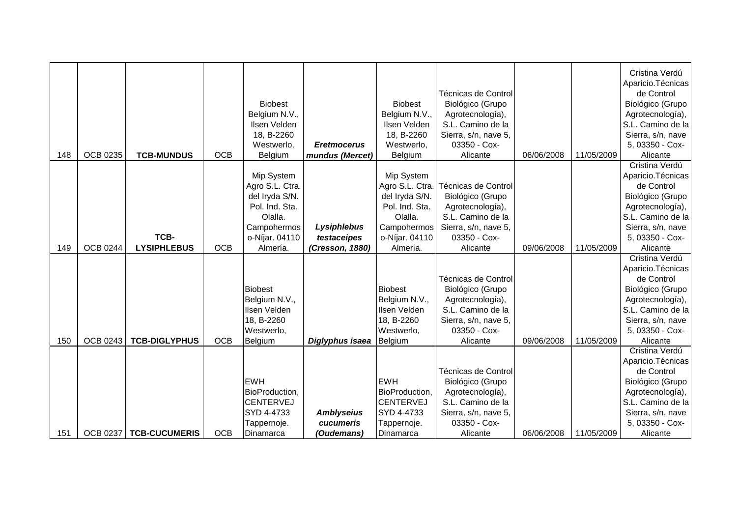| | | | | | | | | | | |
|---|---|---|---|---|---|---|---|---|---|---|
| 148 | OCB 0235 | **TCB-MUNDUS** | OCB | Biobest Belgium N.V., Ilsen Velden 18, B-2260 Westwerlo, Belgium | ***Eretmocerus mundus (Mercet)*** | Biobest Belgium N.V., Ilsen Velden 18, B-2260 Westwerlo, Belgium | Técnicas de Control Biológico (Grupo Agrotecnología), S.L. Camino de la Sierra, s/n, nave 5, 03350 - Cox-Alicante | 06/06/2008 | 11/05/2009 | Cristina Verdú Aparicio.Técnicas de Control Biológico (Grupo Agrotecnología), S.L. Camino de la Sierra, s/n, nave 5, 03350 - Cox-Alicante |
| 149 | OCB 0244 | **TCB-LYSIPHLEBUS** | OCB | Mip System Agro S.L. Ctra. del Iryda S/N. Pol. Ind. Sta. Olalla. Campohermoso-Níjar. 04110 Almería. | ***Lysiphlebus testaceipes (Cresson, 1880)*** | Mip System Agro S.L. Ctra. del Iryda S/N. Pol. Ind. Sta. Olalla. Campohermoso-Níjar. 04110 Almería. | Técnicas de Control Biológico (Grupo Agrotecnología), S.L. Camino de la Sierra, s/n, nave 5, 03350 - Cox-Alicante | 09/06/2008 | 11/05/2009 | Cristina Verdú Aparicio.Técnicas de Control Biológico (Grupo Agrotecnología), S.L. Camino de la Sierra, s/n, nave 5, 03350 - Cox-Alicante |
| 150 | OCB 0243 | **TCB-DIGLYPHUS** | OCB | Biobest Belgium N.V., Ilsen Velden 18, B-2260 Westwerlo, Belgium | ***Diglyphus isaea*** | Biobest Belgium N.V., Ilsen Velden 18, B-2260 Westwerlo, Belgium | Técnicas de Control Biológico (Grupo Agrotecnología), S.L. Camino de la Sierra, s/n, nave 5, 03350 - Cox-Alicante | 09/06/2008 | 11/05/2009 | Cristina Verdú Aparicio.Técnicas de Control Biológico (Grupo Agrotecnología), S.L. Camino de la Sierra, s/n, nave 5, 03350 - Cox-Alicante |
| 151 | OCB 0237 | **TCB-CUCUMERIS** | OCB | EWH BioProduction, CENTERVEJ SYD 4-4733 Tappernoje. Dinamarca | ***Amblyseius cucumeris (Oudemans)*** | EWH BioProduction, CENTERVEJ SYD 4-4733 Tappernoje. Dinamarca | Técnicas de Control Biológico (Grupo Agrotecnología), S.L. Camino de la Sierra, s/n, nave 5, 03350 - Cox-Alicante | 06/06/2008 | 11/05/2009 | Cristina Verdú Aparicio.Técnicas de Control Biológico (Grupo Agrotecnología), S.L. Camino de la Sierra, s/n, nave 5, 03350 - Cox-Alicante |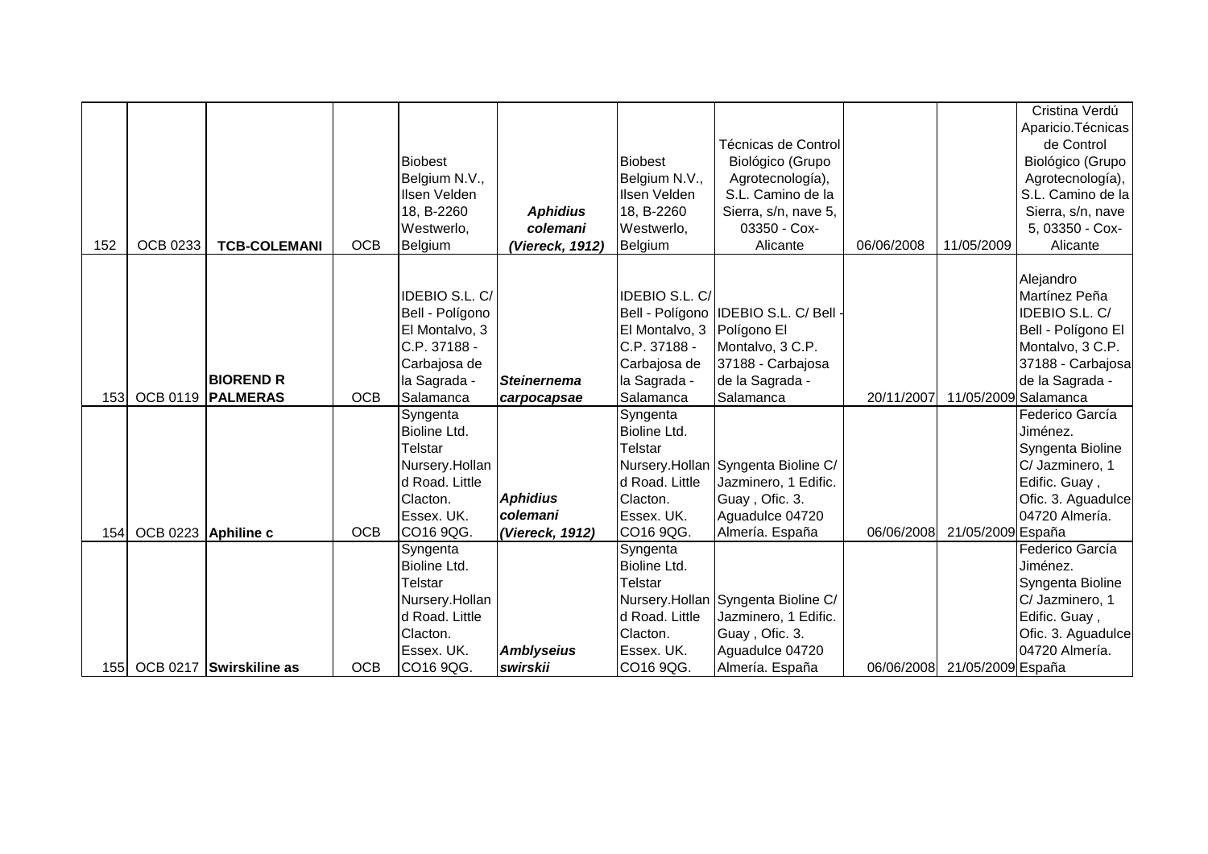| | | | | | | | | | | |
|---|---|---|---|---|---|---|---|---|---|---|
| 152 | OCB 0233 | **TCB-COLEMANI** | OCB | Biobest Belgium N.V., Ilsen Velden 18, B-2260 Westwerlo, Belgium | ***Aphidius colemani (Viereck, 1912)*** | Biobest Belgium N.V., Ilsen Velden 18, B-2260 Westwerlo, Belgium | Técnicas de Control Biológico (Grupo Agrotecnología), S.L. Camino de la Sierra, s/n, nave 5, 03350 - Cox-Alicante | 06/06/2008 | 11/05/2009 | Cristina Verdú Aparicio.Técnicas de Control Biológico (Grupo Agrotecnología), S.L. Camino de la Sierra, s/n, nave 5, 03350 - Cox-Alicante |
| 153 | OCB 0119 | **BIOREND R PALMERAS** | OCB | IDEBIO S.L. C/ Bell - Polígono El Montalvo, 3 C.P. 37188 - Carbajosa de la Sagrada - Salamanca | ***Steinernema carpocapsae*** | IDEBIO S.L. C/ Bell - Polígono El Montalvo, 3 C.P. 37188 - Carbajosa de la Sagrada - Salamanca | IDEBIO S.L. C/ Bell - Polígono El Montalvo, 3 C.P. 37188 - Carbajosa de la Sagrada - Salamanca | 20/11/2007 | 11/05/2009 | Alejandro Martínez Peña IDEBIO S.L. C/ Bell - Polígono El Montalvo, 3 C.P. 37188 - Carbajosa de la Sagrada - Salamanca |
| 154 | OCB 0223 | **Aphiline c** | OCB | Syngenta Bioline Ltd. Telstar Nursery.Holland Road. Little Clacton. Essex. UK. CO16 9QG. | ***Aphidius colemani (Viereck, 1912)*** | Syngenta Bioline Ltd. Telstar Nursery.Holland Road. Little Clacton. Essex. UK. CO16 9QG. | Syngenta Bioline C/ Jazminero, 1 Edific. Guay , Ofic. 3. Aguadulce 04720 Almería. España | 06/06/2008 | 21/05/2009 | Federico García Jiménez. Syngenta Bioline C/ Jazminero, 1 Edific. Guay , Ofic. 3. Aguadulce 04720 Almería. España |
| 155 | OCB 0217 | **Swirskiline as** | OCB | Syngenta Bioline Ltd. Telstar Nursery.Holland Road. Little Clacton. Essex. UK. CO16 9QG. | ***Amblyseius swirskii*** | Syngenta Bioline Ltd. Telstar Nursery.Holland Road. Little Clacton. Essex. UK. CO16 9QG. | Syngenta Bioline C/ Jazminero, 1 Edific. Guay , Ofic. 3. Aguadulce 04720 Almería. España | 06/06/2008 | 21/05/2009 | Federico García Jiménez. Syngenta Bioline C/ Jazminero, 1 Edific. Guay , Ofic. 3. Aguadulce 04720 Almería. España |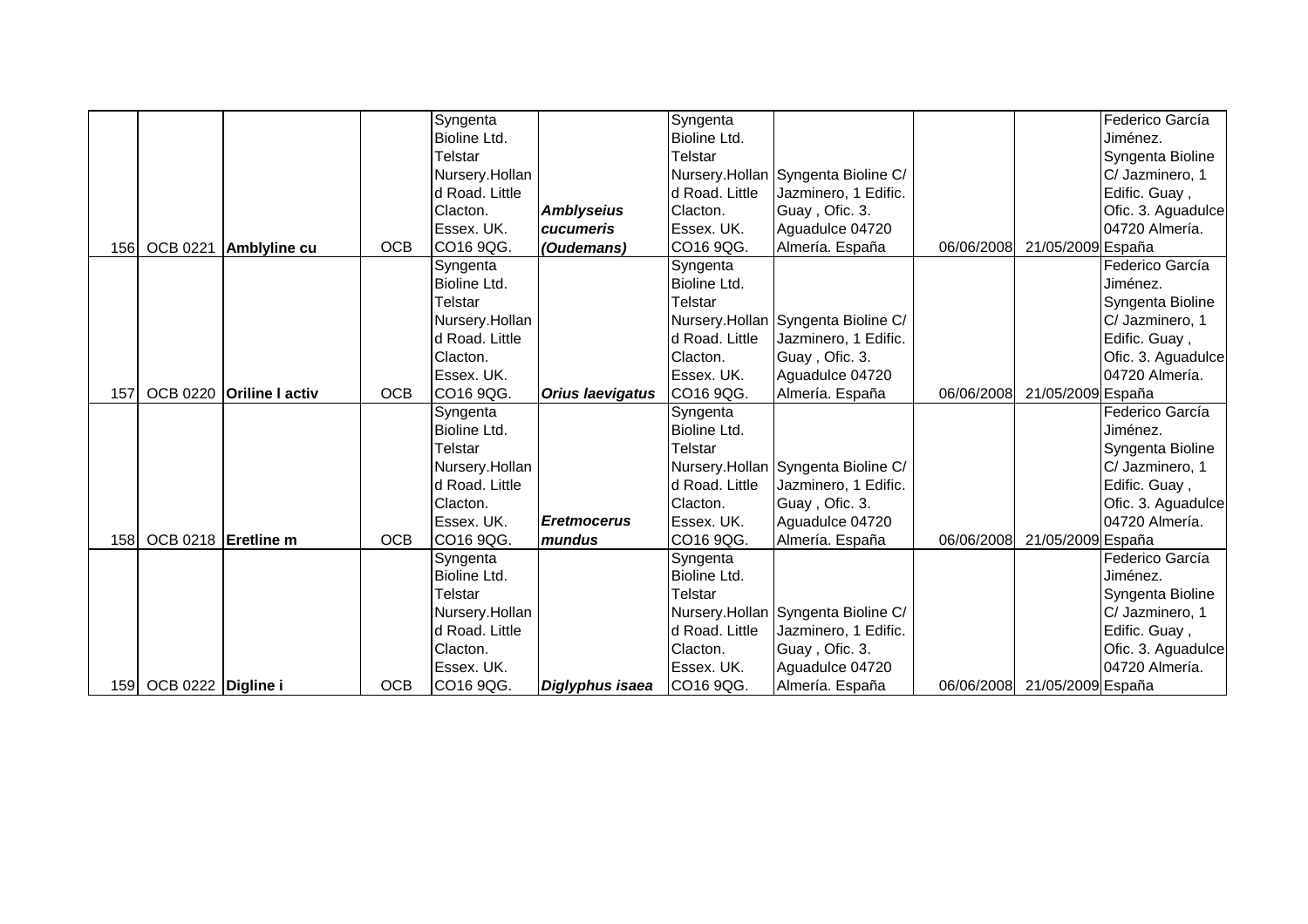| | | | | | | | | | | |
|---|---|---|---|---|---|---|---|---|---|---|
| 156 | OCB 0221 | **Amblyline cu** | OCB | Syngenta Bioline Ltd. Telstar Nursery.Holland Road. Little Clacton. Essex. UK. CO16 9QG. | ***Amblyseius cucumeris (Oudemans)*** | Syngenta Bioline Ltd. Telstar Nursery.Holland Road. Little Clacton. Essex. UK. CO16 9QG. | Syngenta Bioline C/ Jazminero, 1 Edific. Guay , Ofic. 3. Aguadulce 04720 Almería. España | 06/06/2008 | 21/05/2009 | Federico García Jiménez. Syngenta Bioline C/ Jazminero, 1 Edific. Guay , Ofic. 3. Aguadulce 04720 Almería. España |
| 157 | OCB 0220 | **Oriline I activ** | OCB | Syngenta Bioline Ltd. Telstar Nursery.Holland Road. Little Clacton. Essex. UK. CO16 9QG. | ***Orius laevigatus*** | Syngenta Bioline Ltd. Telstar Nursery.Holland Road. Little Clacton. Essex. UK. CO16 9QG. | Syngenta Bioline C/ Jazminero, 1 Edific. Guay , Ofic. 3. Aguadulce 04720 Almería. España | 06/06/2008 | 21/05/2009 | Federico García Jiménez. Syngenta Bioline C/ Jazminero, 1 Edific. Guay , Ofic. 3. Aguadulce 04720 Almería. España |
| 158 | OCB 0218 | **Eretline m** | OCB | Syngenta Bioline Ltd. Telstar Nursery.Holland Road. Little Clacton. Essex. UK. CO16 9QG. | ***Eretmocerus mundus*** | Syngenta Bioline Ltd. Telstar Nursery.Holland Road. Little Clacton. Essex. UK. CO16 9QG. | Syngenta Bioline C/ Jazminero, 1 Edific. Guay , Ofic. 3. Aguadulce 04720 Almería. España | 06/06/2008 | 21/05/2009 | Federico García Jiménez. Syngenta Bioline C/ Jazminero, 1 Edific. Guay , Ofic. 3. Aguadulce 04720 Almería. España |
| 159 | OCB 0222 | **Digline i** | OCB | Syngenta Bioline Ltd. Telstar Nursery.Holland Road. Little Clacton. Essex. UK. CO16 9QG. | ***Diglyphus isaea*** | Syngenta Bioline Ltd. Telstar Nursery.Holland Road. Little Clacton. Essex. UK. CO16 9QG. | Syngenta Bioline C/ Jazminero, 1 Edific. Guay , Ofic. 3. Aguadulce 04720 Almería. España | 06/06/2008 | 21/05/2009 | Federico García Jiménez. Syngenta Bioline C/ Jazminero, 1 Edific. Guay , Ofic. 3. Aguadulce 04720 Almería. España |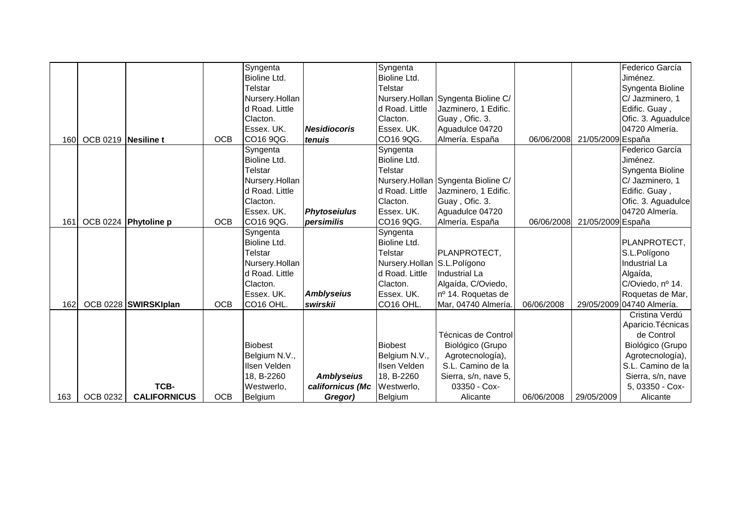| | | | | | | | | | | |
|---|---|---|---|---|---|---|---|---|---|---|
| 160 | OCB 0219 | **Nesiline t** | OCB | Syngenta Bioline Ltd. Telstar Nursery.Holland Road. Little Clacton. Essex. UK. CO16 9QG. | ***Nesidiocoris tenuis*** | Syngenta Bioline Ltd. Telstar Nursery.Holland Road. Little Clacton. Essex. UK. CO16 9QG. | Syngenta Bioline C/ Jazminero, 1 Edific. Guay , Ofic. 3. Aguadulce 04720 Almería. España | 06/06/2008 | 21/05/2009 | Federico García Jiménez. Syngenta Bioline C/ Jazminero, 1 Edific. Guay , Ofic. 3. Aguadulce 04720 Almería. España |
| 161 | OCB 0224 | **Phytoline p** | OCB | Syngenta Bioline Ltd. Telstar Nursery.Holland Road. Little Clacton. Essex. UK. CO16 9QG. | ***Phytoseiulus persimilis*** | Syngenta Bioline Ltd. Telstar Nursery.Holland Road. Little Clacton. Essex. UK. CO16 9QG. | Syngenta Bioline C/ Jazminero, 1 Edific. Guay , Ofic. 3. Aguadulce 04720 Almería. España | 06/06/2008 | 21/05/2009 | Federico García Jiménez. Syngenta Bioline C/ Jazminero, 1 Edific. Guay , Ofic. 3. Aguadulce 04720 Almería. España |
| 162 | OCB 0228 | **SWIRSKIplan** | OCB | Syngenta Bioline Ltd. Telstar Nursery.Holland Road. Little Clacton. Essex. UK. CO16 OHL. | ***Amblyseius swirskii*** | Syngenta Bioline Ltd. Telstar Nursery.Holland Road. Little Clacton. Essex. UK. CO16 OHL. | PLANPROTECT, S.L.Polígono Industrial La Algaída, C/Oviedo, nº 14. Roquetas de Mar, 04740 Almería. | 06/06/2008 | 29/05/2009 | PLANPROTECT, S.L.Polígono Industrial La Algaída, C/Oviedo, nº 14. Roquetas de Mar, 04740 Almería. |
| 163 | OCB 0232 | **TCB-CALIFORNICUS** | OCB | Biobest Belgium N.V., Ilsen Velden 18, B-2260 Westwerlo, Belgium | ***Amblyseius californicus (Mc Gregor)*** | Biobest Belgium N.V., Ilsen Velden 18, B-2260 Westwerlo, Belgium | Técnicas de Control Biológico (Grupo Agrotecnología), S.L. Camino de la Sierra, s/n, nave 5, 03350 - Cox-Alicante | 06/06/2008 | 29/05/2009 | Cristina Verdú Aparicio.Técnicas de Control Biológico (Grupo Agrotecnología), S.L. Camino de la Sierra, s/n, nave 5, 03350 - Cox-Alicante |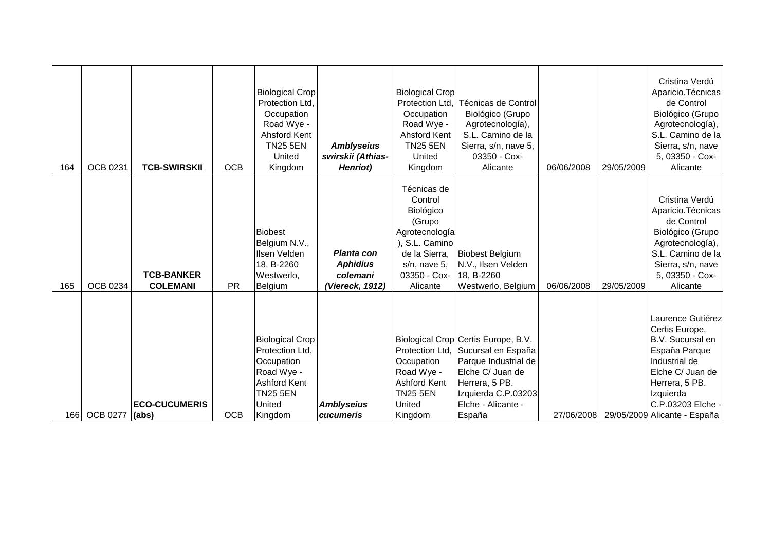| | | | | | | | | | | |
|---|---|---|---|---|---|---|---|---|---|---|
| 164 | OCB 0231 | **TCB-SWIRSKII** | OCB | Biological Crop Protection Ltd, Occupation Road Wye - Ahsford Kent TN25 5EN United Kingdom | ***Amblyseius swirskii (Athias-Henriot)*** | Biological Crop Protection Ltd, Occupation Road Wye - Ahsford Kent TN25 5EN United Kingdom | Técnicas de Control Biológico (Grupo Agrotecnología), S.L. Camino de la Sierra, s/n, nave 5, 03350 - Cox-Alicante | 06/06/2008 | 29/05/2009 | Cristina Verdú Aparicio.Técnicas de Control Biológico (Grupo Agrotecnología), S.L. Camino de la Sierra, s/n, nave 5, 03350 - Cox-Alicante |
| 165 | OCB 0234 | **TCB-BANKER COLEMANI** | PR | Biobest Belgium N.V., Ilsen Velden 18, B-2260 Westwerlo, Belgium | ***Planta con Aphidius colemani (Viereck, 1912)*** | Técnicas de Control Biológico (Grupo Agrotecnología), S.L. Camino de la Sierra, s/n, nave 5, 03350 - Cox-Alicante | Biobest Belgium N.V., Ilsen Velden 18, B-2260 Westwerlo, Belgium | 06/06/2008 | 29/05/2009 | Cristina Verdú Aparicio.Técnicas de Control Biológico (Grupo Agrotecnología), S.L. Camino de la Sierra, s/n, nave 5, 03350 - Cox-Alicante |
| 166 | OCB 0277 | **ECO-CUCUMERIS (abs)** | OCB | Biological Crop Protection Ltd, Occupation Road Wye - Ashford Kent TN25 5EN United Kingdom | ***Amblyseius cucumeris*** | Biological Crop Protection Ltd, Occupation Road Wye - Ashford Kent TN25 5EN United Kingdom | Certis Europe, B.V. Sucursal en España Parque Industrial de Elche C/ Juan de Herrera, 5 PB. Izquierda C.P.03203 Elche - Alicante - España | 27/06/2008 | 29/05/2009 | Laurence Gutiérez Certis Europe, B.V. Sucursal en España Parque Industrial de Elche C/ Juan de Herrera, 5 PB. Izquierda C.P.03203 Elche - Alicante - España |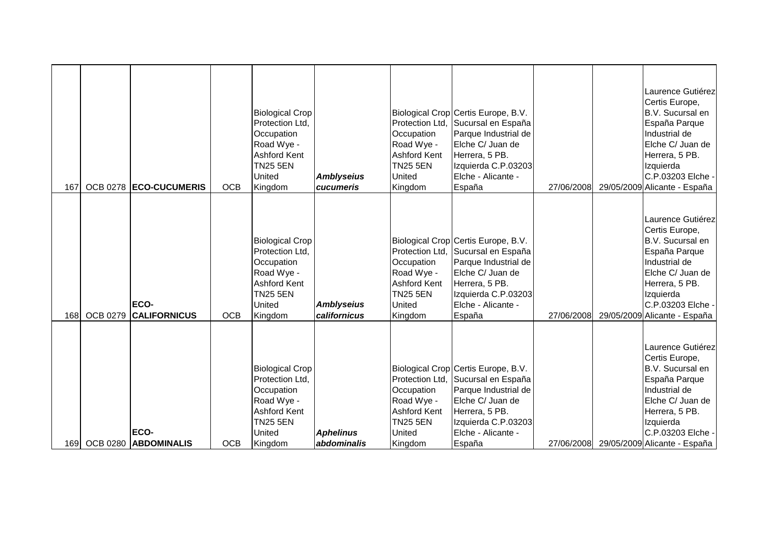| | | | | | | | | | | |
|---|---|---|---|---|---|---|---|---|---|---|
| 167 | OCB 0278 | **ECO-CUCUMERIS** | OCB | Biological Crop Protection Ltd, Occupation Road Wye - Ashford Kent TN25 5EN United Kingdom | ***Amblyseius cucumeris*** | Biological Crop Protection Ltd, Occupation Road Wye - Ashford Kent TN25 5EN United Kingdom | Certis Europe, B.V. Sucursal en España Parque Industrial de Elche C/ Juan de Herrera, 5 PB. Izquierda C.P.03203 Elche - Alicante - España | 27/06/2008 | 29/05/2009 | Laurence Gutiérez Certis Europe, B.V. Sucursal en España Parque Industrial de Elche C/ Juan de Herrera, 5 PB. Izquierda C.P.03203 Elche - Alicante - España |
| 168 | OCB 0279 | **ECO-CALIFORNICUS** | OCB | Biological Crop Protection Ltd, Occupation Road Wye - Ashford Kent TN25 5EN United Kingdom | ***Amblyseius californicus*** | Biological Crop Protection Ltd, Occupation Road Wye - Ashford Kent TN25 5EN United Kingdom | Certis Europe, B.V. Sucursal en España Parque Industrial de Elche C/ Juan de Herrera, 5 PB. Izquierda C.P.03203 Elche - Alicante - España | 27/06/2008 | 29/05/2009 | Laurence Gutiérez Certis Europe, B.V. Sucursal en España Parque Industrial de Elche C/ Juan de Herrera, 5 PB. Izquierda C.P.03203 Elche - Alicante - España |
| 169 | OCB 0280 | **ECO-ABDOMINALIS** | OCB | Biological Crop Protection Ltd, Occupation Road Wye - Ashford Kent TN25 5EN United Kingdom | ***Aphelinus abdominalis*** | Biological Crop Protection Ltd, Occupation Road Wye - Ashford Kent TN25 5EN United Kingdom | Certis Europe, B.V. Sucursal en España Parque Industrial de Elche C/ Juan de Herrera, 5 PB. Izquierda C.P.03203 Elche - Alicante - España | 27/06/2008 | 29/05/2009 | Laurence Gutiérez Certis Europe, B.V. Sucursal en España Parque Industrial de Elche C/ Juan de Herrera, 5 PB. Izquierda C.P.03203 Elche - Alicante - España |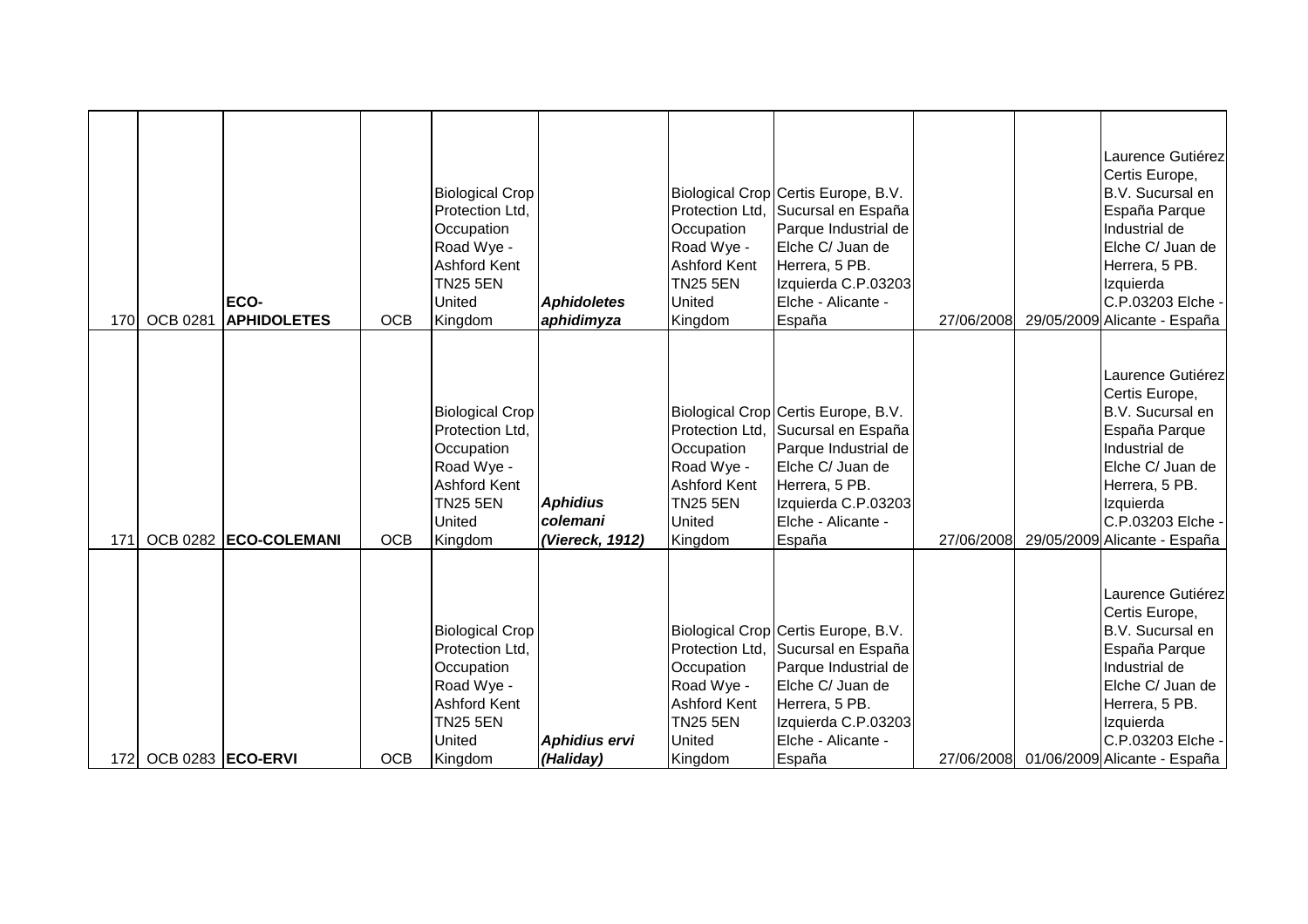| | | | | | | | | | | |
|---|---|---|---|---|---|---|---|---|---|---|
| 170 | OCB 0281 | **ECO-APHIDOLETES** | OCB | Biological Crop Protection Ltd, Occupation Road Wye - Ashford Kent TN25 5EN United Kingdom | ***Aphidoletes aphidimyza*** | Biological Crop Protection Ltd, Occupation Road Wye - Ashford Kent TN25 5EN United Kingdom | Certis Europe, B.V. Sucursal en España Parque Industrial de Elche C/ Juan de Herrera, 5 PB. Izquierda C.P.03203 Elche - Alicante - España | 27/06/2008 | 29/05/2009 | Laurence Gutiérez Certis Europe, B.V. Sucursal en España Parque Industrial de Elche C/ Juan de Herrera, 5 PB. Izquierda C.P.03203 Elche - Alicante - España |
| 171 | OCB 0282 | **ECO-COLEMANI** | OCB | Biological Crop Protection Ltd, Occupation Road Wye - Ashford Kent TN25 5EN United Kingdom | ***Aphidius colemani (Viereck, 1912)*** | Biological Crop Protection Ltd, Occupation Road Wye - Ashford Kent TN25 5EN United Kingdom | Certis Europe, B.V. Sucursal en España Parque Industrial de Elche C/ Juan de Herrera, 5 PB. Izquierda C.P.03203 Elche - Alicante - España | 27/06/2008 | 29/05/2009 | Laurence Gutiérez Certis Europe, B.V. Sucursal en España Parque Industrial de Elche C/ Juan de Herrera, 5 PB. Izquierda C.P.03203 Elche - Alicante - España |
| 172 | OCB 0283 | **ECO-ERVI** | OCB | Biological Crop Protection Ltd, Occupation Road Wye - Ashford Kent TN25 5EN United Kingdom | ***Aphidius ervi (Haliday)*** | Biological Crop Protection Ltd, Occupation Road Wye - Ashford Kent TN25 5EN United Kingdom | Certis Europe, B.V. Sucursal en España Parque Industrial de Elche C/ Juan de Herrera, 5 PB. Izquierda C.P.03203 Elche - Alicante - España | 27/06/2008 | 01/06/2009 | Laurence Gutiérez Certis Europe, B.V. Sucursal en España Parque Industrial de Elche C/ Juan de Herrera, 5 PB. Izquierda C.P.03203 Elche - Alicante - España |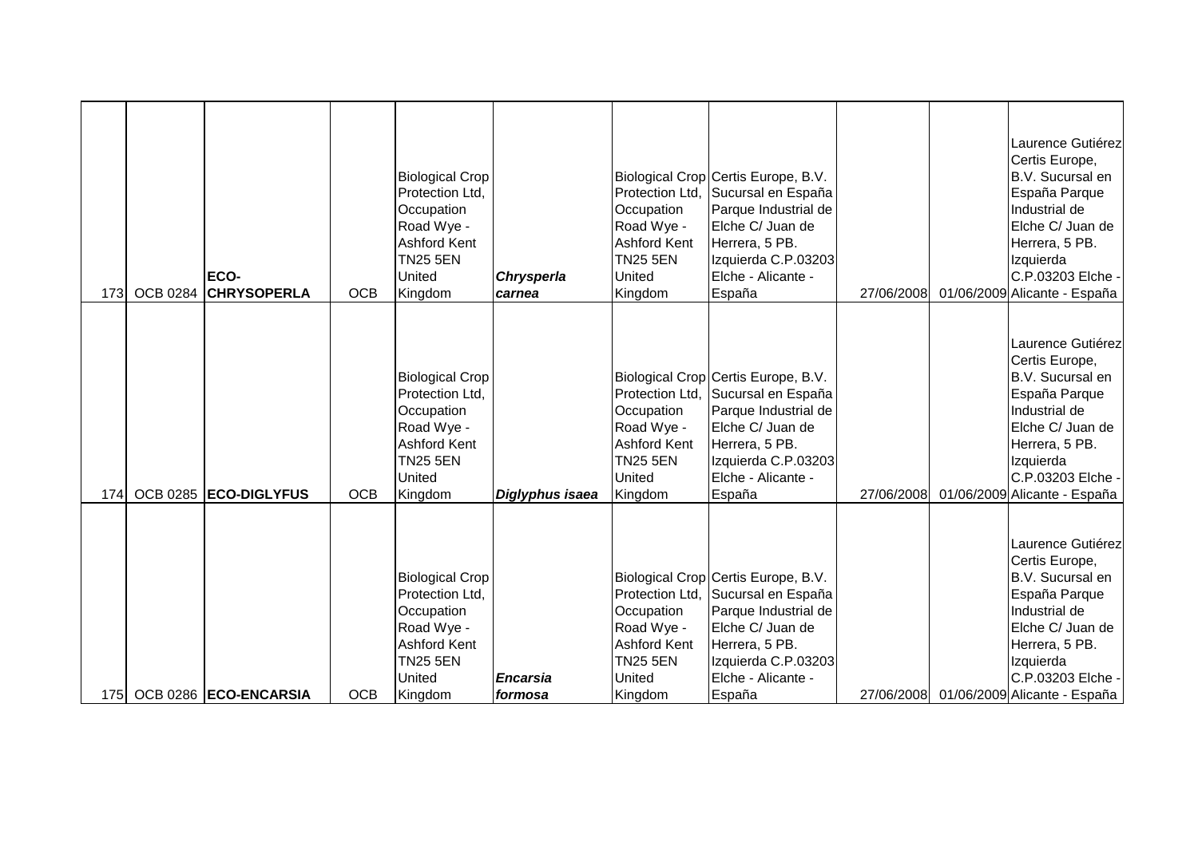| | | | | | | | | | | |
|---|---|---|---|---|---|---|---|---|---|---|
| 173 | OCB 0284 | **ECO-CHRYSOPERLA** | OCB | Biological Crop Protection Ltd, Occupation Road Wye - Ashford Kent TN25 5EN United Kingdom | ***Chrysperla carnea*** | Biological Crop Protection Ltd, Occupation Road Wye - Ashford Kent TN25 5EN United Kingdom | Certis Europe, B.V. Sucursal en España Parque Industrial de Elche C/ Juan de Herrera, 5 PB. Izquierda C.P.03203 Elche - Alicante - España | 27/06/2008 | 01/06/2009 | Laurence Gutiérez Certis Europe, B.V. Sucursal en España Parque Industrial de Elche C/ Juan de Herrera, 5 PB. Izquierda C.P.03203 Elche - Alicante - España |
| 174 | OCB 0285 | **ECO-DIGLYFUS** | OCB | Biological Crop Protection Ltd, Occupation Road Wye - Ashford Kent TN25 5EN United Kingdom | ***Diglyphus isaea*** | Biological Crop Protection Ltd, Occupation Road Wye - Ashford Kent TN25 5EN United Kingdom | Certis Europe, B.V. Sucursal en España Parque Industrial de Elche C/ Juan de Herrera, 5 PB. Izquierda C.P.03203 Elche - Alicante - España | 27/06/2008 | 01/06/2009 | Laurence Gutiérez Certis Europe, B.V. Sucursal en España Parque Industrial de Elche C/ Juan de Herrera, 5 PB. Izquierda C.P.03203 Elche - Alicante - España |
| 175 | OCB 0286 | **ECO-ENCARSIA** | OCB | Biological Crop Protection Ltd, Occupation Road Wye - Ashford Kent TN25 5EN United Kingdom | ***Encarsia formosa*** | Biological Crop Protection Ltd, Occupation Road Wye - Ashford Kent TN25 5EN United Kingdom | Certis Europe, B.V. Sucursal en España Parque Industrial de Elche C/ Juan de Herrera, 5 PB. Izquierda C.P.03203 Elche - Alicante - España | 27/06/2008 | 01/06/2009 | Laurence Gutiérez Certis Europe, B.V. Sucursal en España Parque Industrial de Elche C/ Juan de Herrera, 5 PB. Izquierda C.P.03203 Elche - Alicante - España |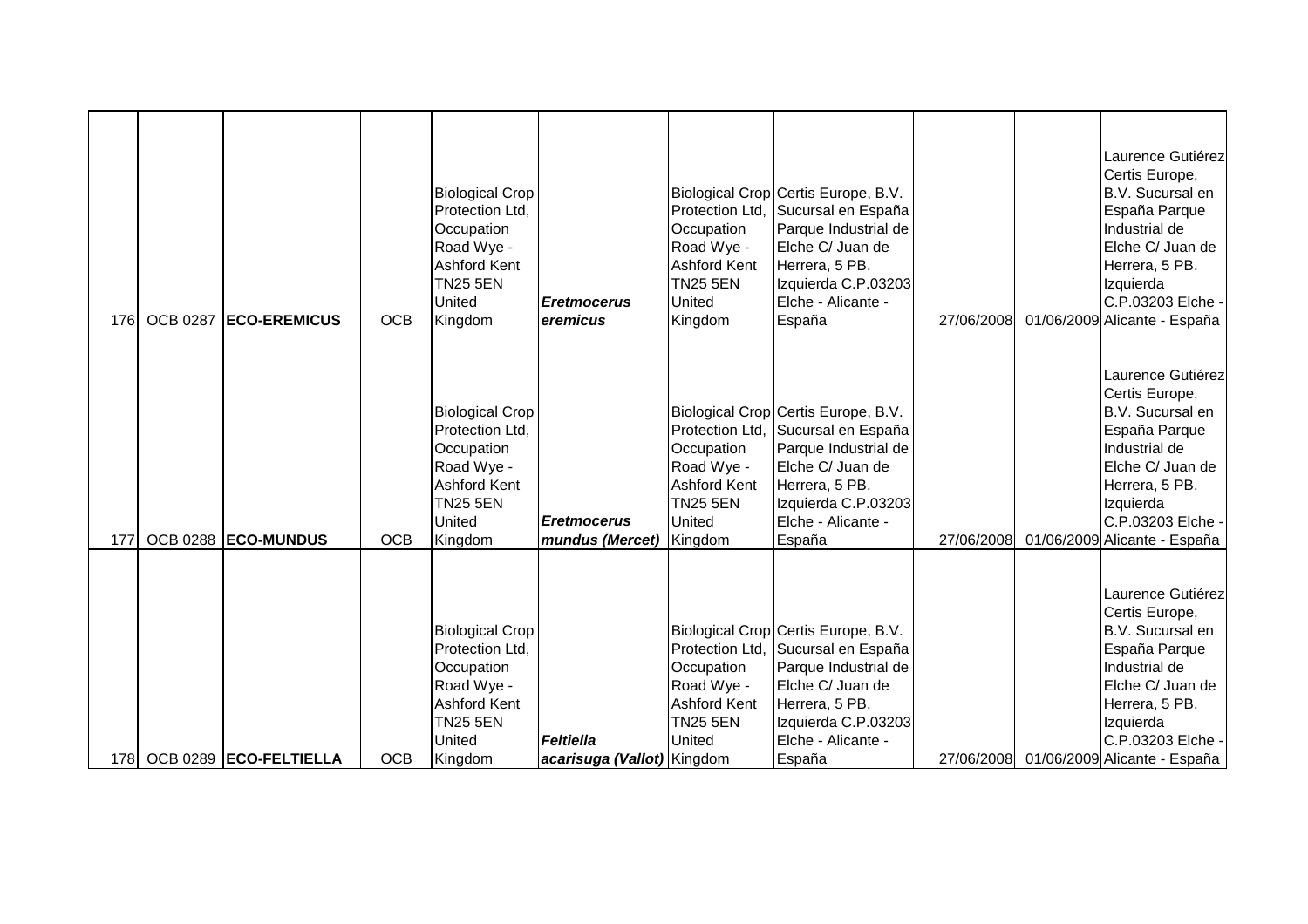| | | | | | | | | | | |
|---|---|---|---|---|---|---|---|---|---|---|
| 176 | OCB 0287 | **ECO-EREMICUS** | OCB | Biological Crop Protection Ltd, Occupation Road Wye - Ashford Kent TN25 5EN United Kingdom | ***Eretmocerus eremicus*** | Biological Crop Protection Ltd, Occupation Road Wye - Ashford Kent TN25 5EN United Kingdom | Certis Europe, B.V. Sucursal en España Parque Industrial de Elche C/ Juan de Herrera, 5 PB. Izquierda C.P.03203 Elche - Alicante - España | 27/06/2008 | 01/06/2009 | Laurence Gutiérez Certis Europe, B.V. Sucursal en España Parque Industrial de Elche C/ Juan de Herrera, 5 PB. Izquierda C.P.03203 Elche - Alicante - España |
| 177 | OCB 0288 | **ECO-MUNDUS** | OCB | Biological Crop Protection Ltd, Occupation Road Wye - Ashford Kent TN25 5EN United Kingdom | ***Eretmocerus mundus (Mercet)*** | Biological Crop Protection Ltd, Occupation Road Wye - Ashford Kent TN25 5EN United Kingdom | Certis Europe, B.V. Sucursal en España Parque Industrial de Elche C/ Juan de Herrera, 5 PB. Izquierda C.P.03203 Elche - Alicante - España | 27/06/2008 | 01/06/2009 | Laurence Gutiérez Certis Europe, B.V. Sucursal en España Parque Industrial de Elche C/ Juan de Herrera, 5 PB. Izquierda C.P.03203 Elche - Alicante - España |
| 178 | OCB 0289 | **ECO-FELTIELLA** | OCB | Biological Crop Protection Ltd, Occupation Road Wye - Ashford Kent TN25 5EN United Kingdom | ***Feltiella acarisuga (Vallot)*** | Biological Crop Protection Ltd, Occupation Road Wye - Ashford Kent TN25 5EN United Kingdom | Certis Europe, B.V. Sucursal en España Parque Industrial de Elche C/ Juan de Herrera, 5 PB. Izquierda C.P.03203 Elche - Alicante - España | 27/06/2008 | 01/06/2009 | Laurence Gutiérez Certis Europe, B.V. Sucursal en España Parque Industrial de Elche C/ Juan de Herrera, 5 PB. Izquierda C.P.03203 Elche - Alicante - España |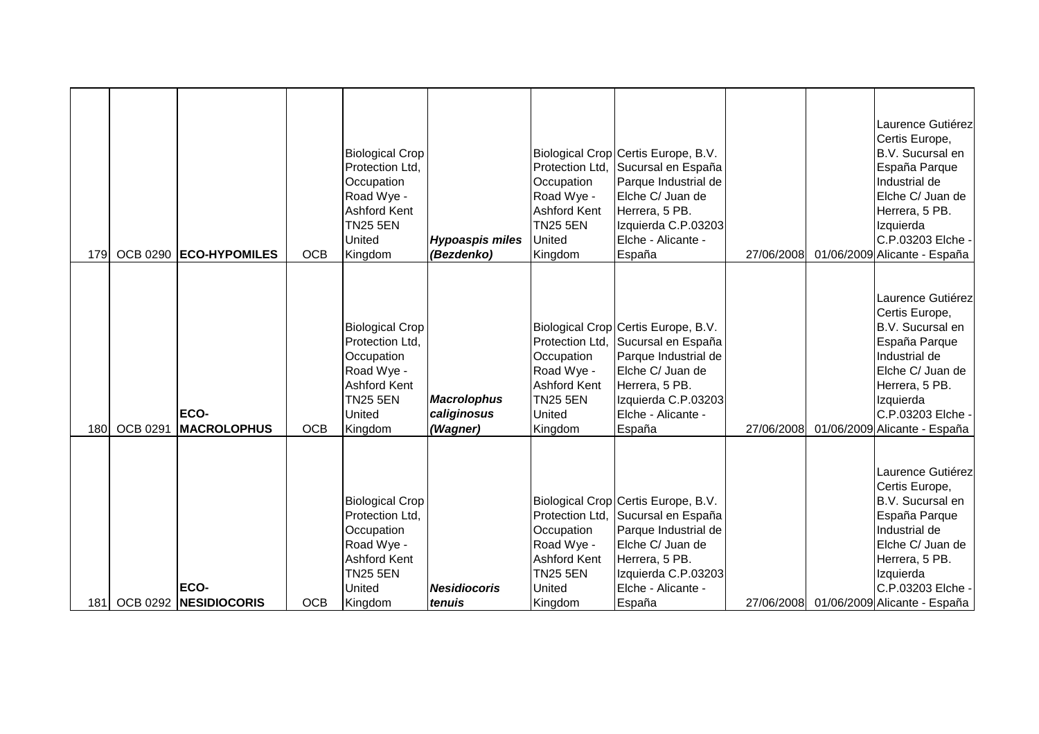| | | | | | | | | | | |
|---|---|---|---|---|---|---|---|---|---|---|
| 179 | OCB 0290 | **ECO-HYPOMILES** | OCB | Biological Crop Protection Ltd, Occupation Road Wye - Ashford Kent TN25 5EN United Kingdom | ***Hypoaspis miles (Bezdenko)*** | Biological Crop Protection Ltd, Occupation Road Wye - Ashford Kent TN25 5EN United Kingdom | Certis Europe, B.V. Sucursal en España Parque Industrial de Elche C/ Juan de Herrera, 5 PB. Izquierda C.P.03203 Elche - Alicante - España | 27/06/2008 | 01/06/2009 | Laurence Gutiérez Certis Europe, B.V. Sucursal en España Parque Industrial de Elche C/ Juan de Herrera, 5 PB. Izquierda C.P.03203 Elche - Alicante - España |
| 180 | OCB 0291 | **ECO-MACROLOPHUS** | OCB | Biological Crop Protection Ltd, Occupation Road Wye - Ashford Kent TN25 5EN United Kingdom | ***Macrolophus caliginosus (Wagner)*** | Biological Crop Protection Ltd, Occupation Road Wye - Ashford Kent TN25 5EN United Kingdom | Certis Europe, B.V. Sucursal en España Parque Industrial de Elche C/ Juan de Herrera, 5 PB. Izquierda C.P.03203 Elche - Alicante - España | 27/06/2008 | 01/06/2009 | Laurence Gutiérez Certis Europe, B.V. Sucursal en España Parque Industrial de Elche C/ Juan de Herrera, 5 PB. Izquierda C.P.03203 Elche - Alicante - España |
| 181 | OCB 0292 | **ECO-NESIDIOCORIS** | OCB | Biological Crop Protection Ltd, Occupation Road Wye - Ashford Kent TN25 5EN United Kingdom | ***Nesidiocoris tenuis*** | Biological Crop Protection Ltd, Occupation Road Wye - Ashford Kent TN25 5EN United Kingdom | Certis Europe, B.V. Sucursal en España Parque Industrial de Elche C/ Juan de Herrera, 5 PB. Izquierda C.P.03203 Elche - Alicante - España | 27/06/2008 | 01/06/2009 | Laurence Gutiérez Certis Europe, B.V. Sucursal en España Parque Industrial de Elche C/ Juan de Herrera, 5 PB. Izquierda C.P.03203 Elche - Alicante - España |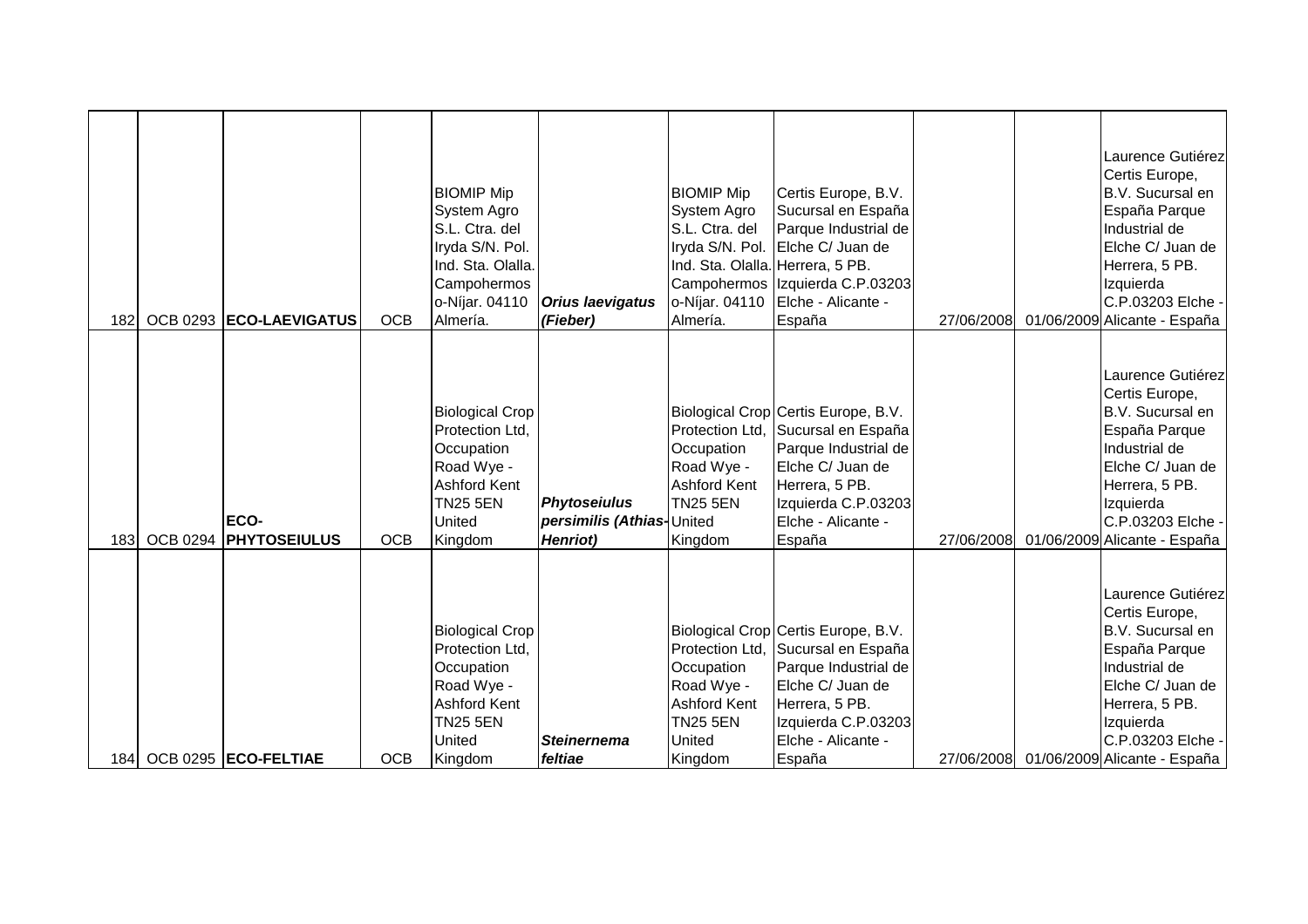| 182 | OCB 0293 | **ECO-LAEVIGATUS** | OCB | BIOMIP Mip System Agro S.L. Ctra. del Iryda S/N. Pol. Ind. Sta. Olalla. Campohermoso-Níjar. 04110 Almería. | ***Orius laevigatus (Fieber)*** | BIOMIP Mip System Agro S.L. Ctra. del Iryda S/N. Pol. Ind. Sta. Olalla. Campohermoso-Níjar. 04110 Almería. | Certis Europe, B.V. Sucursal en España Parque Industrial de Elche C/ Juan de Herrera, 5 PB. Izquierda C.P.03203 Elche - Alicante - España | 27/06/2008 | 01/06/2009 | Laurence Gutiérez Certis Europe, B.V. Sucursal en España Parque Industrial de Elche C/ Juan de Herrera, 5 PB. Izquierda C.P.03203 Elche - Alicante - España |
|---|---|---|---|---|---|---|---|---|---|---|
| 183 | OCB 0294 | **ECO-PHYTOSEIULUS** | OCB | Biological Crop Protection Ltd, Occupation Road Wye - Ashford Kent TN25 5EN United Kingdom | ***Phytoseiulus persimilis (Athias-Henriot)*** | Biological Crop Protection Ltd, Occupation Road Wye - Ashford Kent TN25 5EN United Kingdom | Certis Europe, B.V. Sucursal en España Parque Industrial de Elche C/ Juan de Herrera, 5 PB. Izquierda C.P.03203 Elche - Alicante - España | 27/06/2008 | 01/06/2009 | Laurence Gutiérez Certis Europe, B.V. Sucursal en España Parque Industrial de Elche C/ Juan de Herrera, 5 PB. Izquierda C.P.03203 Elche - Alicante - España |
| 184 | OCB 0295 | **ECO-FELTIAE** | OCB | Biological Crop Protection Ltd, Occupation Road Wye - Ashford Kent TN25 5EN United Kingdom | ***Steinernema feltiae*** | Biological Crop Protection Ltd, Occupation Road Wye - Ashford Kent TN25 5EN United Kingdom | Certis Europe, B.V. Sucursal en España Parque Industrial de Elche C/ Juan de Herrera, 5 PB. Izquierda C.P.03203 Elche - Alicante - España | 27/06/2008 | 01/06/2009 | Laurence Gutiérez Certis Europe, B.V. Sucursal en España Parque Industrial de Elche C/ Juan de Herrera, 5 PB. Izquierda C.P.03203 Elche - Alicante - España |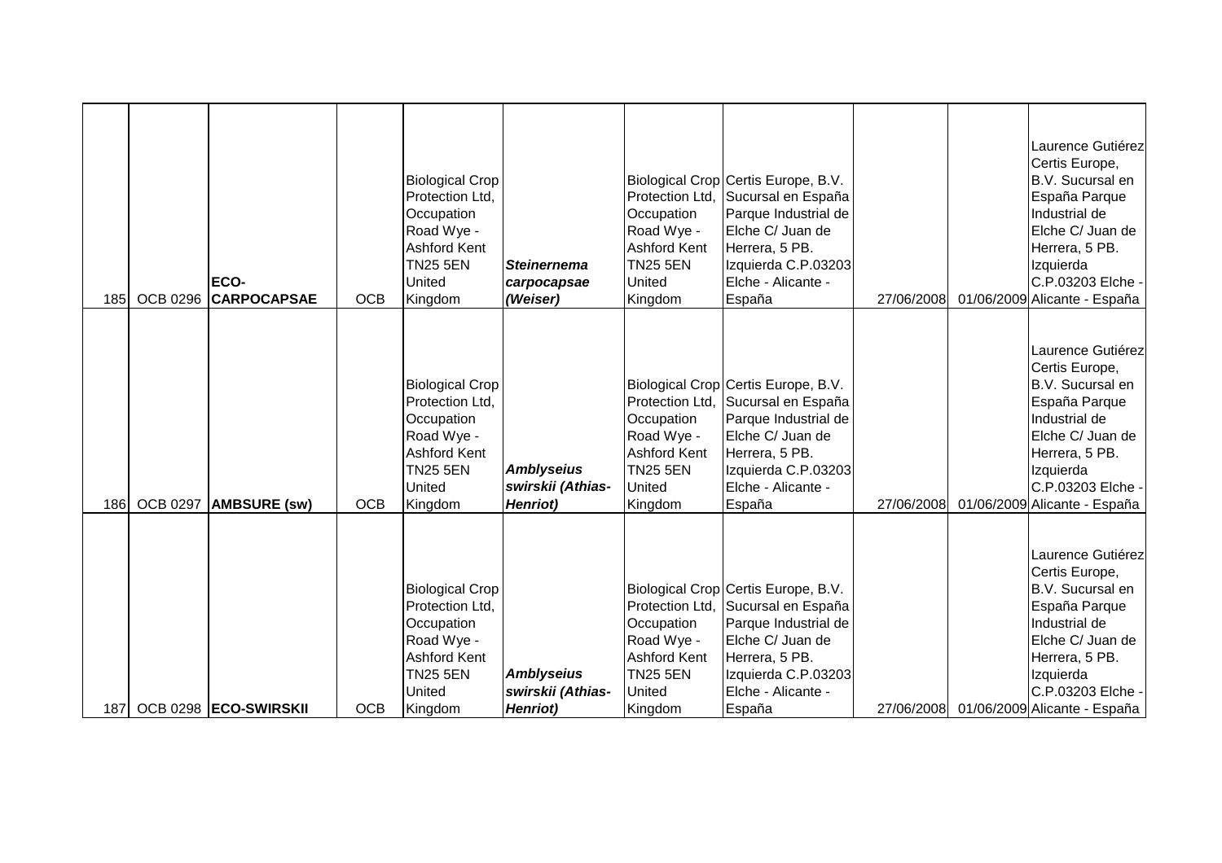| | | | | | | | | | | |
|---|---|---|---|---|---|---|---|---|---|---|
| 185 | OCB 0296 | **ECO-CARPOCAPSAE** | OCB | Biological Crop Protection Ltd, Occupation Road Wye - Ashford Kent TN25 5EN United Kingdom | ***Steinernema carpocapsae (Weiser)*** | Biological Crop Protection Ltd, Occupation Road Wye - Ashford Kent TN25 5EN United Kingdom | Certis Europe, B.V. Sucursal en España Parque Industrial de Elche C/ Juan de Herrera, 5 PB. Izquierda C.P.03203 Elche - Alicante - España | 27/06/2008 | 01/06/2009 | Laurence Gutiérez Certis Europe, B.V. Sucursal en España Parque Industrial de Elche C/ Juan de Herrera, 5 PB. Izquierda C.P.03203 Elche - Alicante - España |
| 186 | OCB 0297 | **AMBSURE (sw)** | OCB | Biological Crop Protection Ltd, Occupation Road Wye - Ashford Kent TN25 5EN United Kingdom | ***Amblyseius swirskii (Athias-Henriot)*** | Biological Crop Protection Ltd, Occupation Road Wye - Ashford Kent TN25 5EN United Kingdom | Certis Europe, B.V. Sucursal en España Parque Industrial de Elche C/ Juan de Herrera, 5 PB. Izquierda C.P.03203 Elche - Alicante - España | 27/06/2008 | 01/06/2009 | Laurence Gutiérez Certis Europe, B.V. Sucursal en España Parque Industrial de Elche C/ Juan de Herrera, 5 PB. Izquierda C.P.03203 Elche - Alicante - España |
| 187 | OCB 0298 | **ECO-SWIRSKII** | OCB | Biological Crop Protection Ltd, Occupation Road Wye - Ashford Kent TN25 5EN United Kingdom | ***Amblyseius swirskii (Athias-Henriot)*** | Biological Crop Protection Ltd, Occupation Road Wye - Ashford Kent TN25 5EN United Kingdom | Certis Europe, B.V. Sucursal en España Parque Industrial de Elche C/ Juan de Herrera, 5 PB. Izquierda C.P.03203 Elche - Alicante - España | 27/06/2008 | 01/06/2009 | Laurence Gutiérez Certis Europe, B.V. Sucursal en España Parque Industrial de Elche C/ Juan de Herrera, 5 PB. Izquierda C.P.03203 Elche - Alicante - España |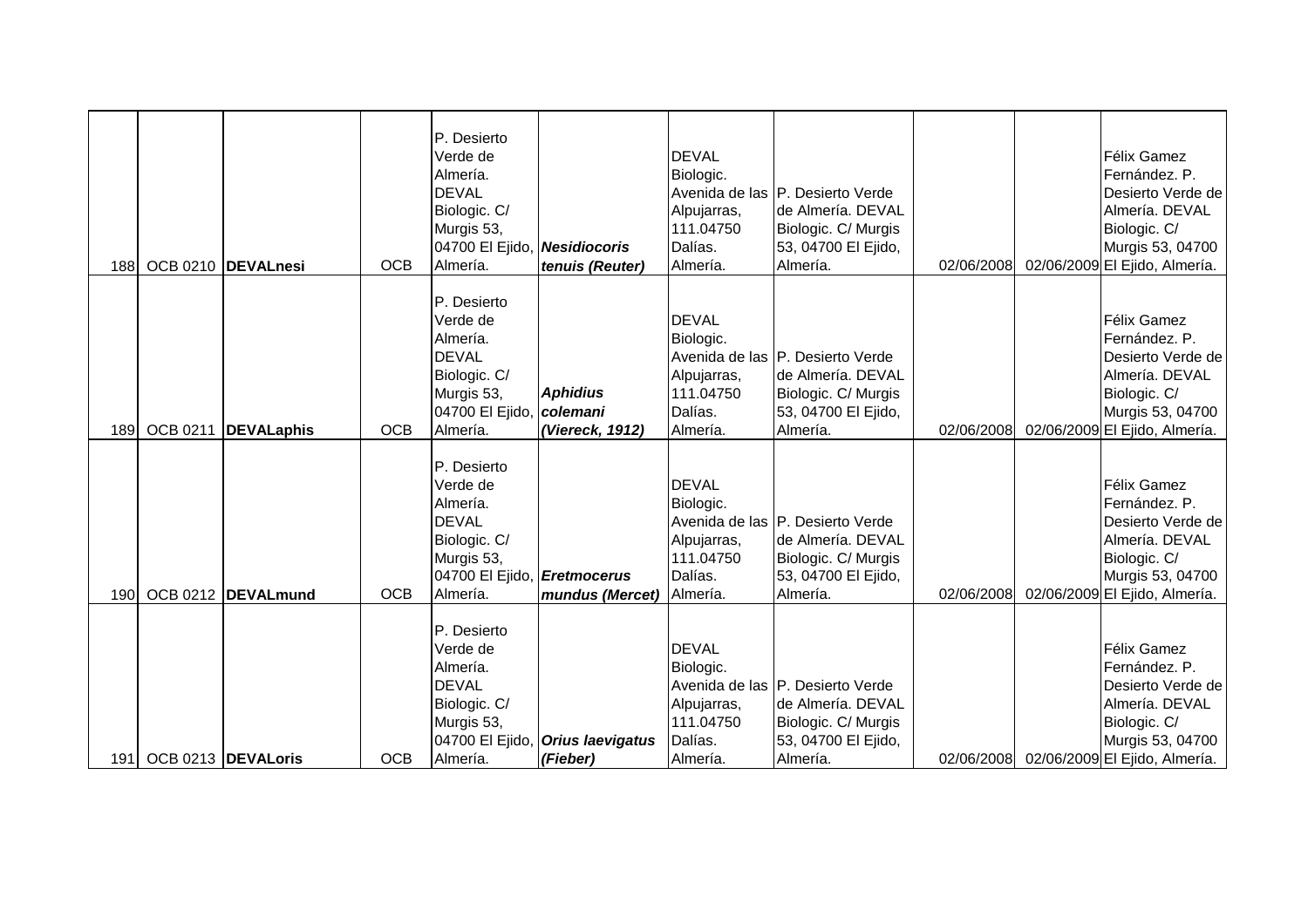| | | | | | | | | | | |
|---|---|---|---|---|---|---|---|---|---|---|
| 188 | OCB 0210 | **DEVALnesi** | OCB | P. Desierto Verde de Almería. DEVAL Biologic. C/ Murgis 53, 04700 El Ejido, Almería. | ***Nesidiocoris tenuis (Reuter)*** | DEVAL Biologic. Avenida de las Alpujarras, 111.04750 Dalías. Almería. | P. Desierto Verde de Almería. DEVAL Biologic. C/ Murgis 53, 04700 El Ejido, Almería. | 02/06/2008 | 02/06/2009 | Félix Gamez Fernández. P. Desierto Verde de Almería. DEVAL Biologic. C/ Murgis 53, 04700 El Ejido, Almería. |
| 189 | OCB 0211 | **DEVALaphis** | OCB | P. Desierto Verde de Almería. DEVAL Biologic. C/ Murgis 53, 04700 El Ejido, Almería. | ***Aphidius colemani (Viereck, 1912)*** | DEVAL Biologic. Avenida de las Alpujarras, 111.04750 Dalías. Almería. | P. Desierto Verde de Almería. DEVAL Biologic. C/ Murgis 53, 04700 El Ejido, Almería. | 02/06/2008 | 02/06/2009 | Félix Gamez Fernández. P. Desierto Verde de Almería. DEVAL Biologic. C/ Murgis 53, 04700 El Ejido, Almería. |
| 190 | OCB 0212 | **DEVALmund** | OCB | P. Desierto Verde de Almería. DEVAL Biologic. C/ Murgis 53, 04700 El Ejido, Almería. | ***Eretmocerus mundus (Mercet)*** | DEVAL Biologic. Avenida de las Alpujarras, 111.04750 Dalías. Almería. | P. Desierto Verde de Almería. DEVAL Biologic. C/ Murgis 53, 04700 El Ejido, Almería. | 02/06/2008 | 02/06/2009 | Félix Gamez Fernández. P. Desierto Verde de Almería. DEVAL Biologic. C/ Murgis 53, 04700 El Ejido, Almería. |
| 191 | OCB 0213 | **DEVALoris** | OCB | P. Desierto Verde de Almería. DEVAL Biologic. C/ Murgis 53, 04700 El Ejido, Almería. | ***Orius laevigatus (Fieber)*** | DEVAL Biologic. Avenida de las Alpujarras, 111.04750 Dalías. Almería. | P. Desierto Verde de Almería. DEVAL Biologic. C/ Murgis 53, 04700 El Ejido, Almería. | 02/06/2008 | 02/06/2009 | Félix Gamez Fernández. P. Desierto Verde de Almería. DEVAL Biologic. C/ Murgis 53, 04700 El Ejido, Almería. |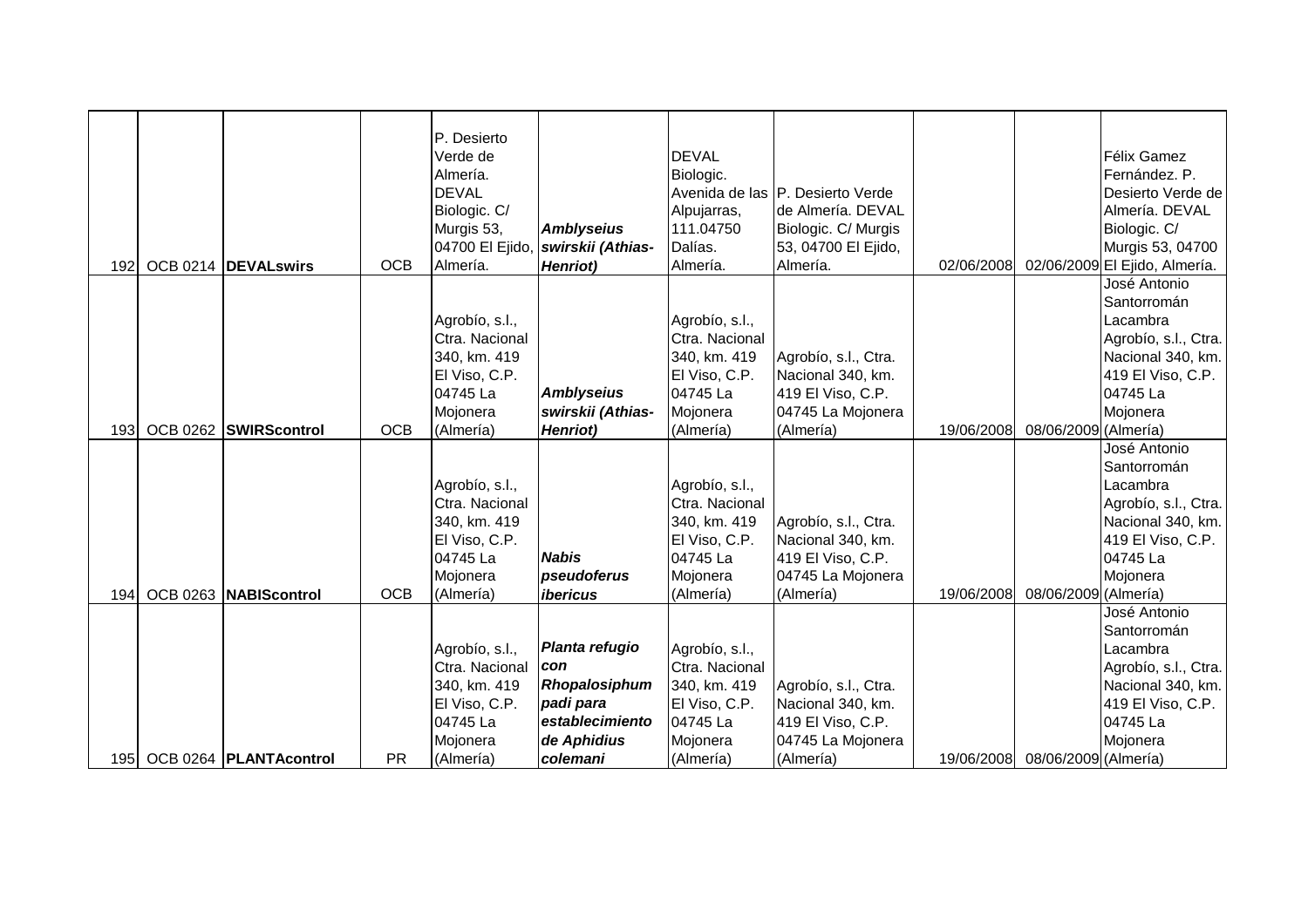| | | | | | | | | | | |
|---|---|---|---|---|---|---|---|---|---|---|
| 192 | OCB 0214 | **DEVALswirs** | OCB | P. Desierto Verde de Almería. DEVAL Biologic. C/ Murgis 53, 04700 El Ejido, Almería. | ***Amblyseius swirskii (Athias-Henriot)*** | DEVAL Biologic. Avenida de las Alpujarras, 111.04750 Dalías. Almería. | P. Desierto Verde de Almería. DEVAL Biologic. C/ Murgis 53, 04700 El Ejido, Almería. | 02/06/2008 | 02/06/2009 | Félix Gamez Fernández. P. Desierto Verde de Almería. DEVAL Biologic. C/ Murgis 53, 04700 El Ejido, Almería. |
| 193 | OCB 0262 | **SWIRScontrol** | OCB | Agrobío, s.l., Ctra. Nacional 340, km. 419 El Viso, C.P. 04745 La Mojonera (Almería) | ***Amblyseius swirskii (Athias-Henriot)*** | Agrobío, s.l., Ctra. Nacional 340, km. 419 El Viso, C.P. 04745 La Mojonera (Almería) | Agrobío, s.l., Ctra. Nacional 340, km. 419 El Viso, C.P. 04745 La Mojonera (Almería) | 19/06/2008 | 08/06/2009 | José Antonio Santorromán Lacambra Agrobío, s.l., Ctra. Nacional 340, km. 419 El Viso, C.P. 04745 La Mojonera (Almería) |
| 194 | OCB 0263 | **NABIScontrol** | OCB | Agrobío, s.l., Ctra. Nacional 340, km. 419 El Viso, C.P. 04745 La Mojonera (Almería) | ***Nabis pseudoferus ibericus*** | Agrobío, s.l., Ctra. Nacional 340, km. 419 El Viso, C.P. 04745 La Mojonera (Almería) | Agrobío, s.l., Ctra. Nacional 340, km. 419 El Viso, C.P. 04745 La Mojonera (Almería) | 19/06/2008 | 08/06/2009 | José Antonio Santorromán Lacambra Agrobío, s.l., Ctra. Nacional 340, km. 419 El Viso, C.P. 04745 La Mojonera (Almería) |
| 195 | OCB 0264 | **PLANTAcontrol** | PR | Agrobío, s.l., Ctra. Nacional 340, km. 419 El Viso, C.P. 04745 La Mojonera (Almería) | ***Planta refugio con Rhopalosiphum padi para establecimiento de Aphidius colemani*** | Agrobío, s.l., Ctra. Nacional 340, km. 419 El Viso, C.P. 04745 La Mojonera (Almería) | Agrobío, s.l., Ctra. Nacional 340, km. 419 El Viso, C.P. 04745 La Mojonera (Almería) | 19/06/2008 | 08/06/2009 | José Antonio Santorromán Lacambra Agrobío, s.l., Ctra. Nacional 340, km. 419 El Viso, C.P. 04745 La Mojonera (Almería) |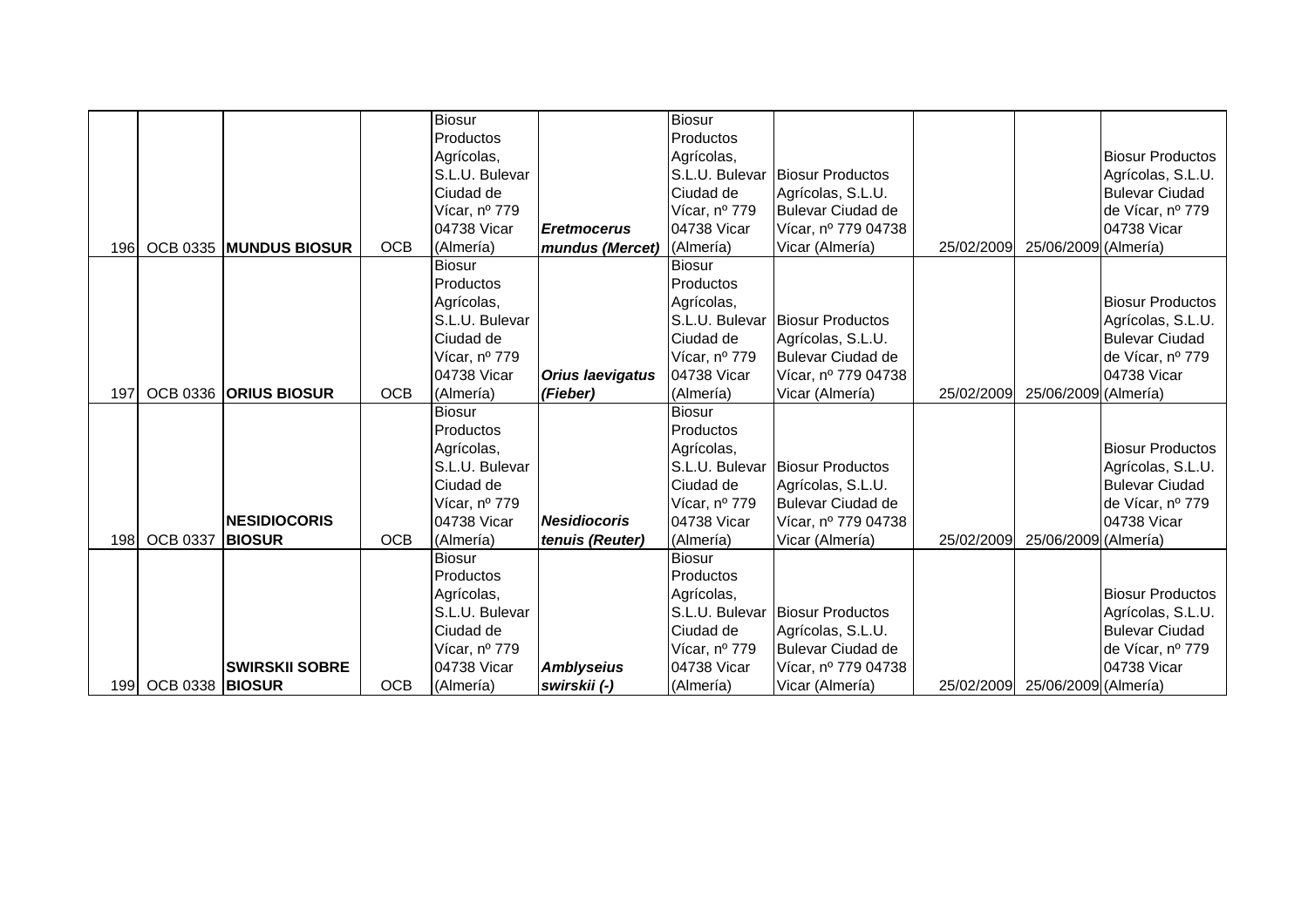| | | | | | | | | | | |
|---|---|---|---|---|---|---|---|---|---|---|
| 196 | OCB 0335 | **MUNDUS BIOSUR** | OCB | Biosur Productos Agrícolas, S.L.U. Bulevar Ciudad de Vícar, nº 779 04738 Vicar (Almería) | ***Eretmocerus mundus (Mercet)*** | Biosur Productos Agrícolas, S.L.U. Bulevar Ciudad de Vícar, nº 779 04738 Vicar (Almería) | Biosur Productos Agrícolas, S.L.U. Bulevar Ciudad de Vícar, nº 779 04738 Vicar (Almería) | 25/02/2009 | 25/06/2009 | Biosur Productos Agrícolas, S.L.U. Bulevar Ciudad de Vícar, nº 779 04738 Vicar (Almería) |
| 197 | OCB 0336 | **ORIUS BIOSUR** | OCB | Biosur Productos Agrícolas, S.L.U. Bulevar Ciudad de Vícar, nº 779 04738 Vicar (Almería) | ***Orius laevigatus (Fieber)*** | Biosur Productos Agrícolas, S.L.U. Bulevar Ciudad de Vícar, nº 779 04738 Vicar (Almería) | Biosur Productos Agrícolas, S.L.U. Bulevar Ciudad de Vícar, nº 779 04738 Vicar (Almería) | 25/02/2009 | 25/06/2009 | Biosur Productos Agrícolas, S.L.U. Bulevar Ciudad de Vícar, nº 779 04738 Vicar (Almería) |
| 198 | OCB 0337 | **NESIDIOCORIS BIOSUR** | OCB | Biosur Productos Agrícolas, S.L.U. Bulevar Ciudad de Vícar, nº 779 04738 Vicar (Almería) | ***Nesidiocoris tenuis (Reuter)*** | Biosur Productos Agrícolas, S.L.U. Bulevar Ciudad de Vícar, nº 779 04738 Vicar (Almería) | Biosur Productos Agrícolas, S.L.U. Bulevar Ciudad de Vícar, nº 779 04738 Vicar (Almería) | 25/02/2009 | 25/06/2009 | Biosur Productos Agrícolas, S.L.U. Bulevar Ciudad de Vícar, nº 779 04738 Vicar (Almería) |
| 199 | OCB 0338 | **SWIRSKII SOBRE BIOSUR** | OCB | Biosur Productos Agrícolas, S.L.U. Bulevar Ciudad de Vícar, nº 779 04738 Vicar (Almería) | ***Amblyseius swirskii (-)*** | Biosur Productos Agrícolas, S.L.U. Bulevar Ciudad de Vícar, nº 779 04738 Vicar (Almería) | Biosur Productos Agrícolas, S.L.U. Bulevar Ciudad de Vícar, nº 779 04738 Vicar (Almería) | 25/02/2009 | 25/06/2009 | Biosur Productos Agrícolas, S.L.U. Bulevar Ciudad de Vícar, nº 779 04738 Vicar (Almería) |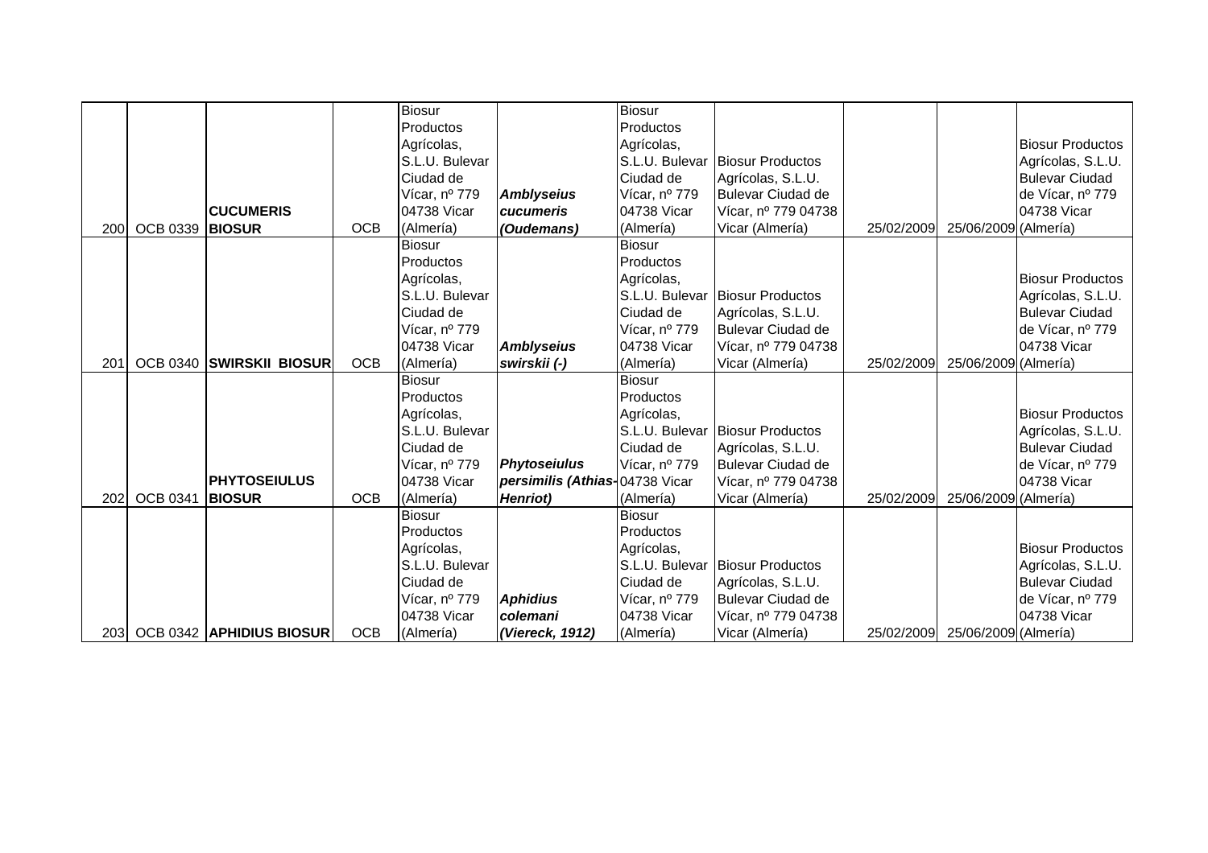|  |  |  |  |  |  |  |  |  |  |  |
|---|---|---|---|---|---|---|---|---|---|---|
| 200 | OCB 0339 | **CUCUMERIS BIOSUR** | OCB | Biosur Productos Agrícolas, S.L.U. Bulevar Ciudad de Vícar, nº 779 04738 Vicar (Almería) | ***Amblyseius cucumeris (Oudemans)*** | Biosur Productos Agrícolas, S.L.U. Bulevar Ciudad de Vícar, nº 779 04738 Vicar (Almería) | Biosur Productos Agrícolas, S.L.U. Bulevar Ciudad de Vícar, nº 779 04738 Vicar (Almería) | 25/02/2009 | 25/06/2009 | Biosur Productos Agrícolas, S.L.U. Bulevar Ciudad de Vícar, nº 779 04738 Vicar (Almería) |
| 201 | OCB 0340 | **SWIRSKII BIOSUR** | OCB | Biosur Productos Agrícolas, S.L.U. Bulevar Ciudad de Vícar, nº 779 04738 Vicar (Almería) | ***Amblyseius swirskii (-)*** | Biosur Productos Agrícolas, S.L.U. Bulevar Ciudad de Vícar, nº 779 04738 Vicar (Almería) | Biosur Productos Agrícolas, S.L.U. Bulevar Ciudad de Vícar, nº 779 04738 Vicar (Almería) | 25/02/2009 | 25/06/2009 | Biosur Productos Agrícolas, S.L.U. Bulevar Ciudad de Vícar, nº 779 04738 Vicar (Almería) |
| 202 | OCB 0341 | **PHYTOSEIULUS BIOSUR** | OCB | Biosur Productos Agrícolas, S.L.U. Bulevar Ciudad de Vícar, nº 779 04738 Vicar (Almería) | ***Phytoseiulus persimilis (Athias-Henriot)*** | Biosur Productos Agrícolas, S.L.U. Bulevar Ciudad de Vícar, nº 779 04738 Vicar (Almería) | Biosur Productos Agrícolas, S.L.U. Bulevar Ciudad de Vícar, nº 779 04738 Vicar (Almería) | 25/02/2009 | 25/06/2009 | Biosur Productos Agrícolas, S.L.U. Bulevar Ciudad de Vícar, nº 779 04738 Vicar (Almería) |
| 203 | OCB 0342 | **APHIDIUS BIOSUR** | OCB | Biosur Productos Agrícolas, S.L.U. Bulevar Ciudad de Vícar, nº 779 04738 Vicar (Almería) | ***Aphidius colemani (Viereck, 1912)*** | Biosur Productos Agrícolas, S.L.U. Bulevar Ciudad de Vícar, nº 779 04738 Vicar (Almería) | Biosur Productos Agrícolas, S.L.U. Bulevar Ciudad de Vícar, nº 779 04738 Vicar (Almería) | 25/02/2009 | 25/06/2009 | Biosur Productos Agrícolas, S.L.U. Bulevar Ciudad de Vícar, nº 779 04738 Vicar (Almería) |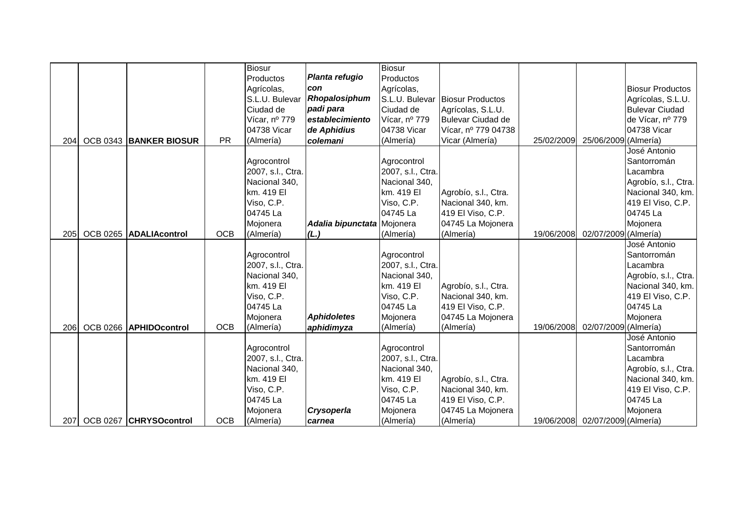| | | | | | | | | | | |
|---|---|---|---|---|---|---|---|---|---|---|
| 204 | OCB 0343 | **BANKER BIOSUR** | PR | Biosur Productos Agrícolas, S.L.U. Bulevar Ciudad de Vícar, nº 779 04738 Vicar (Almería) | ***Planta refugio con Rhopalosiphum padi para establecimiento de Aphidius colemani*** | Biosur Productos Agrícolas, S.L.U. Bulevar Ciudad de Vícar, nº 779 04738 Vicar (Almería) | Biosur Productos Agrícolas, S.L.U. Bulevar Ciudad de Vícar, nº 779 04738 Vicar (Almería) | 25/02/2009 | 25/06/2009 | Biosur Productos Agrícolas, S.L.U. Bulevar Ciudad de Vícar, nº 779 04738 Vicar (Almería) |
| 205 | OCB 0265 | **ADALIAcontrol** | OCB | Agrocontrol 2007, s.l., Ctra. Nacional 340, km. 419 El Viso, C.P. 04745 La Mojonera (Almería) | ***Adalia bipunctata (L.)*** | Agrocontrol 2007, s.l., Ctra. Nacional 340, km. 419 El Viso, C.P. 04745 La Mojonera (Almería) | Agrobío, s.l., Ctra. Nacional 340, km. 419 El Viso, C.P. 04745 La Mojonera (Almería) | 19/06/2008 | 02/07/2009 | José Antonio Santorromán Lacambra Agrobío, s.l., Ctra. Nacional 340, km. 419 El Viso, C.P. 04745 La Mojonera (Almería) |
| 206 | OCB 0266 | **APHIDOcontrol** | OCB | Agrocontrol 2007, s.l., Ctra. Nacional 340, km. 419 El Viso, C.P. 04745 La Mojonera (Almería) | ***Aphidoletes aphidimyza*** | Agrocontrol 2007, s.l., Ctra. Nacional 340, km. 419 El Viso, C.P. 04745 La Mojonera (Almería) | Agrobío, s.l., Ctra. Nacional 340, km. 419 El Viso, C.P. 04745 La Mojonera (Almería) | 19/06/2008 | 02/07/2009 | José Antonio Santorromán Lacambra Agrobío, s.l., Ctra. Nacional 340, km. 419 El Viso, C.P. 04745 La Mojonera (Almería) |
| 207 | OCB 0267 | **CHRYSOcontrol** | OCB | Agrocontrol 2007, s.l., Ctra. Nacional 340, km. 419 El Viso, C.P. 04745 La Mojonera (Almería) | ***Crysoperla carnea*** | Agrocontrol 2007, s.l., Ctra. Nacional 340, km. 419 El Viso, C.P. 04745 La Mojonera (Almería) | Agrobío, s.l., Ctra. Nacional 340, km. 419 El Viso, C.P. 04745 La Mojonera (Almería) | 19/06/2008 | 02/07/2009 | José Antonio Santorromán Lacambra Agrobío, s.l., Ctra. Nacional 340, km. 419 El Viso, C.P. 04745 La Mojonera (Almería) |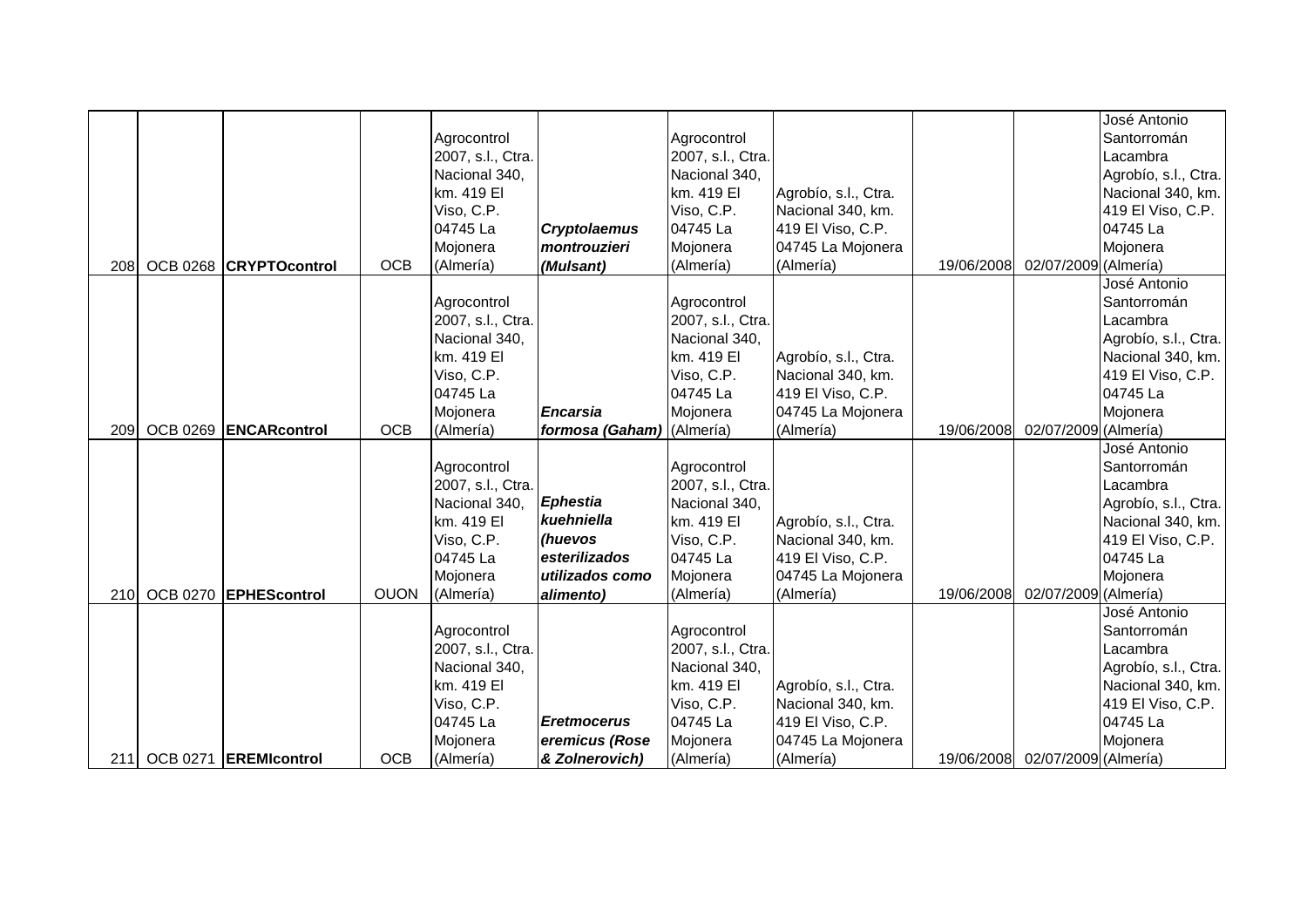| | | | | | | | | | | |
|---|---|---|---|---|---|---|---|---|---|---|
| 208 | OCB 0268 | **CRYPTOcontrol** | OCB | Agrocontrol 2007, s.l., Ctra. Nacional 340, km. 419 El Viso, C.P. 04745 La Mojonera (Almería) | ***Cryptolaemus montrouzieri (Mulsant)*** | Agrocontrol 2007, s.l., Ctra. Nacional 340, km. 419 El Viso, C.P. 04745 La Mojonera (Almería) | Agrobío, s.l., Ctra. Nacional 340, km. 419 El Viso, C.P. 04745 La Mojonera (Almería) | 19/06/2008 | 02/07/2009 | José Antonio Santorromán Lacambra Agrobío, s.l., Ctra. Nacional 340, km. 419 El Viso, C.P. 04745 La Mojonera (Almería) |
| 209 | OCB 0269 | **ENCARcontrol** | OCB | Agrocontrol 2007, s.l., Ctra. Nacional 340, km. 419 El Viso, C.P. 04745 La Mojonera (Almería) | ***Encarsia formosa (Gaham)*** | Agrocontrol 2007, s.l., Ctra. Nacional 340, km. 419 El Viso, C.P. 04745 La Mojonera (Almería) | Agrobío, s.l., Ctra. Nacional 340, km. 419 El Viso, C.P. 04745 La Mojonera (Almería) | 19/06/2008 | 02/07/2009 | José Antonio Santorromán Lacambra Agrobío, s.l., Ctra. Nacional 340, km. 419 El Viso, C.P. 04745 La Mojonera (Almería) |
| 210 | OCB 0270 | **EPHEScontrol** | OUON | Agrocontrol 2007, s.l., Ctra. Nacional 340, km. 419 El Viso, C.P. 04745 La Mojonera (Almería) | ***Ephestia kuehniella (huevos esterilizados utilizados como alimento)*** | Agrocontrol 2007, s.l., Ctra. Nacional 340, km. 419 El Viso, C.P. 04745 La Mojonera (Almería) | Agrobío, s.l., Ctra. Nacional 340, km. 419 El Viso, C.P. 04745 La Mojonera (Almería) | 19/06/2008 | 02/07/2009 | José Antonio Santorromán Lacambra Agrobío, s.l., Ctra. Nacional 340, km. 419 El Viso, C.P. 04745 La Mojonera (Almería) |
| 211 | OCB 0271 | **EREMIcontrol** | OCB | Agrocontrol 2007, s.l., Ctra. Nacional 340, km. 419 El Viso, C.P. 04745 La Mojonera (Almería) | ***Eretmocerus eremicus (Rose & Zolnerovich)*** | Agrocontrol 2007, s.l., Ctra. Nacional 340, km. 419 El Viso, C.P. 04745 La Mojonera (Almería) | Agrobío, s.l., Ctra. Nacional 340, km. 419 El Viso, C.P. 04745 La Mojonera (Almería) | 19/06/2008 | 02/07/2009 | José Antonio Santorromán Lacambra Agrobío, s.l., Ctra. Nacional 340, km. 419 El Viso, C.P. 04745 La Mojonera (Almería) |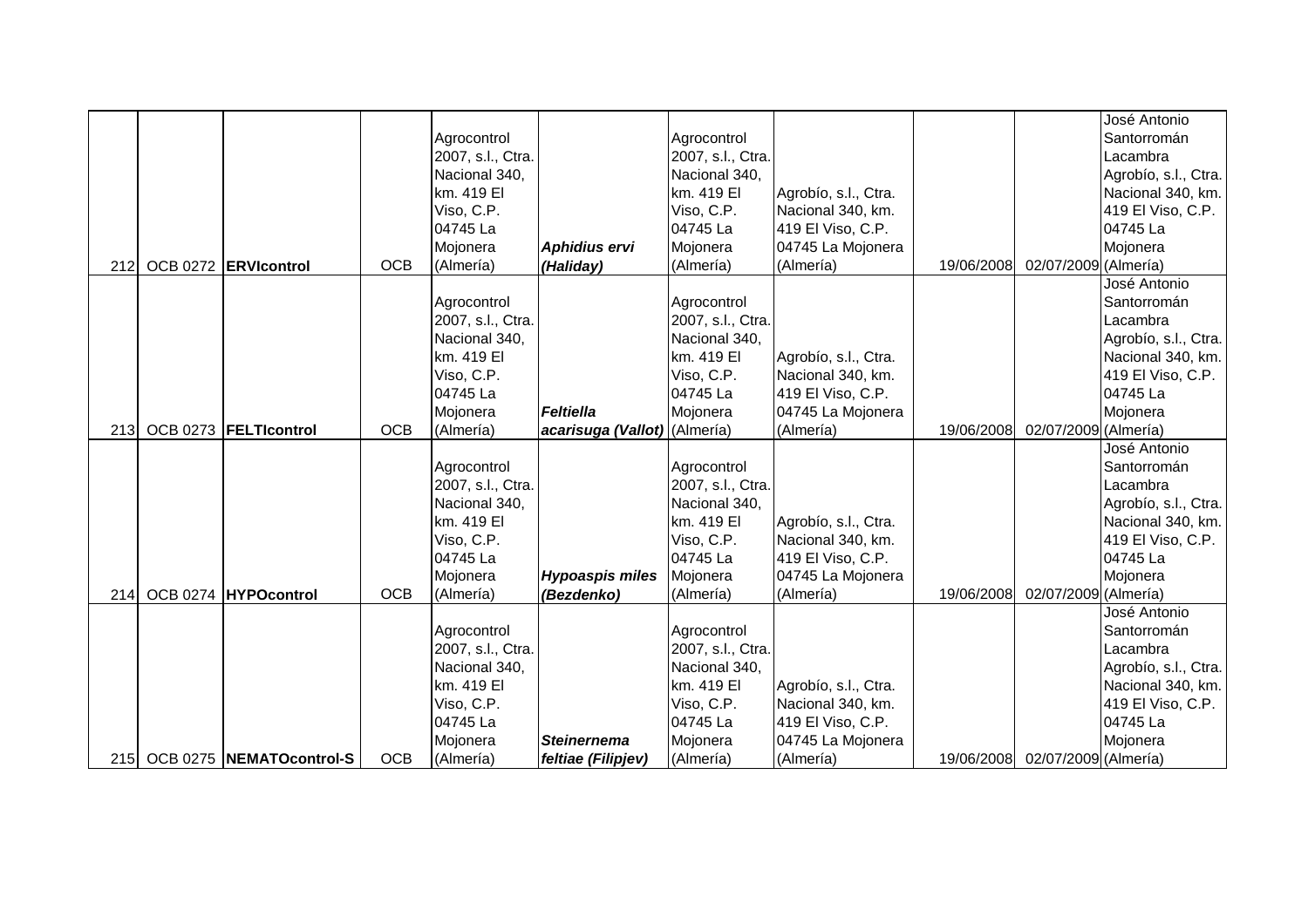| | | | | | | | | | | |
|---|---|---|---|---|---|---|---|---|---|---|
| 212 | OCB 0272 | **ERVIcontrol** | OCB | Agrocontrol 2007, s.l., Ctra. Nacional 340, km. 419 El Viso, C.P. 04745 La Mojonera (Almería) | ***Aphidius ervi (Haliday)*** | Agrocontrol 2007, s.l., Ctra. Nacional 340, km. 419 El Viso, C.P. 04745 La Mojonera (Almería) | Agrobío, s.l., Ctra. Nacional 340, km. 419 El Viso, C.P. 04745 La Mojonera (Almería) | 19/06/2008 | 02/07/2009 | José Antonio Santorromán Lacambra Agrobío, s.l., Ctra. Nacional 340, km. 419 El Viso, C.P. 04745 La Mojonera (Almería) |
| 213 | OCB 0273 | **FELTIcontrol** | OCB | Agrocontrol 2007, s.l., Ctra. Nacional 340, km. 419 El Viso, C.P. 04745 La Mojonera (Almería) | ***Feltiella acarisuga (Vallot)*** | Agrocontrol 2007, s.l., Ctra. Nacional 340, km. 419 El Viso, C.P. 04745 La Mojonera (Almería) | Agrobío, s.l., Ctra. Nacional 340, km. 419 El Viso, C.P. 04745 La Mojonera (Almería) | 19/06/2008 | 02/07/2009 | José Antonio Santorromán Lacambra Agrobío, s.l., Ctra. Nacional 340, km. 419 El Viso, C.P. 04745 La Mojonera (Almería) |
| 214 | OCB 0274 | **HYPOcontrol** | OCB | Agrocontrol 2007, s.l., Ctra. Nacional 340, km. 419 El Viso, C.P. 04745 La Mojonera (Almería) | ***Hypoaspis miles (Bezdenko)*** | Agrocontrol 2007, s.l., Ctra. Nacional 340, km. 419 El Viso, C.P. 04745 La Mojonera (Almería) | Agrobío, s.l., Ctra. Nacional 340, km. 419 El Viso, C.P. 04745 La Mojonera (Almería) | 19/06/2008 | 02/07/2009 | José Antonio Santorromán Lacambra Agrobío, s.l., Ctra. Nacional 340, km. 419 El Viso, C.P. 04745 La Mojonera (Almería) |
| 215 | OCB 0275 | **NEMATOcontrol-S** | OCB | Agrocontrol 2007, s.l., Ctra. Nacional 340, km. 419 El Viso, C.P. 04745 La Mojonera (Almería) | ***Steinernema feltiae (Filipjev)*** | Agrocontrol 2007, s.l., Ctra. Nacional 340, km. 419 El Viso, C.P. 04745 La Mojonera (Almería) | Agrobío, s.l., Ctra. Nacional 340, km. 419 El Viso, C.P. 04745 La Mojonera (Almería) | 19/06/2008 | 02/07/2009 | José Antonio Santorromán Lacambra Agrobío, s.l., Ctra. Nacional 340, km. 419 El Viso, C.P. 04745 La Mojonera (Almería) |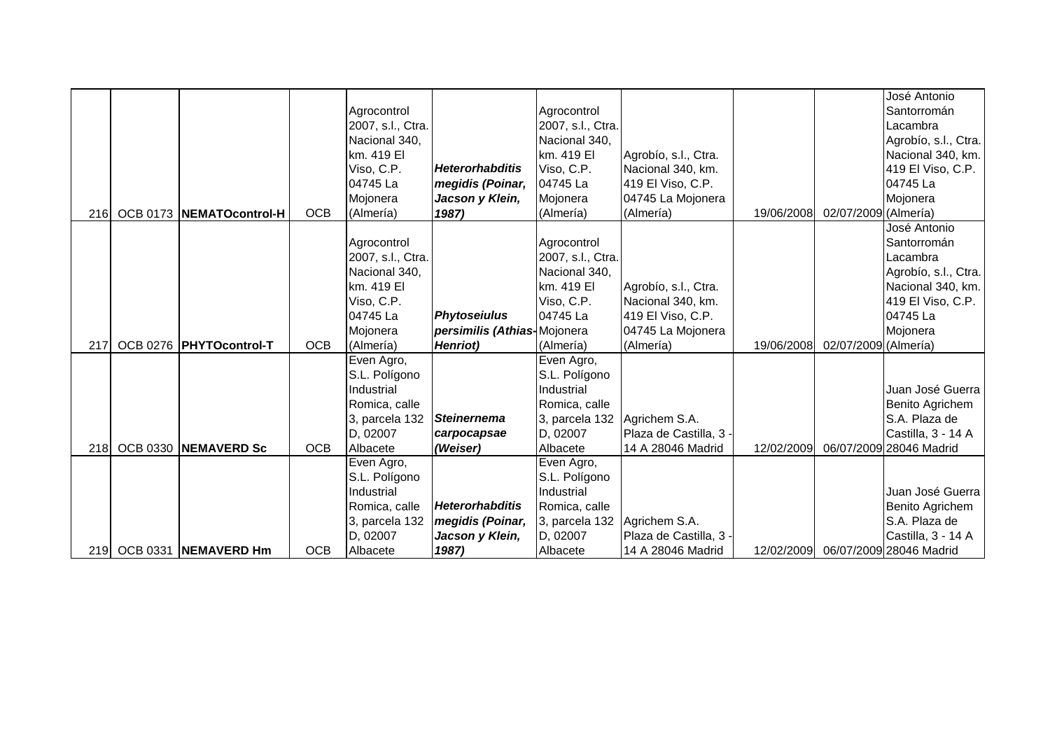| | | | | | | | | | | |
|---|---|---|---|---|---|---|---|---|---|---|
| 216 | OCB 0173 | **NEMATOcontrol-H** | OCB | Agrocontrol 2007, s.l., Ctra. Nacional 340, km. 419 El Viso, C.P. 04745 La Mojonera (Almería) | ***Heterorhabditis megidis (Poinar, Jacson y Klein, 1987)*** | Agrocontrol 2007, s.l., Ctra. Nacional 340, km. 419 El Viso, C.P. 04745 La Mojonera (Almería) | Agrobío, s.l., Ctra. Nacional 340, km. 419 El Viso, C.P. 04745 La Mojonera (Almería) | 19/06/2008 | 02/07/2009 | José Antonio Santorromán Lacambra Agrobío, s.l., Ctra. Nacional 340, km. 419 El Viso, C.P. 04745 La Mojonera (Almería) |
| 217 | OCB 0276 | **PHYTOcontrol-T** | OCB | Agrocontrol 2007, s.l., Ctra. Nacional 340, km. 419 El Viso, C.P. 04745 La Mojonera (Almería) | ***Phytoseiulus persimilis (Athias-Henriot)*** | Agrocontrol 2007, s.l., Ctra. Nacional 340, km. 419 El Viso, C.P. 04745 La Mojonera (Almería) | Agrobío, s.l., Ctra. Nacional 340, km. 419 El Viso, C.P. 04745 La Mojonera (Almería) | 19/06/2008 | 02/07/2009 | José Antonio Santorromán Lacambra Agrobío, s.l., Ctra. Nacional 340, km. 419 El Viso, C.P. 04745 La Mojonera (Almería) |
| 218 | OCB 0330 | **NEMAVERD Sc** | OCB | Even Agro, S.L. Polígono Industrial Romica, calle 3, parcela 132 D, 02007 Albacete | ***Steinernema carpocapsae (Weiser)*** | Even Agro, S.L. Polígono Industrial Romica, calle 3, parcela 132 D, 02007 Albacete | Agrichem S.A. Plaza de Castilla, 3 - 14 A 28046 Madrid | 12/02/2009 | 06/07/2009 | Juan José Guerra Benito Agrichem S.A. Plaza de Castilla, 3 - 14 A 28046 Madrid |
| 219 | OCB 0331 | **NEMAVERD Hm** | OCB | Even Agro, S.L. Polígono Industrial Romica, calle 3, parcela 132 D, 02007 Albacete | ***Heterorhabditis megidis (Poinar, Jacson y Klein, 1987)*** | Even Agro, S.L. Polígono Industrial Romica, calle 3, parcela 132 D, 02007 Albacete | Agrichem S.A. Plaza de Castilla, 3 - 14 A 28046 Madrid | 12/02/2009 | 06/07/2009 | Juan José Guerra Benito Agrichem S.A. Plaza de Castilla, 3 - 14 A 28046 Madrid |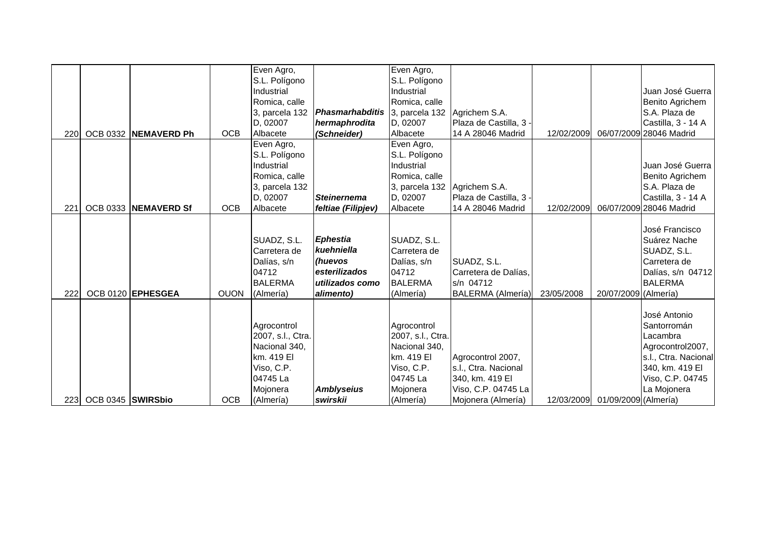| | | | | | | | | | | |
|---|---|---|---|---|---|---|---|---|---|---|
| 220 | OCB 0332 | **NEMAVERD Ph** | OCB | Even Agro, S.L. Polígono Industrial Romica, calle 3, parcela 132 D, 02007 Albacete | ***Phasmarhabditis hermaphrodita (Schneider)*** | Even Agro, S.L. Polígono Industrial Romica, calle 3, parcela 132 D, 02007 Albacete | Agrichem S.A. Plaza de Castilla, 3 - 14 A 28046 Madrid | 12/02/2009 | 06/07/2009 | Juan José Guerra Benito Agrichem S.A. Plaza de Castilla, 3 - 14 A 28046 Madrid |
| 221 | OCB 0333 | **NEMAVERD Sf** | OCB | Even Agro, S.L. Polígono Industrial Romica, calle 3, parcela 132 D, 02007 Albacete | ***Steinernema feltiae (Filipjev)*** | Even Agro, S.L. Polígono Industrial Romica, calle 3, parcela 132 D, 02007 Albacete | Agrichem S.A. Plaza de Castilla, 3 - 14 A 28046 Madrid | 12/02/2009 | 06/07/2009 | Juan José Guerra Benito Agrichem S.A. Plaza de Castilla, 3 - 14 A 28046 Madrid |
| 222 | OCB 0120 | **EPHESGEA** | OUON | SUADZ, S.L. Carretera de Dalías, s/n 04712 BALERMA (Almería) | ***Ephestia kuehniella (huevos esterilizados utilizados como alimento)*** | SUADZ, S.L. Carretera de Dalías, s/n 04712 BALERMA (Almería) | SUADZ, S.L. Carretera de Dalías, s/n 04712 BALERMA (Almería) | 23/05/2008 | 20/07/2009 | José Francisco Suárez Nache SUADZ, S.L. Carretera de Dalías, s/n 04712 BALERMA (Almería) |
| 223 | OCB 0345 | **SWIRSbio** | OCB | Agrocontrol 2007, s.l., Ctra. Nacional 340, km. 419 El Viso, C.P. 04745 La Mojonera (Almería) | ***Amblyseius swirskii*** | Agrocontrol 2007, s.l., Ctra. Nacional 340, km. 419 El Viso, C.P. 04745 La Mojonera (Almería) | Agrocontrol 2007, s.l., Ctra. Nacional 340, km. 419 El Viso, C.P. 04745 La Mojonera (Almería) | 12/03/2009 | 01/09/2009 | José Antonio Santorromán Lacambra Agrocontrol2007, s.l., Ctra. Nacional 340, km. 419 El Viso, C.P. 04745 La Mojonera (Almería) |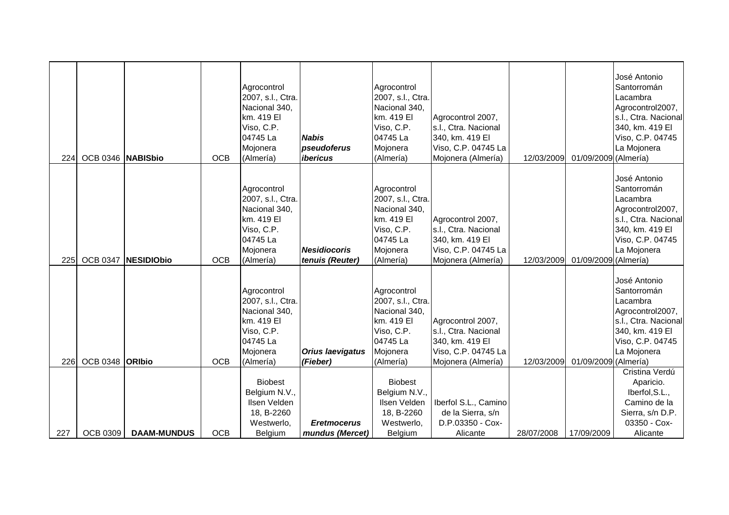| | | | | | | | | | | |
|---|---|---|---|---|---|---|---|---|---|---|
| 224 | OCB 0346 | **NABISbio** | OCB | Agrocontrol 2007, s.l., Ctra. Nacional 340, km. 419 El Viso, C.P. 04745 La Mojonera (Almería) | ***Nabis pseudoferus ibericus*** | Agrocontrol 2007, s.l., Ctra. Nacional 340, km. 419 El Viso, C.P. 04745 La Mojonera (Almería) | Agrocontrol 2007, s.l., Ctra. Nacional 340, km. 419 El Viso, C.P. 04745 La Mojonera (Almería) | 12/03/2009 | 01/09/2009 | José Antonio Santorromán Lacambra Agrocontrol2007, s.l., Ctra. Nacional 340, km. 419 El Viso, C.P. 04745 La Mojonera (Almería) |
| 225 | OCB 0347 | **NESIDIObio** | OCB | Agrocontrol 2007, s.l., Ctra. Nacional 340, km. 419 El Viso, C.P. 04745 La Mojonera (Almería) | ***Nesidiocoris tenuis (Reuter)*** | Agrocontrol 2007, s.l., Ctra. Nacional 340, km. 419 El Viso, C.P. 04745 La Mojonera (Almería) | Agrocontrol 2007, s.l., Ctra. Nacional 340, km. 419 El Viso, C.P. 04745 La Mojonera (Almería) | 12/03/2009 | 01/09/2009 | José Antonio Santorromán Lacambra Agrocontrol2007, s.l., Ctra. Nacional 340, km. 419 El Viso, C.P. 04745 La Mojonera (Almería) |
| 226 | OCB 0348 | **ORIbio** | OCB | Agrocontrol 2007, s.l., Ctra. Nacional 340, km. 419 El Viso, C.P. 04745 La Mojonera (Almería) | ***Orius laevigatus (Fieber)*** | Agrocontrol 2007, s.l., Ctra. Nacional 340, km. 419 El Viso, C.P. 04745 La Mojonera (Almería) | Agrocontrol 2007, s.l., Ctra. Nacional 340, km. 419 El Viso, C.P. 04745 La Mojonera (Almería) | 12/03/2009 | 01/09/2009 | José Antonio Santorromán Lacambra Agrocontrol2007, s.l., Ctra. Nacional 340, km. 419 El Viso, C.P. 04745 La Mojonera (Almería) |
| 227 | OCB 0309 | **DAAM-MUNDUS** | OCB | Biobest Belgium N.V., Ilsen Velden 18, B-2260 Westwerlo, Belgium | ***Eretmocerus mundus (Mercet)*** | Biobest Belgium N.V., Ilsen Velden 18, B-2260 Westwerlo, Belgium | Iberfol S.L., Camino de la Sierra, s/n D.P.03350 - Cox-Alicante | 28/07/2008 | 17/09/2009 | Cristina Verdú Aparicio. Iberfol,S.L., Camino de la Sierra, s/n D.P. 03350 - Cox-Alicante |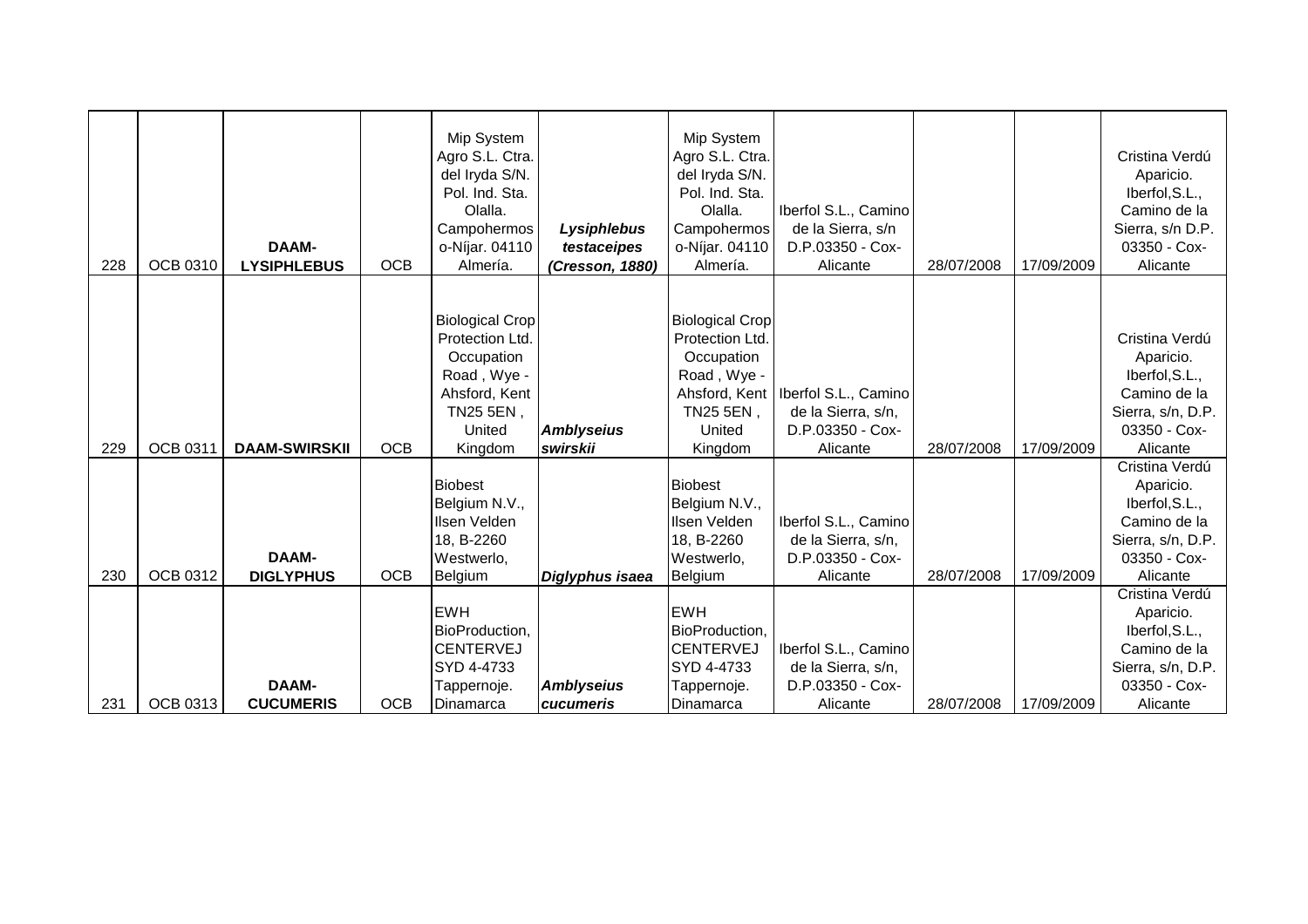| 228 | OCB 0310 | **DAAM-LYSIPHLEBUS** | OCB | Mip System Agro S.L. Ctra. del Iryda S/N. Pol. Ind. Sta. Olalla. Campohermoso-Níjar. 04110 Almería. | ***Lysiphlebus testaceipes (Cresson, 1880)*** | Mip System Agro S.L. Ctra. del Iryda S/N. Pol. Ind. Sta. Olalla. Campohermoso-Níjar. 04110 Almería. | Iberfol S.L., Camino de la Sierra, s/n D.P.03350 - Cox-Alicante | 28/07/2008 | 17/09/2009 | Cristina Verdú Aparicio. Iberfol,S.L., Camino de la Sierra, s/n D.P. 03350 - Cox-Alicante |
|---|---|---|---|---|---|---|---|---|---|---|
| 229 | OCB 0311 | **DAAM-SWIRSKII** | OCB | Biological Crop Protection Ltd. Occupation Road , Wye - Ahsford, Kent TN25 5EN , United Kingdom | ***Amblyseius swirskii*** | Biological Crop Protection Ltd. Occupation Road , Wye - Ahsford, Kent TN25 5EN , United Kingdom | Iberfol S.L., Camino de la Sierra, s/n, D.P.03350 - Cox-Alicante | 28/07/2008 | 17/09/2009 | Cristina Verdú Aparicio. Iberfol,S.L., Camino de la Sierra, s/n, D.P. 03350 - Cox-Alicante |
| 230 | OCB 0312 | **DAAM-DIGLYPHUS** | OCB | Biobest Belgium N.V., Ilsen Velden 18, B-2260 Westwerlo, Belgium | ***Diglyphus isaea*** | Biobest Belgium N.V., Ilsen Velden 18, B-2260 Westwerlo, Belgium | Iberfol S.L., Camino de la Sierra, s/n, D.P.03350 - Cox-Alicante | 28/07/2008 | 17/09/2009 | Cristina Verdú Aparicio. Iberfol,S.L., Camino de la Sierra, s/n, D.P. 03350 - Cox-Alicante |
| 231 | OCB 0313 | **DAAM-CUCUMERIS** | OCB | EWH BioProduction, CENTERVEJ SYD 4-4733 Tappernoje. Dinamarca | ***Amblyseius cucumeris*** | EWH BioProduction, CENTERVEJ SYD 4-4733 Tappernoje. Dinamarca | Iberfol S.L., Camino de la Sierra, s/n, D.P.03350 - Cox-Alicante | 28/07/2008 | 17/09/2009 | Cristina Verdú Aparicio. Iberfol,S.L., Camino de la Sierra, s/n, D.P. 03350 - Cox-Alicante |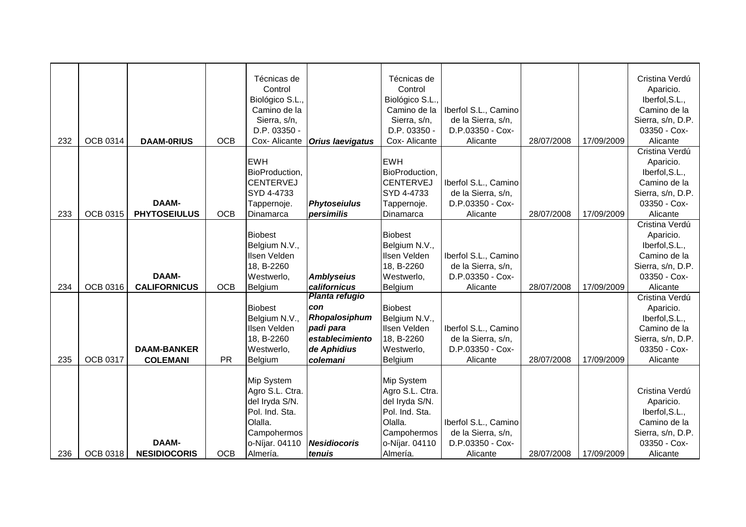|  |  |  |  |  |  |  |  |  |  |  |
|---|---|---|---|---|---|---|---|---|---|---|
| 232 | OCB 0314 | **DAAM-0RIUS** | OCB | Técnicas de Control Biológico S.L., Camino de la Sierra, s/n, D.P. 03350 - Cox- Alicante | ***Orius laevigatus*** | Técnicas de Control Biológico S.L., Camino de la Sierra, s/n, D.P. 03350 - Cox- Alicante | Iberfol S.L., Camino de la Sierra, s/n, D.P.03350 - Cox- Alicante | 28/07/2008 | 17/09/2009 | Cristina Verdú Aparicio. Iberfol,S.L., Camino de la Sierra, s/n, D.P. 03350 - Cox- Alicante |
| 233 | OCB 0315 | **DAAM-PHYTOSEIULUS** | OCB | EWH BioProduction, CENTERVEJ SYD 4-4733 Tappernoje. Dinamarca | ***Phytoseiulus persimilis*** | EWH BioProduction, CENTERVEJ SYD 4-4733 Tappernoje. Dinamarca | Iberfol S.L., Camino de la Sierra, s/n, D.P.03350 - Cox- Alicante | 28/07/2008 | 17/09/2009 | Cristina Verdú Aparicio. Iberfol,S.L., Camino de la Sierra, s/n, D.P. 03350 - Cox- Alicante |
| 234 | OCB 0316 | **DAAM-CALIFORNICUS** | OCB | Biobest Belgium N.V., Ilsen Velden 18, B-2260 Westwerlo, Belgium | ***Amblyseius californicus*** | Biobest Belgium N.V., Ilsen Velden 18, B-2260 Westwerlo, Belgium | Iberfol S.L., Camino de la Sierra, s/n, D.P.03350 - Cox- Alicante | 28/07/2008 | 17/09/2009 | Cristina Verdú Aparicio. Iberfol,S.L., Camino de la Sierra, s/n, D.P. 03350 - Cox- Alicante |
| 235 | OCB 0317 | **DAAM-BANKER COLEMANI** | PR | Biobest Belgium N.V., Ilsen Velden 18, B-2260 Westwerlo, Belgium | ***Planta refugio con Rhopalosiphum padi para establecimiento de Aphidius colemani*** | Biobest Belgium N.V., Ilsen Velden 18, B-2260 Westwerlo, Belgium | Iberfol S.L., Camino de la Sierra, s/n, D.P.03350 - Cox- Alicante | 28/07/2008 | 17/09/2009 | Cristina Verdú Aparicio. Iberfol,S.L., Camino de la Sierra, s/n, D.P. 03350 - Cox- Alicante |
| 236 | OCB 0318 | **DAAM-NESIDIOCORIS** | OCB | Mip System Agro S.L. Ctra. del Iryda S/N. Pol. Ind. Sta. Olalla. Campohermoso-Níjar. 04110 Almería. | ***Nesidiocoris tenuis*** | Mip System Agro S.L. Ctra. del Iryda S/N. Pol. Ind. Sta. Olalla. Campohermoso-Níjar. 04110 Almería. | Iberfol S.L., Camino de la Sierra, s/n, D.P.03350 - Cox- Alicante | 28/07/2008 | 17/09/2009 | Cristina Verdú Aparicio. Iberfol,S.L., Camino de la Sierra, s/n, D.P. 03350 - Cox- Alicante |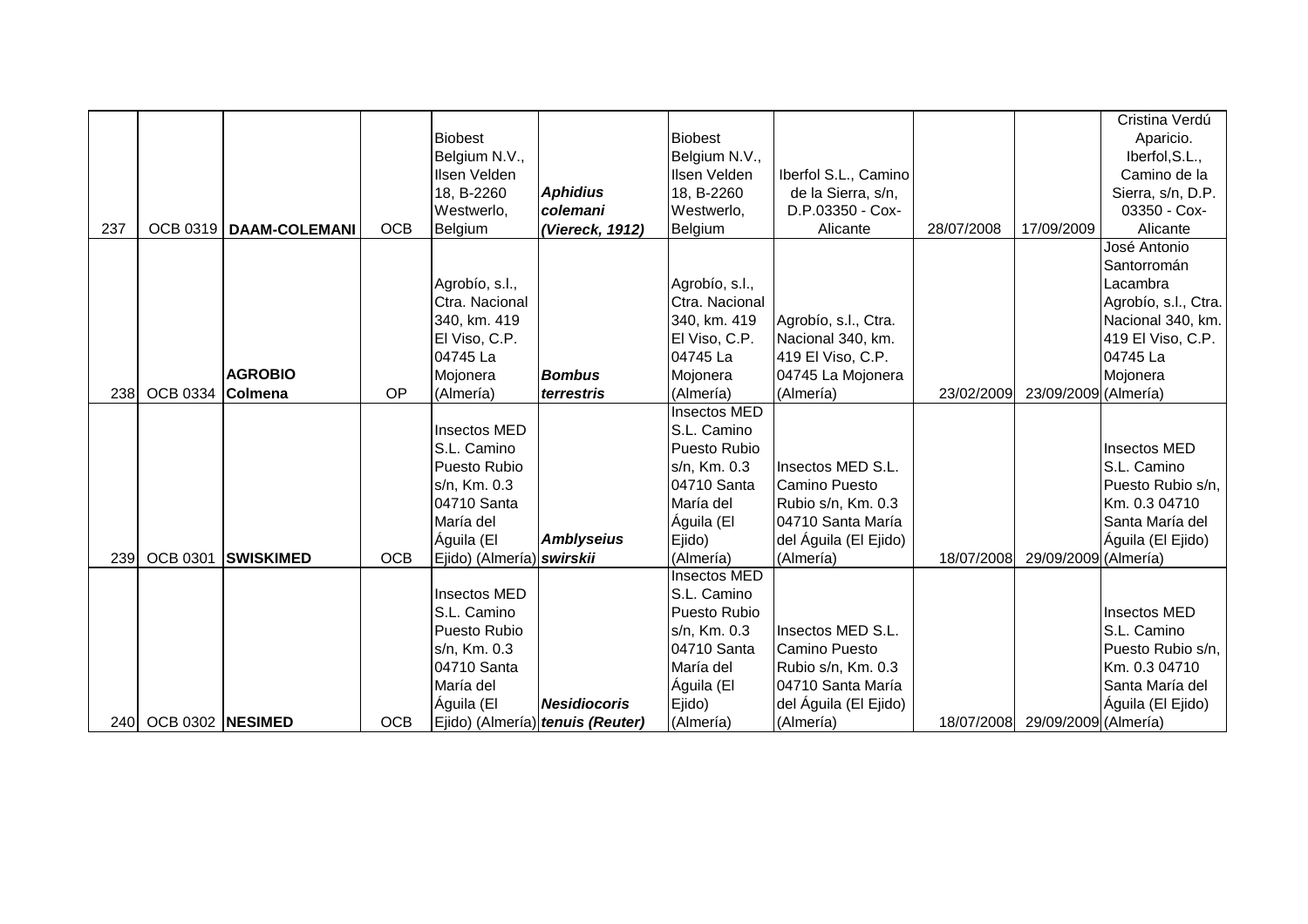| | | | | | | | | | | |
|---|---|---|---|---|---|---|---|---|---|---|
| 237 | OCB 0319 | **DAAM-COLEMANI** | OCB | Biobest Belgium N.V., Ilsen Velden 18, B-2260 Westwerlo, Belgium | ***Aphidius colemani (Viereck, 1912)*** | Biobest Belgium N.V., Ilsen Velden 18, B-2260 Westwerlo, Belgium | Iberfol S.L., Camino de la Sierra, s/n, D.P.03350 - Cox-Alicante | 28/07/2008 | 17/09/2009 | Cristina Verdú Aparicio. Iberfol,S.L., Camino de la Sierra, s/n, D.P. 03350 - Cox-Alicante |
| 238 | OCB 0334 | **AGROBIO Colmena** | OP | Agrobío, s.l., Ctra. Nacional 340, km. 419 El Viso, C.P. 04745 La Mojonera (Almería) | ***Bombus terrestris*** | Agrobío, s.l., Ctra. Nacional 340, km. 419 El Viso, C.P. 04745 La Mojonera (Almería) | Agrobío, s.l., Ctra. Nacional 340, km. 419 El Viso, C.P. 04745 La Mojonera (Almería) | 23/02/2009 | 23/09/2009 | José Antonio Santorromán Lacambra Agrobío, s.l., Ctra. Nacional 340, km. 419 El Viso, C.P. 04745 La Mojonera (Almería) |
| 239 | OCB 0301 | **SWISKIMED** | OCB | Insectos MED S.L. Camino Puesto Rubio s/n, Km. 0.3 04710 Santa María del Águila (El Ejido) (Almería) | ***Amblyseius swirskii*** | Insectos MED S.L. Camino Puesto Rubio s/n, Km. 0.3 04710 Santa María del Águila (El Ejido) (Almería) | Insectos MED S.L. Camino Puesto Rubio s/n, Km. 0.3 04710 Santa María del Águila (El Ejido) (Almería) | 18/07/2008 | 29/09/2009 | Insectos MED S.L. Camino Puesto Rubio s/n, Km. 0.3 04710 Santa María del Águila (El Ejido) (Almería) |
| 240 | OCB 0302 | **NESIMED** | OCB | Insectos MED S.L. Camino Puesto Rubio s/n, Km. 0.3 04710 Santa María del Águila (El Ejido) (Almería) | ***Nesidiocoris tenuis (Reuter)*** | Insectos MED S.L. Camino Puesto Rubio s/n, Km. 0.3 04710 Santa María del Águila (El Ejido) (Almería) | Insectos MED S.L. Camino Puesto Rubio s/n, Km. 0.3 04710 Santa María del Águila (El Ejido) (Almería) | 18/07/2008 | 29/09/2009 | Insectos MED S.L. Camino Puesto Rubio s/n, Km. 0.3 04710 Santa María del Águila (El Ejido) (Almería) |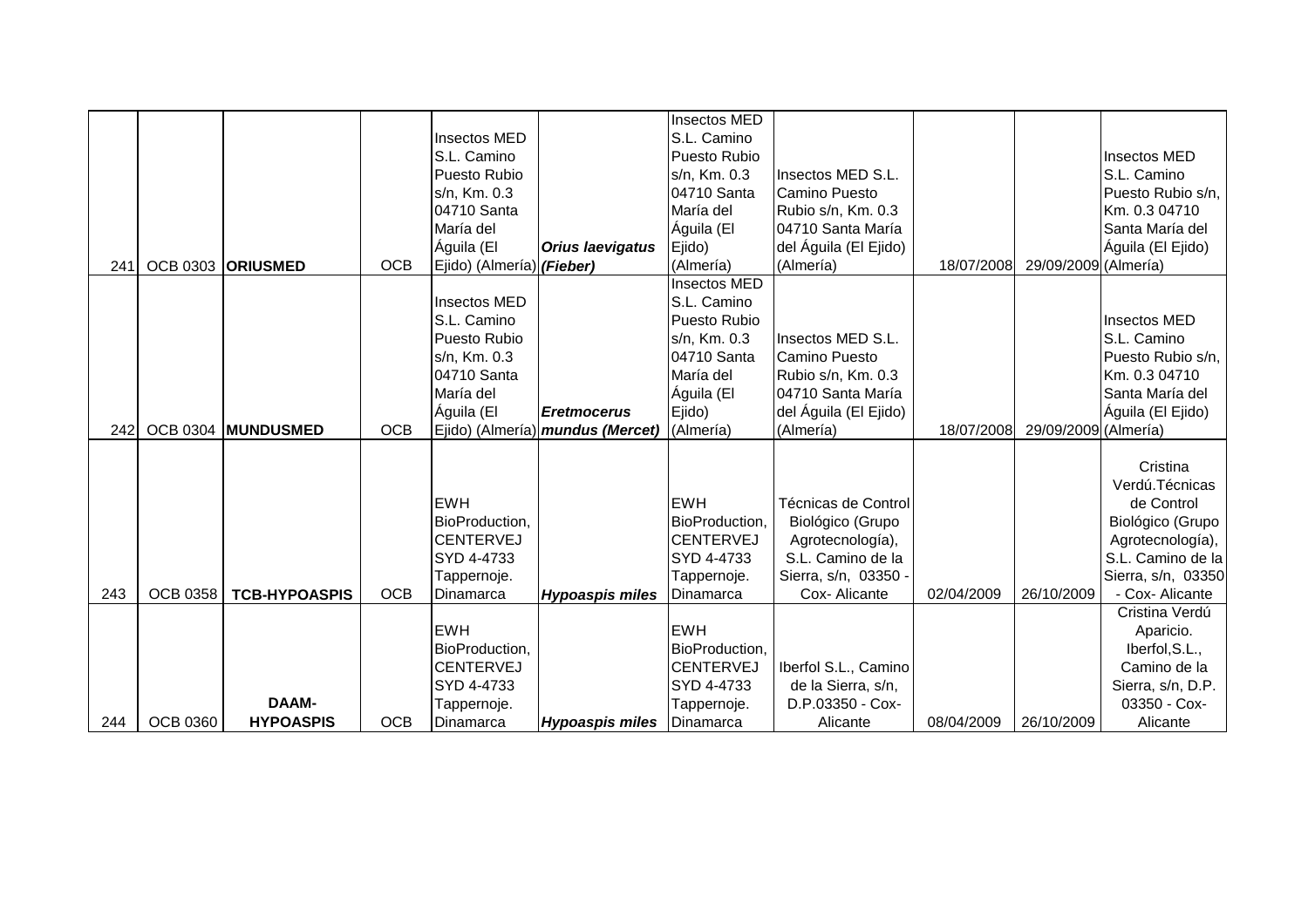| | | | | | | | | | | |
|---|---|---|---|---|---|---|---|---|---|---|
| 241 | OCB 0303 | **ORIUSMED** | OCB | Insectos MED S.L. Camino Puesto Rubio s/n, Km. 0.3 04710 Santa María del Águila (El Ejido) (Almería) | ***Orius laevigatus (Fieber)*** | Insectos MED S.L. Camino Puesto Rubio s/n, Km. 0.3 04710 Santa María del Águila (El Ejido) (Almería) | Insectos MED S.L. Camino Puesto Rubio s/n, Km. 0.3 04710 Santa María del Águila (El Ejido) (Almería) | 18/07/2008 | 29/09/2009 | Insectos MED S.L. Camino Puesto Rubio s/n, Km. 0.3 04710 Santa María del Águila (El Ejido) (Almería) |
| 242 | OCB 0304 | **MUNDUSMED** | OCB | Insectos MED S.L. Camino Puesto Rubio s/n, Km. 0.3 04710 Santa María del Águila (El Ejido) (Almería) | ***Eretmocerus mundus (Mercet)*** | Insectos MED S.L. Camino Puesto Rubio s/n, Km. 0.3 04710 Santa María del Águila (El Ejido) (Almería) | Insectos MED S.L. Camino Puesto Rubio s/n, Km. 0.3 04710 Santa María del Águila (El Ejido) (Almería) | 18/07/2008 | 29/09/2009 | Insectos MED S.L. Camino Puesto Rubio s/n, Km. 0.3 04710 Santa María del Águila (El Ejido) (Almería) |
| 243 | OCB 0358 | **TCB-HYPOASPIS** | OCB | EWH BioProduction, CENTERVEJ SYD 4-4733 Tappernoje. Dinamarca | ***Hypoaspis miles*** | EWH BioProduction, CENTERVEJ SYD 4-4733 Tappernoje. Dinamarca | Técnicas de Control Biológico (Grupo Agrotecnología), S.L. Camino de la Sierra, s/n, 03350 - Cox- Alicante | 02/04/2009 | 26/10/2009 | Cristina Verdú.Técnicas de Control Biológico (Grupo Agrotecnología), S.L. Camino de la Sierra, s/n, 03350 - Cox- Alicante |
| 244 | OCB 0360 | **DAAM-HYPOASPIS** | OCB | EWH BioProduction, CENTERVEJ SYD 4-4733 Tappernoje. Dinamarca | ***Hypoaspis miles*** | EWH BioProduction, CENTERVEJ SYD 4-4733 Tappernoje. Dinamarca | Iberfol S.L., Camino de la Sierra, s/n, D.P.03350 - Cox- Alicante | 08/04/2009 | 26/10/2009 | Cristina Verdú Aparicio. Iberfol,S.L., Camino de la Sierra, s/n, D.P. 03350 - Cox- Alicante |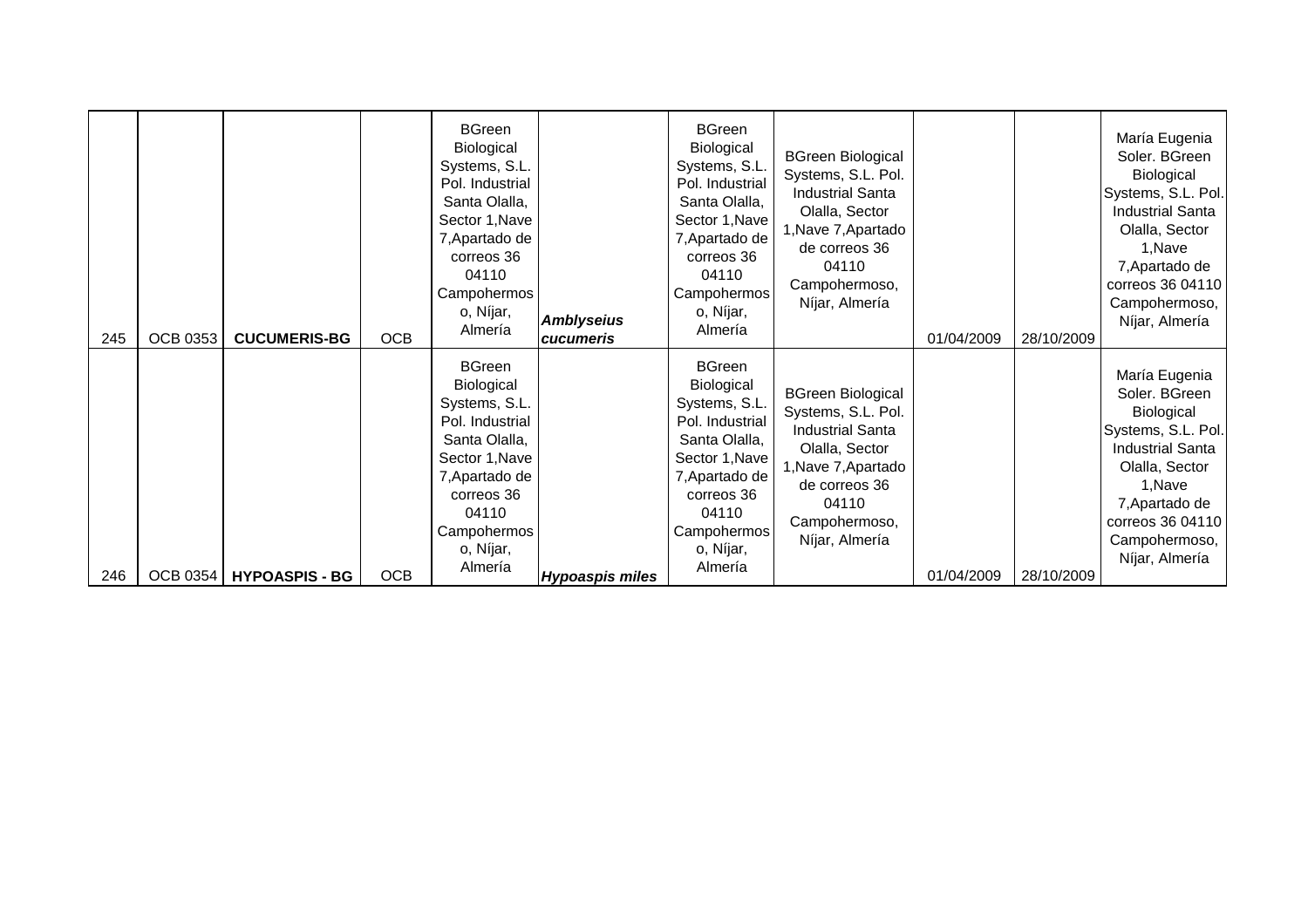| | | | | | | | | | | |
|---|---|---|---|---|---|---|---|---|---|---|
| 245 | OCB 0353 | **CUCUMERIS-BG** | OCB | BGreen Biological Systems, S.L. Pol. Industrial Santa Olalla, Sector 1,Nave 7,Apartado de correos 36 04110 Campohermoso, Níjar, Almería | ***Amblyseius cucumeris*** | BGreen Biological Systems, S.L. Pol. Industrial Santa Olalla, Sector 1,Nave 7,Apartado de correos 36 04110 Campohermoso, Níjar, Almería | BGreen Biological Systems, S.L. Pol. Industrial Santa Olalla, Sector 1,Nave 7,Apartado de correos 36 04110 Campohermoso, Níjar, Almería | 01/04/2009 | 28/10/2009 | María Eugenia Soler. BGreen Biological Systems, S.L. Pol. Industrial Santa Olalla, Sector 1,Nave 7,Apartado de correos 36 04110 Campohermoso, Níjar, Almería |
| 246 | OCB 0354 | **HYPOASPIS - BG** | OCB | BGreen Biological Systems, S.L. Pol. Industrial Santa Olalla, Sector 1,Nave 7,Apartado de correos 36 04110 Campohermoso, Níjar, Almería | ***Hypoaspis miles*** | BGreen Biological Systems, S.L. Pol. Industrial Santa Olalla, Sector 1,Nave 7,Apartado de correos 36 04110 Campohermoso, Níjar, Almería | BGreen Biological Systems, S.L. Pol. Industrial Santa Olalla, Sector 1,Nave 7,Apartado de correos 36 04110 Campohermoso, Níjar, Almería | 01/04/2009 | 28/10/2009 | María Eugenia Soler. BGreen Biological Systems, S.L. Pol. Industrial Santa Olalla, Sector 1,Nave 7,Apartado de correos 36 04110 Campohermoso, Níjar, Almería |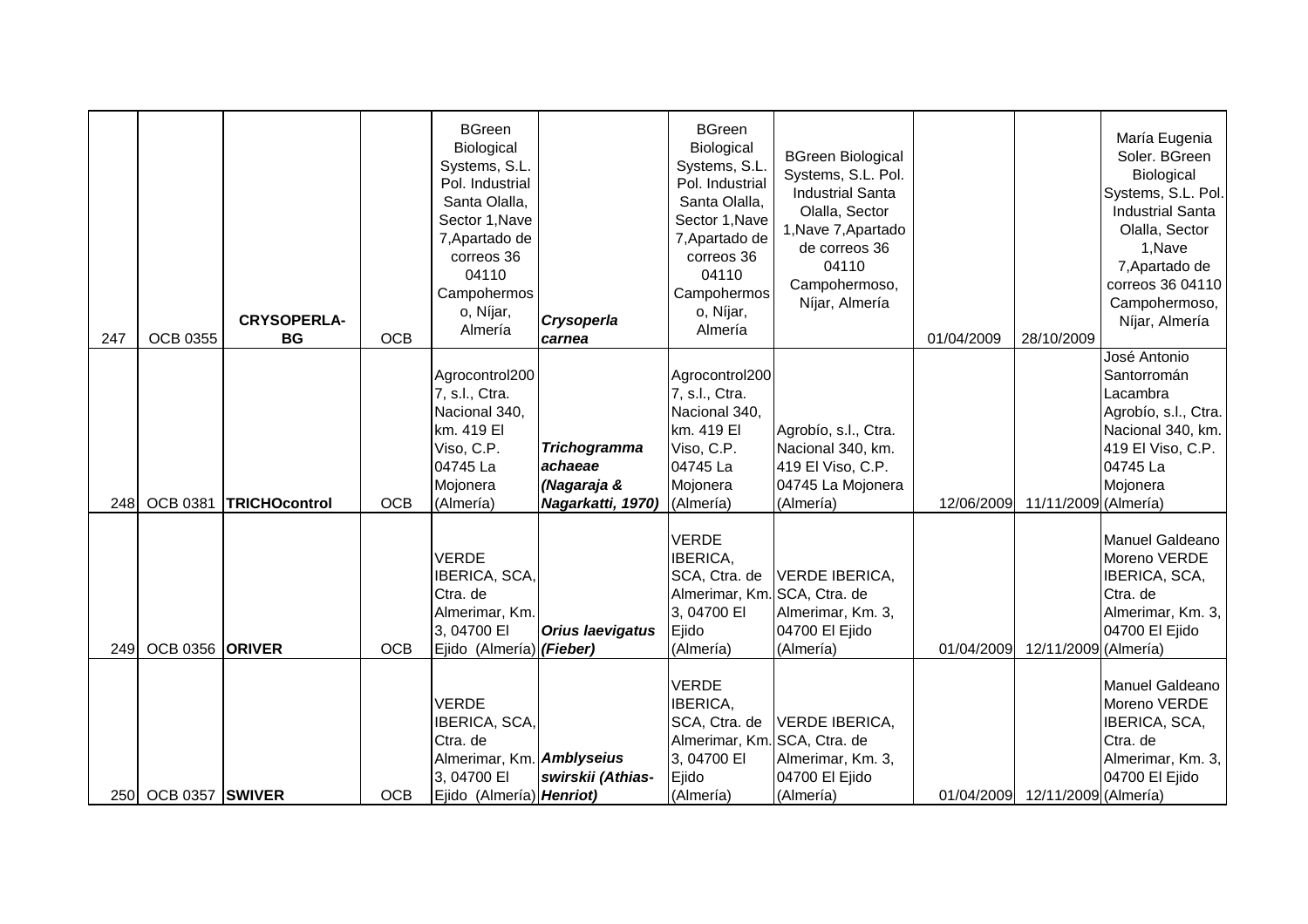| 247 | OCB 0355 | **CRYSOPERLA-BG** | OCB | BGreen Biological Systems, S.L. Pol. Industrial Santa Olalla, Sector 1,Nave 7,Apartado de correos 36 04110 Campohermoso, Níjar, Almería | ***Crysoperla carnea*** | BGreen Biological Systems, S.L. Pol. Industrial Santa Olalla, Sector 1,Nave 7,Apartado de correos 36 04110 Campohermoso, Níjar, Almería | BGreen Biological Systems, S.L. Pol. Industrial Santa Olalla, Sector 1,Nave 7,Apartado de correos 36 04110 Campohermoso, Níjar, Almería | 01/04/2009 | 28/10/2009 | María Eugenia Soler. BGreen Biological Systems, S.L. Pol. Industrial Santa Olalla, Sector 1,Nave 7,Apartado de correos 36 04110 Campohermoso, Níjar, Almería |
|---|---|---|---|---|---|---|---|---|---|---|
| 248 | OCB 0381 | **TRICHOcontrol** | OCB | Agrocontrol2007, s.l., Ctra. Nacional 340, km. 419 El Viso, C.P. 04745 La Mojonera (Almería) | ***Trichogramma achaeae (Nagaraja & Nagarkatti, 1970)*** | Agrocontrol2007, s.l., Ctra. Nacional 340, km. 419 El Viso, C.P. 04745 La Mojonera (Almería) | Agrobío, s.l., Ctra. Nacional 340, km. 419 El Viso, C.P. 04745 La Mojonera (Almería) | 12/06/2009 | 11/11/2009 | José Antonio Santorromán Lacambra Agrobío, s.l., Ctra. Nacional 340, km. 419 El Viso, C.P. 04745 La Mojonera (Almería) |
| 249 | OCB 0356 | **ORIVER** | OCB | VERDE IBERICA, SCA, Ctra. de Almerimar, Km. 3, 04700 El Ejido (Almería) | ***Orius laevigatus (Fieber)*** | VERDE IBERICA, SCA, Ctra. de Almerimar, Km. 3, 04700 El Ejido (Almería) | VERDE IBERICA, SCA, Ctra. de Almerimar, Km. 3, 04700 El Ejido (Almería) | 01/04/2009 | 12/11/2009 | Manuel Galdeano Moreno VERDE IBERICA, SCA, Ctra. de Almerimar, Km. 3, 04700 El Ejido (Almería) |
| 250 | OCB 0357 | **SWIVER** | OCB | VERDE IBERICA, SCA, Ctra. de Almerimar, Km. 3, 04700 El Ejido (Almería) | ***Amblyseius swirskii (Athias-Henriot)*** | VERDE IBERICA, SCA, Ctra. de Almerimar, Km. 3, 04700 El Ejido (Almería) | VERDE IBERICA, SCA, Ctra. de Almerimar, Km. 3, 04700 El Ejido (Almería) | 01/04/2009 | 12/11/2009 | Manuel Galdeano Moreno VERDE IBERICA, SCA, Ctra. de Almerimar, Km. 3, 04700 El Ejido (Almería) |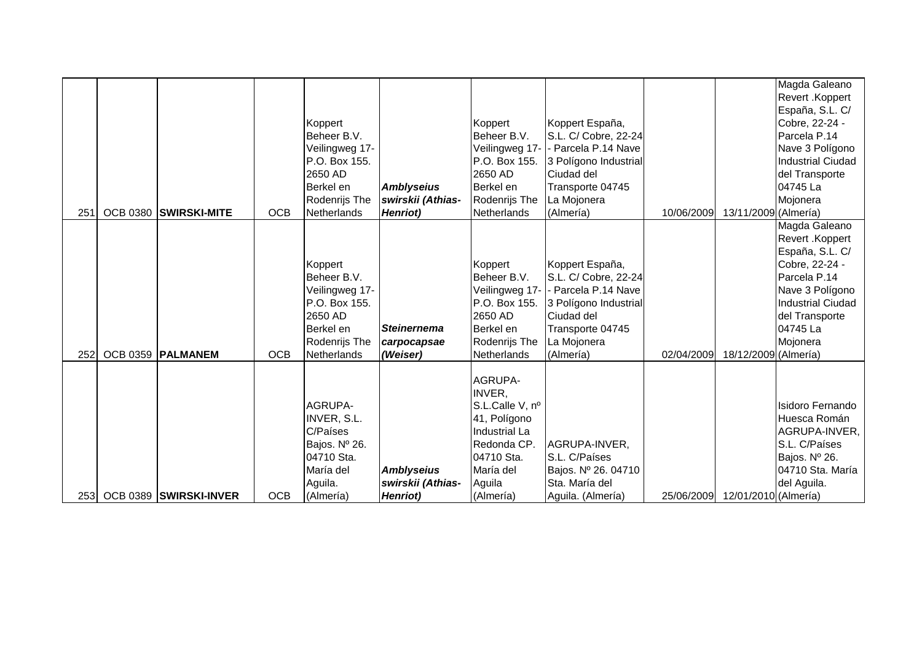| | | | | | | | | | | |
|---|---|---|---|---|---|---|---|---|---|---|
| 251 | OCB 0380 | **SWIRSKI-MITE** | OCB | Koppert Beheer B.V. Veilingweg 17- P.O. Box 155. 2650 AD Berkel en Rodenrijs The Netherlands | ***Amblyseius swirskii (Athias-Henriot)*** | Koppert Beheer B.V. Veilingweg 17- P.O. Box 155. 2650 AD Berkel en Rodenrijs The Netherlands | Koppert España, S.L. C/ Cobre, 22-24 - Parcela P.14 Nave 3 Polígono Industrial Ciudad del Transporte 04745 La Mojonera (Almería) | 10/06/2009 | 13/11/2009 | Magda Galeano Revert .Koppert España, S.L. C/ Cobre, 22-24 - Parcela P.14 Nave 3 Polígono Industrial Ciudad del Transporte 04745 La Mojonera (Almería) |
| 252 | OCB 0359 | **PALMANEM** | OCB | Koppert Beheer B.V. Veilingweg 17- P.O. Box 155. 2650 AD Berkel en Rodenrijs The Netherlands | ***Steinernema carpocapsae (Weiser)*** | Koppert Beheer B.V. Veilingweg 17- P.O. Box 155. 2650 AD Berkel en Rodenrijs The Netherlands | Koppert España, S.L. C/ Cobre, 22-24 - Parcela P.14 Nave 3 Polígono Industrial Ciudad del Transporte 04745 La Mojonera (Almería) | 02/04/2009 | 18/12/2009 | Magda Galeano Revert .Koppert España, S.L. C/ Cobre, 22-24 - Parcela P.14 Nave 3 Polígono Industrial Ciudad del Transporte 04745 La Mojonera (Almería) |
| 253 | OCB 0389 | **SWIRSKI-INVER** | OCB | AGRUPA-INVER, S.L. C/Países Bajos. Nº 26. 04710 Sta. María del Aguila. (Almería) | ***Amblyseius swirskii (Athias-Henriot)*** | AGRUPA-INVER, S.L.Calle V, nº 41, Polígono Industrial La Redonda CP. 04710 Sta. María del Aguila (Almería) | AGRUPA-INVER, S.L. C/Países Bajos. Nº 26. 04710 Sta. María del Aguila. (Almería) | 25/06/2009 | 12/01/2010 | Isidoro Fernando Huesca Román AGRUPA-INVER, S.L. C/Países Bajos. Nº 26. 04710 Sta. María del Aguila. (Almería) |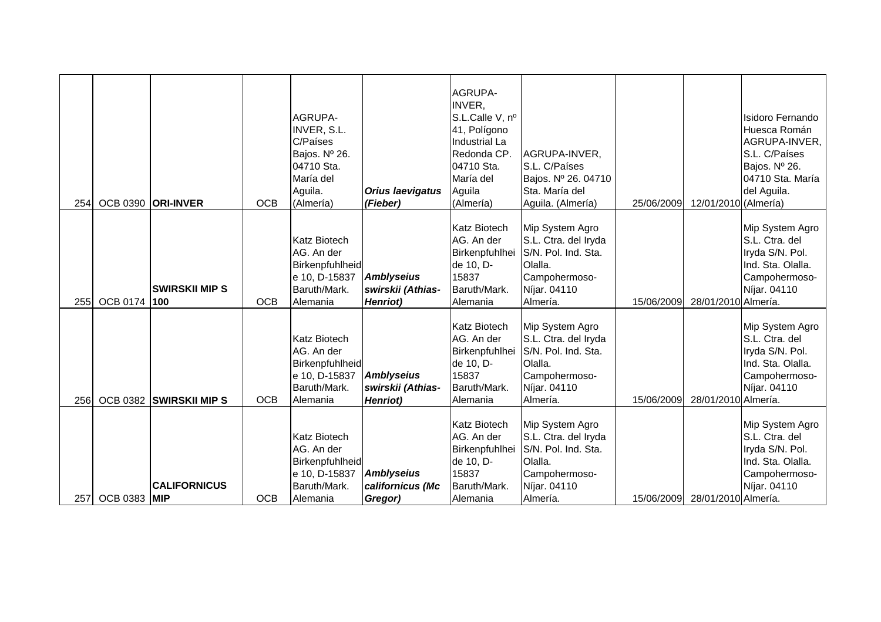| 254 | OCB 0390 | **ORI-INVER** | OCB | AGRUPA-INVER, S.L. C/Países Bajos. Nº 26. 04710 Sta. María del Aguila. (Almería) | ***Orius laevigatus (Fieber)*** | AGRUPA-INVER, S.L.Calle V, nº 41, Polígono Industrial La Redonda CP. 04710 Sta. María del Aguila (Almería) | AGRUPA-INVER, S.L. C/Países Bajos. Nº 26. 04710 Sta. María del Aguila. (Almería) | 25/06/2009 | 12/01/2010 | Isidoro Fernando Huesca Román AGRUPA-INVER, S.L. C/Países Bajos. Nº 26. 04710 Sta. María del Aguila. (Almería) |
|---|---|---|---|---|---|---|---|---|---|---|
| 255 | OCB 0174 | **SWIRSKII MIP S 100** | OCB | Katz Biotech AG. An der Birkenpfuhlheide 10, D-15837 Baruth/Mark. Alemania | ***Amblyseius swirskii (Athias-Henriot)*** | Katz Biotech AG. An der Birkenpfuhlheide 10, D-15837 Baruth/Mark. Alemania | Mip System Agro S.L. Ctra. del Iryda S/N. Pol. Ind. Sta. Olalla. Campohermoso-Níjar. 04110 Almería. | 15/06/2009 | 28/01/2010 | Mip System Agro S.L. Ctra. del Iryda S/N. Pol. Ind. Sta. Olalla. Campohermoso-Níjar. 04110 Almería. |
| 256 | OCB 0382 | **SWIRSKII MIP S** | OCB | Katz Biotech AG. An der Birkenpfuhlheide 10, D-15837 Baruth/Mark. Alemania | ***Amblyseius swirskii (Athias-Henriot)*** | Katz Biotech AG. An der Birkenpfuhlheide 10, D-15837 Baruth/Mark. Alemania | Mip System Agro S.L. Ctra. del Iryda S/N. Pol. Ind. Sta. Olalla. Campohermoso-Níjar. 04110 Almería. | 15/06/2009 | 28/01/2010 | Mip System Agro S.L. Ctra. del Iryda S/N. Pol. Ind. Sta. Olalla. Campohermoso-Níjar. 04110 Almería. |
| 257 | OCB 0383 | **CALIFORNICUS MIP** | OCB | Katz Biotech AG. An der Birkenpfuhlheide 10, D-15837 Baruth/Mark. Alemania | ***Amblyseius californicus (Mc Gregor)*** | Katz Biotech AG. An der Birkenpfuhlheide 10, D-15837 Baruth/Mark. Alemania | Mip System Agro S.L. Ctra. del Iryda S/N. Pol. Ind. Sta. Olalla. Campohermoso-Níjar. 04110 Almería. | 15/06/2009 | 28/01/2010 | Mip System Agro S.L. Ctra. del Iryda S/N. Pol. Ind. Sta. Olalla. Campohermoso-Níjar. 04110 Almería. |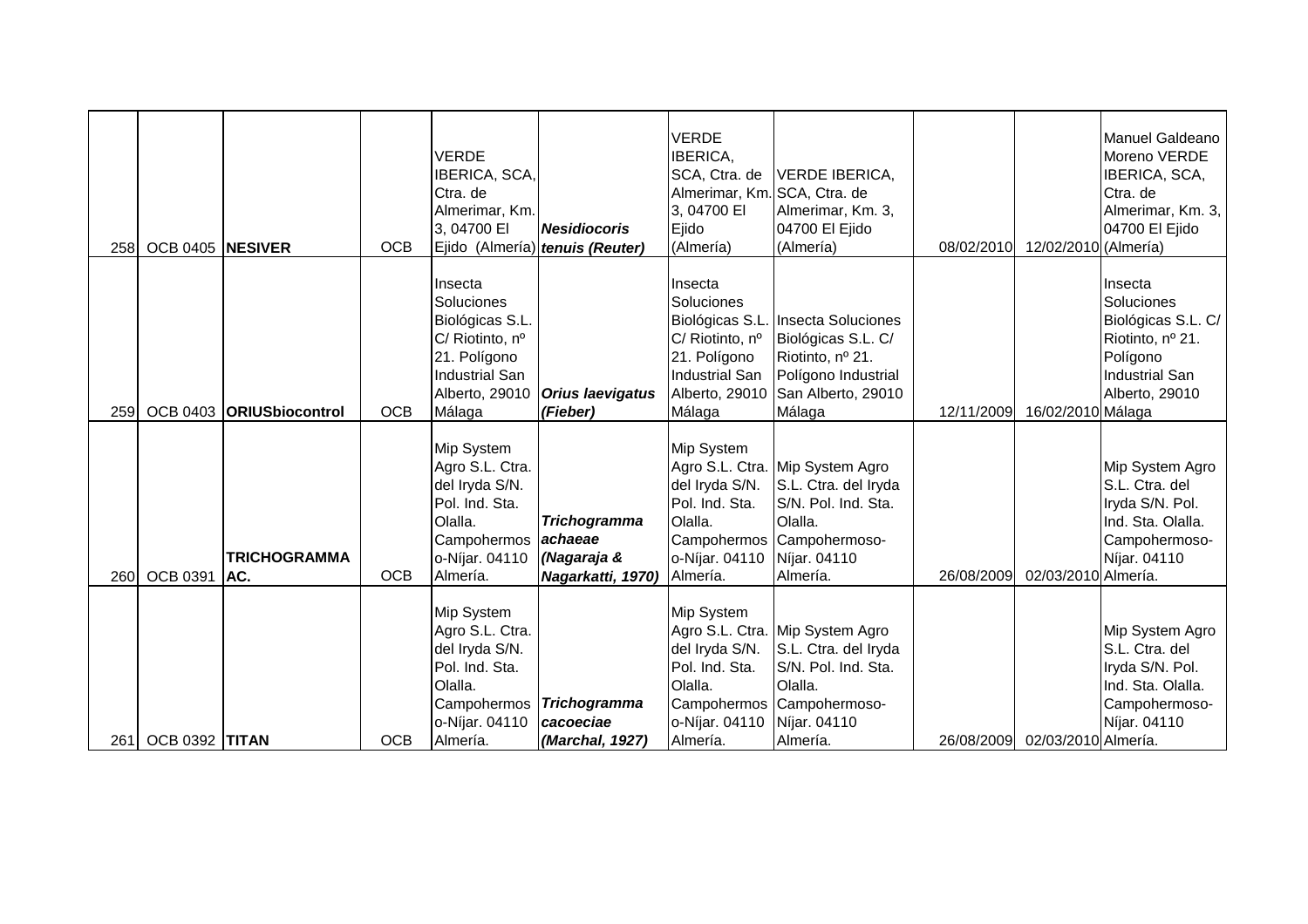| | | | | | | | | | | |
|---|---|---|---|---|---|---|---|---|---|---|
| 258 | OCB 0405 | **NESIVER** | OCB | VERDE IBERICA, SCA, Ctra. de Almerimar, Km. 3, 04700 El Ejido (Almería) | ***Nesidiocoris tenuis (Reuter)*** | VERDE IBERICA, SCA, Ctra. de Almerimar, Km. 3, 04700 El Ejido (Almería) | VERDE IBERICA, SCA, Ctra. de Almerimar, Km. 3, 04700 El Ejido (Almería) | 08/02/2010 | 12/02/2010 | Manuel Galdeano Moreno VERDE IBERICA, SCA, Ctra. de Almerimar, Km. 3, 04700 El Ejido (Almería) |
| 259 | OCB 0403 | **ORIUSbiocontrol** | OCB | Insecta Soluciones Biológicas S.L. C/ Riotinto, nº 21. Polígono Industrial San Alberto, 29010 Málaga | ***Orius laevigatus (Fieber)*** | Insecta Soluciones Biológicas S.L. C/ Riotinto, nº 21. Polígono Industrial San Alberto, 29010 Málaga | Insecta Soluciones Biológicas S.L. C/ Riotinto, nº 21. Polígono Industrial San Alberto, 29010 Málaga | 12/11/2009 | 16/02/2010 | Insecta Soluciones Biológicas S.L. C/ Riotinto, nº 21. Polígono Industrial San Alberto, 29010 Málaga |
| 260 | OCB 0391 | **TRICHOGRAMMA AC.** | OCB | Mip System Agro S.L. Ctra. del Iryda S/N. Pol. Ind. Sta. Olalla. Campohermoso-Níjar. 04110 Almería. | ***Trichogramma achaeae (Nagaraja & Nagarkatti, 1970)*** | Mip System Agro S.L. Ctra. del Iryda S/N. Pol. Ind. Sta. Olalla. Campohermoso-Níjar. 04110 Almería. | Mip System Agro S.L. Ctra. del Iryda S/N. Pol. Ind. Sta. Olalla. Campohermoso-Níjar. 04110 Almería. | 26/08/2009 | 02/03/2010 | Mip System Agro S.L. Ctra. del Iryda S/N. Pol. Ind. Sta. Olalla. Campohermoso-Níjar. 04110 Almería. |
| 261 | OCB 0392 | **TITAN** | OCB | Mip System Agro S.L. Ctra. del Iryda S/N. Pol. Ind. Sta. Olalla. Campohermoso-Níjar. 04110 Almería. | ***Trichogramma cacoeciae (Marchal, 1927)*** | Mip System Agro S.L. Ctra. del Iryda S/N. Pol. Ind. Sta. Olalla. Campohermoso-Níjar. 04110 Almería. | Mip System Agro S.L. Ctra. del Iryda S/N. Pol. Ind. Sta. Olalla. Campohermoso-Níjar. 04110 Almería. | 26/08/2009 | 02/03/2010 | Mip System Agro S.L. Ctra. del Iryda S/N. Pol. Ind. Sta. Olalla. Campohermoso-Níjar. 04110 Almería. |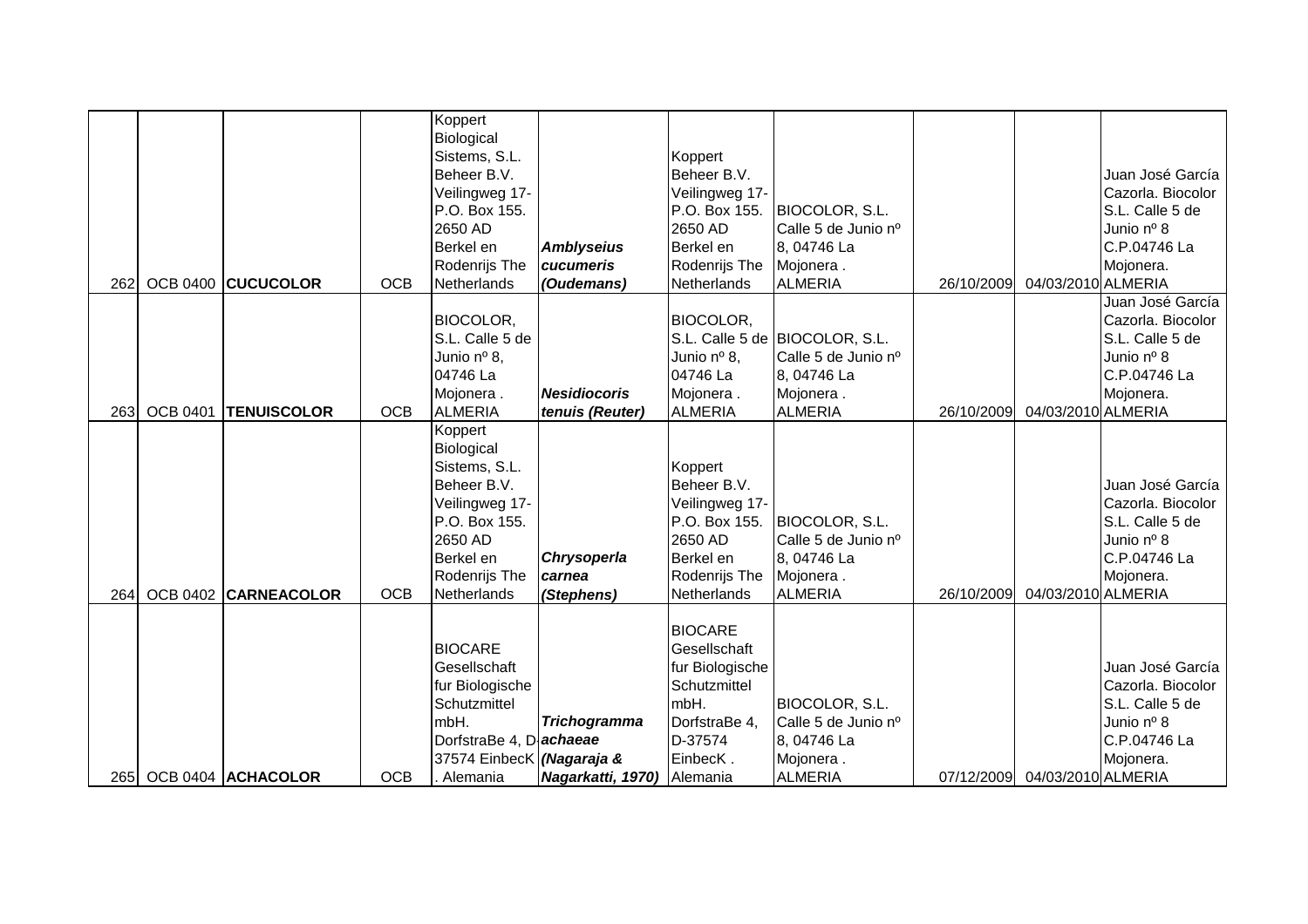| | | | | | | | | | | |
|---|---|---|---|---|---|---|---|---|---|---|
| 262 | OCB 0400 | **CUCUCOLOR** | OCB | Koppert Biological Sistems, S.L. Beheer B.V. Veilingweg 17- P.O. Box 155. 2650 AD Berkel en Rodenrijs The Netherlands | ***Amblyseius cucumeris (Oudemans)*** | Koppert Beheer B.V. Veilingweg 17- P.O. Box 155. 2650 AD Berkel en Rodenrijs The Netherlands | BIOCOLOR, S.L. Calle 5 de Junio nº 8, 04746 La Mojonera . ALMERIA | 26/10/2009 | 04/03/2010 | Juan José García Cazorla. Biocolor S.L. Calle 5 de Junio nº 8 C.P.04746 La Mojonera. ALMERIA |
| 263 | OCB 0401 | **TENUISCOLOR** | OCB | BIOCOLOR, S.L. Calle 5 de Junio nº 8, 04746 La Mojonera . ALMERIA | ***Nesidiocoris tenuis (Reuter)*** | BIOCOLOR, S.L. Calle 5 de Junio nº 8, 04746 La Mojonera . ALMERIA | BIOCOLOR, S.L. Calle 5 de Junio nº 8, 04746 La Mojonera . ALMERIA | 26/10/2009 | 04/03/2010 | Juan José García Cazorla. Biocolor S.L. Calle 5 de Junio nº 8 C.P.04746 La Mojonera. ALMERIA |
| 264 | OCB 0402 | **CARNEACOLOR** | OCB | Koppert Biological Sistems, S.L. Beheer B.V. Veilingweg 17- P.O. Box 155. 2650 AD Berkel en Rodenrijs The Netherlands | ***Chrysoperla carnea (Stephens)*** | Koppert Beheer B.V. Veilingweg 17- P.O. Box 155. 2650 AD Berkel en Rodenrijs The Netherlands | BIOCOLOR, S.L. Calle 5 de Junio nº 8, 04746 La Mojonera . ALMERIA | 26/10/2009 | 04/03/2010 | Juan José García Cazorla. Biocolor S.L. Calle 5 de Junio nº 8 C.P.04746 La Mojonera. ALMERIA |
| 265 | OCB 0404 | **ACHACOLOR** | OCB | BIOCARE Gesellschaft fur Biologische Schutzmittel mbH. DorfstraBe 4, D-37574 EinbecK . Alemania | ***Trichogramma achaeae (Nagaraja & Nagarkatti, 1970)*** | BIOCARE Gesellschaft fur Biologische Schutzmittel mbH. DorfstraBe 4, D-37574 EinbecK . Alemania | BIOCOLOR, S.L. Calle 5 de Junio nº 8, 04746 La Mojonera . ALMERIA | 07/12/2009 | 04/03/2010 | Juan José García Cazorla. Biocolor S.L. Calle 5 de Junio nº 8 C.P.04746 La Mojonera. ALMERIA |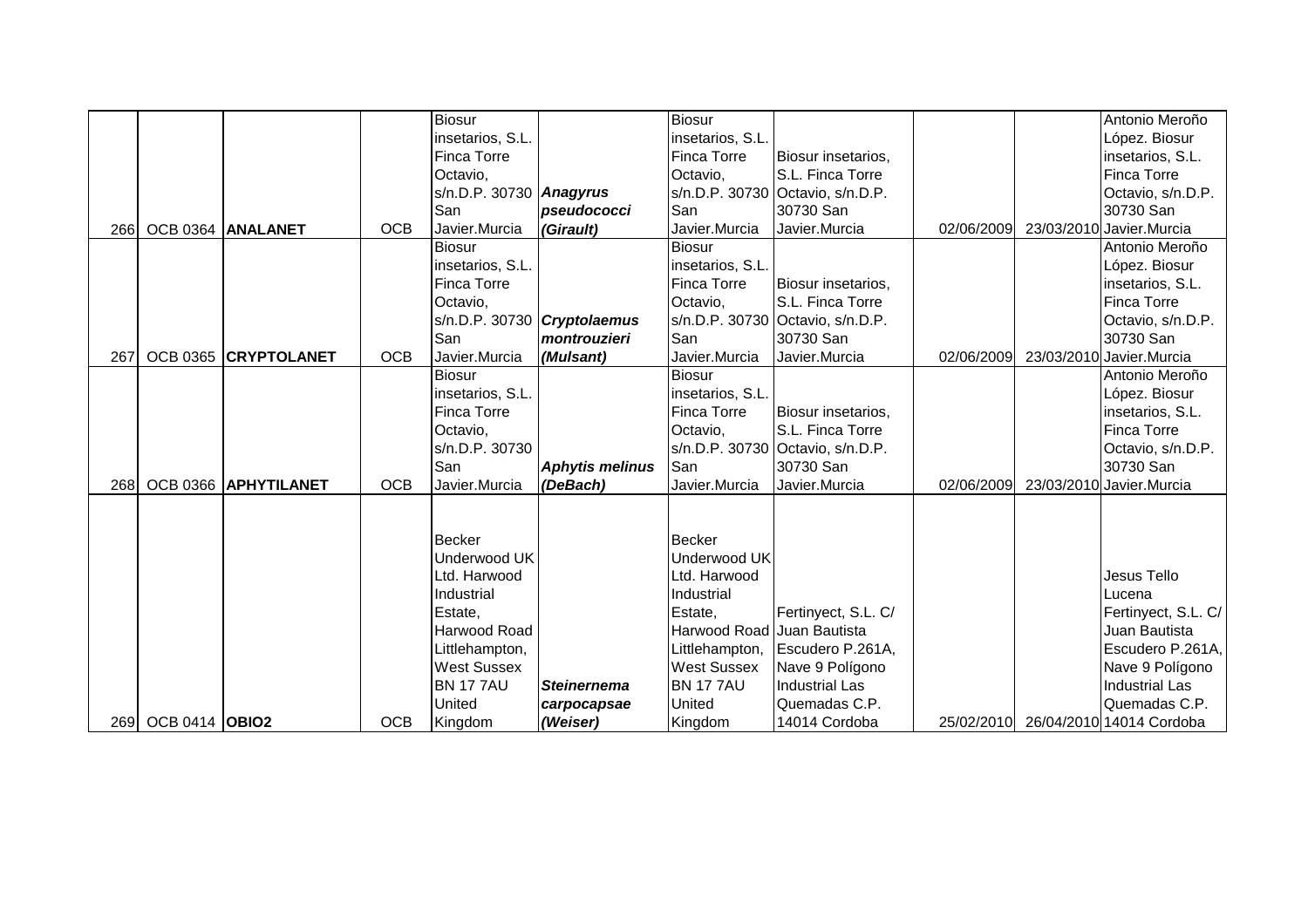| | | | | | | | | | | |
|---|---|---|---|---|---|---|---|---|---|---|
| 266 | OCB 0364 | **ANALANET** | OCB | Biosur insetarios, S.L. Finca Torre Octavio, s/n.D.P. 30730 San Javier.Murcia | ***Anagyrus pseudococci (Girault)*** | Biosur insetarios, S.L. Finca Torre Octavio, s/n.D.P. 30730 San Javier.Murcia | Biosur insetarios, S.L. Finca Torre Octavio, s/n.D.P. 30730 San Javier.Murcia | 02/06/2009 | 23/03/2010 | Antonio Meroño López. Biosur insetarios, S.L. Finca Torre Octavio, s/n.D.P. 30730 San Javier.Murcia |
| 267 | OCB 0365 | **CRYPTOLANET** | OCB | Biosur insetarios, S.L. Finca Torre Octavio, s/n.D.P. 30730 San Javier.Murcia | ***Cryptolaemus montrouzieri (Mulsant)*** | Biosur insetarios, S.L. Finca Torre Octavio, s/n.D.P. 30730 San Javier.Murcia | Biosur insetarios, S.L. Finca Torre Octavio, s/n.D.P. 30730 San Javier.Murcia | 02/06/2009 | 23/03/2010 | Antonio Meroño López. Biosur insetarios, S.L. Finca Torre Octavio, s/n.D.P. 30730 San Javier.Murcia |
| 268 | OCB 0366 | **APHYTILANET** | OCB | Biosur insetarios, S.L. Finca Torre Octavio, s/n.D.P. 30730 San Javier.Murcia | ***Aphytis melinus (DeBach)*** | Biosur insetarios, S.L. Finca Torre Octavio, s/n.D.P. 30730 San Javier.Murcia | Biosur insetarios, S.L. Finca Torre Octavio, s/n.D.P. 30730 San Javier.Murcia | 02/06/2009 | 23/03/2010 | Antonio Meroño López. Biosur insetarios, S.L. Finca Torre Octavio, s/n.D.P. 30730 San Javier.Murcia |
| 269 | OCB 0414 | **OBIO2** | OCB | Becker Underwood UK Ltd. Harwood Industrial Estate, Harwood Road Littlehampton, West Sussex BN 17 7AU United Kingdom | ***Steinernema carpocapsae (Weiser)*** | Becker Underwood UK Ltd. Harwood Industrial Estate, Harwood Road Littlehampton, West Sussex BN 17 7AU United Kingdom | Fertinyect, S.L. C/ Juan Bautista Escudero P.261A, Nave 9 Polígono Industrial Las Quemadas C.P. 14014 Cordoba | 25/02/2010 | 26/04/2010 | Jesus Tello Lucena Fertinyect, S.L. C/ Juan Bautista Escudero P.261A, Nave 9 Polígono Industrial Las Quemadas C.P. 14014 Cordoba |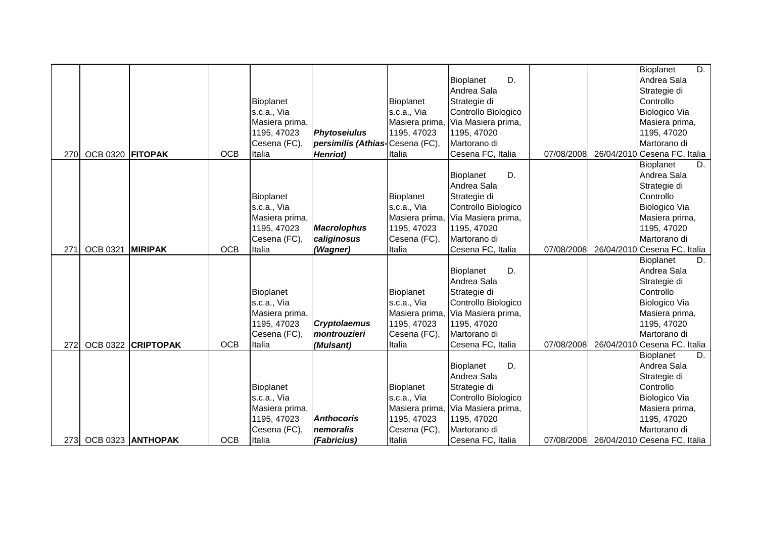| | | | | | | | | | | |
|---|---|---|---|---|---|---|---|---|---|---|
| 270 | OCB 0320 | **FITOPAK** | OCB | Bioplanet s.c.a., Via Masiera prima, 1195, 47023 Cesena (FC), Italia | ***Phytoseiulus persimilis (Athias-Henriot)*** | Bioplanet s.c.a., Via Masiera prima, 1195, 47023 Cesena (FC), Italia | Bioplanet D. Andrea Sala Strategie di Controllo Biologico Via Masiera prima, 1195, 47020 Martorano di Cesena FC, Italia | 07/08/2008 | 26/04/2010 | Bioplanet D. Andrea Sala Strategie di Controllo Biologico Via Masiera prima, 1195, 47020 Cesena FC, Italia |
| 271 | OCB 0321 | **MIRIPAK** | OCB | Bioplanet s.c.a., Via Masiera prima, 1195, 47023 Cesena (FC), Italia | ***Macrolophus caliginosus (Wagner)*** | Bioplanet s.c.a., Via Masiera prima, 1195, 47023 Cesena (FC), Italia | Bioplanet D. Andrea Sala Strategie di Controllo Biologico Via Masiera prima, 1195, 47020 Martorano di Cesena FC, Italia | 07/08/2008 | 26/04/2010 | Bioplanet D. Andrea Sala Strategie di Controllo Biologico Via Masiera prima, 1195, 47020 Martorano di Cesena FC, Italia |
| 272 | OCB 0322 | **CRIPTOPAK** | OCB | Bioplanet s.c.a., Via Masiera prima, 1195, 47023 Cesena (FC), Italia | ***Cryptolaemus montrouzieri (Mulsant)*** | Bioplanet s.c.a., Via Masiera prima, 1195, 47023 Cesena (FC), Italia | Bioplanet D. Andrea Sala Strategie di Controllo Biologico Via Masiera prima, 1195, 47020 Martorano di Cesena FC, Italia | 07/08/2008 | 26/04/2010 | Bioplanet D. Andrea Sala Strategie di Controllo Biologico Via Masiera prima, 1195, 47020 Martorano di Cesena FC, Italia |
| 273 | OCB 0323 | **ANTHOPAK** | OCB | Bioplanet s.c.a., Via Masiera prima, 1195, 47023 Cesena (FC), Italia | ***Anthocoris nemoralis (Fabricius)*** | Bioplanet s.c.a., Via Masiera prima, 1195, 47023 Cesena (FC), Italia | Bioplanet D. Andrea Sala Strategie di Controllo Biologico Via Masiera prima, 1195, 47020 Martorano di Cesena FC, Italia | 07/08/2008 | 26/04/2010 | Bioplanet D. Andrea Sala Strategie di Controllo Biologico Via Masiera prima, 1195, 47020 Martorano di Cesena FC, Italia |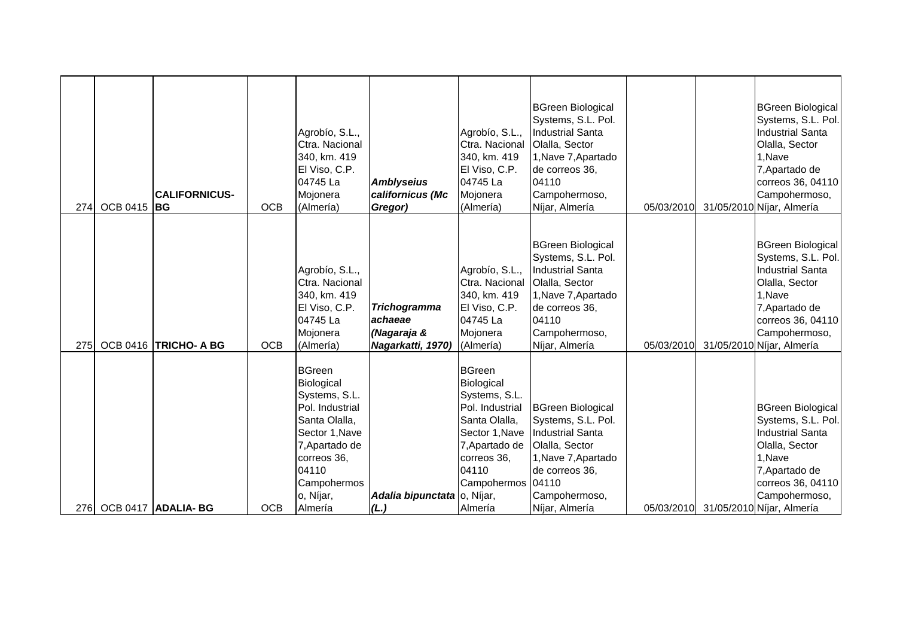| | | | | | | | | | | |
|---|---|---|---|---|---|---|---|---|---|---|
| 274 | OCB 0415 | **CALIFORNICUS-BG** | OCB | Agrobío, S.L., Ctra. Nacional 340, km. 419 El Viso, C.P. 04745 La Mojonera (Almería) | ***Amblyseius californicus (Mc Gregor)*** | Agrobío, S.L., Ctra. Nacional 340, km. 419 El Viso, C.P. 04745 La Mojonera (Almería) | BGreen Biological Systems, S.L. Pol. Industrial Santa Olalla, Sector 1,Nave 7,Apartado de correos 36, 04110 Campohermoso, Níjar, Almería | 05/03/2010 | 31/05/2010 | BGreen Biological Systems, S.L. Pol. Industrial Santa Olalla, Sector 1,Nave 7,Apartado de correos 36, 04110 Campohermoso, Níjar, Almería |
| 275 | OCB 0416 | **TRICHO- A BG** | OCB | Agrobío, S.L., Ctra. Nacional 340, km. 419 El Viso, C.P. 04745 La Mojonera (Almería) | ***Trichogramma achaeae (Nagaraja & Nagarkatti, 1970)*** | Agrobío, S.L., Ctra. Nacional 340, km. 419 El Viso, C.P. 04745 La Mojonera (Almería) | BGreen Biological Systems, S.L. Pol. Industrial Santa Olalla, Sector 1,Nave 7,Apartado de correos 36, 04110 Campohermoso, Níjar, Almería | 05/03/2010 | 31/05/2010 | BGreen Biological Systems, S.L. Pol. Industrial Santa Olalla, Sector 1,Nave 7,Apartado de correos 36, 04110 Campohermoso, Níjar, Almería |
| 276 | OCB 0417 | **ADALIA- BG** | OCB | BGreen Biological Systems, S.L. Pol. Industrial Santa Olalla, Sector 1,Nave 7,Apartado de correos 36, 04110 Campohermoso, Níjar, Almería | ***Adalia bipunctata (L.)*** | BGreen Biological Systems, S.L. Pol. Industrial Santa Olalla, Sector 1,Nave 7,Apartado de correos 36, 04110 Campohermoso, Níjar, Almería | BGreen Biological Systems, S.L. Pol. Industrial Santa Olalla, Sector 1,Nave 7,Apartado de correos 36, 04110 Campohermoso, Níjar, Almería | 05/03/2010 | 31/05/2010 | BGreen Biological Systems, S.L. Pol. Industrial Santa Olalla, Sector 1,Nave 7,Apartado de correos 36, 04110 Campohermoso, Níjar, Almería |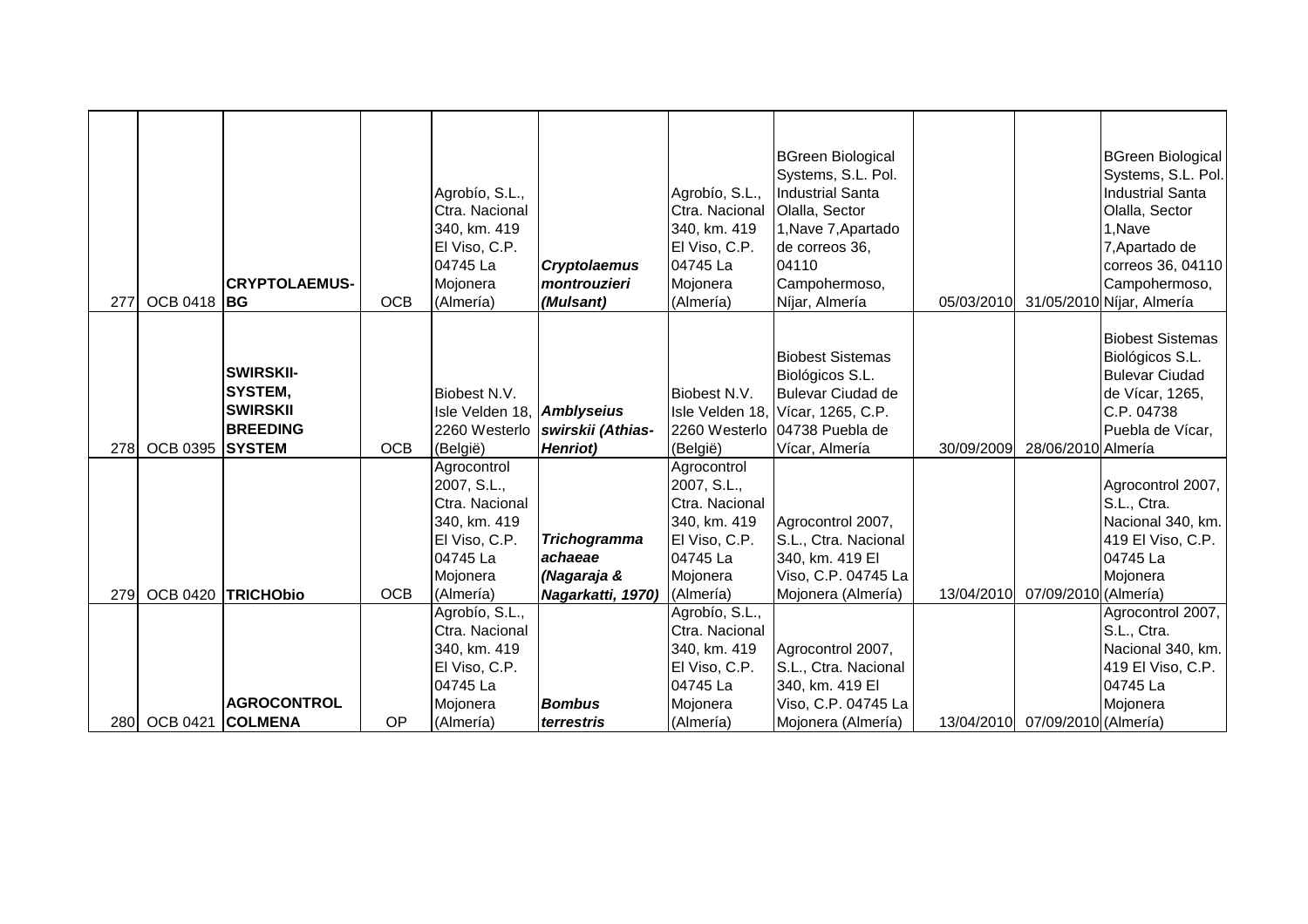| | | | | | | | | | | |
|---|---|---|---|---|---|---|---|---|---|---|
| 277 | OCB 0418 | **CRYPTOLAEMUS-BG** | OCB | Agrobío, S.L., Ctra. Nacional 340, km. 419 El Viso, C.P. 04745 La Mojonera (Almería) | ***Cryptolaemus montrouzieri (Mulsant)*** | Agrobío, S.L., Ctra. Nacional 340, km. 419 El Viso, C.P. 04745 La Mojonera (Almería) | BGreen Biological Systems, S.L. Pol. Industrial Santa Olalla, Sector 1,Nave 7,Apartado de correos 36, 04110 Campohermoso, Níjar, Almería | 05/03/2010 | 31/05/2010 | BGreen Biological Systems, S.L. Pol. Industrial Santa Olalla, Sector 1,Nave 7,Apartado de correos 36, 04110 Campohermoso, Níjar, Almería |
| 278 | OCB 0395 | **SWIRSKII-SYSTEM, SWIRSKII BREEDING SYSTEM** | OCB | Biobest N.V. Isle Velden 18, 2260 Westerlo (België) | ***Amblyseius swirskii (Athias-Henriot)*** | Biobest N.V. Isle Velden 18, 2260 Westerlo (België) | Biobest Sistemas Biológicos S.L. Bulevar Ciudad de Vícar, 1265, C.P. 04738 Puebla de Vícar, Almería | 30/09/2009 | 28/06/2010 | Biobest Sistemas Biológicos S.L. Bulevar Ciudad de Vícar, 1265, C.P. 04738 Puebla de Vícar, Almería |
| 279 | OCB 0420 | **TRICHObio** | OCB | Agrocontrol 2007, S.L., Ctra. Nacional 340, km. 419 El Viso, C.P. 04745 La Mojonera (Almería) | ***Trichogramma achaeae (Nagaraja & Nagarkatti, 1970)*** | Agrocontrol 2007, S.L., Ctra. Nacional 340, km. 419 El Viso, C.P. 04745 La Mojonera (Almería) | Agrocontrol 2007, S.L., Ctra. Nacional 340, km. 419 El Viso, C.P. 04745 La Mojonera (Almería) | 13/04/2010 | 07/09/2010 | Agrocontrol 2007, S.L., Ctra. Nacional 340, km. 419 El Viso, C.P. 04745 La Mojonera (Almería) |
| 280 | OCB 0421 | **AGROCONTROL COLMENA** | OP | Agrobío, S.L., Ctra. Nacional 340, km. 419 El Viso, C.P. 04745 La Mojonera (Almería) | ***Bombus terrestris*** | Agrobío, S.L., Ctra. Nacional 340, km. 419 El Viso, C.P. 04745 La Mojonera (Almería) | Agrocontrol 2007, S.L., Ctra. Nacional 340, km. 419 El Viso, C.P. 04745 La Mojonera (Almería) | 13/04/2010 | 07/09/2010 | Agrocontrol 2007, S.L., Ctra. Nacional 340, km. 419 El Viso, C.P. 04745 La Mojonera (Almería) |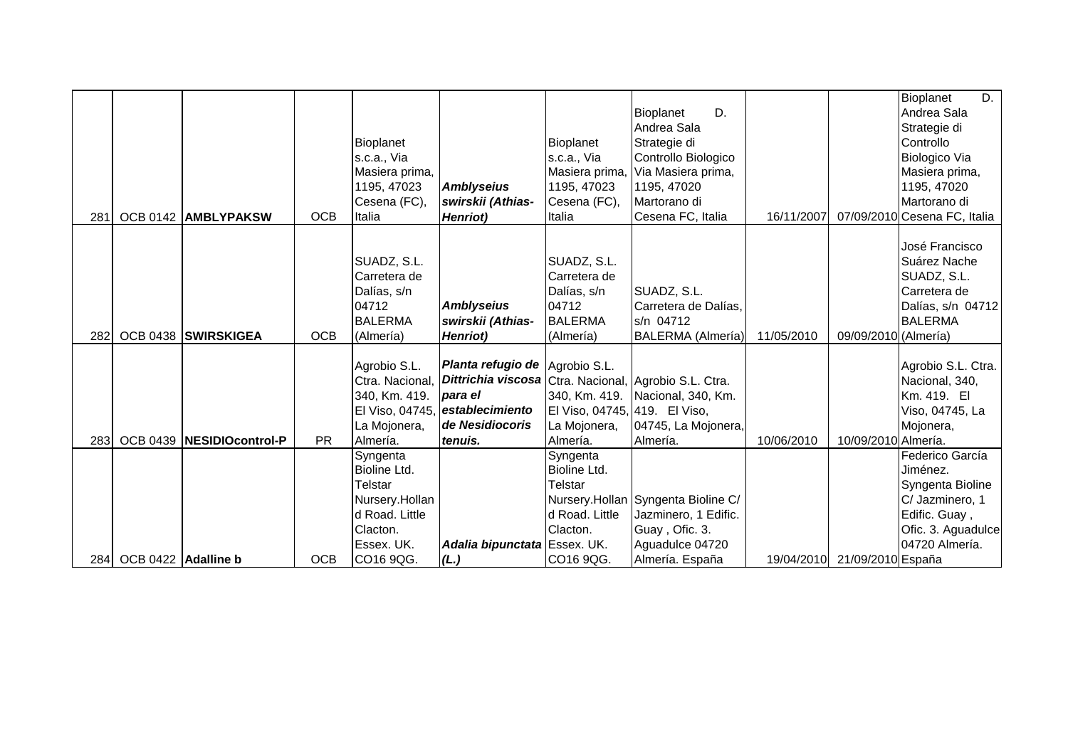| | | | | | | | | | | |
|---|---|---|---|---|---|---|---|---|---|---|
| 281 | OCB 0142 | **AMBLYPAKSW** | OCB | Bioplanet s.c.a., Via Masiera prima, 1195, 47023 Cesena (FC), Italia | ***Amblyseius swirskii (Athias-Henriot)*** | Bioplanet s.c.a., Via Masiera prima, 1195, 47023 Cesena (FC), Italia | Bioplanet D. Andrea Sala Strategie di Controllo Biologico Via Masiera prima, 1195, 47020 Martorano di Cesena FC, Italia | 16/11/2007 | 07/09/2010 | Bioplanet D. Andrea Sala Strategie di Controllo Biologico Via Masiera prima, 1195, 47020 Martorano di Cesena FC, Italia |
| 282 | OCB 0438 | **SWIRSKIGEA** | OCB | SUADZ, S.L. Carretera de Dalías, s/n 04712 BALERMA (Almería) | ***Amblyseius swirskii (Athias-Henriot)*** | SUADZ, S.L. Carretera de Dalías, s/n 04712 BALERMA (Almería) | SUADZ, S.L. Carretera de Dalías, s/n 04712 BALERMA (Almería) | 11/05/2010 | 09/09/2010 | José Francisco Suárez Nache SUADZ, S.L. Carretera de Dalías, s/n 04712 BALERMA (Almería) |
| 283 | OCB 0439 | **NESIDIOcontrol-P** | PR | Agrobio S.L. Ctra. Nacional, 340, Km. 419. El Viso, 04745, La Mojonera, Almería. | ***Planta refugio de Dittrichia viscosa para el establecimiento de Nesidiocoris tenuis.*** | Agrobio S.L. Ctra. Nacional, 340, Km. 419. El Viso, 04745, La Mojonera, Almería. | Agrobio S.L. Ctra. Nacional, 340, Km. 419. El Viso, 04745, La Mojonera, Almería. | 10/06/2010 | 10/09/2010 | Agrobio S.L. Ctra. Nacional, 340, Km. 419. El Viso, 04745, La Mojonera, Almería. |
| 284 | OCB 0422 | **Adalline b** | OCB | Syngenta Bioline Ltd. Telstar Nursery.Holland Road. Little Clacton. Essex. UK. CO16 9QG. | ***Adalia bipunctata (L.)*** | Syngenta Bioline Ltd. Telstar Nursery.Holland Road. Little Clacton. Essex. UK. CO16 9QG. | Syngenta Bioline C/ Jazminero, 1 Edific. Guay , Ofic. 3. Aguadulce 04720 Almería. España | 19/04/2010 | 21/09/2010 | Federico García Jiménez. Syngenta Bioline C/ Jazminero, 1 Edific. Guay , Ofic. 3. Aguadulce 04720 Almería. España |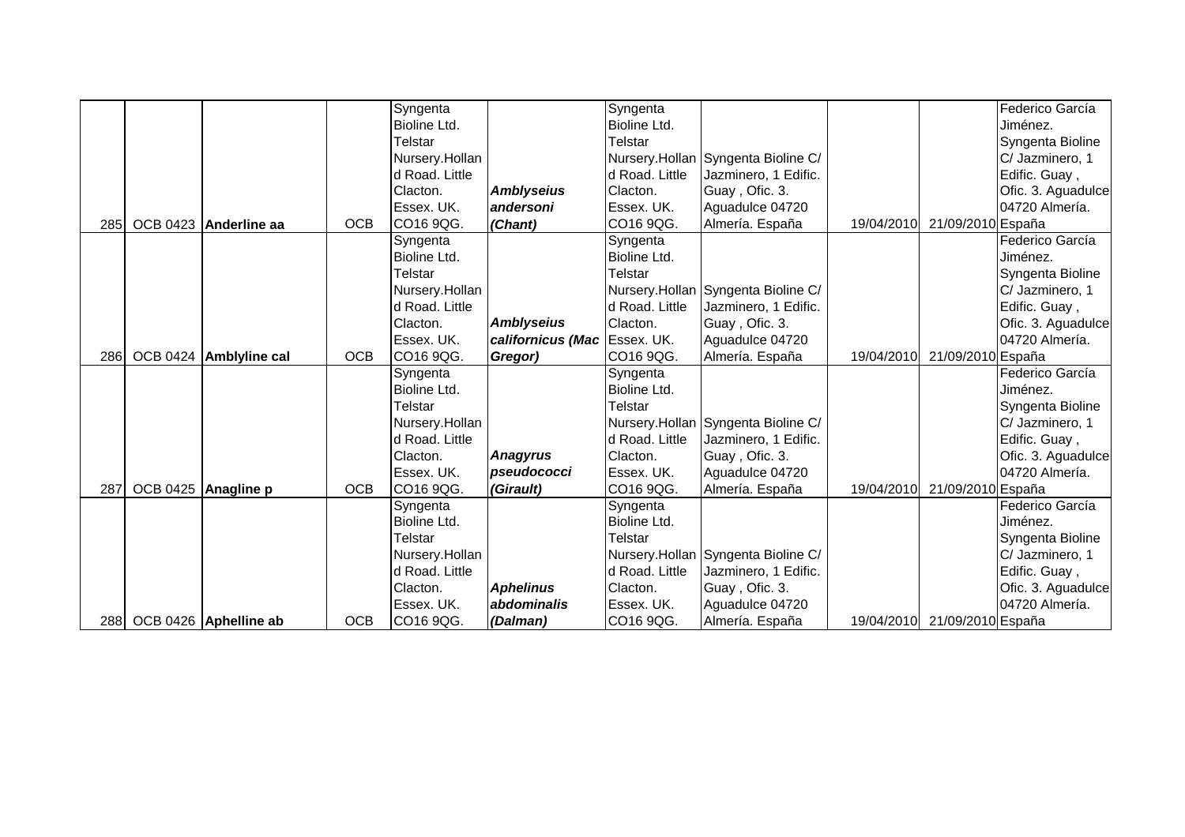| | | | | | | | | | | |
|---|---|---|---|---|---|---|---|---|---|---|
| 285 | OCB 0423 | **Anderline aa** | OCB | Syngenta Bioline Ltd. Telstar Nursery.Holland Road. Little Clacton. Essex. UK. CO16 9QG. | ***Amblyseius andersoni (Chant)*** | Syngenta Bioline Ltd. Telstar Nursery.Holland Road. Little Clacton. Essex. UK. CO16 9QG. | Syngenta Bioline C/ Jazminero, 1 Edific. Guay , Ofic. 3. Aguadulce 04720 Almería. España | 19/04/2010 | 21/09/2010 | Federico García Jiménez. Syngenta Bioline C/ Jazminero, 1 Edific. Guay , Ofic. 3. Aguadulce 04720 Almería. España |
| 286 | OCB 0424 | **Amblyline cal** | OCB | Syngenta Bioline Ltd. Telstar Nursery.Holland Road. Little Clacton. Essex. UK. CO16 9QG. | ***Amblyseius californicus (Mac Gregor)*** | Syngenta Bioline Ltd. Telstar Nursery.Holland Road. Little Clacton. Essex. UK. CO16 9QG. | Syngenta Bioline C/ Jazminero, 1 Edific. Guay , Ofic. 3. Aguadulce 04720 Almería. España | 19/04/2010 | 21/09/2010 | Federico García Jiménez. Syngenta Bioline C/ Jazminero, 1 Edific. Guay , Ofic. 3. Aguadulce 04720 Almería. España |
| 287 | OCB 0425 | **Anagline p** | OCB | Syngenta Bioline Ltd. Telstar Nursery.Holland Road. Little Clacton. Essex. UK. CO16 9QG. | ***Anagyrus pseudococci (Girault)*** | Syngenta Bioline Ltd. Telstar Nursery.Holland Road. Little Clacton. Essex. UK. CO16 9QG. | Syngenta Bioline C/ Jazminero, 1 Edific. Guay , Ofic. 3. Aguadulce 04720 Almería. España | 19/04/2010 | 21/09/2010 | Federico García Jiménez. Syngenta Bioline C/ Jazminero, 1 Edific. Guay , Ofic. 3. Aguadulce 04720 Almería. España |
| 288 | OCB 0426 | **Aphelline ab** | OCB | Syngenta Bioline Ltd. Telstar Nursery.Holland Road. Little Clacton. Essex. UK. CO16 9QG. | ***Aphelinus abdominalis (Dalman)*** | Syngenta Bioline Ltd. Telstar Nursery.Holland Road. Little Clacton. Essex. UK. CO16 9QG. | Syngenta Bioline C/ Jazminero, 1 Edific. Guay , Ofic. 3. Aguadulce 04720 Almería. España | 19/04/2010 | 21/09/2010 | Federico García Jiménez. Syngenta Bioline C/ Jazminero, 1 Edific. Guay , Ofic. 3. Aguadulce 04720 Almería. España |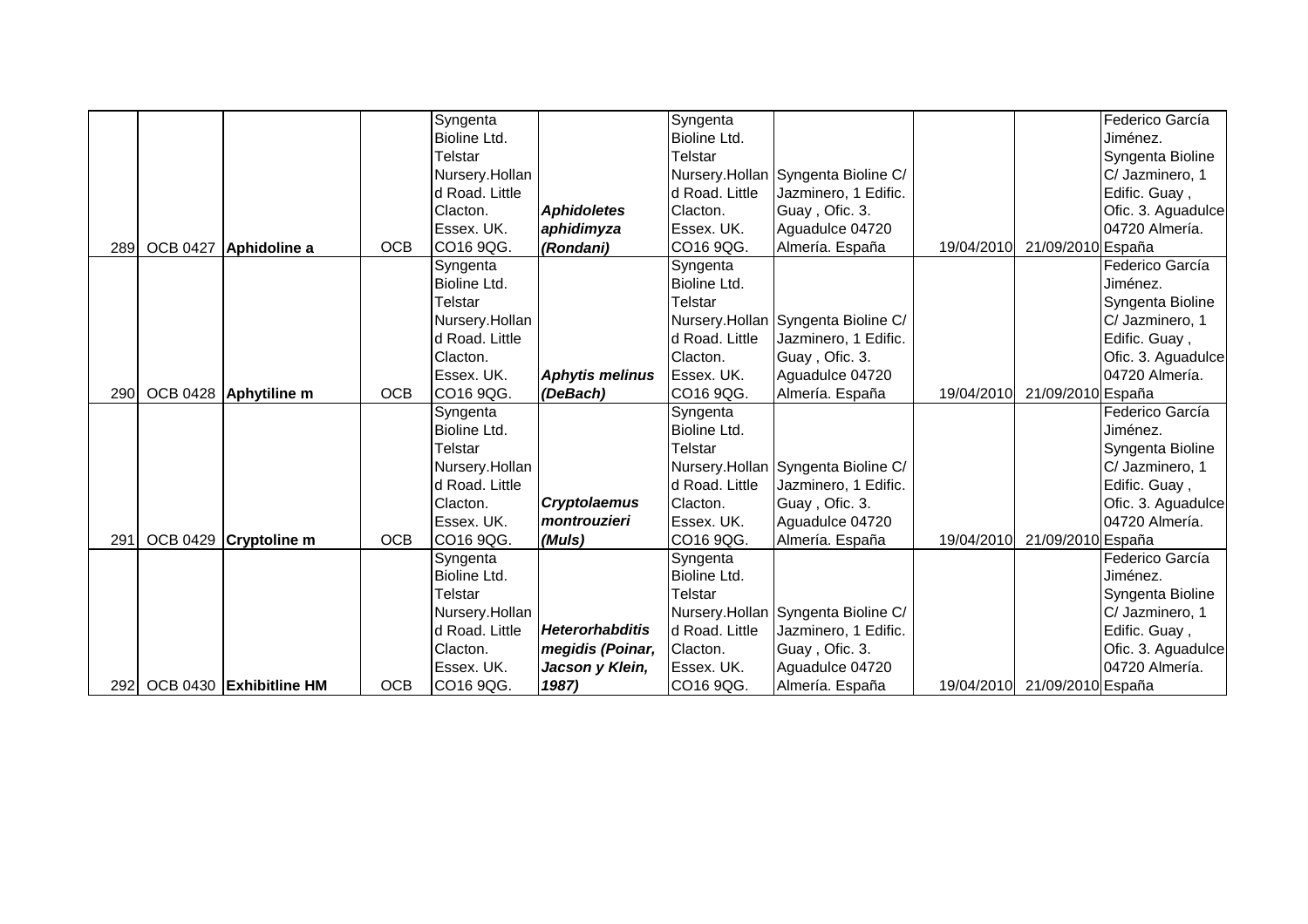|  |  |  |  |  |  |  |  |  |  |  |
|---|---|---|---|---|---|---|---|---|---|---|
| 289 | OCB 0427 | **Aphidoline a** | OCB | Syngenta Bioline Ltd. Telstar Nursery.Holland Road. Little Clacton. Essex. UK. CO16 9QG. | ***Aphidoletes aphidimyza (Rondani)*** | Syngenta Bioline Ltd. Telstar Nursery.Holland Road. Little Clacton. Essex. UK. CO16 9QG. | Syngenta Bioline C/ Jazminero, 1 Edific. Guay , Ofic. 3. Aguadulce 04720 Almería. España | 19/04/2010 | 21/09/2010 | Federico García Jiménez. Syngenta Bioline C/ Jazminero, 1 Edific. Guay , Ofic. 3. Aguadulce 04720 Almería. España |
| 290 | OCB 0428 | **Aphytiline m** | OCB | Syngenta Bioline Ltd. Telstar Nursery.Holland Road. Little Clacton. Essex. UK. CO16 9QG. | ***Aphytis melinus (DeBach)*** | Syngenta Bioline Ltd. Telstar Nursery.Holland Road. Little Clacton. Essex. UK. CO16 9QG. | Syngenta Bioline C/ Jazminero, 1 Edific. Guay , Ofic. 3. Aguadulce 04720 Almería. España | 19/04/2010 | 21/09/2010 | Federico García Jiménez. Syngenta Bioline C/ Jazminero, 1 Edific. Guay , Ofic. 3. Aguadulce 04720 Almería. España |
| 291 | OCB 0429 | **Cryptoline m** | OCB | Syngenta Bioline Ltd. Telstar Nursery.Holland Road. Little Clacton. Essex. UK. CO16 9QG. | ***Cryptolaemus montrouzieri (Muls)*** | Syngenta Bioline Ltd. Telstar Nursery.Holland Road. Little Clacton. Essex. UK. CO16 9QG. | Syngenta Bioline C/ Jazminero, 1 Edific. Guay , Ofic. 3. Aguadulce 04720 Almería. España | 19/04/2010 | 21/09/2010 | Federico García Jiménez. Syngenta Bioline C/ Jazminero, 1 Edific. Guay , Ofic. 3. Aguadulce 04720 Almería. España |
| 292 | OCB 0430 | **Exhibitline HM** | OCB | Syngenta Bioline Ltd. Telstar Nursery.Holland Road. Little Clacton. Essex. UK. CO16 9QG. | ***Heterorhabditis megidis (Poinar, Jacson y Klein, 1987)*** | Syngenta Bioline Ltd. Telstar Nursery.Holland Road. Little Clacton. Essex. UK. CO16 9QG. | Syngenta Bioline C/ Jazminero, 1 Edific. Guay , Ofic. 3. Aguadulce 04720 Almería. España | 19/04/2010 | 21/09/2010 | Federico García Jiménez. Syngenta Bioline C/ Jazminero, 1 Edific. Guay , Ofic. 3. Aguadulce 04720 Almería. España |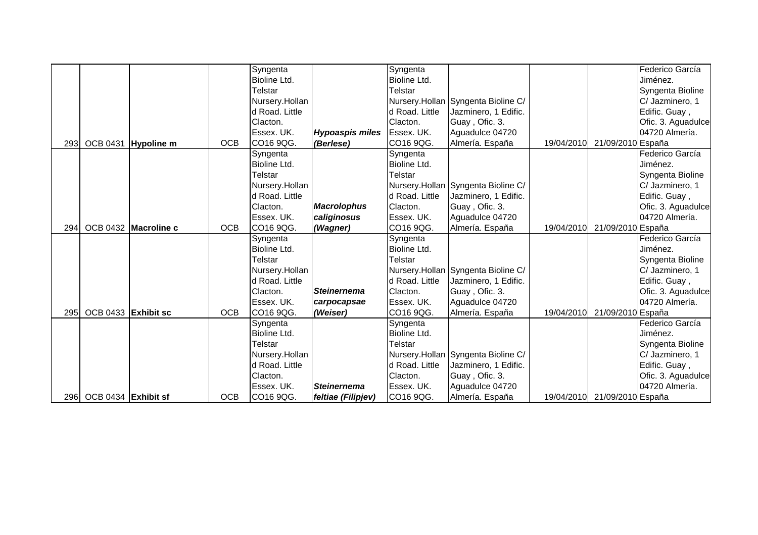| | | | | | | | | | | |
|---|---|---|---|---|---|---|---|---|---|---|
| 293 | OCB 0431 | **Hypoline m** | OCB | Syngenta Bioline Ltd. Telstar Nursery.Holland Road. Little Clacton. Essex. UK. CO16 9QG. | ***Hypoaspis miles* (Berlese)** | Syngenta Bioline Ltd. Telstar Nursery.Holland Road. Little Clacton. Essex. UK. CO16 9QG. | Syngenta Bioline C/ Jazminero, 1 Edific. Guay , Ofic. 3. Aguadulce 04720 Almería. España | 19/04/2010 | 21/09/2010 | Federico García Jiménez. Syngenta Bioline C/ Jazminero, 1 Edific. Guay , Ofic. 3. Aguadulce 04720 Almería. España |
| 294 | OCB 0432 | **Macroline c** | OCB | Syngenta Bioline Ltd. Telstar Nursery.Holland Road. Little Clacton. Essex. UK. CO16 9QG. | ***Macrolophus caliginosus* (Wagner)** | Syngenta Bioline Ltd. Telstar Nursery.Holland Road. Little Clacton. Essex. UK. CO16 9QG. | Syngenta Bioline C/ Jazminero, 1 Edific. Guay , Ofic. 3. Aguadulce 04720 Almería. España | 19/04/2010 | 21/09/2010 | Federico García Jiménez. Syngenta Bioline C/ Jazminero, 1 Edific. Guay , Ofic. 3. Aguadulce 04720 Almería. España |
| 295 | OCB 0433 | **Exhibit sc** | OCB | Syngenta Bioline Ltd. Telstar Nursery.Holland Road. Little Clacton. Essex. UK. CO16 9QG. | ***Steinernema carpocapsae* (Weiser)** | Syngenta Bioline Ltd. Telstar Nursery.Holland Road. Little Clacton. Essex. UK. CO16 9QG. | Syngenta Bioline C/ Jazminero, 1 Edific. Guay , Ofic. 3. Aguadulce 04720 Almería. España | 19/04/2010 | 21/09/2010 | Federico García Jiménez. Syngenta Bioline C/ Jazminero, 1 Edific. Guay , Ofic. 3. Aguadulce 04720 Almería. España |
| 296 | OCB 0434 | **Exhibit sf** | OCB | Syngenta Bioline Ltd. Telstar Nursery.Holland Road. Little Clacton. Essex. UK. CO16 9QG. | ***Steinernema feltiae* (Filipjev)** | Syngenta Bioline Ltd. Telstar Nursery.Holland Road. Little Clacton. Essex. UK. CO16 9QG. | Syngenta Bioline C/ Jazminero, 1 Edific. Guay , Ofic. 3. Aguadulce 04720 Almería. España | 19/04/2010 | 21/09/2010 | Federico García Jiménez. Syngenta Bioline C/ Jazminero, 1 Edific. Guay , Ofic. 3. Aguadulce 04720 Almería. España |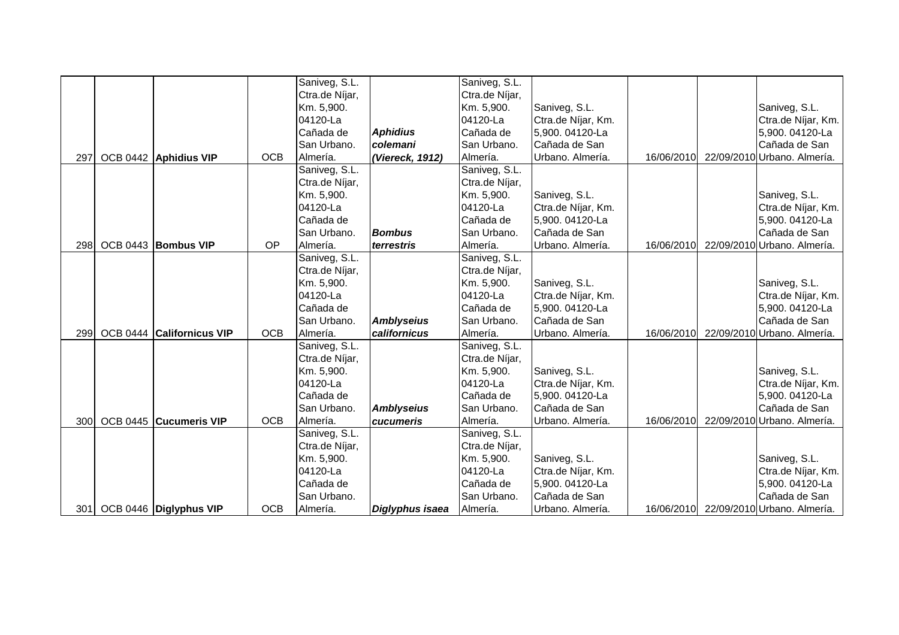| | | | | | | | | | | |
|---|---|---|---|---|---|---|---|---|---|---|
| 297 | OCB 0442 | **Aphidius VIP** | OCB | Saniveg, S.L. Ctra.de Níjar, Km. 5,900. 04120-La Cañada de San Urbano. Almería. | ***Aphidius colemani (Viereck, 1912)*** | Saniveg, S.L. Ctra.de Níjar, Km. 5,900. 04120-La Cañada de San Urbano. Almería. | Saniveg, S.L. Ctra.de Níjar, Km. 5,900. 04120-La Cañada de San Urbano. Almería. | 16/06/2010 | 22/09/2010 | Saniveg, S.L. Ctra.de Níjar, Km. 5,900. 04120-La Cañada de San Urbano. Almería. |
| 298 | OCB 0443 | **Bombus VIP** | OP | Saniveg, S.L. Ctra.de Níjar, Km. 5,900. 04120-La Cañada de San Urbano. Almería. | ***Bombus terrestris*** | Saniveg, S.L. Ctra.de Níjar, Km. 5,900. 04120-La Cañada de San Urbano. Almería. | Saniveg, S.L. Ctra.de Níjar, Km. 5,900. 04120-La Cañada de San Urbano. Almería. | 16/06/2010 | 22/09/2010 | Saniveg, S.L. Ctra.de Níjar, Km. 5,900. 04120-La Cañada de San Urbano. Almería. |
| 299 | OCB 0444 | **Californicus VIP** | OCB | Saniveg, S.L. Ctra.de Níjar, Km. 5,900. 04120-La Cañada de San Urbano. Almería. | ***Amblyseius californicus*** | Saniveg, S.L. Ctra.de Níjar, Km. 5,900. 04120-La Cañada de San Urbano. Almería. | Saniveg, S.L. Ctra.de Níjar, Km. 5,900. 04120-La Cañada de San Urbano. Almería. | 16/06/2010 | 22/09/2010 | Saniveg, S.L. Ctra.de Níjar, Km. 5,900. 04120-La Cañada de San Urbano. Almería. |
| 300 | OCB 0445 | **Cucumeris VIP** | OCB | Saniveg, S.L. Ctra.de Níjar, Km. 5,900. 04120-La Cañada de San Urbano. Almería. | ***Amblyseius cucumeris*** | Saniveg, S.L. Ctra.de Níjar, Km. 5,900. 04120-La Cañada de San Urbano. Almería. | Saniveg, S.L. Ctra.de Níjar, Km. 5,900. 04120-La Cañada de San Urbano. Almería. | 16/06/2010 | 22/09/2010 | Saniveg, S.L. Ctra.de Níjar, Km. 5,900. 04120-La Cañada de San Urbano. Almería. |
| 301 | OCB 0446 | **Diglyphus VIP** | OCB | Saniveg, S.L. Ctra.de Níjar, Km. 5,900. 04120-La Cañada de San Urbano. Almería. | ***Diglyphus isaea*** | Saniveg, S.L. Ctra.de Níjar, Km. 5,900. 04120-La Cañada de San Urbano. Almería. | Saniveg, S.L. Ctra.de Níjar, Km. 5,900. 04120-La Cañada de San Urbano. Almería. | 16/06/2010 | 22/09/2010 | Saniveg, S.L. Ctra.de Níjar, Km. 5,900. 04120-La Cañada de San Urbano. Almería. |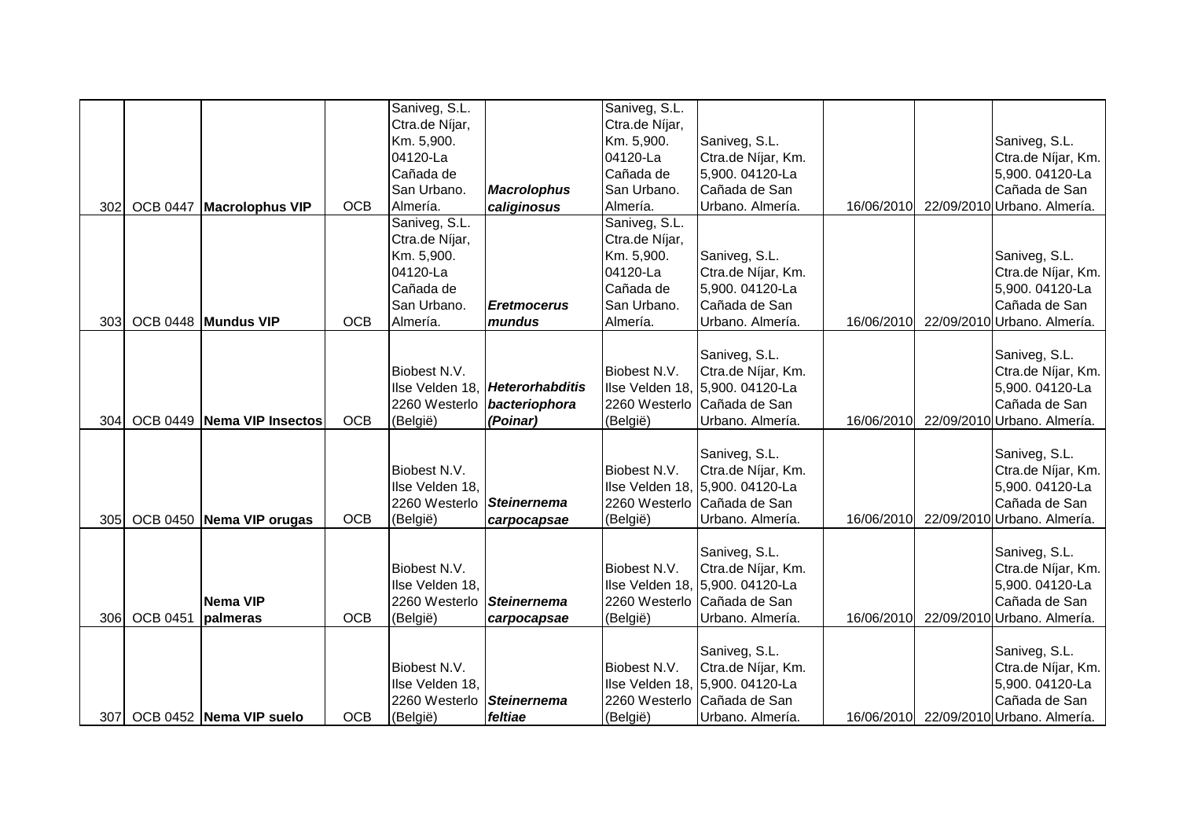| | | | | | | | | | | |
|---|---|---|---|---|---|---|---|---|---|---|
| 302 | OCB 0447 | **Macrolophus VIP** | OCB | Saniveg, S.L. Ctra.de Níjar, Km. 5,900. 04120-La Cañada de San Urbano. Almería. | ***Macrolophus caliginosus*** | Saniveg, S.L. Ctra.de Níjar, Km. 5,900. 04120-La Cañada de San Urbano. Almería. | Saniveg, S.L. Ctra.de Níjar, Km. 5,900. 04120-La Cañada de San Urbano. Almería. | 16/06/2010 | 22/09/2010 | Saniveg, S.L. Ctra.de Níjar, Km. 5,900. 04120-La Cañada de San Urbano. Almería. |
| 303 | OCB 0448 | **Mundus VIP** | OCB | Saniveg, S.L. Ctra.de Níjar, Km. 5,900. 04120-La Cañada de San Urbano. Almería. | ***Eretmocerus mundus*** | Saniveg, S.L. Ctra.de Níjar, Km. 5,900. 04120-La Cañada de San Urbano. Almería. | Saniveg, S.L. Ctra.de Níjar, Km. 5,900. 04120-La Cañada de San Urbano. Almería. | 16/06/2010 | 22/09/2010 | Saniveg, S.L. Ctra.de Níjar, Km. 5,900. 04120-La Cañada de San Urbano. Almería. |
| 304 | OCB 0449 | **Nema VIP Insectos** | OCB | Biobest N.V. Ilse Velden 18, 2260 Westerlo (België) | ***Heterorhabditis bacteriophora (Poinar)*** | Biobest N.V. Ilse Velden 18, 2260 Westerlo (België) | Saniveg, S.L. Ctra.de Níjar, Km. 5,900. 04120-La Cañada de San Urbano. Almería. | 16/06/2010 | 22/09/2010 | Saniveg, S.L. Ctra.de Níjar, Km. 5,900. 04120-La Cañada de San Urbano. Almería. |
| 305 | OCB 0450 | **Nema VIP orugas** | OCB | Biobest N.V. Ilse Velden 18, 2260 Westerlo (België) | ***Steinernema carpocapsae*** | Biobest N.V. Ilse Velden 18, 2260 Westerlo (België) | Saniveg, S.L. Ctra.de Níjar, Km. 5,900. 04120-La Cañada de San Urbano. Almería. | 16/06/2010 | 22/09/2010 | Saniveg, S.L. Ctra.de Níjar, Km. 5,900. 04120-La Cañada de San Urbano. Almería. |
| 306 | OCB 0451 | **Nema VIP palmeras** | OCB | Biobest N.V. Ilse Velden 18, 2260 Westerlo (België) | ***Steinernema carpocapsae*** | Biobest N.V. Ilse Velden 18, 2260 Westerlo (België) | Saniveg, S.L. Ctra.de Níjar, Km. 5,900. 04120-La Cañada de San Urbano. Almería. | 16/06/2010 | 22/09/2010 | Saniveg, S.L. Ctra.de Níjar, Km. 5,900. 04120-La Cañada de San Urbano. Almería. |
| 307 | OCB 0452 | **Nema VIP suelo** | OCB | Biobest N.V. Ilse Velden 18, 2260 Westerlo (België) | ***Steinernema feltiae*** | Biobest N.V. Ilse Velden 18, 2260 Westerlo (België) | Saniveg, S.L. Ctra.de Níjar, Km. 5,900. 04120-La Cañada de San Urbano. Almería. | 16/06/2010 | 22/09/2010 | Saniveg, S.L. Ctra.de Níjar, Km. 5,900. 04120-La Cañada de San Urbano. Almería. |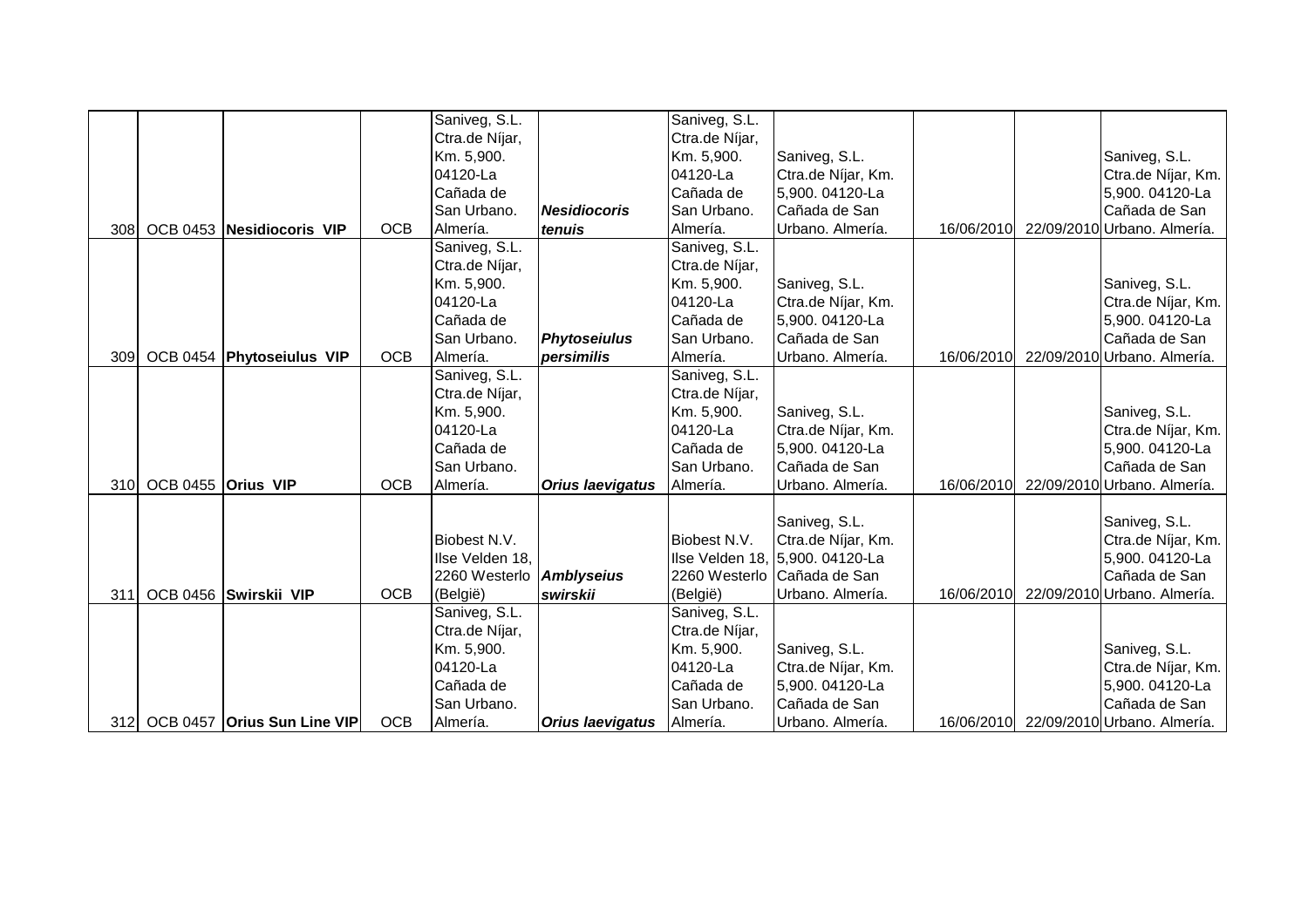| | | | | | | | | | | |
|---|---|---|---|---|---|---|---|---|---|---|
| 308 | OCB 0453 | **Nesidiocoris VIP** | OCB | Saniveg, S.L. Ctra.de Níjar, Km. 5,900. 04120-La Cañada de San Urbano. Almería. | ***Nesidiocoris tenuis*** | Saniveg, S.L. Ctra.de Níjar, Km. 5,900. 04120-La Cañada de San Urbano. Almería. | Saniveg, S.L. Ctra.de Níjar, Km. 5,900. 04120-La Cañada de San Urbano. Almería. | 16/06/2010 | 22/09/2010 | Saniveg, S.L. Ctra.de Níjar, Km. 5,900. 04120-La Cañada de San Urbano. Almería. |
| 309 | OCB 0454 | **Phytoseiulus VIP** | OCB | Saniveg, S.L. Ctra.de Níjar, Km. 5,900. 04120-La Cañada de San Urbano. Almería. | ***Phytoseiulus persimilis*** | Saniveg, S.L. Ctra.de Níjar, Km. 5,900. 04120-La Cañada de San Urbano. Almería. | Saniveg, S.L. Ctra.de Níjar, Km. 5,900. 04120-La Cañada de San Urbano. Almería. | 16/06/2010 | 22/09/2010 | Saniveg, S.L. Ctra.de Níjar, Km. 5,900. 04120-La Cañada de San Urbano. Almería. |
| 310 | OCB 0455 | **Orius VIP** | OCB | Saniveg, S.L. Ctra.de Níjar, Km. 5,900. 04120-La Cañada de San Urbano. Almería. | ***Orius laevigatus*** | Saniveg, S.L. Ctra.de Níjar, Km. 5,900. 04120-La Cañada de San Urbano. Almería. | Saniveg, S.L. Ctra.de Níjar, Km. 5,900. 04120-La Cañada de San Urbano. Almería. | 16/06/2010 | 22/09/2010 | Saniveg, S.L. Ctra.de Níjar, Km. 5,900. 04120-La Cañada de San Urbano. Almería. |
| 311 | OCB 0456 | **Swirskii VIP** | OCB | Biobest N.V. Ilse Velden 18, 2260 Westerlo (België) | ***Amblyseius swirskii*** | Biobest N.V. Ilse Velden 18, 2260 Westerlo (België) | Saniveg, S.L. Ctra.de Níjar, Km. 5,900. 04120-La Cañada de San Urbano. Almería. | 16/06/2010 | 22/09/2010 | Saniveg, S.L. Ctra.de Níjar, Km. 5,900. 04120-La Cañada de San Urbano. Almería. |
| 312 | OCB 0457 | **Orius Sun Line VIP** | OCB | Saniveg, S.L. Ctra.de Níjar, Km. 5,900. 04120-La Cañada de San Urbano. Almería. | ***Orius laevigatus*** | Saniveg, S.L. Ctra.de Níjar, Km. 5,900. 04120-La Cañada de San Urbano. Almería. | Saniveg, S.L. Ctra.de Níjar, Km. 5,900. 04120-La Cañada de San Urbano. Almería. | 16/06/2010 | 22/09/2010 | Saniveg, S.L. Ctra.de Níjar, Km. 5,900. 04120-La Cañada de San Urbano. Almería. |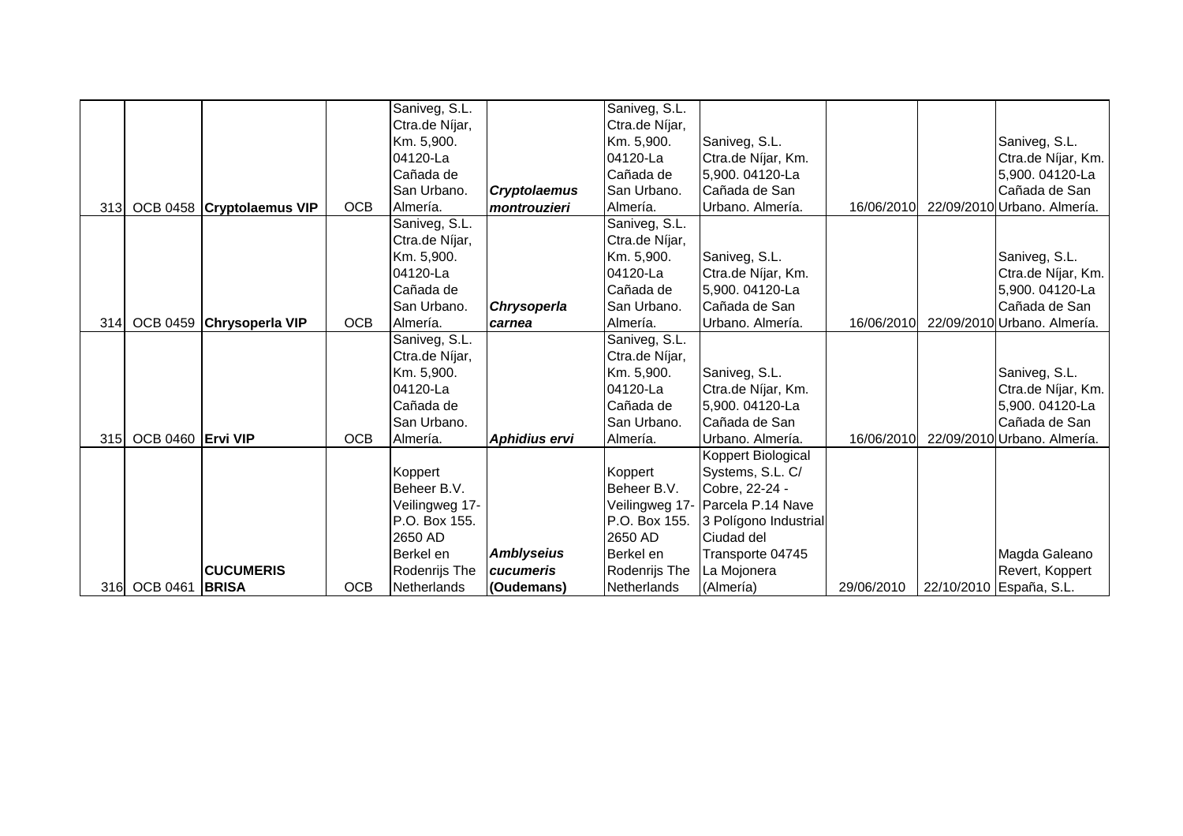| | | | | | | | | | | |
|---|---|---|---|---|---|---|---|---|---|---|
| 313 | OCB 0458 | **Cryptolaemus VIP** | OCB | Saniveg, S.L. Ctra.de Níjar, Km. 5,900. 04120-La Cañada de San Urbano. Almería. | ***Cryptolaemus montrouzieri*** | Saniveg, S.L. Ctra.de Níjar, Km. 5,900. 04120-La Cañada de San Urbano. Almería. | Saniveg, S.L. Ctra.de Níjar, Km. 5,900. 04120-La Cañada de San Urbano. Almería. | 16/06/2010 | 22/09/2010 | Saniveg, S.L. Ctra.de Níjar, Km. 5,900. 04120-La Cañada de San Urbano. Almería. |
| 314 | OCB 0459 | **Chrysoperla VIP** | OCB | Saniveg, S.L. Ctra.de Níjar, Km. 5,900. 04120-La Cañada de San Urbano. Almería. | ***Chrysoperla carnea*** | Saniveg, S.L. Ctra.de Níjar, Km. 5,900. 04120-La Cañada de San Urbano. Almería. | Saniveg, S.L. Ctra.de Níjar, Km. 5,900. 04120-La Cañada de San Urbano. Almería. | 16/06/2010 | 22/09/2010 | Saniveg, S.L. Ctra.de Níjar, Km. 5,900. 04120-La Cañada de San Urbano. Almería. |
| 315 | OCB 0460 | **Ervi VIP** | OCB | Saniveg, S.L. Ctra.de Níjar, Km. 5,900. 04120-La Cañada de San Urbano. Almería. | ***Aphidius ervi*** | Saniveg, S.L. Ctra.de Níjar, Km. 5,900. 04120-La Cañada de San Urbano. Almería. | Saniveg, S.L. Ctra.de Níjar, Km. 5,900. 04120-La Cañada de San Urbano. Almería. | 16/06/2010 | 22/09/2010 | Saniveg, S.L. Ctra.de Níjar, Km. 5,900. 04120-La Cañada de San Urbano. Almería. |
| 316 | OCB 0461 | **CUCUMERIS BRISA** | OCB | Koppert Beheer B.V. Veilingweg 17- P.O. Box 155. 2650 AD Berkel en Rodenrijs The Netherlands | ***Amblyseius cucumeris* (Oudemans)** | Koppert Beheer B.V. Veilingweg 17- P.O. Box 155. 2650 AD Berkel en Rodenrijs The Netherlands | Koppert Biological Systems, S.L. C/ Cobre, 22-24 - Parcela P.14 Nave 3 Polígono Industrial Ciudad del Transporte 04745 La Mojonera (Almería) | 29/06/2010 | 22/10/2010 | Magda Galeano Revert, Koppert España, S.L. |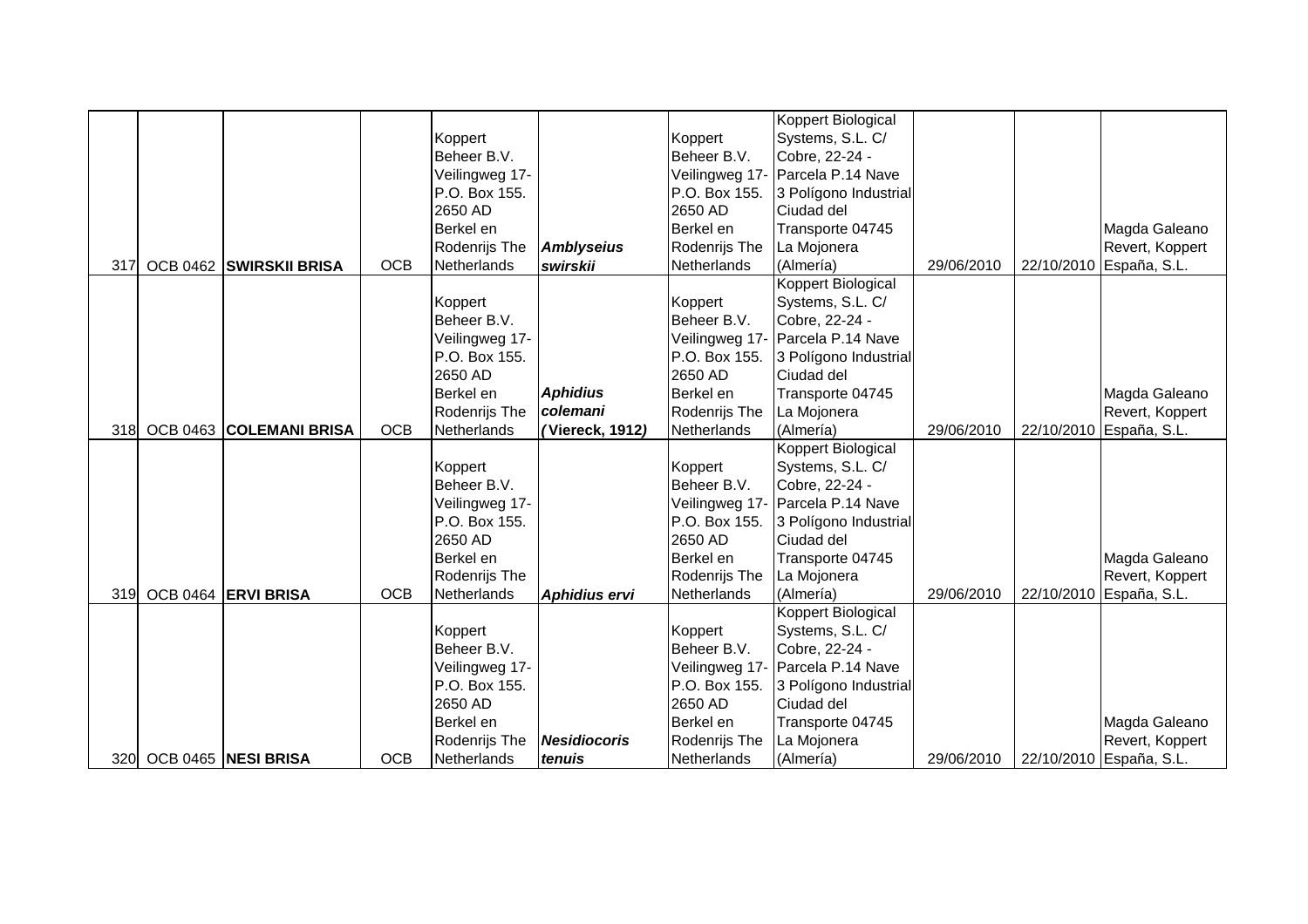| | | | | | | | | | | |
|---|---|---|---|---|---|---|---|---|---|---|
| 317 | OCB 0462 | **SWIRSKII BRISA** | OCB | Koppert Beheer B.V. Veilingweg 17- P.O. Box 155. 2650 AD Berkel en Rodenrijs The Netherlands | ***Amblyseius swirskii*** | Koppert Beheer B.V. Veilingweg 17- P.O. Box 155. 2650 AD Berkel en Rodenrijs The Netherlands | Koppert Biological Systems, S.L. C/ Cobre, 22-24 - Parcela P.14 Nave 3 Polígono Industrial Ciudad del Transporte 04745 La Mojonera (Almería) | 29/06/2010 | 22/10/2010 | Magda Galeano Revert, Koppert España, S.L. |
| 318 | OCB 0463 | **COLEMANI BRISA** | OCB | Koppert Beheer B.V. Veilingweg 17- P.O. Box 155. 2650 AD Berkel en Rodenrijs The Netherlands | ***Aphidius colemani* (Viereck, 1912)** | Koppert Beheer B.V. Veilingweg 17- P.O. Box 155. 2650 AD Berkel en Rodenrijs The Netherlands | Koppert Biological Systems, S.L. C/ Cobre, 22-24 - Parcela P.14 Nave 3 Polígono Industrial Ciudad del Transporte 04745 La Mojonera (Almería) | 29/06/2010 | 22/10/2010 | Magda Galeano Revert, Koppert España, S.L. |
| 319 | OCB 0464 | **ERVI BRISA** | OCB | Koppert Beheer B.V. Veilingweg 17- P.O. Box 155. 2650 AD Berkel en Rodenrijs The Netherlands | ***Aphidius ervi*** | Koppert Beheer B.V. Veilingweg 17- P.O. Box 155. 2650 AD Berkel en Rodenrijs The Netherlands | Koppert Biological Systems, S.L. C/ Cobre, 22-24 - Parcela P.14 Nave 3 Polígono Industrial Ciudad del Transporte 04745 La Mojonera (Almería) | 29/06/2010 | 22/10/2010 | Magda Galeano Revert, Koppert España, S.L. |
| 320 | OCB 0465 | **NESI BRISA** | OCB | Koppert Beheer B.V. Veilingweg 17- P.O. Box 155. 2650 AD Berkel en Rodenrijs The Netherlands | ***Nesidiocoris tenuis*** | Koppert Beheer B.V. Veilingweg 17- P.O. Box 155. 2650 AD Berkel en Rodenrijs The Netherlands | Koppert Biological Systems, S.L. C/ Cobre, 22-24 - Parcela P.14 Nave 3 Polígono Industrial Ciudad del Transporte 04745 La Mojonera (Almería) | 29/06/2010 | 22/10/2010 | Magda Galeano Revert, Koppert España, S.L. |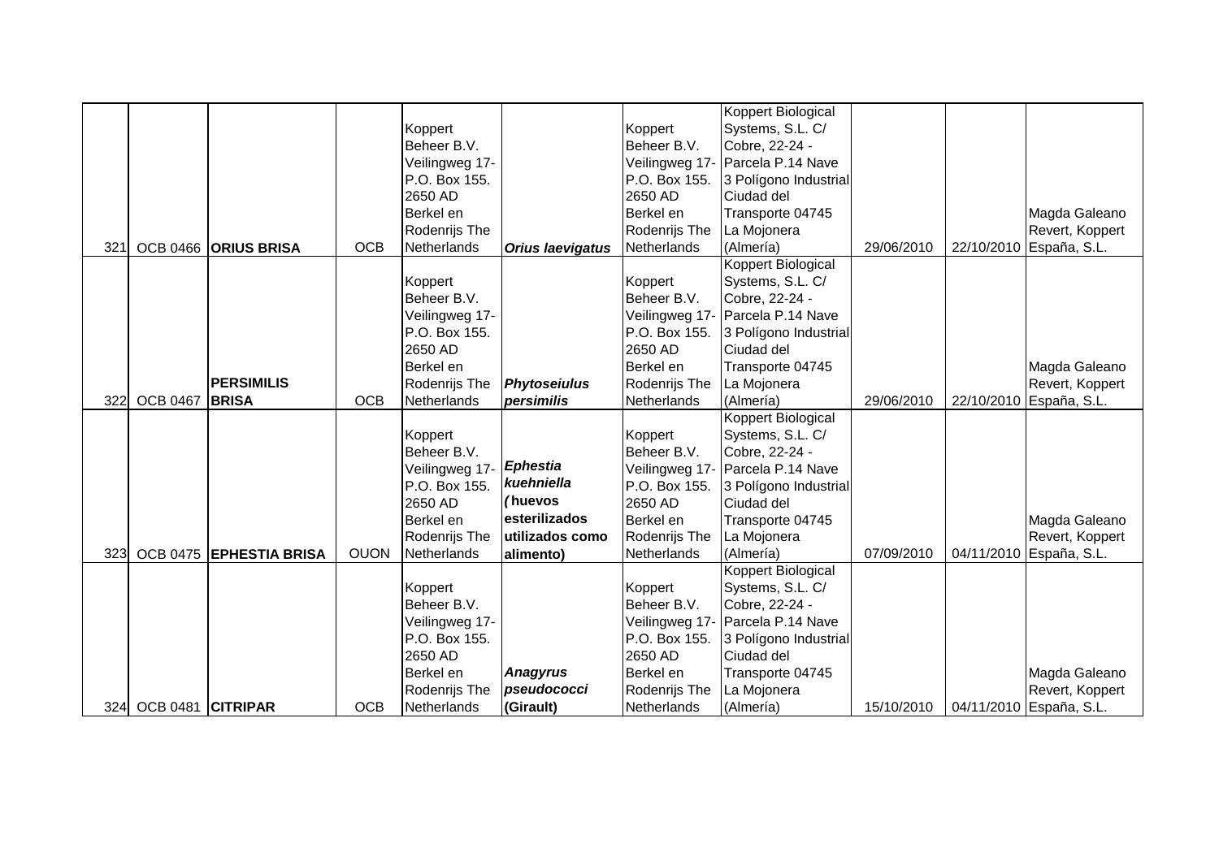| | | | | | | | | | | |
|---|---|---|---|---|---|---|---|---|---|---|
| 321 | OCB 0466 | **ORIUS BRISA** | OCB | Koppert Beheer B.V. Veilingweg 17- P.O. Box 155. 2650 AD Berkel en Rodenrijs The Netherlands | ***Orius laevigatus*** | Koppert Beheer B.V. Veilingweg 17- P.O. Box 155. 2650 AD Berkel en Rodenrijs The Netherlands | Koppert Biological Systems, S.L. C/ Cobre, 22-24 - Parcela P.14 Nave 3 Polígono Industrial Ciudad del Transporte 04745 La Mojonera (Almería) | 29/06/2010 | 22/10/2010 | Magda Galeano Revert, Koppert España, S.L. |
| 322 | OCB 0467 | **PERSIMILIS BRISA** | OCB | Koppert Beheer B.V. Veilingweg 17- P.O. Box 155. 2650 AD Berkel en Rodenrijs The Netherlands | ***Phytoseiulus persimilis*** | Koppert Beheer B.V. Veilingweg 17- P.O. Box 155. 2650 AD Berkel en Rodenrijs The Netherlands | Koppert Biological Systems, S.L. C/ Cobre, 22-24 - Parcela P.14 Nave 3 Polígono Industrial Ciudad del Transporte 04745 La Mojonera (Almería) | 29/06/2010 | 22/10/2010 | Magda Galeano Revert, Koppert España, S.L. |
| 323 | OCB 0475 | **EPHESTIA BRISA** | OUON | Koppert Beheer B.V. Veilingweg 17- P.O. Box 155. 2650 AD Berkel en Rodenrijs The Netherlands | ***Ephestia kuehniella*** **(huevos esterilizados utilizados como alimento)** | Koppert Beheer B.V. Veilingweg 17- P.O. Box 155. 2650 AD Berkel en Rodenrijs The Netherlands | Koppert Biological Systems, S.L. C/ Cobre, 22-24 - Parcela P.14 Nave 3 Polígono Industrial Ciudad del Transporte 04745 La Mojonera (Almería) | 07/09/2010 | 04/11/2010 | Magda Galeano Revert, Koppert España, S.L. |
| 324 | OCB 0481 | **CITRIPAR** | OCB | Koppert Beheer B.V. Veilingweg 17- P.O. Box 155. 2650 AD Berkel en Rodenrijs The Netherlands | ***Anagyrus pseudococci*** **(Girault)** | Koppert Beheer B.V. Veilingweg 17- P.O. Box 155. 2650 AD Berkel en Rodenrijs The Netherlands | Koppert Biological Systems, S.L. C/ Cobre, 22-24 - Parcela P.14 Nave 3 Polígono Industrial Ciudad del Transporte 04745 La Mojonera (Almería) | 15/10/2010 | 04/11/2010 | Magda Galeano Revert, Koppert España, S.L. |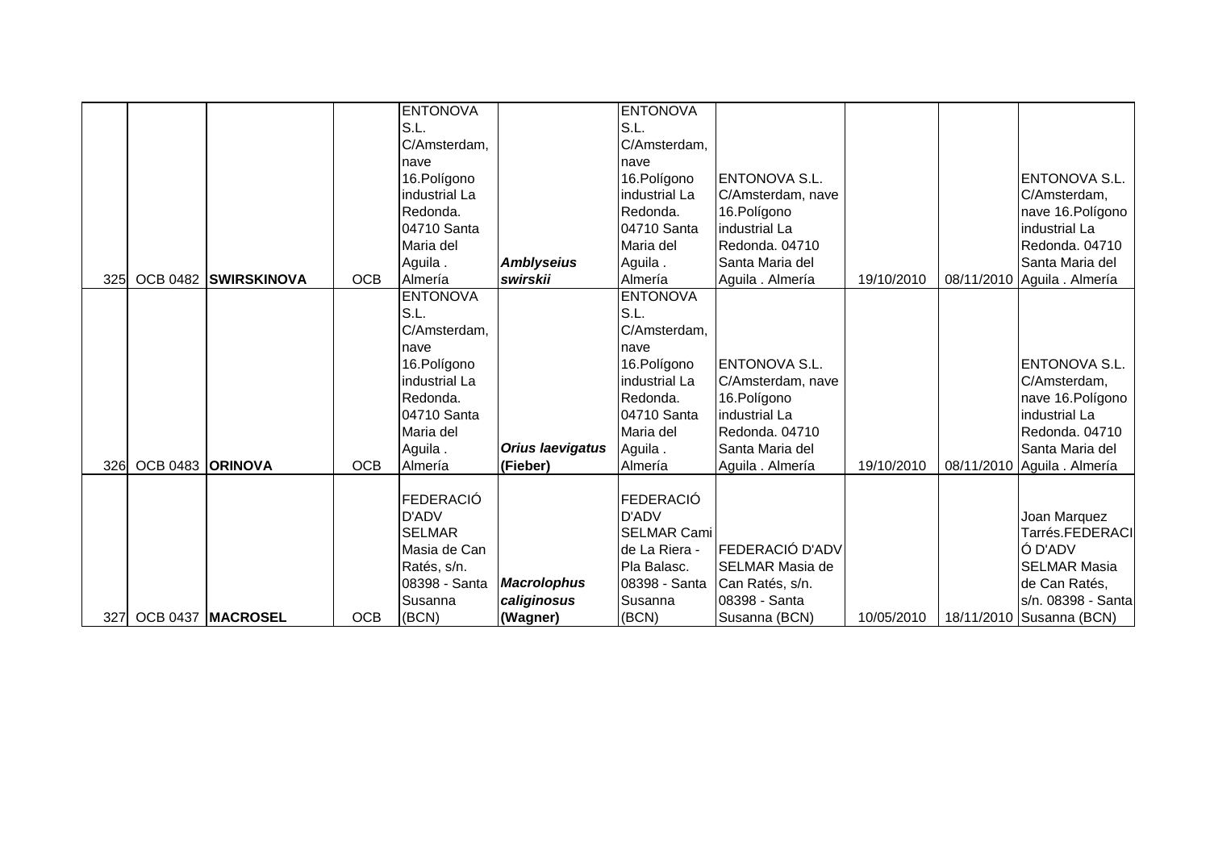| | | | | | | | | | | |
|---|---|---|---|---|---|---|---|---|---|---|
| 325 | OCB 0482 | **SWIRSKINOVA** | OCB | ENTONOVA S.L. C/Amsterdam, nave 16.Polígono industrial La Redonda. 04710 Santa Maria del Aguila . Almería | ***Amblyseius swirskii*** | ENTONOVA S.L. C/Amsterdam, nave 16.Polígono industrial La Redonda. 04710 Santa Maria del Aguila . Almería | ENTONOVA S.L. C/Amsterdam, nave 16.Polígono industrial La Redonda. 04710 Santa Maria del Aguila . Almería | 19/10/2010 | 08/11/2010 | ENTONOVA S.L. C/Amsterdam, nave 16.Polígono industrial La Redonda. 04710 Santa Maria del Aguila . Almería |
| 326 | OCB 0483 | **ORINOVA** | OCB | ENTONOVA S.L. C/Amsterdam, nave 16.Polígono industrial La Redonda. 04710 Santa Maria del Aguila . Almería | ***Orius laevigatus* (Fieber)** | ENTONOVA S.L. C/Amsterdam, nave 16.Polígono industrial La Redonda. 04710 Santa Maria del Aguila . Almería | ENTONOVA S.L. C/Amsterdam, nave 16.Polígono industrial La Redonda. 04710 Santa Maria del Aguila . Almería | 19/10/2010 | 08/11/2010 | ENTONOVA S.L. C/Amsterdam, nave 16.Polígono industrial La Redonda. 04710 Santa Maria del Aguila . Almería |
| 327 | OCB 0437 | **MACROSEL** | OCB | FEDERACIÓ D'ADV SELMAR Masia de Can Ratés, s/n. 08398 - Santa Susanna (BCN) | ***Macrolophus caliginosus* (Wagner)** | FEDERACIÓ D'ADV SELMAR Cami de La Riera - Pla Balasc. 08398 - Santa Susanna (BCN) | FEDERACIÓ D'ADV SELMAR Masia de Can Ratés, s/n. 08398 - Santa Susanna (BCN) | 10/05/2010 | 18/11/2010 | Joan Marquez Tarrés.FEDERACIÓ D'ADV SELMAR Masia de Can Ratés, s/n. 08398 - Santa Susanna (BCN) |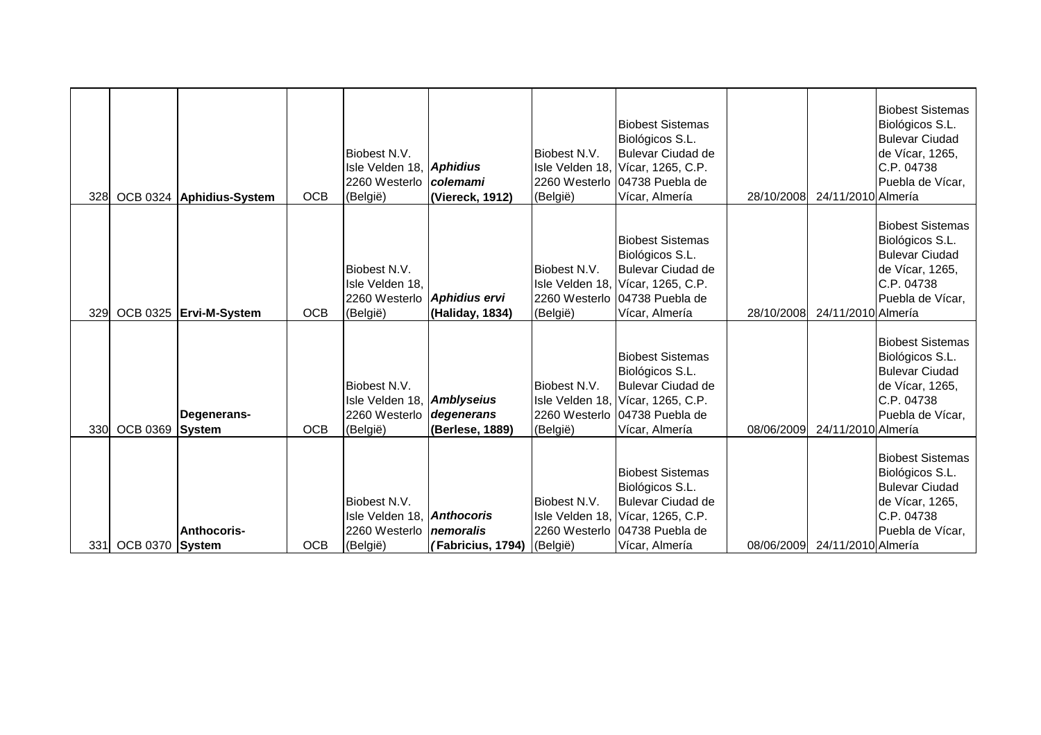| | | | | | | | | | | |
|---|---|---|---|---|---|---|---|---|---|---|
| 328 | OCB 0324 | **Aphidius-System** | OCB | Biobest N.V. Isle Velden 18, 2260 Westerlo (België) | ***Aphidius colemami* (Viereck, 1912)** | Biobest N.V. Isle Velden 18, 2260 Westerlo (België) | Biobest Sistemas Biológicos S.L. Bulevar Ciudad de Vícar, 1265, C.P. 04738 Puebla de Vícar, Almería | 28/10/2008 | 24/11/2010 | Biobest Sistemas Biológicos S.L. Bulevar Ciudad de Vícar, 1265, C.P. 04738 Puebla de Vícar, Almería |
| 329 | OCB 0325 | **Ervi-M-System** | OCB | Biobest N.V. Isle Velden 18, 2260 Westerlo (België) | ***Aphidius ervi* (Haliday, 1834)** | Biobest N.V. Isle Velden 18, 2260 Westerlo (België) | Biobest Sistemas Biológicos S.L. Bulevar Ciudad de Vícar, 1265, C.P. 04738 Puebla de Vícar, Almería | 28/10/2008 | 24/11/2010 | Biobest Sistemas Biológicos S.L. Bulevar Ciudad de Vícar, 1265, C.P. 04738 Puebla de Vícar, Almería |
| 330 | OCB 0369 | **Degenerans-System** | OCB | Biobest N.V. Isle Velden 18, 2260 Westerlo (België) | ***Amblyseius degenerans* (Berlese, 1889)** | Biobest N.V. Isle Velden 18, 2260 Westerlo (België) | Biobest Sistemas Biológicos S.L. Bulevar Ciudad de Vícar, 1265, C.P. 04738 Puebla de Vícar, Almería | 08/06/2009 | 24/11/2010 | Biobest Sistemas Biológicos S.L. Bulevar Ciudad de Vícar, 1265, C.P. 04738 Puebla de Vícar, Almería |
| 331 | OCB 0370 | **Anthocoris-System** | OCB | Biobest N.V. Isle Velden 18, 2260 Westerlo (België) | ***Anthocoris nemoralis* (Fabricius, 1794)** | Biobest N.V. Isle Velden 18, 2260 Westerlo (België) | Biobest Sistemas Biológicos S.L. Bulevar Ciudad de Vícar, 1265, C.P. 04738 Puebla de Vícar, Almería | 08/06/2009 | 24/11/2010 | Biobest Sistemas Biológicos S.L. Bulevar Ciudad de Vícar, 1265, C.P. 04738 Puebla de Vícar, Almería |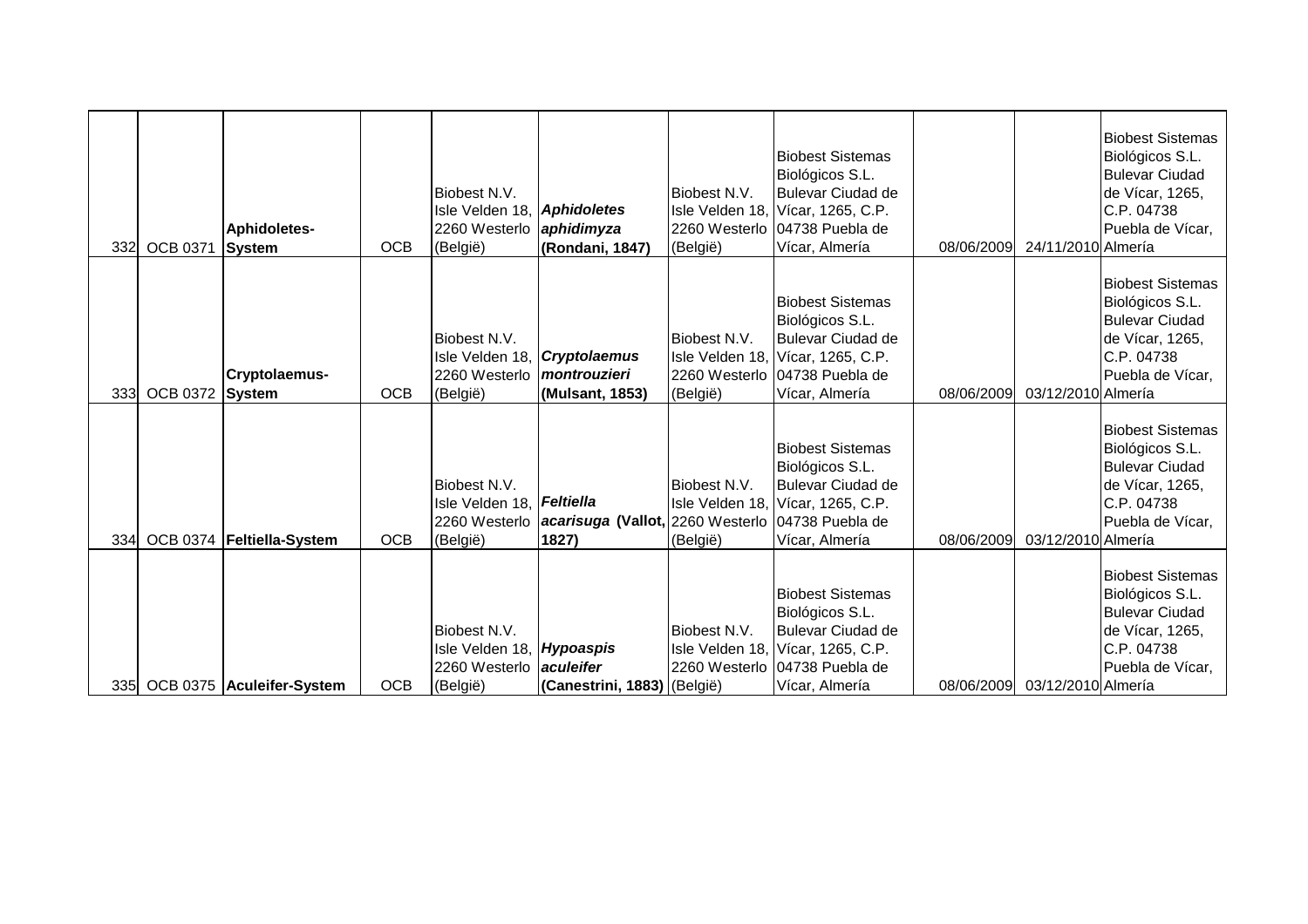| | | | | | | | | | | |
|---|---|---|---|---|---|---|---|---|---|---|
| 332 | OCB 0371 | **Aphidoletes-System** | OCB | Biobest N.V. Isle Velden 18, 2260 Westerlo (België) | ***Aphidoletes aphidimyza* (Rondani, 1847)** | Biobest N.V. Isle Velden 18, 2260 Westerlo (België) | Biobest Sistemas Biológicos S.L. Bulevar Ciudad de Vícar, 1265, C.P. 04738 Puebla de Vícar, Almería | 08/06/2009 | 24/11/2010 | Biobest Sistemas Biológicos S.L. Bulevar Ciudad de Vícar, 1265, C.P. 04738 Puebla de Vícar, Almería |
| 333 | OCB 0372 | **Cryptolaemus-System** | OCB | Biobest N.V. Isle Velden 18, 2260 Westerlo (België) | ***Cryptolaemus montrouzieri* (Mulsant, 1853)** | Biobest N.V. Isle Velden 18, 2260 Westerlo (België) | Biobest Sistemas Biológicos S.L. Bulevar Ciudad de Vícar, 1265, C.P. 04738 Puebla de Vícar, Almería | 08/06/2009 | 03/12/2010 | Biobest Sistemas Biológicos S.L. Bulevar Ciudad de Vícar, 1265, C.P. 04738 Puebla de Vícar, Almería |
| 334 | OCB 0374 | **Feltiella-System** | OCB | Biobest N.V. Isle Velden 18, 2260 Westerlo (België) | ***Feltiella acarisuga* (Vallot, 1827)** | Biobest N.V. Isle Velden 18, 2260 Westerlo (België) | Biobest Sistemas Biológicos S.L. Bulevar Ciudad de Vícar, 1265, C.P. 04738 Puebla de Vícar, Almería | 08/06/2009 | 03/12/2010 | Biobest Sistemas Biológicos S.L. Bulevar Ciudad de Vícar, 1265, C.P. 04738 Puebla de Vícar, Almería |
| 335 | OCB 0375 | **Aculeifer-System** | OCB | Biobest N.V. Isle Velden 18, 2260 Westerlo (België) | ***Hypoaspis aculeifer* (Canestrini, 1883)** | Biobest N.V. Isle Velden 18, 2260 Westerlo (België) | Biobest Sistemas Biológicos S.L. Bulevar Ciudad de Vícar, 1265, C.P. 04738 Puebla de Vícar, Almería | 08/06/2009 | 03/12/2010 | Biobest Sistemas Biológicos S.L. Bulevar Ciudad de Vícar, 1265, C.P. 04738 Puebla de Vícar, Almería |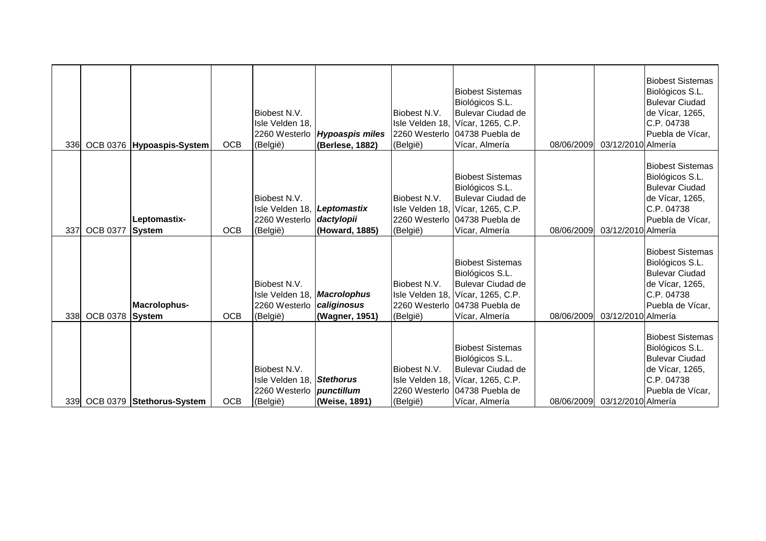| | | | | | | | | | | |
|---|---|---|---|---|---|---|---|---|---|---|
| 336 | OCB 0376 | **Hypoaspis-System** | OCB | Biobest N.V. Isle Velden 18, 2260 Westerlo (België) | ***Hypoaspis miles* (Berlese, 1882)** | Biobest N.V. Isle Velden 18, 2260 Westerlo (België) | Biobest Sistemas Biológicos S.L. Bulevar Ciudad de Vícar, 1265, C.P. 04738 Puebla de Vícar, Almería | 08/06/2009 | 03/12/2010 | Biobest Sistemas Biológicos S.L. Bulevar Ciudad de Vícar, 1265, C.P. 04738 Puebla de Vícar, Almería |
| 337 | OCB 0377 | **Leptomastix-System** | OCB | Biobest N.V. Isle Velden 18, 2260 Westerlo (België) | ***Leptomastix dactylopii* (Howard, 1885)** | Biobest N.V. Isle Velden 18, 2260 Westerlo (België) | Biobest Sistemas Biológicos S.L. Bulevar Ciudad de Vícar, 1265, C.P. 04738 Puebla de Vícar, Almería | 08/06/2009 | 03/12/2010 | Biobest Sistemas Biológicos S.L. Bulevar Ciudad de Vícar, 1265, C.P. 04738 Puebla de Vícar, Almería |
| 338 | OCB 0378 | **Macrolophus-System** | OCB | Biobest N.V. Isle Velden 18, 2260 Westerlo (België) | ***Macrolophus caliginosus* (Wagner, 1951)** | Biobest N.V. Isle Velden 18, 2260 Westerlo (België) | Biobest Sistemas Biológicos S.L. Bulevar Ciudad de Vícar, 1265, C.P. 04738 Puebla de Vícar, Almería | 08/06/2009 | 03/12/2010 | Biobest Sistemas Biológicos S.L. Bulevar Ciudad de Vícar, 1265, C.P. 04738 Puebla de Vícar, Almería |
| 339 | OCB 0379 | **Stethorus-System** | OCB | Biobest N.V. Isle Velden 18, 2260 Westerlo (België) | ***Stethorus punctillum* (Weise, 1891)** | Biobest N.V. Isle Velden 18, 2260 Westerlo (België) | Biobest Sistemas Biológicos S.L. Bulevar Ciudad de Vícar, 1265, C.P. 04738 Puebla de Vícar, Almería | 08/06/2009 | 03/12/2010 | Biobest Sistemas Biológicos S.L. Bulevar Ciudad de Vícar, 1265, C.P. 04738 Puebla de Vícar, Almería |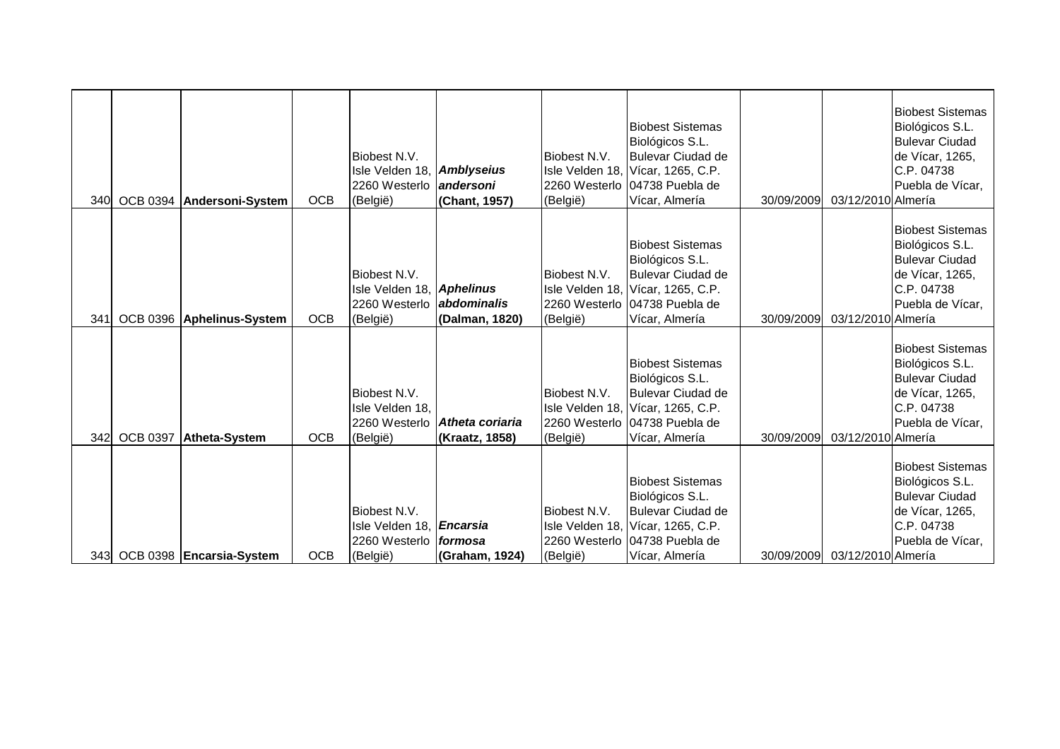| | | | | | | | | | | |
|---|---|---|---|---|---|---|---|---|---|---|
| 340 | OCB 0394 | **Andersoni-System** | OCB | Biobest N.V. Isle Velden 18, 2260 Westerlo (België) | ***Amblyseius andersoni* (Chant, 1957)** | Biobest N.V. Isle Velden 18, 2260 Westerlo (België) | Biobest Sistemas Biológicos S.L. Bulevar Ciudad de Vícar, 1265, C.P. 04738 Puebla de Vícar, Almería | 30/09/2009 | 03/12/2010 | Biobest Sistemas Biológicos S.L. Bulevar Ciudad de Vícar, 1265, C.P. 04738 Puebla de Vícar, Almería |
| 341 | OCB 0396 | **Aphelinus-System** | OCB | Biobest N.V. Isle Velden 18, 2260 Westerlo (België) | ***Aphelinus abdominalis* (Dalman, 1820)** | Biobest N.V. Isle Velden 18, 2260 Westerlo (België) | Biobest Sistemas Biológicos S.L. Bulevar Ciudad de Vícar, 1265, C.P. 04738 Puebla de Vícar, Almería | 30/09/2009 | 03/12/2010 | Biobest Sistemas Biológicos S.L. Bulevar Ciudad de Vícar, 1265, C.P. 04738 Puebla de Vícar, Almería |
| 342 | OCB 0397 | **Atheta-System** | OCB | Biobest N.V. Isle Velden 18, 2260 Westerlo (België) | ***Atheta coriaria* (Kraatz, 1858)** | Biobest N.V. Isle Velden 18, 2260 Westerlo (België) | Biobest Sistemas Biológicos S.L. Bulevar Ciudad de Vícar, 1265, C.P. 04738 Puebla de Vícar, Almería | 30/09/2009 | 03/12/2010 | Biobest Sistemas Biológicos S.L. Bulevar Ciudad de Vícar, 1265, C.P. 04738 Puebla de Vícar, Almería |
| 343 | OCB 0398 | **Encarsia-System** | OCB | Biobest N.V. Isle Velden 18, 2260 Westerlo (België) | ***Encarsia formosa* (Graham, 1924)** | Biobest N.V. Isle Velden 18, 2260 Westerlo (België) | Biobest Sistemas Biológicos S.L. Bulevar Ciudad de Vícar, 1265, C.P. 04738 Puebla de Vícar, Almería | 30/09/2009 | 03/12/2010 | Biobest Sistemas Biológicos S.L. Bulevar Ciudad de Vícar, 1265, C.P. 04738 Puebla de Vícar, Almería |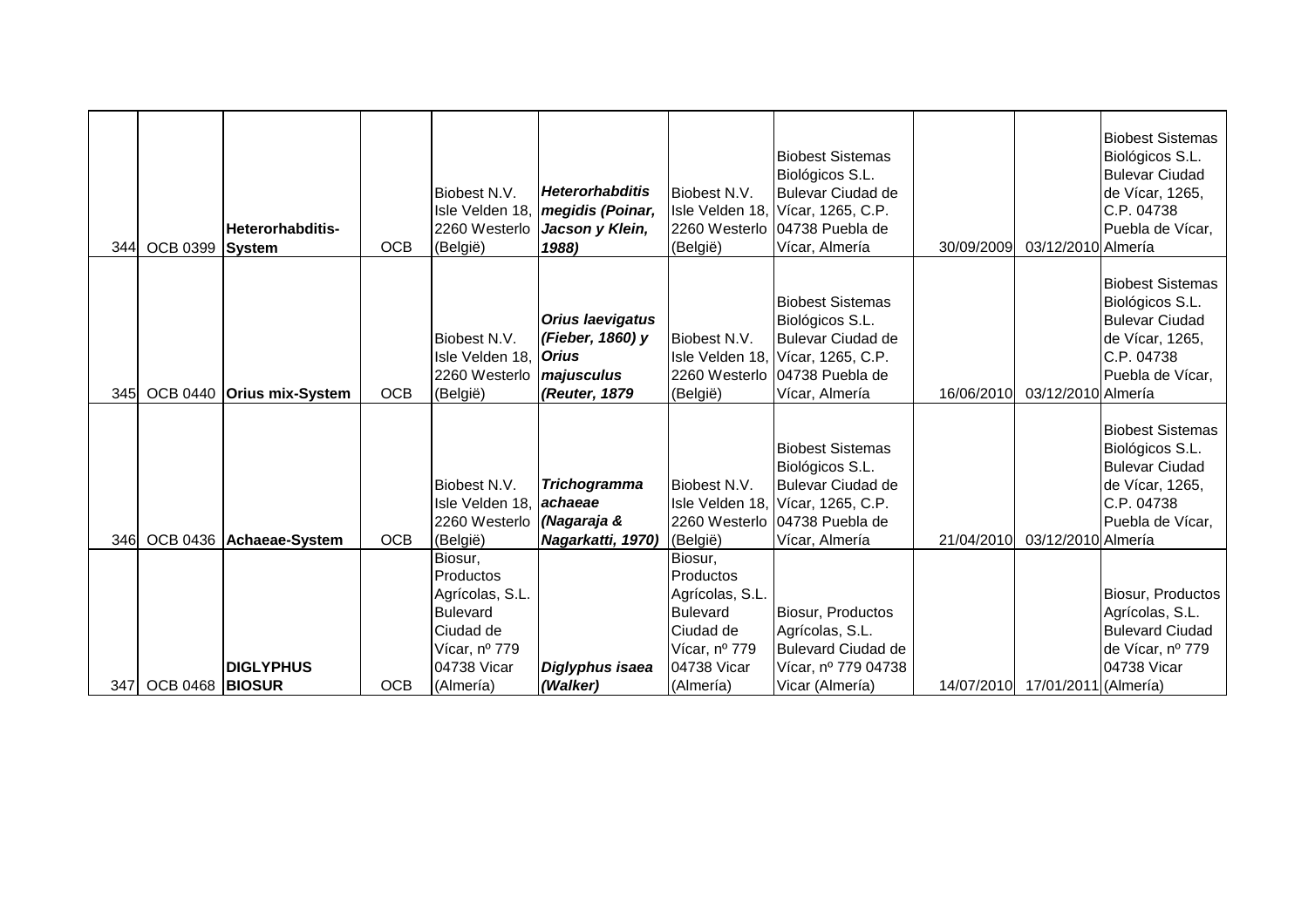| | | | | | | | | | | |
|---|---|---|---|---|---|---|---|---|---|---|
| 344 | OCB 0399 | **Heterorhabditis-System** | OCB | Biobest N.V. Isle Velden 18, 2260 Westerlo (België) | ***Heterorhabditis megidis (Poinar, Jacson y Klein, 1988)*** | Biobest N.V. Isle Velden 18, 2260 Westerlo (België) | Biobest Sistemas Biológicos S.L. Bulevar Ciudad de Vícar, 1265, C.P. 04738 Puebla de Vícar, Almería | 30/09/2009 | 03/12/2010 | Biobest Sistemas Biológicos S.L. Bulevar Ciudad de Vícar, 1265, C.P. 04738 Puebla de Vícar, Almería |
| 345 | OCB 0440 | **Orius mix-System** | OCB | Biobest N.V. Isle Velden 18, 2260 Westerlo (België) | ***Orius laevigatus (Fieber, 1860) y Orius majusculus (Reuter, 1879*** | Biobest N.V. Isle Velden 18, 2260 Westerlo (België) | Biobest Sistemas Biológicos S.L. Bulevar Ciudad de Vícar, 1265, C.P. 04738 Puebla de Vícar, Almería | 16/06/2010 | 03/12/2010 | Biobest Sistemas Biológicos S.L. Bulevar Ciudad de Vícar, 1265, C.P. 04738 Puebla de Vícar, Almería |
| 346 | OCB 0436 | **Achaeae-System** | OCB | Biobest N.V. Isle Velden 18, 2260 Westerlo (België) | ***Trichogramma achaeae (Nagaraja & Nagarkatti, 1970)*** | Biobest N.V. Isle Velden 18, 2260 Westerlo (België) | Biobest Sistemas Biológicos S.L. Bulevar Ciudad de Vícar, 1265, C.P. 04738 Puebla de Vícar, Almería | 21/04/2010 | 03/12/2010 | Biobest Sistemas Biológicos S.L. Bulevar Ciudad de Vícar, 1265, C.P. 04738 Puebla de Vícar, Almería |
| 347 | OCB 0468 | **DIGLYPHUS BIOSUR** | OCB | Biosur, Productos Agrícolas, S.L. Bulevard Ciudad de Vícar, nº 779 04738 Vicar (Almería) | ***Diglyphus isaea (Walker)*** | Biosur, Productos Agrícolas, S.L. Bulevard Ciudad de Vícar, nº 779 04738 Vicar (Almería) | Biosur, Productos Agrícolas, S.L. Bulevard Ciudad de Vícar, nº 779 04738 Vicar (Almería) | 14/07/2010 | 17/01/2011 | Biosur, Productos Agrícolas, S.L. Bulevard Ciudad de Vícar, nº 779 04738 Vicar (Almería) |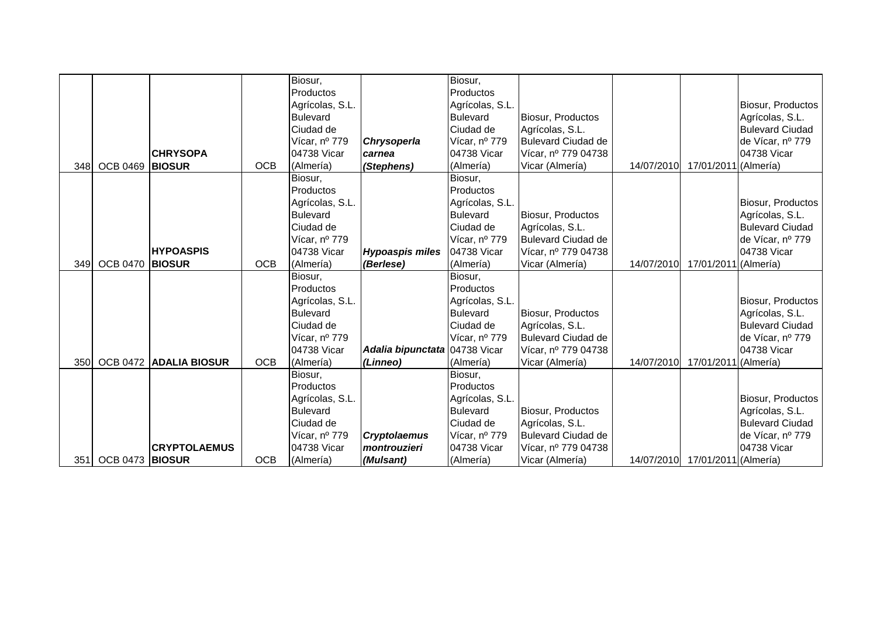| | | | | | | | | | | |
|---|---|---|---|---|---|---|---|---|---|---|
| 348 | OCB 0469 | **CHRYSOPA BIOSUR** | OCB | Biosur, Productos Agrícolas, S.L. Bulevard Ciudad de Vícar, nº 779 04738 Vicar (Almería) | ***Chrysoperla carnea (Stephens)*** | Biosur, Productos Agrícolas, S.L. Bulevard Ciudad de Vícar, nº 779 04738 Vicar (Almería) | Biosur, Productos Agrícolas, S.L. Bulevard Ciudad de Vícar, nº 779 04738 Vicar (Almería) | 14/07/2010 | 17/01/2011 | Biosur, Productos Agrícolas, S.L. Bulevard Ciudad de Vícar, nº 779 04738 Vicar (Almería) |
| 349 | OCB 0470 | **HYPOASPIS BIOSUR** | OCB | Biosur, Productos Agrícolas, S.L. Bulevard Ciudad de Vícar, nº 779 04738 Vicar (Almería) | ***Hypoaspis miles (Berlese)*** | Biosur, Productos Agrícolas, S.L. Bulevard Ciudad de Vícar, nº 779 04738 Vicar (Almería) | Biosur, Productos Agrícolas, S.L. Bulevard Ciudad de Vícar, nº 779 04738 Vicar (Almería) | 14/07/2010 | 17/01/2011 | Biosur, Productos Agrícolas, S.L. Bulevard Ciudad de Vícar, nº 779 04738 Vicar (Almería) |
| 350 | OCB 0472 | **ADALIA BIOSUR** | OCB | Biosur, Productos Agrícolas, S.L. Bulevard Ciudad de Vícar, nº 779 04738 Vicar (Almería) | ***Adalia bipunctata (Linneo)*** | Biosur, Productos Agrícolas, S.L. Bulevard Ciudad de Vícar, nº 779 04738 Vicar (Almería) | Biosur, Productos Agrícolas, S.L. Bulevard Ciudad de Vícar, nº 779 04738 Vicar (Almería) | 14/07/2010 | 17/01/2011 | Biosur, Productos Agrícolas, S.L. Bulevard Ciudad de Vícar, nº 779 04738 Vicar (Almería) |
| 351 | OCB 0473 | **CRYPTOLAEMUS BIOSUR** | OCB | Biosur, Productos Agrícolas, S.L. Bulevard Ciudad de Vícar, nº 779 04738 Vicar (Almería) | ***Cryptolaemus montrouzieri (Mulsant)*** | Biosur, Productos Agrícolas, S.L. Bulevard Ciudad de Vícar, nº 779 04738 Vicar (Almería) | Biosur, Productos Agrícolas, S.L. Bulevard Ciudad de Vícar, nº 779 04738 Vicar (Almería) | 14/07/2010 | 17/01/2011 | Biosur, Productos Agrícolas, S.L. Bulevard Ciudad de Vícar, nº 779 04738 Vicar (Almería) |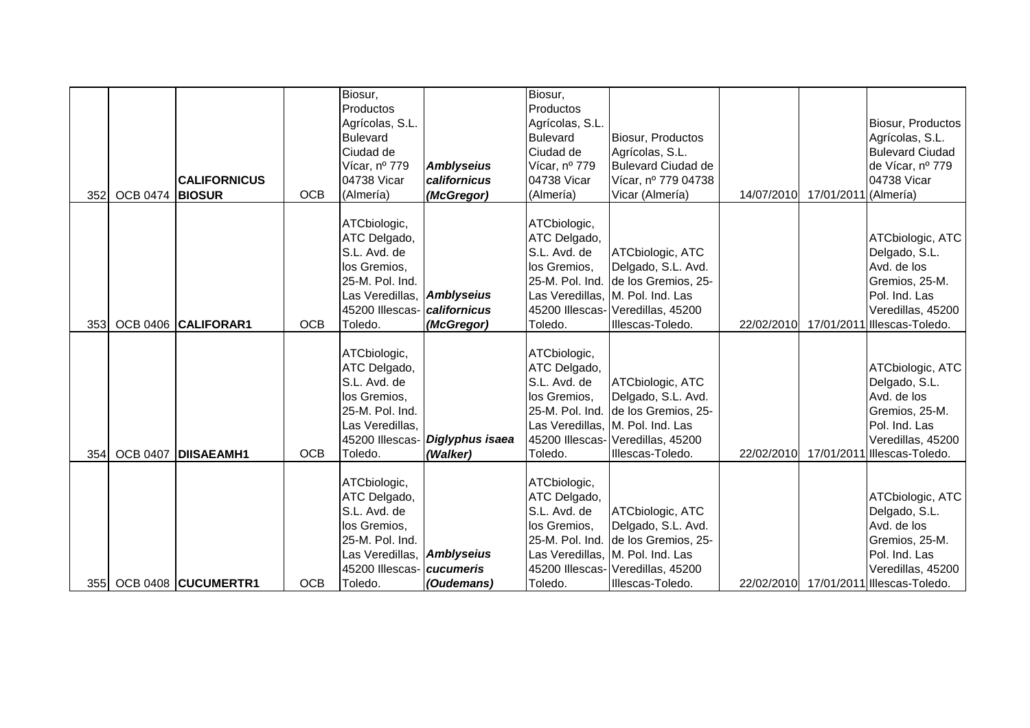| | | | | | | | | | | |
|---|---|---|---|---|---|---|---|---|---|---|
| 352 | OCB 0474 | **CALIFORNICUS BIOSUR** | OCB | Biosur, Productos Agrícolas, S.L. Bulevard Ciudad de Vícar, nº 779 04738 Vicar (Almería) | ***Amblyseius californicus (McGregor)*** | Biosur, Productos Agrícolas, S.L. Bulevard Ciudad de Vícar, nº 779 04738 Vicar (Almería) | Biosur, Productos Agrícolas, S.L. Bulevard Ciudad de Vícar, nº 779 04738 Vicar (Almería) | 14/07/2010 | 17/01/2011 | Biosur, Productos Agrícolas, S.L. Bulevard Ciudad de Vícar, nº 779 04738 Vicar (Almería) |
| 353 | OCB 0406 | **CALIFORAR1** | OCB | ATCbiologic, ATC Delgado, S.L. Avd. de los Gremios, 25-M. Pol. Ind. Las Veredillas, 45200 Illescas-Toledo. | ***Amblyseius californicus (McGregor)*** | ATCbiologic, ATC Delgado, S.L. Avd. de los Gremios, 25-M. Pol. Ind. Las Veredillas, 45200 Illescas-Toledo. | ATCbiologic, ATC Delgado, S.L. Avd. de los Gremios, 25-M. Pol. Ind. Las Veredillas, 45200 Illescas-Toledo. | 22/02/2010 | 17/01/2011 | ATCbiologic, ATC Delgado, S.L. Avd. de los Gremios, 25-M. Pol. Ind. Las Veredillas, 45200 Illescas-Toledo. |
| 354 | OCB 0407 | **DIISAEAMH1** | OCB | ATCbiologic, ATC Delgado, S.L. Avd. de los Gremios, 25-M. Pol. Ind. Las Veredillas, 45200 Illescas-Toledo. | ***Diglyphus isaea (Walker)*** | ATCbiologic, ATC Delgado, S.L. Avd. de los Gremios, 25-M. Pol. Ind. Las Veredillas, 45200 Illescas-Toledo. | ATCbiologic, ATC Delgado, S.L. Avd. de los Gremios, 25-M. Pol. Ind. Las Veredillas, 45200 Illescas-Toledo. | 22/02/2010 | 17/01/2011 | ATCbiologic, ATC Delgado, S.L. Avd. de los Gremios, 25-M. Pol. Ind. Las Veredillas, 45200 Illescas-Toledo. |
| 355 | OCB 0408 | **CUCUMERTR1** | OCB | ATCbiologic, ATC Delgado, S.L. Avd. de los Gremios, 25-M. Pol. Ind. Las Veredillas, 45200 Illescas-Toledo. | ***Amblyseius cucumeris (Oudemans)*** | ATCbiologic, ATC Delgado, S.L. Avd. de los Gremios, 25-M. Pol. Ind. Las Veredillas, 45200 Illescas-Toledo. | ATCbiologic, ATC Delgado, S.L. Avd. de los Gremios, 25-M. Pol. Ind. Las Veredillas, 45200 Illescas-Toledo. | 22/02/2010 | 17/01/2011 | ATCbiologic, ATC Delgado, S.L. Avd. de los Gremios, 25-M. Pol. Ind. Las Veredillas, 45200 Illescas-Toledo. |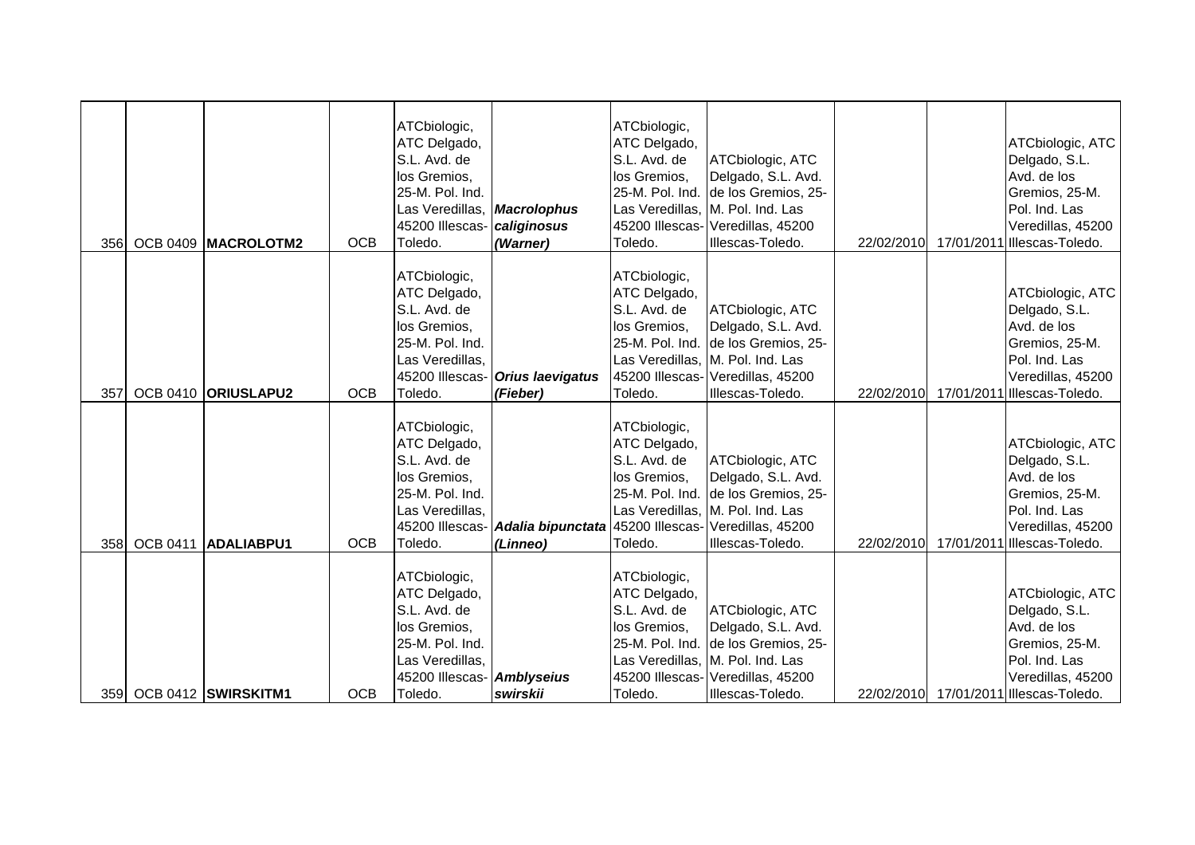| | | | | | | | | | | |
|---|---|---|---|---|---|---|---|---|---|---|
| 356 | OCB 0409 | **MACROLOTM2** | OCB | ATCbiologic, ATC Delgado, S.L. Avd. de los Gremios, 25-M. Pol. Ind. Las Veredillas, 45200 Illescas-Toledo. | ***Macrolophus caliginosus (Warner)*** | ATCbiologic, ATC Delgado, S.L. Avd. de los Gremios, 25-M. Pol. Ind. Las Veredillas, 45200 Illescas-Toledo. | ATCbiologic, ATC Delgado, S.L. Avd. de los Gremios, 25-M. Pol. Ind. Las Veredillas, 45200 Illescas-Toledo. | 22/02/2010 | 17/01/2011 | ATCbiologic, ATC Delgado, S.L. Avd. de los Gremios, 25-M. Pol. Ind. Las Veredillas, 45200 Illescas-Toledo. |
| 357 | OCB 0410 | **ORIUSLAPU2** | OCB | ATCbiologic, ATC Delgado, S.L. Avd. de los Gremios, 25-M. Pol. Ind. Las Veredillas, 45200 Illescas-Toledo. | ***Orius laevigatus (Fieber)*** | ATCbiologic, ATC Delgado, S.L. Avd. de los Gremios, 25-M. Pol. Ind. Las Veredillas, 45200 Illescas-Toledo. | ATCbiologic, ATC Delgado, S.L. Avd. de los Gremios, 25-M. Pol. Ind. Las Veredillas, 45200 Illescas-Toledo. | 22/02/2010 | 17/01/2011 | ATCbiologic, ATC Delgado, S.L. Avd. de los Gremios, 25-M. Pol. Ind. Las Veredillas, 45200 Illescas-Toledo. |
| 358 | OCB 0411 | **ADALIABPU1** | OCB | ATCbiologic, ATC Delgado, S.L. Avd. de los Gremios, 25-M. Pol. Ind. Las Veredillas, 45200 Illescas-Toledo. | ***Adalia bipunctata (Linneo)*** | ATCbiologic, ATC Delgado, S.L. Avd. de los Gremios, 25-M. Pol. Ind. Las Veredillas, 45200 Illescas-Toledo. | ATCbiologic, ATC Delgado, S.L. Avd. de los Gremios, 25-M. Pol. Ind. Las Veredillas, 45200 Illescas-Toledo. | 22/02/2010 | 17/01/2011 | ATCbiologic, ATC Delgado, S.L. Avd. de los Gremios, 25-M. Pol. Ind. Las Veredillas, 45200 Illescas-Toledo. |
| 359 | OCB 0412 | **SWIRSKITM1** | OCB | ATCbiologic, ATC Delgado, S.L. Avd. de los Gremios, 25-M. Pol. Ind. Las Veredillas, 45200 Illescas-Toledo. | ***Amblyseius swirskii*** | ATCbiologic, ATC Delgado, S.L. Avd. de los Gremios, 25-M. Pol. Ind. Las Veredillas, 45200 Illescas-Toledo. | ATCbiologic, ATC Delgado, S.L. Avd. de los Gremios, 25-M. Pol. Ind. Las Veredillas, 45200 Illescas-Toledo. | 22/02/2010 | 17/01/2011 | ATCbiologic, ATC Delgado, S.L. Avd. de los Gremios, 25-M. Pol. Ind. Las Veredillas, 45200 Illescas-Toledo. |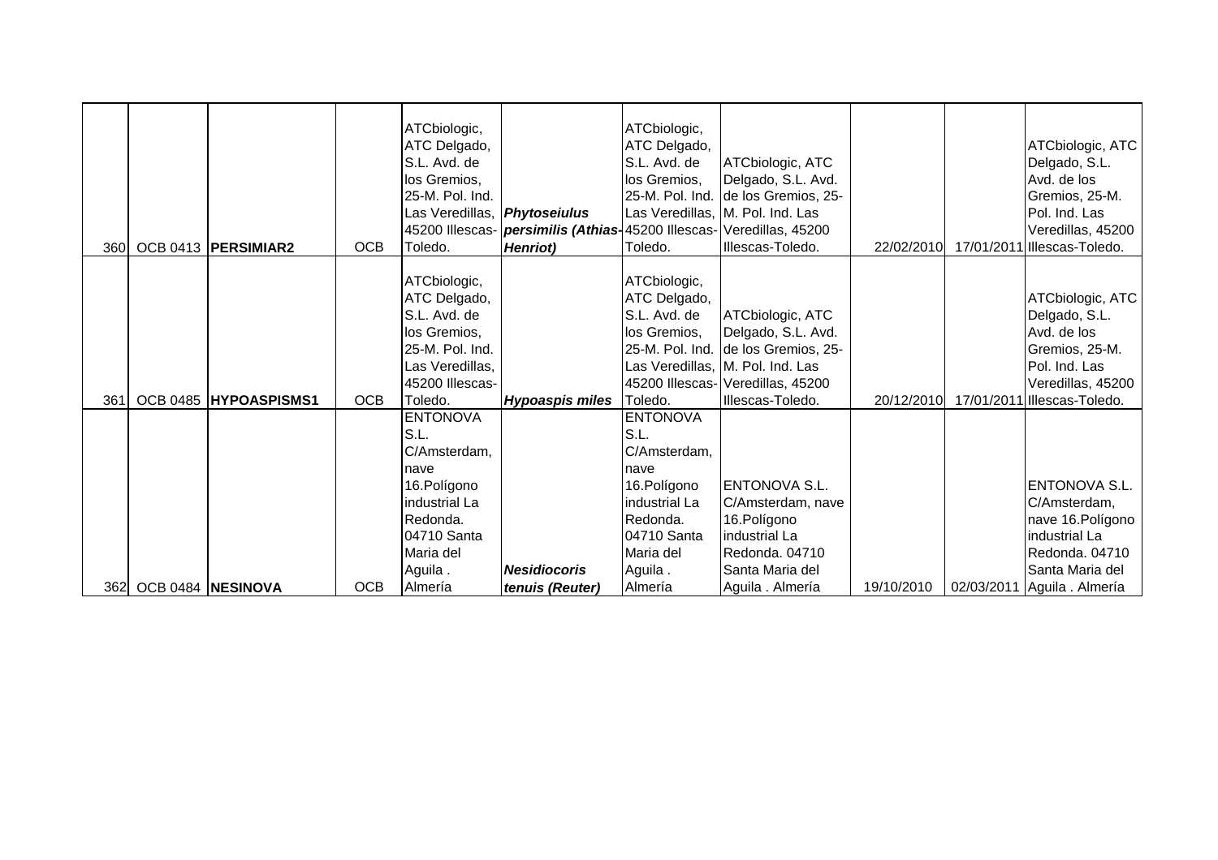| | | | | | | | | | | |
|---|---|---|---|---|---|---|---|---|---|---|
| 360 | OCB 0413 | **PERSIMIAR2** | OCB | ATCbiologic, ATC Delgado, S.L. Avd. de los Gremios, 25-M. Pol. Ind. Las Veredillas, 45200 Illescas-Toledo. | ***Phytoseiulus persimilis (Athias-Henriot)*** | ATCbiologic, ATC Delgado, S.L. Avd. de los Gremios, 25-M. Pol. Ind. Las Veredillas, 45200 Illescas-Toledo. | ATCbiologic, ATC Delgado, S.L. Avd. de los Gremios, 25-M. Pol. Ind. Las Veredillas, 45200 Illescas-Toledo. | 22/02/2010 | 17/01/2011 | ATCbiologic, ATC Delgado, S.L. Avd. de los Gremios, 25-M. Pol. Ind. Las Veredillas, 45200 Illescas-Toledo. |
| 361 | OCB 0485 | **HYPOASPISMS1** | OCB | ATCbiologic, ATC Delgado, S.L. Avd. de los Gremios, 25-M. Pol. Ind. Las Veredillas, 45200 Illescas-Toledo. | ***Hypoaspis miles*** | ATCbiologic, ATC Delgado, S.L. Avd. de los Gremios, 25-M. Pol. Ind. Las Veredillas, 45200 Illescas-Toledo. | ATCbiologic, ATC Delgado, S.L. Avd. de los Gremios, 25-M. Pol. Ind. Las Veredillas, 45200 Illescas-Toledo. | 20/12/2010 | 17/01/2011 | ATCbiologic, ATC Delgado, S.L. Avd. de los Gremios, 25-M. Pol. Ind. Las Veredillas, 45200 Illescas-Toledo. |
| 362 | OCB 0484 | **NESINOVA** | OCB | ENTONOVA S.L. C/Amsterdam, nave 16.Polígono industrial La Redonda. 04710 Santa Maria del Aguila . Almería | ***Nesidiocoris tenuis (Reuter)*** | ENTONOVA S.L. C/Amsterdam, nave 16.Polígono industrial La Redonda. 04710 Santa Maria del Aguila . Almería | ENTONOVA S.L. C/Amsterdam, nave 16.Polígono industrial La Redonda. 04710 Santa Maria del Aguila . Almería | 19/10/2010 | 02/03/2011 | ENTONOVA S.L. C/Amsterdam, nave 16.Polígono industrial La Redonda. 04710 Santa Maria del Aguila . Almería |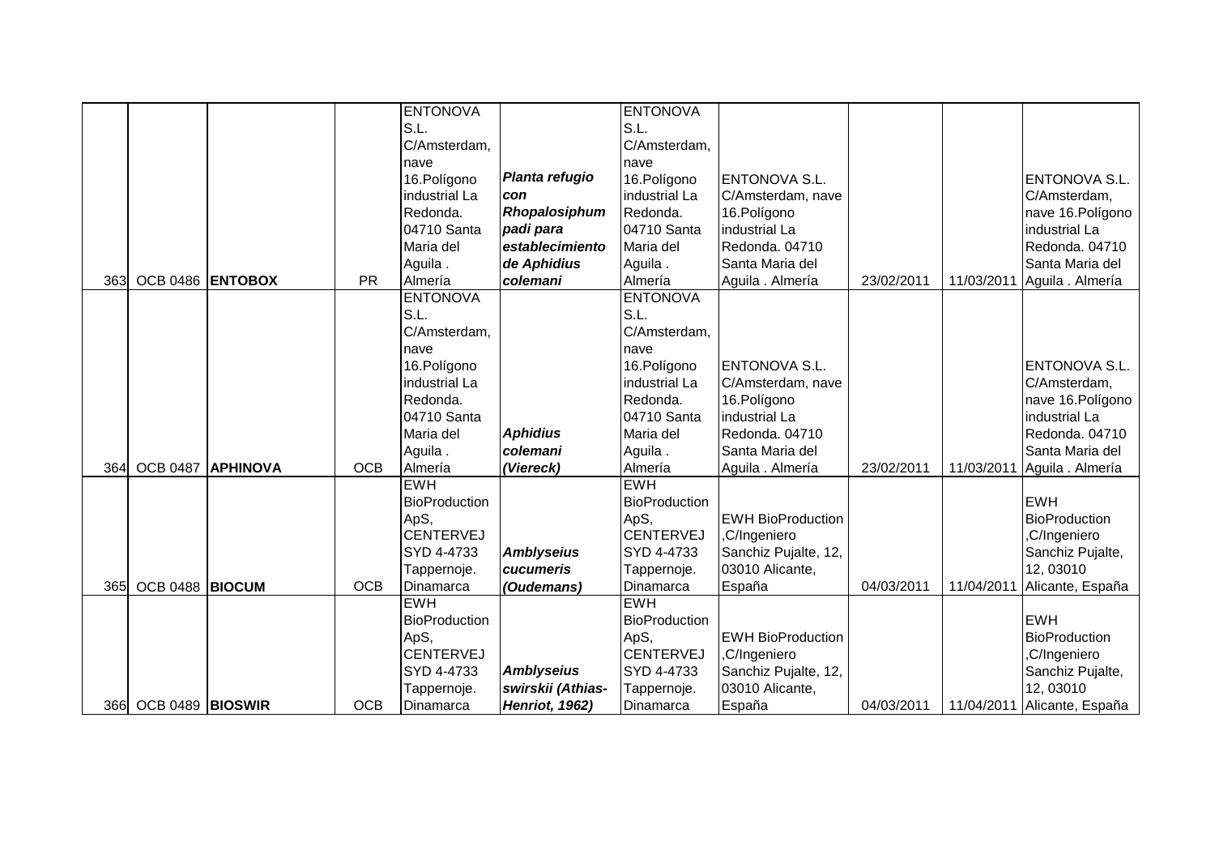| | | | | | | | | | | |
|---|---|---|---|---|---|---|---|---|---|---|
| 363 | OCB 0486 | **ENTOBOX** | PR | ENTONOVA S.L. C/Amsterdam, nave 16.Polígono industrial La Redonda. 04710 Santa Maria del Aguila . Almería | ***Planta refugio con Rhopalosiphum padi para establecimiento de Aphidius colemani*** | ENTONOVA S.L. C/Amsterdam, nave 16.Polígono industrial La Redonda. 04710 Santa Maria del Aguila . Almería | ENTONOVA S.L. C/Amsterdam, nave 16.Polígono industrial La Redonda. 04710 Santa Maria del Aguila . Almería | 23/02/2011 | 11/03/2011 | ENTONOVA S.L. C/Amsterdam, nave 16.Polígono industrial La Redonda. 04710 Santa Maria del Aguila . Almería |
| 364 | OCB 0487 | **APHINOVA** | OCB | ENTONOVA S.L. C/Amsterdam, nave 16.Polígono industrial La Redonda. 04710 Santa Maria del Aguila . Almería | ***Aphidius colemani (Viereck)*** | ENTONOVA S.L. C/Amsterdam, nave 16.Polígono industrial La Redonda. 04710 Santa Maria del Aguila . Almería | ENTONOVA S.L. C/Amsterdam, nave 16.Polígono industrial La Redonda. 04710 Santa Maria del Aguila . Almería | 23/02/2011 | 11/03/2011 | ENTONOVA S.L. C/Amsterdam, nave 16.Polígono industrial La Redonda. 04710 Santa Maria del Aguila . Almería |
| 365 | OCB 0488 | **BIOCUM** | OCB | EWH BioProduction ApS, CENTERVEJ SYD 4-4733 Tappernoje. Dinamarca | ***Amblyseius cucumeris (Oudemans)*** | EWH BioProduction ApS, CENTERVEJ SYD 4-4733 Tappernoje. Dinamarca | EWH BioProduction ,C/Ingeniero Sanchiz Pujalte, 12, 03010 Alicante, España | 04/03/2011 | 11/04/2011 | EWH BioProduction ,C/Ingeniero Sanchiz Pujalte, 12, 03010 Alicante, España |
| 366 | OCB 0489 | **BIOSWIR** | OCB | EWH BioProduction ApS, CENTERVEJ SYD 4-4733 Tappernoje. Dinamarca | ***Amblyseius swirskii (Athias-Henriot, 1962)*** | EWH BioProduction ApS, CENTERVEJ SYD 4-4733 Tappernoje. Dinamarca | EWH BioProduction ,C/Ingeniero Sanchiz Pujalte, 12, 03010 Alicante, España | 04/03/2011 | 11/04/2011 | EWH BioProduction ,C/Ingeniero Sanchiz Pujalte, 12, 03010 Alicante, España |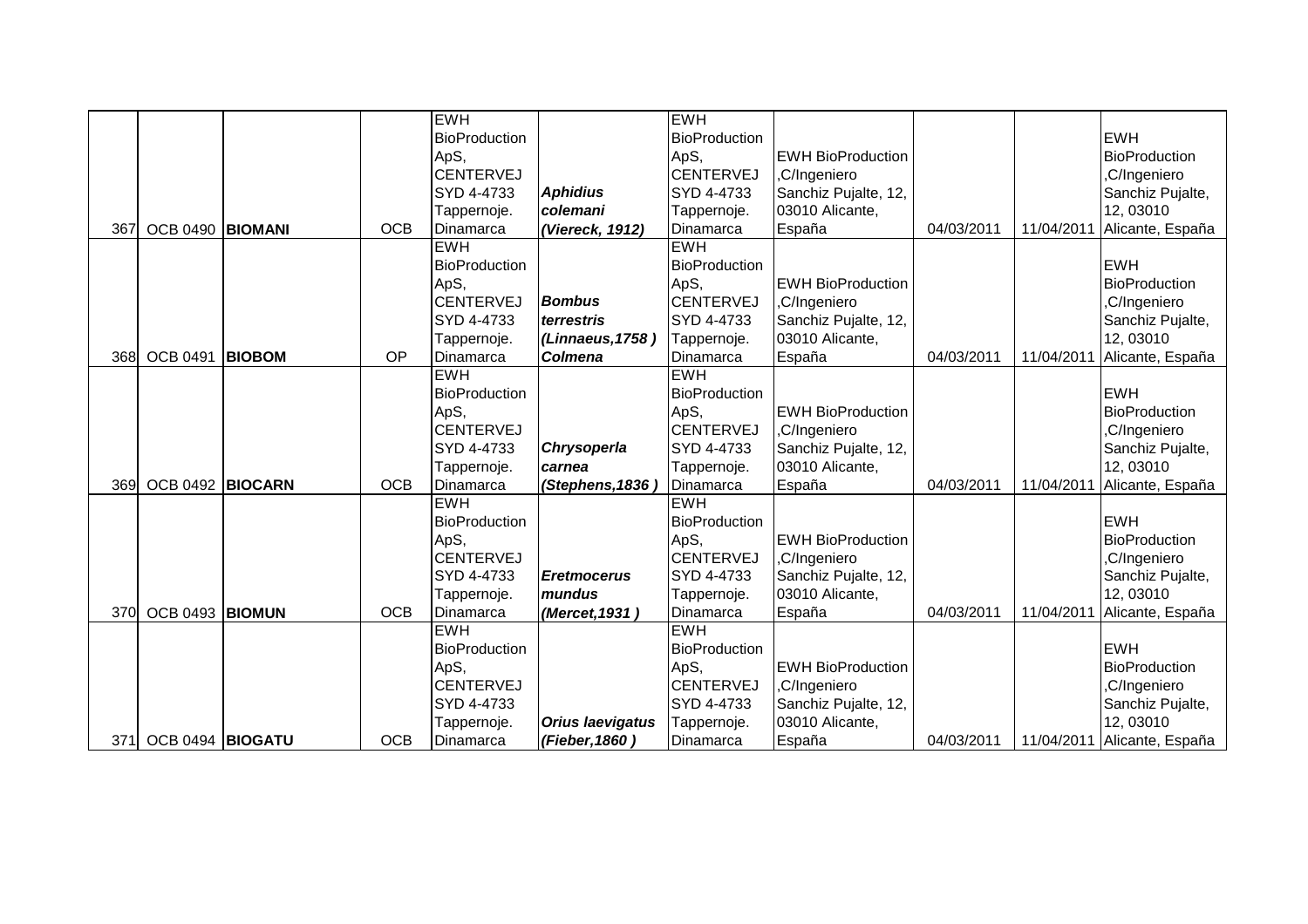| | | | | | | | | | | |
|---|---|---|---|---|---|---|---|---|---|---|
| 367 | OCB 0490 | **BIOMANI** | OCB | EWH BioProduction ApS, CENTERVEJ SYD 4-4733 Tappernoje. Dinamarca | ***Aphidius colemani (Viereck, 1912)*** | EWH BioProduction ApS, CENTERVEJ SYD 4-4733 Tappernoje. Dinamarca | EWH BioProduction ,C/Ingeniero Sanchiz Pujalte, 12, 03010 Alicante, España | 04/03/2011 | 11/04/2011 | EWH BioProduction ,C/Ingeniero Sanchiz Pujalte, 12, 03010 Alicante, España |
| 368 | OCB 0491 | **BIOBOM** | OP | EWH BioProduction ApS, CENTERVEJ SYD 4-4733 Tappernoje. Dinamarca | ***Bombus terrestris (Linnaeus,1758 ) Colmena*** | EWH BioProduction ApS, CENTERVEJ SYD 4-4733 Tappernoje. Dinamarca | EWH BioProduction ,C/Ingeniero Sanchiz Pujalte, 12, 03010 Alicante, España | 04/03/2011 | 11/04/2011 | EWH BioProduction ,C/Ingeniero Sanchiz Pujalte, 12, 03010 Alicante, España |
| 369 | OCB 0492 | **BIOCARN** | OCB | EWH BioProduction ApS, CENTERVEJ SYD 4-4733 Tappernoje. Dinamarca | ***Chrysoperla carnea (Stephens,1836 )*** | EWH BioProduction ApS, CENTERVEJ SYD 4-4733 Tappernoje. Dinamarca | EWH BioProduction ,C/Ingeniero Sanchiz Pujalte, 12, 03010 Alicante, España | 04/03/2011 | 11/04/2011 | EWH BioProduction ,C/Ingeniero Sanchiz Pujalte, 12, 03010 Alicante, España |
| 370 | OCB 0493 | **BIOMUN** | OCB | EWH BioProduction ApS, CENTERVEJ SYD 4-4733 Tappernoje. Dinamarca | ***Eretmocerus mundus (Mercet,1931 )*** | EWH BioProduction ApS, CENTERVEJ SYD 4-4733 Tappernoje. Dinamarca | EWH BioProduction ,C/Ingeniero Sanchiz Pujalte, 12, 03010 Alicante, España | 04/03/2011 | 11/04/2011 | EWH BioProduction ,C/Ingeniero Sanchiz Pujalte, 12, 03010 Alicante, España |
| 371 | OCB 0494 | **BIOGATU** | OCB | EWH BioProduction ApS, CENTERVEJ SYD 4-4733 Tappernoje. Dinamarca | ***Orius laevigatus (Fieber,1860 )*** | EWH BioProduction ApS, CENTERVEJ SYD 4-4733 Tappernoje. Dinamarca | EWH BioProduction ,C/Ingeniero Sanchiz Pujalte, 12, 03010 Alicante, España | 04/03/2011 | 11/04/2011 | EWH BioProduction ,C/Ingeniero Sanchiz Pujalte, 12, 03010 Alicante, España |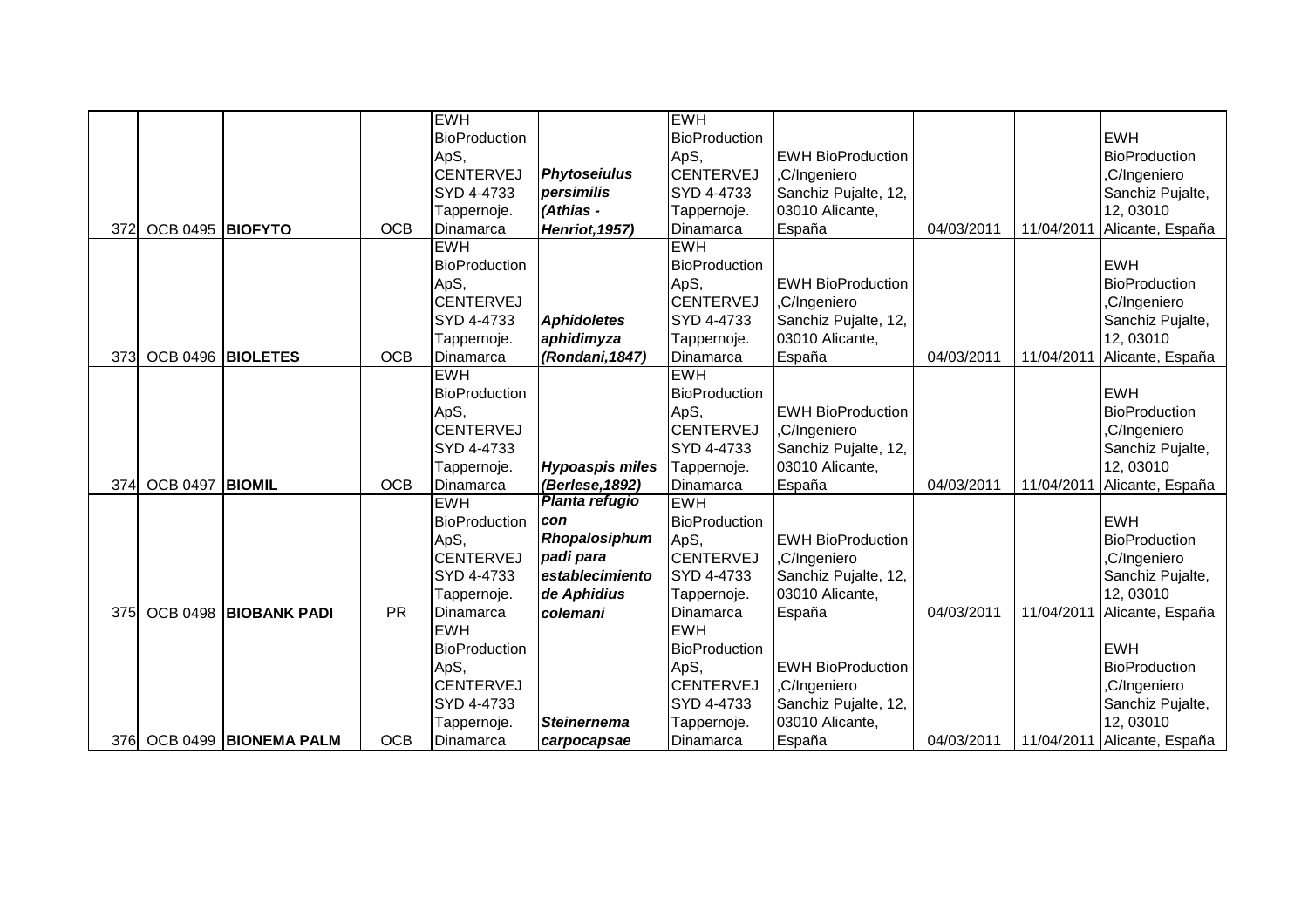| | | | | | | | | | | |
|---|---|---|---|---|---|---|---|---|---|---|
| 372 | OCB 0495 | **BIOFYTO** | OCB | EWH BioProduction ApS, CENTERVEJ SYD 4-4733 Tappernoje. Dinamarca | ***Phytoseiulus persimilis (Athias - Henriot,1957)*** | EWH BioProduction ApS, CENTERVEJ SYD 4-4733 Tappernoje. Dinamarca | EWH BioProduction ,C/Ingeniero Sanchiz Pujalte, 12, 03010 Alicante, España | 04/03/2011 | 11/04/2011 | EWH BioProduction ,C/Ingeniero Sanchiz Pujalte, 12, 03010 Alicante, España |
| 373 | OCB 0496 | **BIOLETES** | OCB | EWH BioProduction ApS, CENTERVEJ SYD 4-4733 Tappernoje. Dinamarca | ***Aphidoletes aphidimyza (Rondani,1847)*** | EWH BioProduction ApS, CENTERVEJ SYD 4-4733 Tappernoje. Dinamarca | EWH BioProduction ,C/Ingeniero Sanchiz Pujalte, 12, 03010 Alicante, España | 04/03/2011 | 11/04/2011 | EWH BioProduction ,C/Ingeniero Sanchiz Pujalte, 12, 03010 Alicante, España |
| 374 | OCB 0497 | **BIOMIL** | OCB | EWH BioProduction ApS, CENTERVEJ SYD 4-4733 Tappernoje. Dinamarca | ***Hypoaspis miles (Berlese,1892)*** | EWH BioProduction ApS, CENTERVEJ SYD 4-4733 Tappernoje. Dinamarca | EWH BioProduction ,C/Ingeniero Sanchiz Pujalte, 12, 03010 Alicante, España | 04/03/2011 | 11/04/2011 | EWH BioProduction ,C/Ingeniero Sanchiz Pujalte, 12, 03010 Alicante, España |
| 375 | OCB 0498 | **BIOBANK PADI** | PR | EWH BioProduction ApS, CENTERVEJ SYD 4-4733 Tappernoje. Dinamarca | ***Planta refugio con Rhopalosiphum padi para establecimiento de Aphidius colemani*** | EWH BioProduction ApS, CENTERVEJ SYD 4-4733 Tappernoje. Dinamarca | EWH BioProduction ,C/Ingeniero Sanchiz Pujalte, 12, 03010 Alicante, España | 04/03/2011 | 11/04/2011 | EWH BioProduction ,C/Ingeniero Sanchiz Pujalte, 12, 03010 Alicante, España |
| 376 | OCB 0499 | **BIONEMA PALM** | OCB | EWH BioProduction ApS, CENTERVEJ SYD 4-4733 Tappernoje. Dinamarca | ***Steinernema carpocapsae*** | EWH BioProduction ApS, CENTERVEJ SYD 4-4733 Tappernoje. Dinamarca | EWH BioProduction ,C/Ingeniero Sanchiz Pujalte, 12, 03010 Alicante, España | 04/03/2011 | 11/04/2011 | EWH BioProduction ,C/Ingeniero Sanchiz Pujalte, 12, 03010 Alicante, España |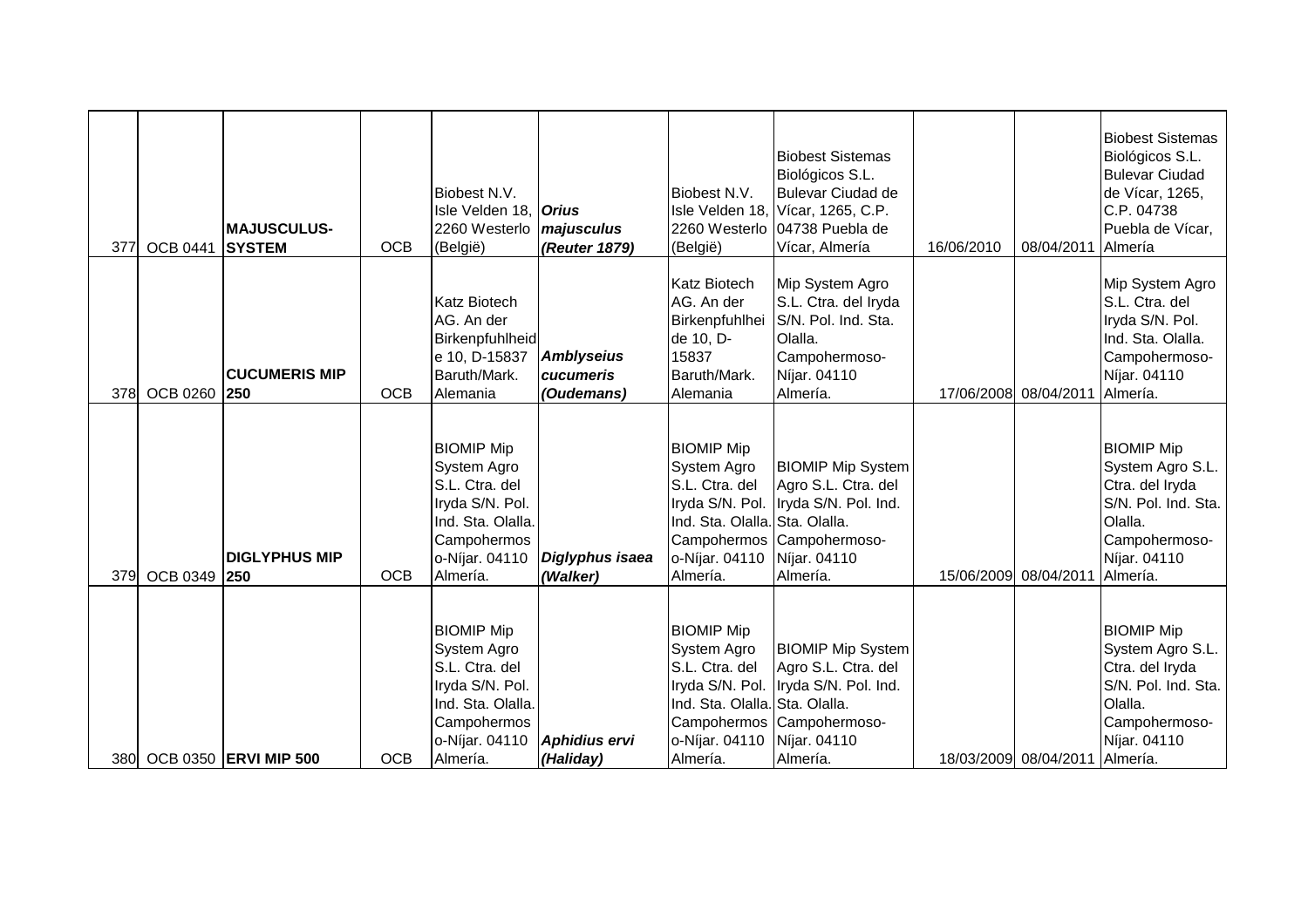| | | | | | | | | | | |
|---|---|---|---|---|---|---|---|---|---|---|
| 377 | OCB 0441 | **MAJUSCULUS-SYSTEM** | OCB | Biobest N.V. Isle Velden 18, 2260 Westerlo (België) | ***Orius majusculus (Reuter 1879)*** | Biobest N.V. Isle Velden 18, 2260 Westerlo (België) | Biobest Sistemas Biológicos S.L. Bulevar Ciudad de Vícar, 1265, C.P. 04738 Puebla de Vícar, Almería | 16/06/2010 | 08/04/2011 | Biobest Sistemas Biológicos S.L. Bulevar Ciudad de Vícar, 1265, C.P. 04738 Puebla de Vícar, Almería |
| 378 | OCB 0260 | **CUCUMERIS MIP 250** | OCB | Katz Biotech AG. An der Birkenpfuhlheide 10, D-15837 Baruth/Mark. Alemania | ***Amblyseius cucumeris (Oudemans)*** | Katz Biotech AG. An der Birkenpfuhlheide 10, D-15837 Baruth/Mark. Alemania | Mip System Agro S.L. Ctra. del Iryda S/N. Pol. Ind. Sta. Olalla. Campohermoso-Níjar. 04110 Almería. | 17/06/2008 | 08/04/2011 | Mip System Agro S.L. Ctra. del Iryda S/N. Pol. Ind. Sta. Olalla. Campohermoso-Níjar. 04110 Almería. |
| 379 | OCB 0349 | **DIGLYPHUS MIP 250** | OCB | BIOMIP Mip System Agro S.L. Ctra. del Iryda S/N. Pol. Ind. Sta. Olalla. Campohermoso-Níjar. 04110 Almería. | ***Diglyphus isaea (Walker)*** | BIOMIP Mip System Agro S.L. Ctra. del Iryda S/N. Pol. Ind. Sta. Olalla. Campohermoso-Níjar. 04110 Almería. | BIOMIP Mip System Agro S.L. Ctra. del Iryda S/N. Pol. Ind. Sta. Olalla. Campohermoso-Níjar. 04110 Almería. | 15/06/2009 | 08/04/2011 | BIOMIP Mip System Agro S.L. Ctra. del Iryda S/N. Pol. Ind. Sta. Olalla. Campohermoso-Níjar. 04110 Almería. |
| 380 | OCB 0350 | **ERVI MIP 500** | OCB | BIOMIP Mip System Agro S.L. Ctra. del Iryda S/N. Pol. Ind. Sta. Olalla. Campohermoso-Níjar. 04110 Almería. | ***Aphidius ervi (Haliday)*** | BIOMIP Mip System Agro S.L. Ctra. del Iryda S/N. Pol. Ind. Sta. Olalla. Campohermoso-Níjar. 04110 Almería. | BIOMIP Mip System Agro S.L. Ctra. del Iryda S/N. Pol. Ind. Sta. Olalla. Campohermoso-Níjar. 04110 Almería. | 18/03/2009 | 08/04/2011 | BIOMIP Mip System Agro S.L. Ctra. del Iryda S/N. Pol. Ind. Sta. Olalla. Campohermoso-Níjar. 04110 Almería. |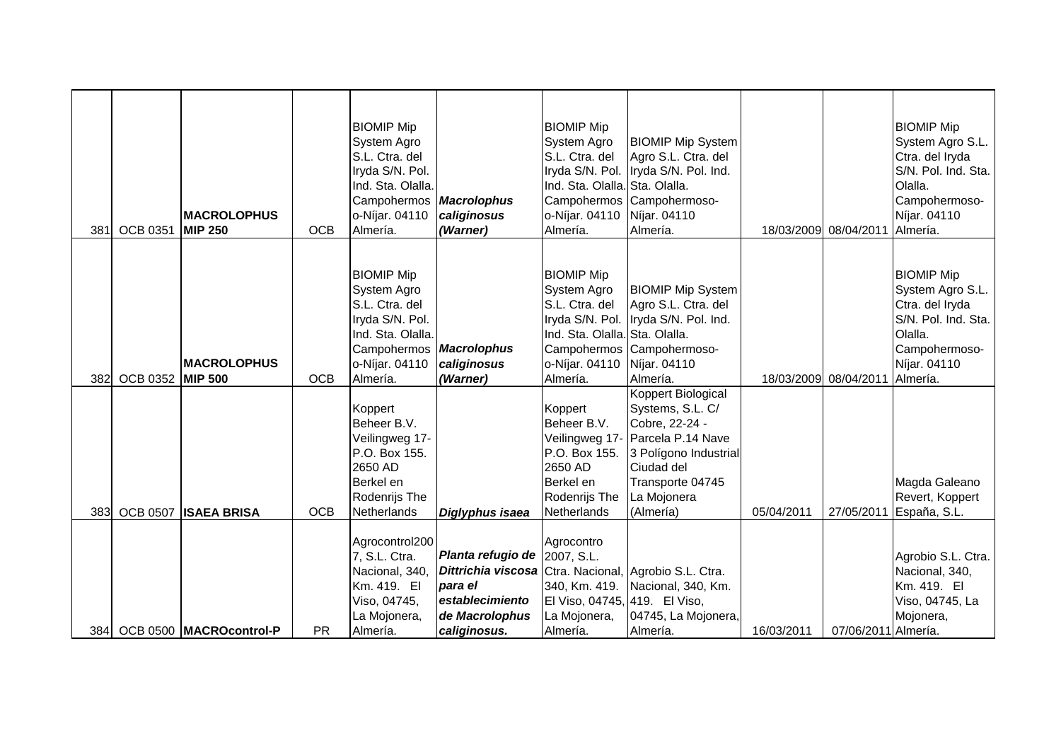| | | | | | | | | | | |
|---|---|---|---|---|---|---|---|---|---|---|
| 381 | OCB 0351 | **MACROLOPHUS MIP 250** | OCB | BIOMIP Mip System Agro S.L. Ctra. del Iryda S/N. Pol. Ind. Sta. Olalla. Campohermoso-Níjar. 04110 Almería. | ***Macrolophus caliginosus (Warner)*** | BIOMIP Mip System Agro S.L. Ctra. del Iryda S/N. Pol. Ind. Sta. Olalla. Campohermoso-Níjar. 04110 Almería. | BIOMIP Mip System Agro S.L. Ctra. del Iryda S/N. Pol. Ind. Sta. Olalla. Campohermoso-Níjar. 04110 Almería. | 18/03/2009 | 08/04/2011 | BIOMIP Mip System Agro S.L. Ctra. del Iryda S/N. Pol. Ind. Sta. Olalla. Campohermoso-Níjar. 04110 Almería. |
| 382 | OCB 0352 | **MACROLOPHUS MIP 500** | OCB | BIOMIP Mip System Agro S.L. Ctra. del Iryda S/N. Pol. Ind. Sta. Olalla. Campohermoso-Níjar. 04110 Almería. | ***Macrolophus caliginosus (Warner)*** | BIOMIP Mip System Agro S.L. Ctra. del Iryda S/N. Pol. Ind. Sta. Olalla. Campohermoso-Níjar. 04110 Almería. | BIOMIP Mip System Agro S.L. Ctra. del Iryda S/N. Pol. Ind. Sta. Olalla. Campohermoso-Níjar. 04110 Almería. | 18/03/2009 | 08/04/2011 | BIOMIP Mip System Agro S.L. Ctra. del Iryda S/N. Pol. Ind. Sta. Olalla. Campohermoso-Níjar. 04110 Almería. |
| 383 | OCB 0507 | **ISAEA BRISA** | OCB | Koppert Beheer B.V. Veilingweg 17-P.O. Box 155. 2650 AD Berkel en Rodenrijs The Netherlands | ***Diglyphus isaea*** | Koppert Beheer B.V. Veilingweg 17-P.O. Box 155. 2650 AD Berkel en Rodenrijs The Netherlands | Koppert Biological Systems, S.L. C/ Cobre, 22-24 - Parcela P.14 Nave 3 Polígono Industrial Ciudad del Transporte 04745 La Mojonera (Almería) | 05/04/2011 | 27/05/2011 | Magda Galeano Revert, Koppert España, S.L. |
| 384 | OCB 0500 | **MACROcontrol-P** | PR | Agrocontrol2007, S.L. Ctra. Nacional, 340, Km. 419. El Viso, 04745, La Mojonera, Almería. | ***Planta refugio de Dittrichia viscosa para el establecimiento de Macrolophus caliginosus.*** | Agrocontro 2007, S.L. Ctra. Nacional, 340, Km. 419. El Viso, 04745, La Mojonera, Almería. | Agrobio S.L. Ctra. Nacional, 340, Km. 419. El Viso, 04745, La Mojonera, Almería. | 16/03/2011 | 07/06/2011 | Agrobio S.L. Ctra. Nacional, 340, Km. 419. El Viso, 04745, La Mojonera, Almería. |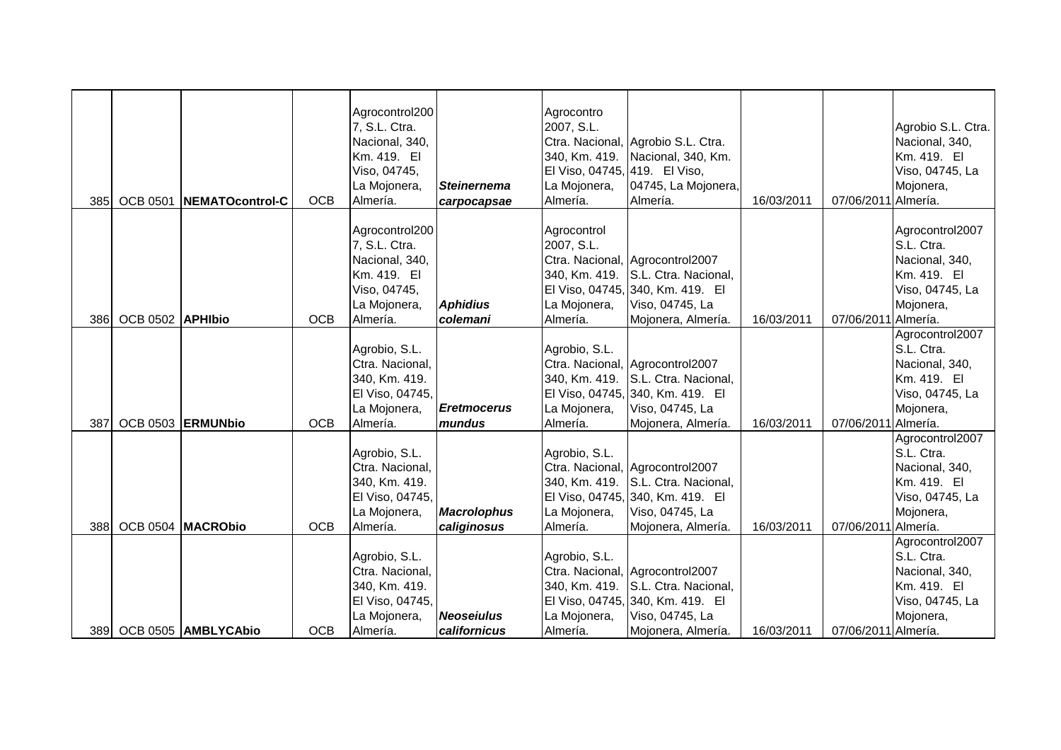| | | | | | | | | | | |
|---|---|---|---|---|---|---|---|---|---|---|
| 385 | OCB 0501 | **NEMATOcontrol-C** | OCB | Agrocontrol2007, S.L. Ctra. Nacional, 340, Km. 419. El Viso, 04745, La Mojonera, Almería. | ***Steinernema carpocapsae*** | Agrocontro 2007, S.L. Ctra. Nacional, 340, Km. 419. El Viso, 04745, La Mojonera, Almería. | Agrobio S.L. Ctra. Nacional, 340, Km. 419. El Viso, 04745, La Mojonera, Almería. | 16/03/2011 | 07/06/2011 | Agrobio S.L. Ctra. Nacional, 340, Km. 419. El Viso, 04745, La Mojonera, Almería. |
| 386 | OCB 0502 | **APHIbio** | OCB | Agrocontrol2007, S.L. Ctra. Nacional, 340, Km. 419. El Viso, 04745, La Mojonera, Almería. | ***Aphidius colemani*** | Agrocontrol 2007, S.L. Ctra. Nacional, 340, Km. 419. El Viso, 04745, La Mojonera, Almería. | Agrocontrol2007 S.L. Ctra. Nacional, 340, Km. 419. El Viso, 04745, La Mojonera, Almería. | 16/03/2011 | 07/06/2011 | Agrocontrol2007 S.L. Ctra. Nacional, 340, Km. 419. El Viso, 04745, La Mojonera, Almería. |
| 387 | OCB 0503 | **ERMUNbio** | OCB | Agrobio, S.L. Ctra. Nacional, 340, Km. 419. El Viso, 04745, La Mojonera, Almería. | ***Eretmocerus mundus*** | Agrobio, S.L. Ctra. Nacional, 340, Km. 419. El Viso, 04745, La Mojonera, Almería. | Agrocontrol2007 S.L. Ctra. Nacional, 340, Km. 419. El Viso, 04745, La Mojonera, Almería. | 16/03/2011 | 07/06/2011 | Agrocontrol2007 S.L. Ctra. Nacional, 340, Km. 419. El Viso, 04745, La Mojonera, Almería. |
| 388 | OCB 0504 | **MACRObio** | OCB | Agrobio, S.L. Ctra. Nacional, 340, Km. 419. El Viso, 04745, La Mojonera, Almería. | ***Macrolophus caliginosus*** | Agrobio, S.L. Ctra. Nacional, 340, Km. 419. El Viso, 04745, La Mojonera, Almería. | Agrocontrol2007 S.L. Ctra. Nacional, 340, Km. 419. El Viso, 04745, La Mojonera, Almería. | 16/03/2011 | 07/06/2011 | Agrocontrol2007 S.L. Ctra. Nacional, 340, Km. 419. El Viso, 04745, La Mojonera, Almería. |
| 389 | OCB 0505 | **AMBLYCAbio** | OCB | Agrobio, S.L. Ctra. Nacional, 340, Km. 419. El Viso, 04745, La Mojonera, Almería. | ***Neoseiulus californicus*** | Agrobio, S.L. Ctra. Nacional, 340, Km. 419. El Viso, 04745, La Mojonera, Almería. | Agrocontrol2007 S.L. Ctra. Nacional, 340, Km. 419. El Viso, 04745, La Mojonera, Almería. | 16/03/2011 | 07/06/2011 | Agrocontrol2007 S.L. Ctra. Nacional, 340, Km. 419. El Viso, 04745, La Mojonera, Almería. |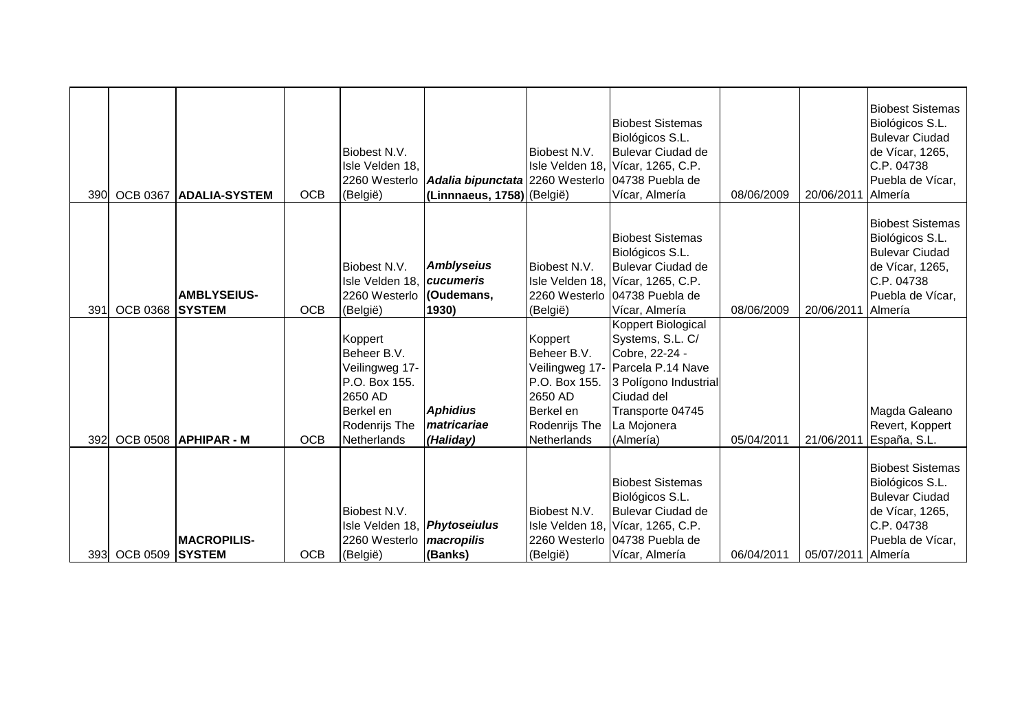| | | | | | | | | | | |
|---|---|---|---|---|---|---|---|---|---|---|
| 390 | OCB 0367 | **ADALIA-SYSTEM** | OCB | Biobest N.V. Isle Velden 18, 2260 Westerlo (België) | ***Adalia bipunctata* (Linnnaeus, 1758)** | Biobest N.V. Isle Velden 18, 2260 Westerlo (België) | Biobest Sistemas Biológicos S.L. Bulevar Ciudad de Vícar, 1265, C.P. 04738 Puebla de Vícar, Almería | 08/06/2009 | 20/06/2011 | Biobest Sistemas Biológicos S.L. Bulevar Ciudad de Vícar, 1265, C.P. 04738 Puebla de Vícar, Almería |
| 391 | OCB 0368 | **AMBLYSEIUS-SYSTEM** | OCB | Biobest N.V. Isle Velden 18, 2260 Westerlo (België) | ***Amblyseius cucumeris* (Oudemans, 1930)** | Biobest N.V. Isle Velden 18, 2260 Westerlo (België) | Biobest Sistemas Biológicos S.L. Bulevar Ciudad de Vícar, 1265, C.P. 04738 Puebla de Vícar, Almería | 08/06/2009 | 20/06/2011 | Biobest Sistemas Biológicos S.L. Bulevar Ciudad de Vícar, 1265, C.P. 04738 Puebla de Vícar, Almería |
| 392 | OCB 0508 | **APHIPAR - M** | OCB | Koppert Beheer B.V. Veilingweg 17- P.O. Box 155. 2650 AD Berkel en Rodenrijs The Netherlands | ***Aphidius matricariae (Haliday)*** | Koppert Beheer B.V. Veilingweg 17- P.O. Box 155. 2650 AD Berkel en Rodenrijs The Netherlands | Koppert Biological Systems, S.L. C/ Cobre, 22-24 - Parcela P.14 Nave 3 Polígono Industrial Ciudad del Transporte 04745 La Mojonera (Almería) | 05/04/2011 | 21/06/2011 | Magda Galeano Revert, Koppert España, S.L. |
| 393 | OCB 0509 | **MACROPILIS-SYSTEM** | OCB | Biobest N.V. Isle Velden 18, 2260 Westerlo (België) | ***Phytoseiulus macropilis* (Banks)** | Biobest N.V. Isle Velden 18, 2260 Westerlo (België) | Biobest Sistemas Biológicos S.L. Bulevar Ciudad de Vícar, 1265, C.P. 04738 Puebla de Vícar, Almería | 06/04/2011 | 05/07/2011 | Biobest Sistemas Biológicos S.L. Bulevar Ciudad de Vícar, 1265, C.P. 04738 Puebla de Vícar, Almería |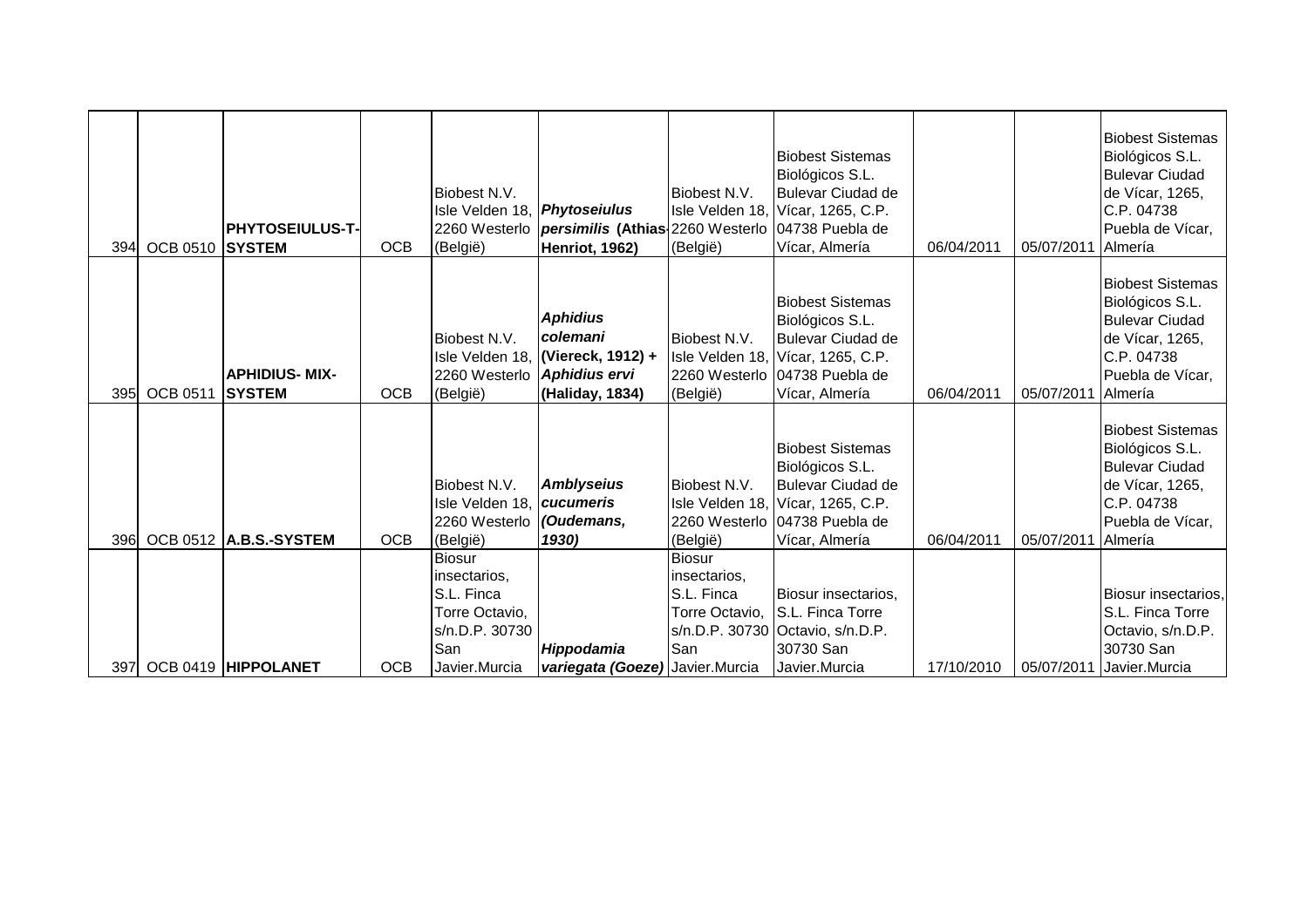| | | | | | | | | | | |
|---|---|---|---|---|---|---|---|---|---|---|
| 394 | OCB 0510 | **PHYTOSEIULUS-T-SYSTEM** | OCB | Biobest N.V. Isle Velden 18, 2260 Westerlo (België) | ***Phytoseiulus persimilis* (Athias-Henriot, 1962)** | Biobest N.V. Isle Velden 18, 2260 Westerlo (België) | Biobest Sistemas Biológicos S.L. Bulevar Ciudad de Vícar, 1265, C.P. 04738 Puebla de Vícar, Almería | 06/04/2011 | 05/07/2011 | Biobest Sistemas Biológicos S.L. Bulevar Ciudad de Vícar, 1265, C.P. 04738 Puebla de Vícar, Almería |
| 395 | OCB 0511 | **APHIDIUS- MIX-SYSTEM** | OCB | Biobest N.V. Isle Velden 18, 2260 Westerlo (België) | ***Aphidius colemani* (Viereck, 1912) + *Aphidius ervi* (Haliday, 1834)** | Biobest N.V. Isle Velden 18, 2260 Westerlo (België) | Biobest Sistemas Biológicos S.L. Bulevar Ciudad de Vícar, 1265, C.P. 04738 Puebla de Vícar, Almería | 06/04/2011 | 05/07/2011 | Biobest Sistemas Biológicos S.L. Bulevar Ciudad de Vícar, 1265, C.P. 04738 Puebla de Vícar, Almería |
| 396 | OCB 0512 | **A.B.S.-SYSTEM** | OCB | Biobest N.V. Isle Velden 18, 2260 Westerlo (België) | ***Amblyseius cucumeris (Oudemans, 1930)*** | Biobest N.V. Isle Velden 18, 2260 Westerlo (België) | Biobest Sistemas Biológicos S.L. Bulevar Ciudad de Vícar, 1265, C.P. 04738 Puebla de Vícar, Almería | 06/04/2011 | 05/07/2011 | Biobest Sistemas Biológicos S.L. Bulevar Ciudad de Vícar, 1265, C.P. 04738 Puebla de Vícar, Almería |
| 397 | OCB 0419 | **HIPPOLANET** | OCB | Biosur insectarios, S.L. Finca Torre Octavio, s/n.D.P. 30730 San Javier.Murcia | ***Hippodamia variegata (Goeze)*** | Biosur insectarios, S.L. Finca Torre Octavio, s/n.D.P. 30730 San Javier.Murcia | Biosur insectarios, S.L. Finca Torre Octavio, s/n.D.P. 30730 San Javier.Murcia | 17/10/2010 | 05/07/2011 | Biosur insectarios, S.L. Finca Torre Octavio, s/n.D.P. 30730 San Javier.Murcia |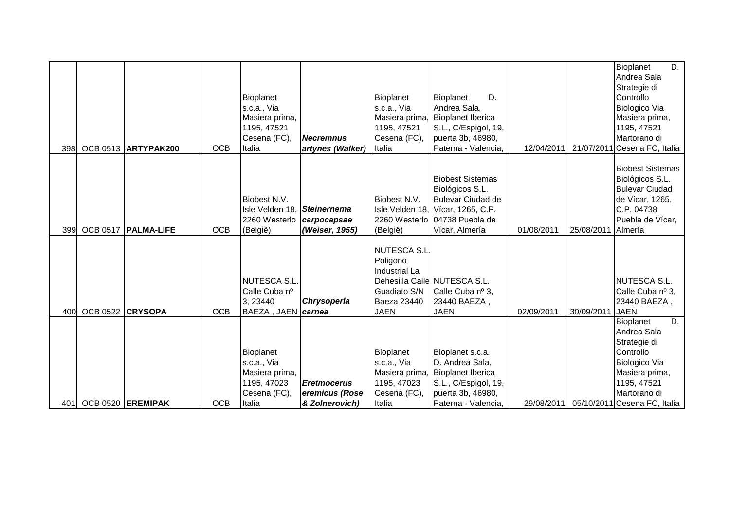| | | | | | | | | | | |
|---|---|---|---|---|---|---|---|---|---|---|
| 398 | OCB 0513 | **ARTYPAK200** | OCB | Bioplanet s.c.a., Via Masiera prima, 1195, 47521 Cesena (FC), Italia | ***Necremnus artynes (Walker)*** | Bioplanet s.c.a., Via Masiera prima, 1195, 47521 Cesena (FC), Italia | Bioplanet D. Andrea Sala, Bioplanet Iberica S.L., C/Espigol, 19, puerta 3b, 46980, Paterna - Valencia, | 12/04/2011 | 21/07/2011 | Bioplanet D. Andrea Sala Strategie di Controllo Biologico Via Masiera prima, 1195, 47521 Martorano di Cesena FC, Italia |
| 399 | OCB 0517 | **PALMA-LIFE** | OCB | Biobest N.V. Isle Velden 18, 2260 Westerlo (België) | ***Steinernema carpocapsae (Weiser, 1955)*** | Biobest N.V. Isle Velden 18, 2260 Westerlo (België) | Biobest Sistemas Biológicos S.L. Bulevar Ciudad de Vícar, 1265, C.P. 04738 Puebla de Vícar, Almería | 01/08/2011 | 25/08/2011 | Biobest Sistemas Biológicos S.L. Bulevar Ciudad de Vícar, 1265, C.P. 04738 Puebla de Vícar, Almería |
| 400 | OCB 0522 | **CRYSOPA** | OCB | NUTESCA S.L. Calle Cuba nº 3, 23440 BAEZA , JAEN | ***Chrysoperla carnea*** | NUTESCA S.L. Poligono Industrial La Dehesilla Calle Guadiato S/N Baeza 23440 JAEN | NUTESCA S.L. Calle Cuba nº 3, 23440 BAEZA , JAEN | 02/09/2011 | 30/09/2011 | NUTESCA S.L. Calle Cuba nº 3, 23440 BAEZA , JAEN |
| 401 | OCB 0520 | **EREMIPAK** | OCB | Bioplanet s.c.a., Via Masiera prima, 1195, 47023 Cesena (FC), Italia | ***Eretmocerus eremicus (Rose & Zolnerovich)*** | Bioplanet s.c.a., Via Masiera prima, 1195, 47023 Cesena (FC), Italia | Bioplanet s.c.a. D. Andrea Sala, Bioplanet Iberica S.L., C/Espigol, 19, puerta 3b, 46980, Paterna - Valencia, | 29/08/2011 | 05/10/2011 | Bioplanet D. Andrea Sala Strategie di Controllo Biologico Via Masiera prima, 1195, 47521 Martorano di Cesena FC, Italia |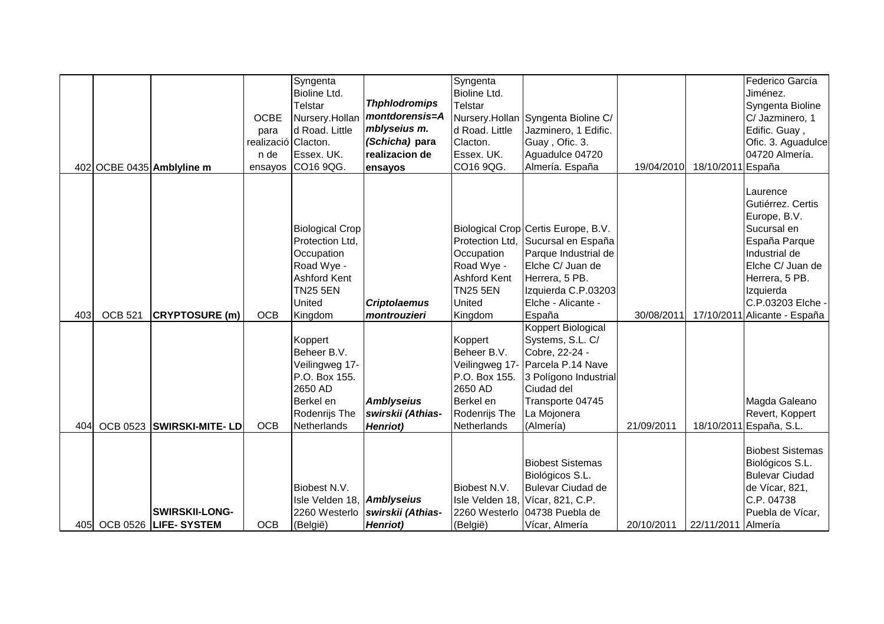| | | | | | | | | | | |
|---|---|---|---|---|---|---|---|---|---|---|
| 402 | OCBE 0435 | **Amblyline m** | OCBE para realización de ensayos | Syngenta Bioline Ltd. Telstar Nursery.Holland Road. Little Clacton. Essex. UK. CO16 9QG. | ***Thphlodromips montdorensis=Amblyseius m. (Schicha)* para realizacion de ensayos** | Syngenta Bioline Ltd. Telstar Nursery.Holland Road. Little Clacton. Essex. UK. CO16 9QG. | Syngenta Bioline C/ Jazminero, 1 Edific. Guay , Ofic. 3. Aguadulce 04720 Almería. España | 19/04/2010 | 18/10/2011 | Federico García Jiménez. Syngenta Bioline C/ Jazminero, 1 Edific. Guay , Ofic. 3. Aguadulce 04720 Almería. España |
| 403 | OCB 521 | **CRYPTOSURE (m)** | OCB | Biological Crop Protection Ltd, Occupation Road Wye - Ashford Kent TN25 5EN United Kingdom | ***Criptolaemus montrouzieri*** | Biological Crop Protection Ltd, Occupation Road Wye - Ashford Kent TN25 5EN United Kingdom | Certis Europe, B.V. Sucursal en España Parque Industrial de Elche C/ Juan de Herrera, 5 PB. Izquierda C.P.03203 Elche - Alicante - España | 30/08/2011 | 17/10/2011 | Laurence Gutiérrez. Certis Europe, B.V. Sucursal en España Parque Industrial de Elche C/ Juan de Herrera, 5 PB. Izquierda C.P.03203 Elche - Alicante - España |
| 404 | OCB 0523 | **SWIRSKI-MITE- LD** | OCB | Koppert Beheer B.V. Veilingweg 17- P.O. Box 155. 2650 AD Berkel en Rodenrijs The Netherlands | ***Amblyseius swirskii (Athias-Henriot)*** | Koppert Beheer B.V. Veilingweg 17- P.O. Box 155. 2650 AD Berkel en Rodenrijs The Netherlands | Koppert Biological Systems, S.L. C/ Cobre, 22-24 - Parcela P.14 Nave 3 Polígono Industrial Ciudad del Transporte 04745 La Mojonera (Almería) | 21/09/2011 | 18/10/2011 | Magda Galeano Revert, Koppert España, S.L. |
| 405 | OCB 0526 | **SWIRSKII-LONG-LIFE- SYSTEM** | OCB | Biobest N.V. Isle Velden 18, 2260 Westerlo (België) | ***Amblyseius swirskii (Athias-Henriot)*** | Biobest N.V. Isle Velden 18, 2260 Westerlo (België) | Biobest Sistemas Biológicos S.L. Bulevar Ciudad de Vícar, 821, C.P. 04738 Puebla de Vícar, Almería | 20/10/2011 | 22/11/2011 | Biobest Sistemas Biológicos S.L. Bulevar Ciudad de Vícar, 821, C.P. 04738 Puebla de Vícar, Almería |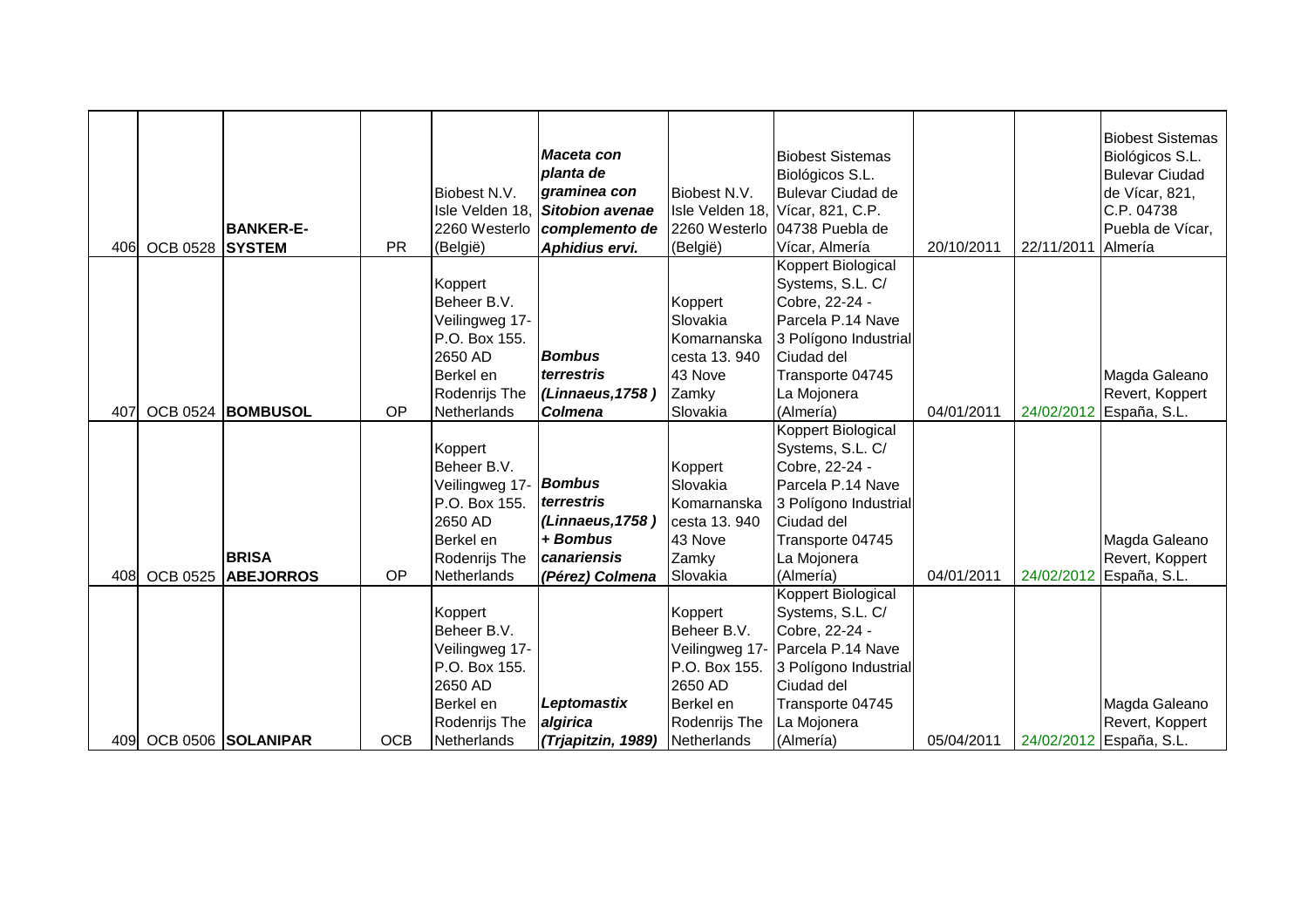| | | | | | | | | | | |
|---|---|---|---|---|---|---|---|---|---|---|
| 406 | OCB 0528 | **BANKER-E-SYSTEM** | PR | Biobest N.V. Isle Velden 18, 2260 Westerlo (België) | ***Maceta con planta de graminea con Sitobion avenae complemento de Aphidius ervi.*** | Biobest N.V. Isle Velden 18, 2260 Westerlo (België) | Biobest Sistemas Biológicos S.L. Bulevar Ciudad de Vícar, 821, C.P. 04738 Puebla de Vícar, Almería | 20/10/2011 | 22/11/2011 | Biobest Sistemas Biológicos S.L. Bulevar Ciudad de Vícar, 821, C.P. 04738 Puebla de Vícar, Almería |
| 407 | OCB 0524 | **BOMBUSOL** | OP | Koppert Beheer B.V. Veilingweg 17- P.O. Box 155. 2650 AD Berkel en Rodenrijs The Netherlands | ***Bombus terrestris (Linnaeus,1758 ) Colmena*** | Koppert Slovakia Komarnanska cesta 13. 940 43 Nove Zamky Slovakia | Koppert Biological Systems, S.L. C/ Cobre, 22-24 - Parcela P.14 Nave 3 Polígono Industrial Ciudad del Transporte 04745 La Mojonera (Almería) | 04/01/2011 | 24/02/2012 | Magda Galeano Revert, Koppert España, S.L. |
| 408 | OCB 0525 | **BRISA ABEJORROS** | OP | Koppert Beheer B.V. Veilingweg 17- P.O. Box 155. 2650 AD Berkel en Rodenrijs The Netherlands | ***Bombus terrestris (Linnaeus,1758 ) + Bombus canariensis (Pérez) Colmena*** | Koppert Slovakia Komarnanska cesta 13. 940 43 Nove Zamky Slovakia | Koppert Biological Systems, S.L. C/ Cobre, 22-24 - Parcela P.14 Nave 3 Polígono Industrial Ciudad del Transporte 04745 La Mojonera (Almería) | 04/01/2011 | 24/02/2012 | Magda Galeano Revert, Koppert España, S.L. |
| 409 | OCB 0506 | **SOLANIPAR** | OCB | Koppert Beheer B.V. Veilingweg 17- P.O. Box 155. 2650 AD Berkel en Rodenrijs The Netherlands | ***Leptomastix algirica (Trjapitzin, 1989)*** | Koppert Beheer B.V. Veilingweg 17- P.O. Box 155. 2650 AD Berkel en Rodenrijs The Netherlands | Koppert Biological Systems, S.L. C/ Cobre, 22-24 - Parcela P.14 Nave 3 Polígono Industrial Ciudad del Transporte 04745 La Mojonera (Almería) | 05/04/2011 | 24/02/2012 | Magda Galeano Revert, Koppert España, S.L. |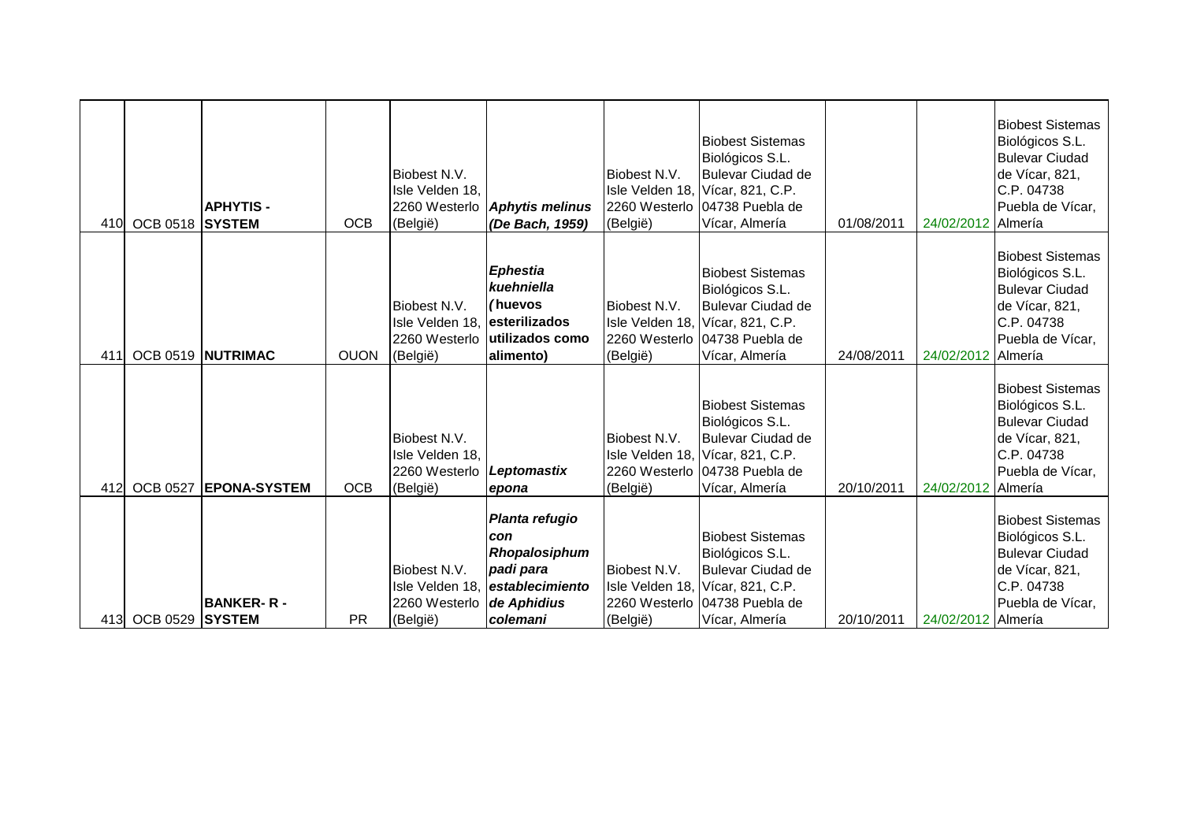| | | | | | | | | | | |
|---|---|---|---|---|---|---|---|---|---|---|
| 410 | OCB 0518 | **APHYTIS - SYSTEM** | OCB | Biobest N.V. Isle Velden 18, 2260 Westerlo (België) | ***Aphytis melinus (De Bach, 1959)*** | Biobest N.V. Isle Velden 18, 2260 Westerlo (België) | Biobest Sistemas Biológicos S.L. Bulevar Ciudad de Vícar, 821, C.P. 04738 Puebla de Vícar, Almería | 01/08/2011 | 24/02/2012 | Biobest Sistemas Biológicos S.L. Bulevar Ciudad de Vícar, 821, C.P. 04738 Puebla de Vícar, Almería |
| 411 | OCB 0519 | **NUTRIMAC** | OUON | Biobest N.V. Isle Velden 18, 2260 Westerlo (België) | ***Ephestia kuehniella*** **(huevos esterilizados utilizados como alimento)** | Biobest N.V. Isle Velden 18, 2260 Westerlo (België) | Biobest Sistemas Biológicos S.L. Bulevar Ciudad de Vícar, 821, C.P. 04738 Puebla de Vícar, Almería | 24/08/2011 | 24/02/2012 | Biobest Sistemas Biológicos S.L. Bulevar Ciudad de Vícar, 821, C.P. 04738 Puebla de Vícar, Almería |
| 412 | OCB 0527 | **EPONA-SYSTEM** | OCB | Biobest N.V. Isle Velden 18, 2260 Westerlo (België) | ***Leptomastix epona*** | Biobest N.V. Isle Velden 18, 2260 Westerlo (België) | Biobest Sistemas Biológicos S.L. Bulevar Ciudad de Vícar, 821, C.P. 04738 Puebla de Vícar, Almería | 20/10/2011 | 24/02/2012 | Biobest Sistemas Biológicos S.L. Bulevar Ciudad de Vícar, 821, C.P. 04738 Puebla de Vícar, Almería |
| 413 | OCB 0529 | **BANKER- R - SYSTEM** | PR | Biobest N.V. Isle Velden 18, 2260 Westerlo (België) | ***Planta refugio con Rhopalosiphum padi para establecimiento de Aphidius colemani*** | Biobest N.V. Isle Velden 18, 2260 Westerlo (België) | Biobest Sistemas Biológicos S.L. Bulevar Ciudad de Vícar, 821, C.P. 04738 Puebla de Vícar, Almería | 20/10/2011 | 24/02/2012 | Biobest Sistemas Biológicos S.L. Bulevar Ciudad de Vícar, 821, C.P. 04738 Puebla de Vícar, Almería |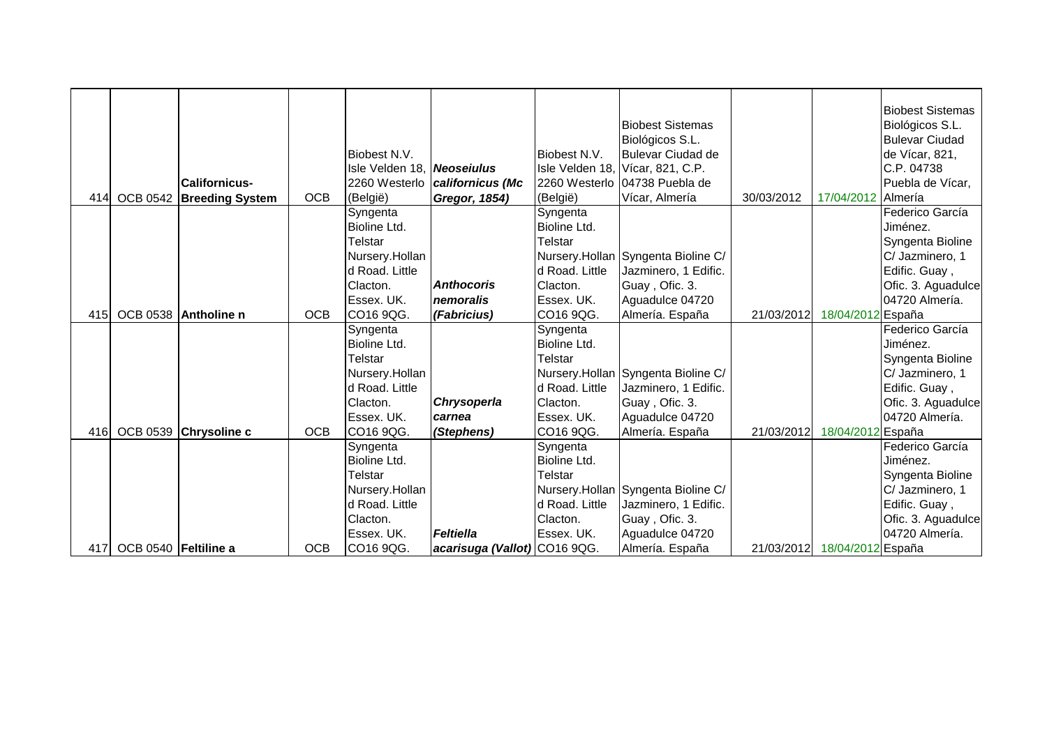| | | | | | | | | | | |
|---|---|---|---|---|---|---|---|---|---|---|
| 414 | OCB 0542 | **Californicus-Breeding System** | OCB | Biobest N.V. Isle Velden 18, 2260 Westerlo (België) | ***Neoseiulus californicus (Mc Gregor, 1854)*** | Biobest N.V. Isle Velden 18, 2260 Westerlo (België) | Biobest Sistemas Biológicos S.L. Bulevar Ciudad de Vícar, 821, C.P. 04738 Puebla de Vícar, Almería | 30/03/2012 | 17/04/2012 | Biobest Sistemas Biológicos S.L. Bulevar Ciudad de Vícar, 821, C.P. 04738 Puebla de Vícar, Almería |
| 415 | OCB 0538 | **Antholine n** | OCB | Syngenta Bioline Ltd. Telstar Nursery.Holland Road. Little Clacton. Essex. UK. CO16 9QG. | ***Anthocoris nemoralis (Fabricius)*** | Syngenta Bioline Ltd. Telstar Nursery.Holland Road. Little Clacton. Essex. UK. CO16 9QG. | Syngenta Bioline C/ Jazminero, 1 Edific. Guay , Ofic. 3. Aguadulce 04720 Almería. España | 21/03/2012 | 18/04/2012 | Federico García Jiménez. Syngenta Bioline C/ Jazminero, 1 Edific. Guay , Ofic. 3. Aguadulce 04720 Almería. España |
| 416 | OCB 0539 | **Chrysoline c** | OCB | Syngenta Bioline Ltd. Telstar Nursery.Holland Road. Little Clacton. Essex. UK. CO16 9QG. | ***Chrysoperla carnea (Stephens)*** | Syngenta Bioline Ltd. Telstar Nursery.Holland Road. Little Clacton. Essex. UK. CO16 9QG. | Syngenta Bioline C/ Jazminero, 1 Edific. Guay , Ofic. 3. Aguadulce 04720 Almería. España | 21/03/2012 | 18/04/2012 | Federico García Jiménez. Syngenta Bioline C/ Jazminero, 1 Edific. Guay , Ofic. 3. Aguadulce 04720 Almería. España |
| 417 | OCB 0540 | **Feltiline a** | OCB | Syngenta Bioline Ltd. Telstar Nursery.Holland Road. Little Clacton. Essex. UK. CO16 9QG. | ***Feltiella acarisuga (Vallot)*** | Syngenta Bioline Ltd. Telstar Nursery.Holland Road. Little Clacton. Essex. UK. CO16 9QG. | Syngenta Bioline C/ Jazminero, 1 Edific. Guay , Ofic. 3. Aguadulce 04720 Almería. España | 21/03/2012 | 18/04/2012 | Federico García Jiménez. Syngenta Bioline C/ Jazminero, 1 Edific. Guay , Ofic. 3. Aguadulce 04720 Almería. España |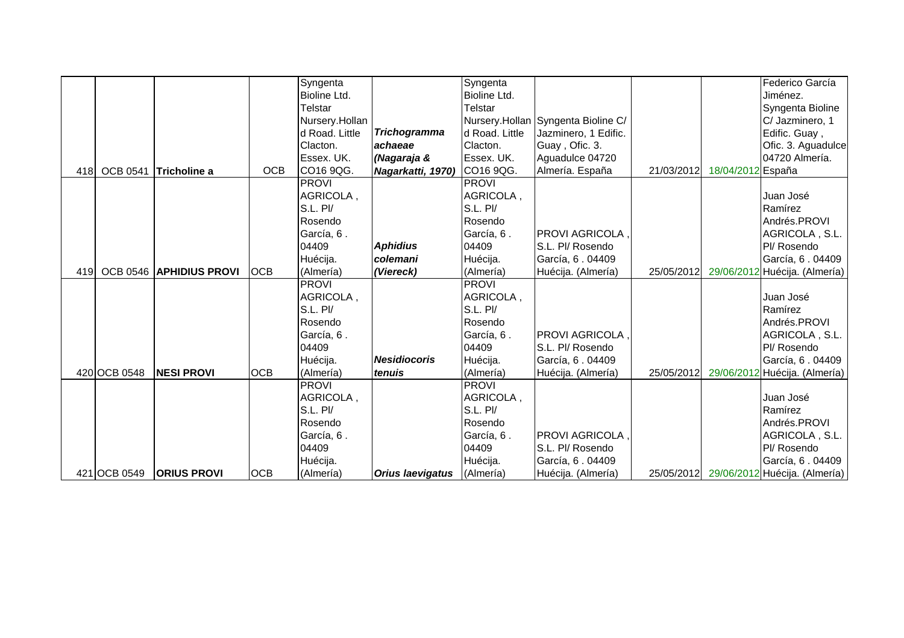| | | | | | | | | | | |
|---|---|---|---|---|---|---|---|---|---|---|
| 418 | OCB 0541 | **Tricholine a** | OCB | Syngenta Bioline Ltd. Telstar Nursery.Holland Road. Little Clacton. Essex. UK. CO16 9QG. | ***Trichogramma achaeae (Nagaraja & Nagarkatti, 1970)*** | Syngenta Bioline Ltd. Telstar Nursery.Holland Road. Little Clacton. Essex. UK. CO16 9QG. | Syngenta Bioline C/ Jazminero, 1 Edific. Guay , Ofic. 3. Aguadulce 04720 Almería. España | 21/03/2012 | 18/04/2012 | Federico García Jiménez. Syngenta Bioline C/ Jazminero, 1 Edific. Guay , Ofic. 3. Aguadulce 04720 Almería. España |
| 419 | OCB 0546 | **APHIDIUS PROVI** | OCB | PROVI AGRICOLA , S.L. Pl/ Rosendo García, 6 . 04409 Huécija. (Almería) | ***Aphidius colemani (Viereck)*** | PROVI AGRICOLA , S.L. Pl/ Rosendo García, 6 . 04409 Huécija. (Almería) | PROVI AGRICOLA , S.L. Pl/ Rosendo García, 6 . 04409 Huécija. (Almería) | 25/05/2012 | 29/06/2012 | Juan José Ramírez Andrés.PROVI AGRICOLA , S.L. Pl/ Rosendo García, 6 . 04409 Huécija. (Almería) |
| 420 | OCB 0548 | **NESI PROVI** | OCB | PROVI AGRICOLA , S.L. Pl/ Rosendo García, 6 . 04409 Huécija. (Almería) | ***Nesidiocoris tenuis*** | PROVI AGRICOLA , S.L. Pl/ Rosendo García, 6 . 04409 Huécija. (Almería) | PROVI AGRICOLA , S.L. Pl/ Rosendo García, 6 . 04409 Huécija. (Almería) | 25/05/2012 | 29/06/2012 | Juan José Ramírez Andrés.PROVI AGRICOLA , S.L. Pl/ Rosendo García, 6 . 04409 Huécija. (Almería) |
| 421 | OCB 0549 | **ORIUS PROVI** | OCB | PROVI AGRICOLA , S.L. Pl/ Rosendo García, 6 . 04409 Huécija. (Almería) | ***Orius laevigatus*** | PROVI AGRICOLA , S.L. Pl/ Rosendo García, 6 . 04409 Huécija. (Almería) | PROVI AGRICOLA , S.L. Pl/ Rosendo García, 6 . 04409 Huécija. (Almería) | 25/05/2012 | 29/06/2012 | Juan José Ramírez Andrés.PROVI AGRICOLA , S.L. Pl/ Rosendo García, 6 . 04409 Huécija. (Almería) |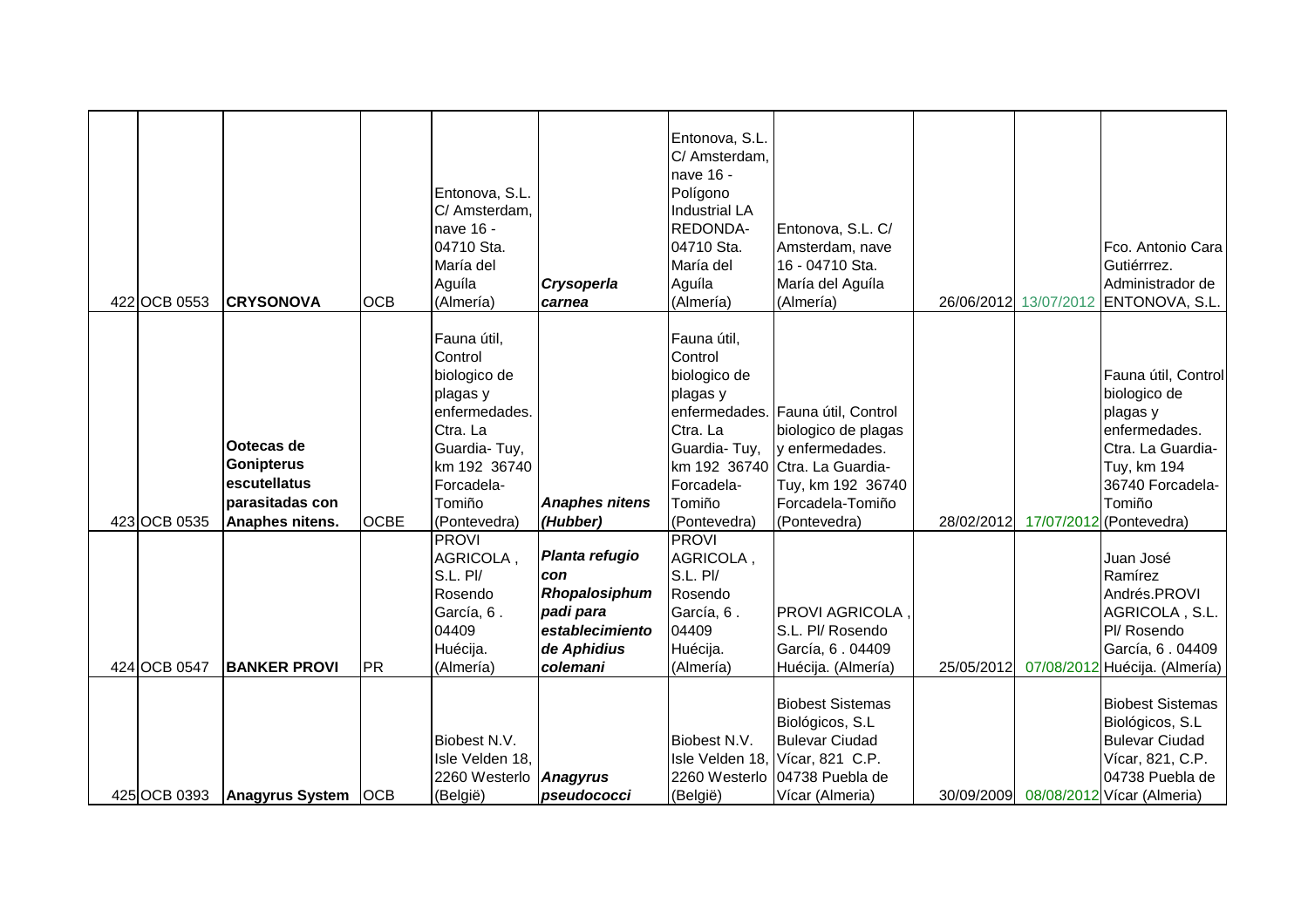| | | | | | | | | | | |
|---|---|---|---|---|---|---|---|---|---|---|
| 422 | OCB 0553 | **CRYSONOVA** | OCB | Entonova, S.L. C/ Amsterdam, nave 16 - 04710 Sta. María del Aguíla (Almería) | ***Crysoperla carnea*** | Entonova, S.L. C/ Amsterdam, nave 16 - Polígono Industrial LA REDONDA- 04710 Sta. María del Aguíla (Almería) | Entonova, S.L. C/ Amsterdam, nave 16 - 04710 Sta. María del Aguíla (Almería) | 26/06/2012 | 13/07/2012 | Fco. Antonio Cara Gutiérrrez. Administrador de ENTONOVA, S.L. |
| 423 | OCB 0535 | **Ootecas de Gonipterus escutellatus parasitadas con Anaphes nitens.** | OCBE | Fauna útil, Control biologico de plagas y enfermedades. Ctra. La Guardia- Tuy, km 192 36740 Forcadela-Tomiño (Pontevedra) | ***Anaphes nitens (Hubber)*** | Fauna útil, Control biologico de plagas y enfermedades. Ctra. La Guardia- Tuy, km 192 36740 Forcadela-Tomiño (Pontevedra) | Fauna útil, Control biologico de plagas y enfermedades. Ctra. La Guardia-Tuy, km 192 36740 Forcadela-Tomiño (Pontevedra) | 28/02/2012 | 17/07/2012 | Fauna útil, Control biologico de plagas y enfermedades. Ctra. La Guardia-Tuy, km 194 36740 Forcadela-Tomiño (Pontevedra) |
| 424 | OCB 0547 | **BANKER PROVI** | PR | PROVI AGRICOLA , S.L. Pl/ Rosendo García, 6 . 04409 Huécija. (Almería) | ***Planta refugio con Rhopalosiphum padi para establecimiento de Aphidius colemani*** | PROVI AGRICOLA , S.L. Pl/ Rosendo García, 6 . 04409 Huécija. (Almería) | PROVI AGRICOLA , S.L. Pl/ Rosendo García, 6 . 04409 Huécija. (Almería) | 25/05/2012 | 07/08/2012 | Juan José Ramírez Andrés.PROVI AGRICOLA , S.L. Pl/ Rosendo García, 6 . 04409 Huécija. (Almería) |
| 425 | OCB 0393 | **Anagyrus System** | OCB | Biobest N.V. Isle Velden 18, 2260 Westerlo (België) | ***Anagyrus pseudococci*** | Biobest N.V. Isle Velden 18, 2260 Westerlo (België) | Biobest Sistemas Biológicos, S.L Bulevar Ciudad Vícar, 821 C.P. 04738 Puebla de Vícar (Almeria) | 30/09/2009 | 08/08/2012 | Biobest Sistemas Biológicos, S.L Bulevar Ciudad Vícar, 821, C.P. 04738 Puebla de Vícar (Almeria) |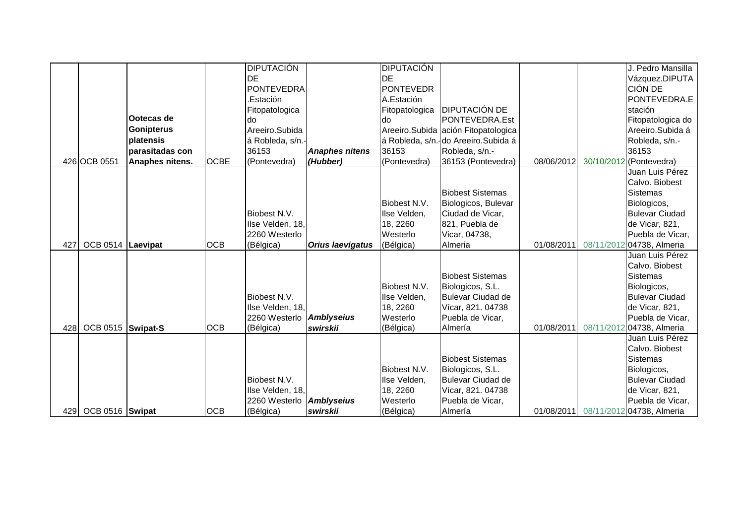| | | | | | | | | | | |
|---|---|---|---|---|---|---|---|---|---|---|
| 426 | OCB 0551 | **Ootecas de Gonipterus platensis parasitadas con Anaphes nitens.** | OCBE | DIPUTACIÓN DE PONTEVEDRA .Estación Fitopatologica do Areeiro.Subida á Robleda, s/n.- 36153 (Pontevedra) | ***Anaphes nitens (Hubber)*** | DIPUTACIÓN DE PONTEVEDR A.Estación Fitopatologica do Areeiro.Subida á Robleda, s/n.- 36153 (Pontevedra) | DIPUTACIÓN DE PONTEVEDRA.Estación Fitopatologica do Areeiro.Subida á Robleda, s/n.- 36153 (Pontevedra) | 08/06/2012 | 30/10/2012 | J. Pedro Mansilla Vázquez.DIPUTACIÓN DE PONTEVEDRA.Estación Fitopatologica do Areeiro.Subida á Robleda, s/n.- 36153 (Pontevedra) |
| 427 | OCB 0514 | **Laevipat** | OCB | Biobest N.V. Ilse Velden, 18, 2260 Westerlo (Bélgica) | ***Orius laevigatus*** | Biobest N.V. Ilse Velden, 18, 2260 Westerlo (Bélgica) | Biobest Sistemas Biologicos, Bulevar Ciudad de Vicar, 821, Puebla de Vicar, 04738, Almeria | 01/08/2011 | 08/11/2012 | Juan Luis Pérez Calvo. Biobest Sistemas Biologicos, Bulevar Ciudad de Vicar, 821, Puebla de Vicar, 04738, Almeria |
| 428 | OCB 0515 | **Swipat-S** | OCB | Biobest N.V. Ilse Velden, 18, 2260 Westerlo (Bélgica) | ***Amblyseius swirskii*** | Biobest N.V. Ilse Velden, 18, 2260 Westerlo (Bélgica) | Biobest Sistemas Biologicos, S.L. Bulevar Ciudad de Vícar, 821. 04738 Puebla de Vicar, Almería | 01/08/2011 | 08/11/2012 | Juan Luis Pérez Calvo. Biobest Sistemas Biologicos, Bulevar Ciudad de Vicar, 821, Puebla de Vicar, 04738, Almeria |
| 429 | OCB 0516 | **Swipat** | OCB | Biobest N.V. Ilse Velden, 18, 2260 Westerlo (Bélgica) | ***Amblyseius swirskii*** | Biobest N.V. Ilse Velden, 18, 2260 Westerlo (Bélgica) | Biobest Sistemas Biologicos, S.L. Bulevar Ciudad de Vícar, 821. 04738 Puebla de Vicar, Almería | 01/08/2011 | 08/11/2012 | Juan Luis Pérez Calvo. Biobest Sistemas Biologicos, Bulevar Ciudad de Vicar, 821, Puebla de Vicar, 04738, Almeria |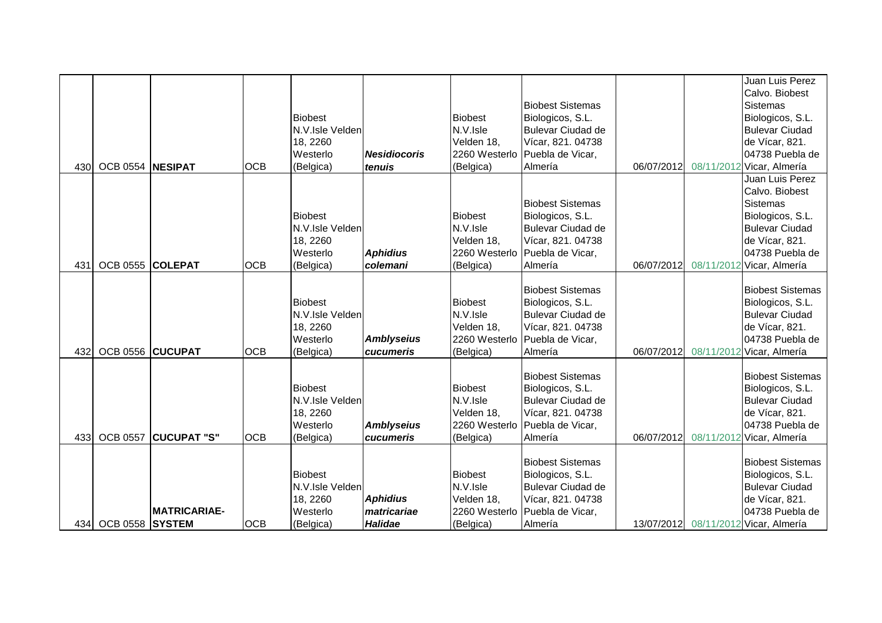| | | | | | | | | | | |
|---|---|---|---|---|---|---|---|---|---|---|
| 430 | OCB 0554 | **NESIPAT** | OCB | Biobest N.V.Isle Velden 18, 2260 Westerlo (Belgica) | ***Nesidiocoris tenuis*** | Biobest N.V.Isle Velden 18, 2260 Westerlo (Belgica) | Biobest Sistemas Biologicos, S.L. Bulevar Ciudad de Vícar, 821. 04738 Puebla de Vicar, Almería | 06/07/2012 | 08/11/2012 | Juan Luis Perez Calvo. Biobest Sistemas Biologicos, S.L. Bulevar Ciudad de Vícar, 821. 04738 Puebla de Vicar, Almería |
| 431 | OCB 0555 | **COLEPAT** | OCB | Biobest N.V.Isle Velden 18, 2260 Westerlo (Belgica) | ***Aphidius colemani*** | Biobest N.V.Isle Velden 18, 2260 Westerlo (Belgica) | Biobest Sistemas Biologicos, S.L. Bulevar Ciudad de Vícar, 821. 04738 Puebla de Vicar, Almería | 06/07/2012 | 08/11/2012 | Juan Luis Perez Calvo. Biobest Sistemas Biologicos, S.L. Bulevar Ciudad de Vícar, 821. 04738 Puebla de Vicar, Almería |
| 432 | OCB 0556 | **CUCUPAT** | OCB | Biobest N.V.Isle Velden 18, 2260 Westerlo (Belgica) | ***Amblyseius cucumeris*** | Biobest N.V.Isle Velden 18, 2260 Westerlo (Belgica) | Biobest Sistemas Biologicos, S.L. Bulevar Ciudad de Vícar, 821. 04738 Puebla de Vicar, Almería | 06/07/2012 | 08/11/2012 | Biobest Sistemas Biologicos, S.L. Bulevar Ciudad de Vícar, 821. 04738 Puebla de Vicar, Almería |
| 433 | OCB 0557 | **CUCUPAT "S"** | OCB | Biobest N.V.Isle Velden 18, 2260 Westerlo (Belgica) | ***Amblyseius cucumeris*** | Biobest N.V.Isle Velden 18, 2260 Westerlo (Belgica) | Biobest Sistemas Biologicos, S.L. Bulevar Ciudad de Vícar, 821. 04738 Puebla de Vicar, Almería | 06/07/2012 | 08/11/2012 | Biobest Sistemas Biologicos, S.L. Bulevar Ciudad de Vícar, 821. 04738 Puebla de Vicar, Almería |
| 434 | OCB 0558 | **MATRICARIAE-SYSTEM** | OCB | Biobest N.V.Isle Velden 18, 2260 Westerlo (Belgica) | ***Aphidius matricariae Halidae*** | Biobest N.V.Isle Velden 18, 2260 Westerlo (Belgica) | Biobest Sistemas Biologicos, S.L. Bulevar Ciudad de Vícar, 821. 04738 Puebla de Vicar, Almería | 13/07/2012 | 08/11/2012 | Biobest Sistemas Biologicos, S.L. Bulevar Ciudad de Vícar, 821. 04738 Puebla de Vicar, Almería |